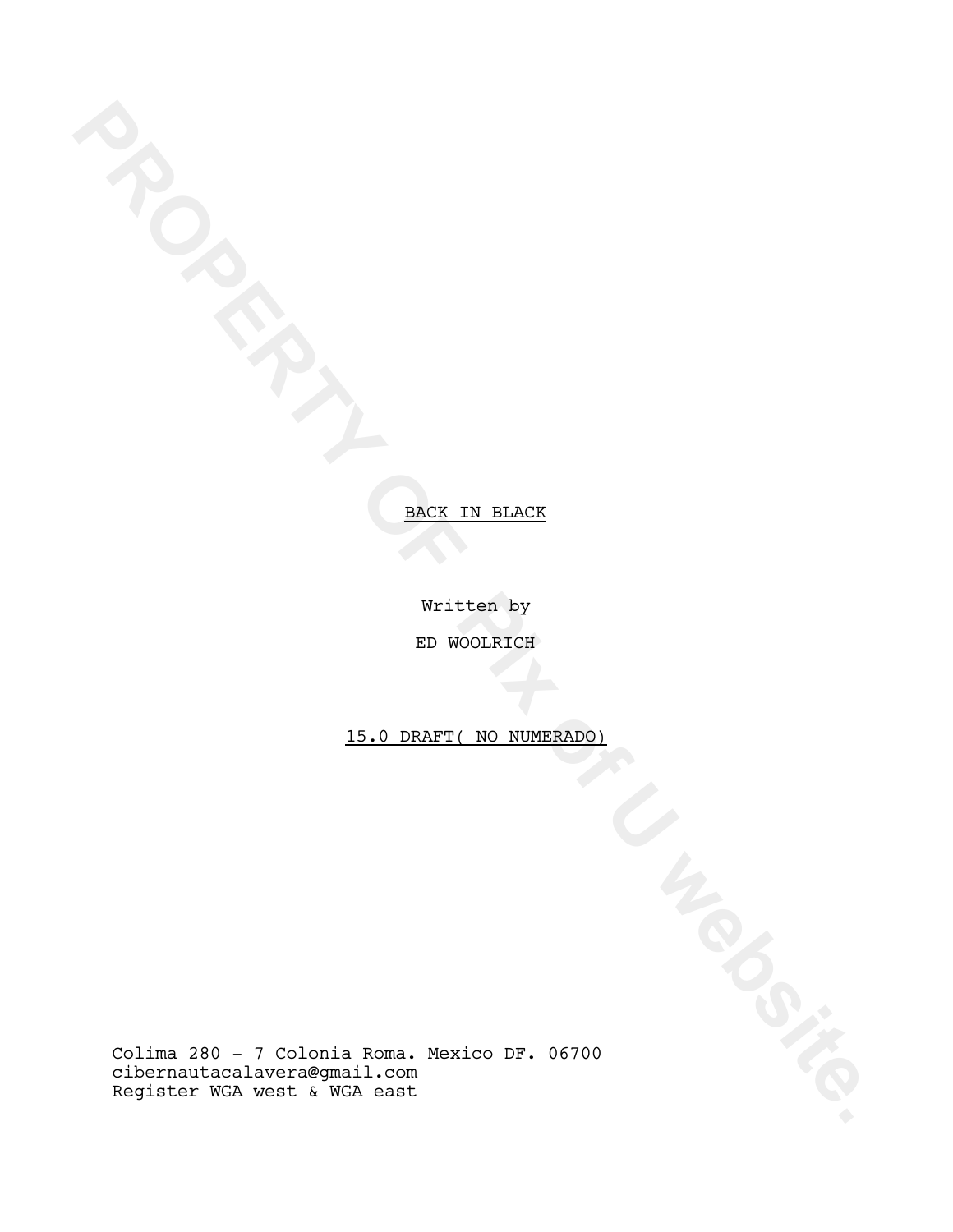<u>BACK IN BLACK</u>

Written by

ED WOOLRICH

<u>15.0 DRAFT( NO NUMERADO)</u>

Colima 280 - 7 Colonia Roma. Mexico DF. 06700
cibernautacalavera@gmail.com
Register WGA west & WGA east

PROPERTY OF Pix of U website.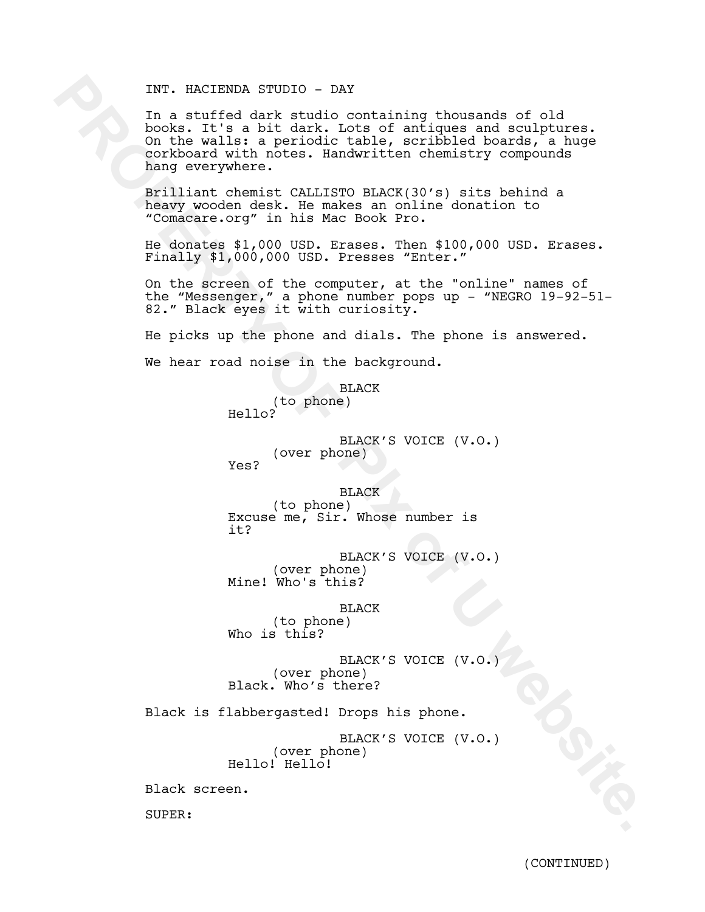INT. HACIENDA STUDIO - DAY

In a stuffed dark studio containing thousands of old books. It's a bit dark. Lots of antiques and sculptures. On the walls: a periodic table, scribbled boards, a huge corkboard with notes. Handwritten chemistry compounds hang everywhere.

Brilliant chemist CALLISTO BLACK(30's) sits behind a heavy wooden desk. He makes an online donation to "Comacare.org" in his Mac Book Pro.

He donates $1,000 USD. Erases. Then $100,000 USD. Erases. Finally $1,000,000 USD. Presses "Enter."

On the screen of the computer, at the "online" names of the "Messenger," a phone number pops up - "NEGRO 19-92-51-82." Black eyes it with curiosity.

He picks up the phone and dials. The phone is answered.

We hear road noise in the background.

BLACK
(to phone)
Hello?

BLACK'S VOICE (V.O.)
(over phone)
Yes?

BLACK
(to phone)
Excuse me, Sir. Whose number is it?

BLACK'S VOICE (V.O.)
(over phone)
Mine! Who's this?

BLACK
(to phone)
Who is this?

BLACK'S VOICE (V.O.)
(over phone)
Black. Who's there?

Black is flabbergasted! Drops his phone.

BLACK'S VOICE (V.O.)
(over phone)
Hello! Hello!

Black screen.

SUPER:

(CONTINUED)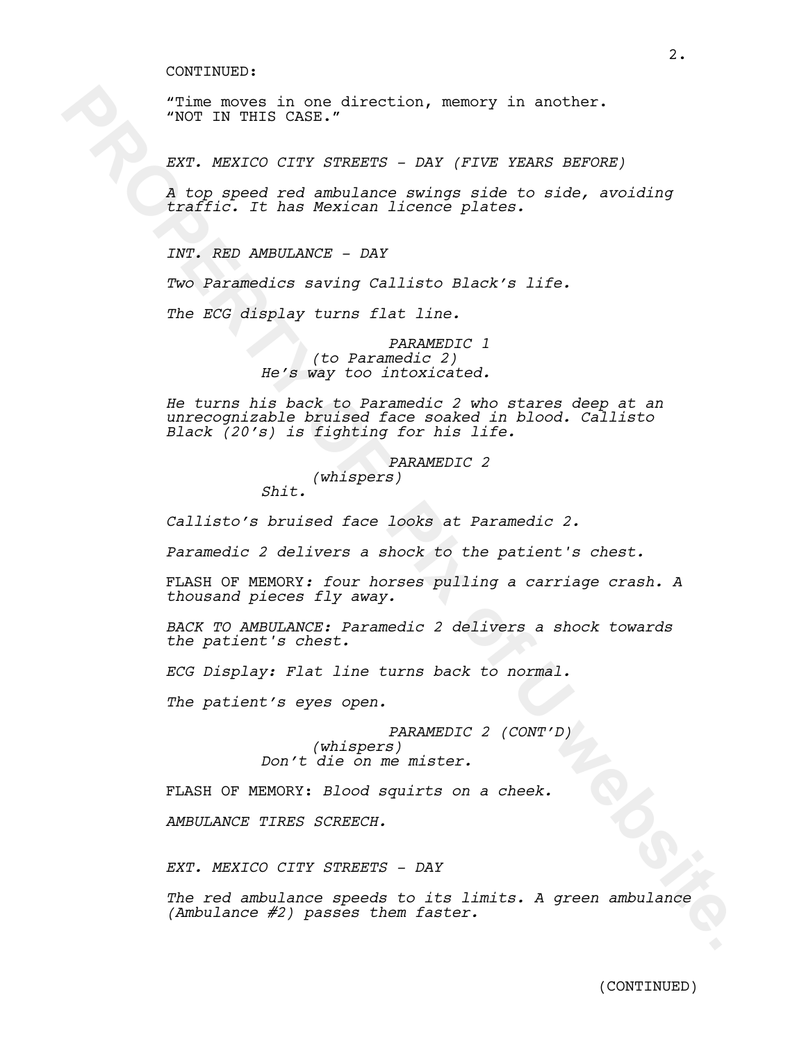CONTINUED:

"Time moves in one direction, memory in another.
"NOT IN THIS CASE."

*EXT. MEXICO CITY STREETS - DAY (FIVE YEARS BEFORE)*

*A top speed red ambulance swings side to side, avoiding traffic. It has Mexican licence plates.*

*INT. RED AMBULANCE - DAY*

*Two Paramedics saving Callisto Black's life.*

*The ECG display turns flat line.*

*PARAMEDIC 1*
*(to Paramedic 2)*
*He's way too intoxicated.*

*He turns his back to Paramedic 2 who stares deep at an unrecognizable bruised face soaked in blood. Callisto Black (20's) is fighting for his life.*

*PARAMEDIC 2*
*(whispers)*
*Shit.*

*Callisto's bruised face looks at Paramedic 2.*

*Paramedic 2 delivers a shock to the patient's chest.*

FLASH OF MEMORY*: four horses pulling a carriage crash. A thousand pieces fly away.*

*BACK TO AMBULANCE: Paramedic 2 delivers a shock towards the patient's chest.*

*ECG Display: Flat line turns back to normal.*

*The patient's eyes open.*

*PARAMEDIC 2 (CONT'D)*
*(whispers)*
*Don't die on me mister.*

FLASH OF MEMORY: *Blood squirts on a cheek.*

*AMBULANCE TIRES SCREECH.*

*EXT. MEXICO CITY STREETS - DAY*

*The red ambulance speeds to its limits. A green ambulance (Ambulance #2) passes them faster.*

(CONTINUED)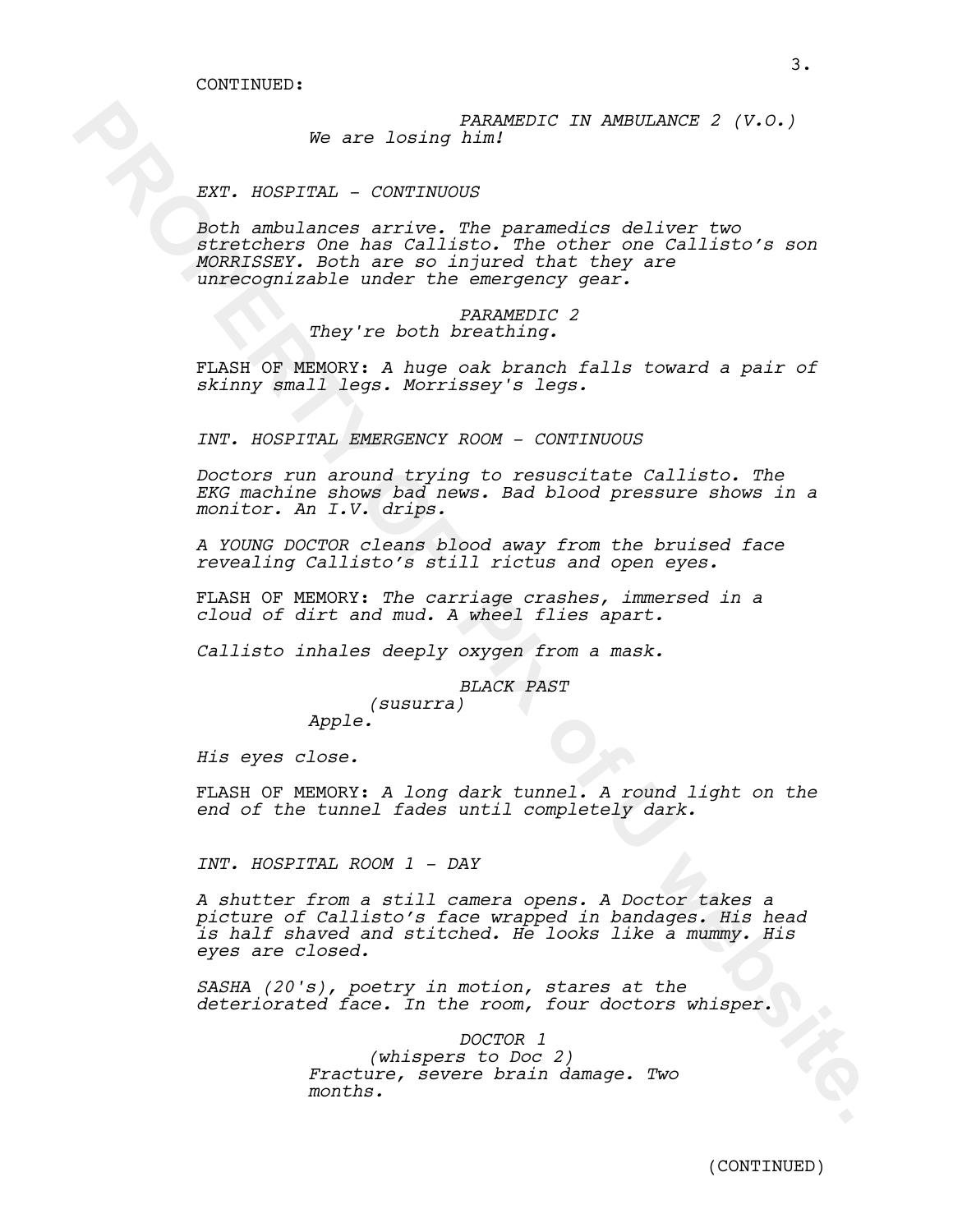CONTINUED:

*PARAMEDIC IN AMBULANCE 2 (V.O.)*
*We are losing him!*

*EXT. HOSPITAL - CONTINUOUS*

*Both ambulances arrive. The paramedics deliver two stretchers One has Callisto. The other one Callisto's son MORRISSEY. Both are so injured that they are unrecognizable under the emergency gear.*

*PARAMEDIC 2*
*They're both breathing.*

FLASH OF MEMORY: *A huge oak branch falls toward a pair of skinny small legs. Morrissey's legs.*

*INT. HOSPITAL EMERGENCY ROOM - CONTINUOUS*

*Doctors run around trying to resuscitate Callisto. The EKG machine shows bad news. Bad blood pressure shows in a monitor. An I.V. drips.*

*A YOUNG DOCTOR cleans blood away from the bruised face revealing Callisto's still rictus and open eyes.*

FLASH OF MEMORY: *The carriage crashes, immersed in a cloud of dirt and mud. A wheel flies apart.*

*Callisto inhales deeply oxygen from a mask.*

*BLACK PAST*
*(susurra)*
*Apple.*

*His eyes close.*

FLASH OF MEMORY: *A long dark tunnel. A round light on the end of the tunnel fades until completely dark.*

*INT. HOSPITAL ROOM 1 - DAY*

*A shutter from a still camera opens. A Doctor takes a picture of Callisto's face wrapped in bandages. His head is half shaved and stitched. He looks like a mummy. His eyes are closed.*

*SASHA (20's), poetry in motion, stares at the deteriorated face. In the room, four doctors whisper.*

*DOCTOR 1*
*(whispers to Doc 2)*
*Fracture, severe brain damage. Two months.*

(CONTINUED)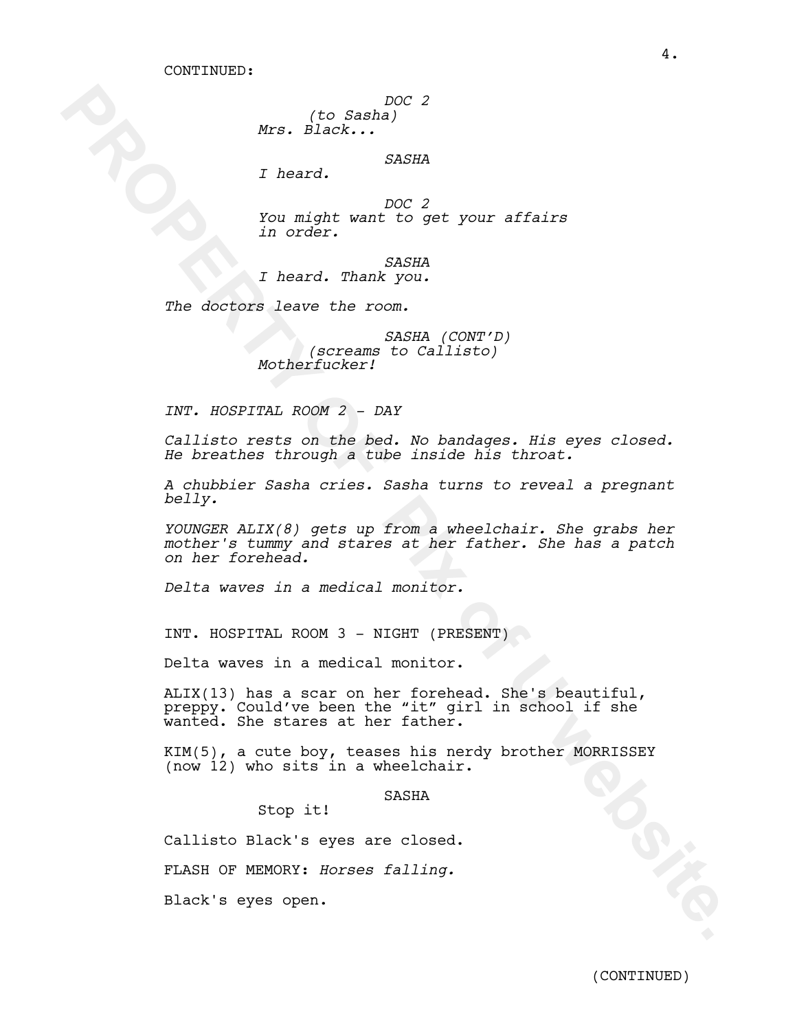CONTINUED:

*DOC 2*
*(to Sasha)*
*Mrs. Black...*

*SASHA*
*I heard.*

*DOC 2*
*You might want to get your affairs in order.*

*SASHA*
*I heard. Thank you.*

*The doctors leave the room.*

*SASHA (CONT'D)*
*(screams to Callisto)*
*Motherfucker!*

*INT. HOSPITAL ROOM 2 - DAY*

*Callisto rests on the bed. No bandages. His eyes closed. He breathes through a tube inside his throat.*

*A chubbier Sasha cries. Sasha turns to reveal a pregnant belly.*

*YOUNGER ALIX(8) gets up from a wheelchair. She grabs her mother's tummy and stares at her father. She has a patch on her forehead.*

*Delta waves in a medical monitor.*

INT. HOSPITAL ROOM 3 - NIGHT (PRESENT)

Delta waves in a medical monitor.

ALIX(13) has a scar on her forehead. She's beautiful, preppy. Could've been the "it" girl in school if she wanted. She stares at her father.

KIM(5), a cute boy, teases his nerdy brother MORRISSEY (now 12) who sits in a wheelchair.

SASHA
Stop it!

Callisto Black's eyes are closed.

FLASH OF MEMORY: *Horses falling.*

Black's eyes open.

(CONTINUED)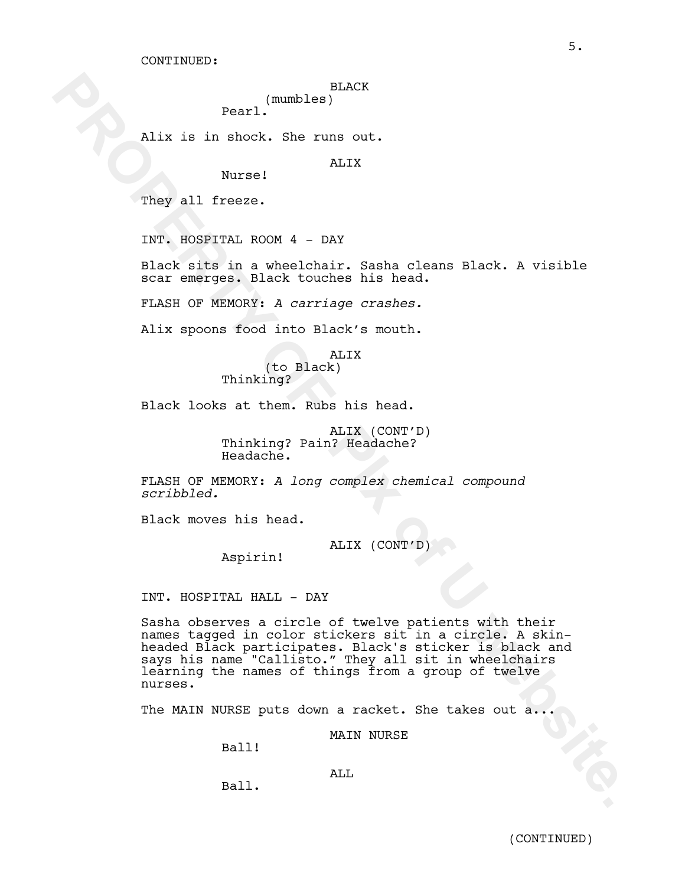CONTINUED:

BLACK
(mumbles)
Pearl.

Alix is in shock. She runs out.

ALIX
Nurse!

They all freeze.

INT. HOSPITAL ROOM 4 - DAY

Black sits in a wheelchair. Sasha cleans Black. A visible scar emerges. Black touches his head.

FLASH OF MEMORY: *A carriage crashes.*

Alix spoons food into Black's mouth.

ALIX
(to Black)
Thinking?

Black looks at them. Rubs his head.

ALIX (CONT'D)
Thinking? Pain? Headache?
Headache.

FLASH OF MEMORY: *A long complex chemical compound scribbled.*

Black moves his head.

ALIX (CONT'D)
Aspirin!

INT. HOSPITAL HALL - DAY

Sasha observes a circle of twelve patients with their names tagged in color stickers sit in a circle. A skin-headed Black participates. Black's sticker is black and says his name "Callisto." They all sit in wheelchairs learning the names of things from a group of twelve nurses.

The MAIN NURSE puts down a racket. She takes out a...

MAIN NURSE
Ball!

ALL
Ball.

(CONTINUED)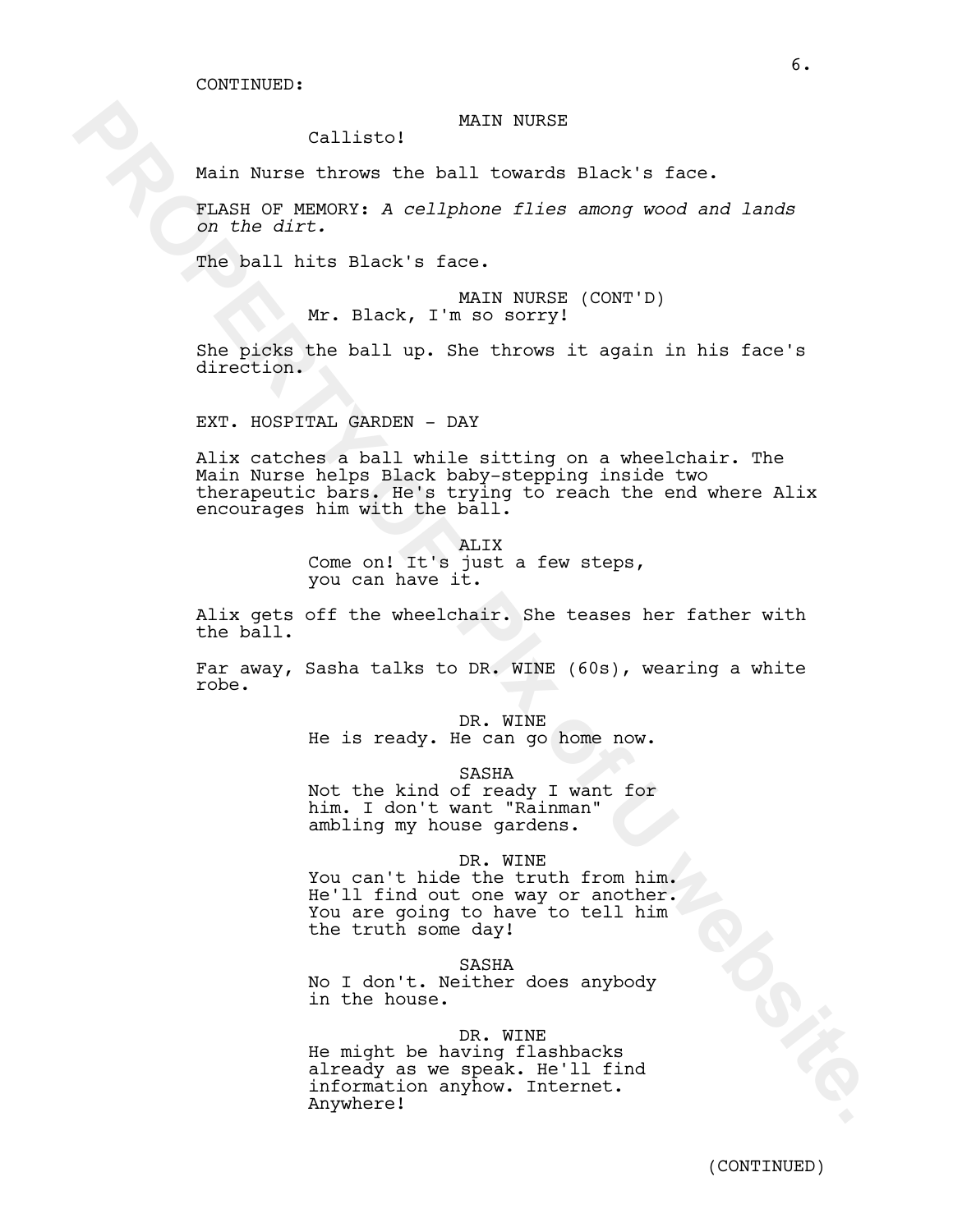CONTINUED:

MAIN NURSE

Callisto!

Main Nurse throws the ball towards Black's face.

FLASH OF MEMORY: *A cellphone flies among wood and lands on the dirt.*

The ball hits Black's face.

MAIN NURSE (CONT'D)

Mr. Black, I'm so sorry!

She picks the ball up. She throws it again in his face's direction.

EXT. HOSPITAL GARDEN - DAY

Alix catches a ball while sitting on a wheelchair. The Main Nurse helps Black baby-stepping inside two therapeutic bars. He's trying to reach the end where Alix encourages him with the ball.

ALIX

Come on! It's just a few steps, you can have it.

Alix gets off the wheelchair. She teases her father with the ball.

Far away, Sasha talks to DR. WINE (60s), wearing a white robe.

DR. WINE

He is ready. He can go home now.

SASHA

Not the kind of ready I want for him. I don't want "Rainman" ambling my house gardens.

DR. WINE

You can't hide the truth from him. He'll find out one way or another. You are going to have to tell him the truth some day!

SASHA

No I don't. Neither does anybody in the house.

DR. WINE

He might be having flashbacks already as we speak. He'll find information anyhow. Internet. Anywhere!

(CONTINUED)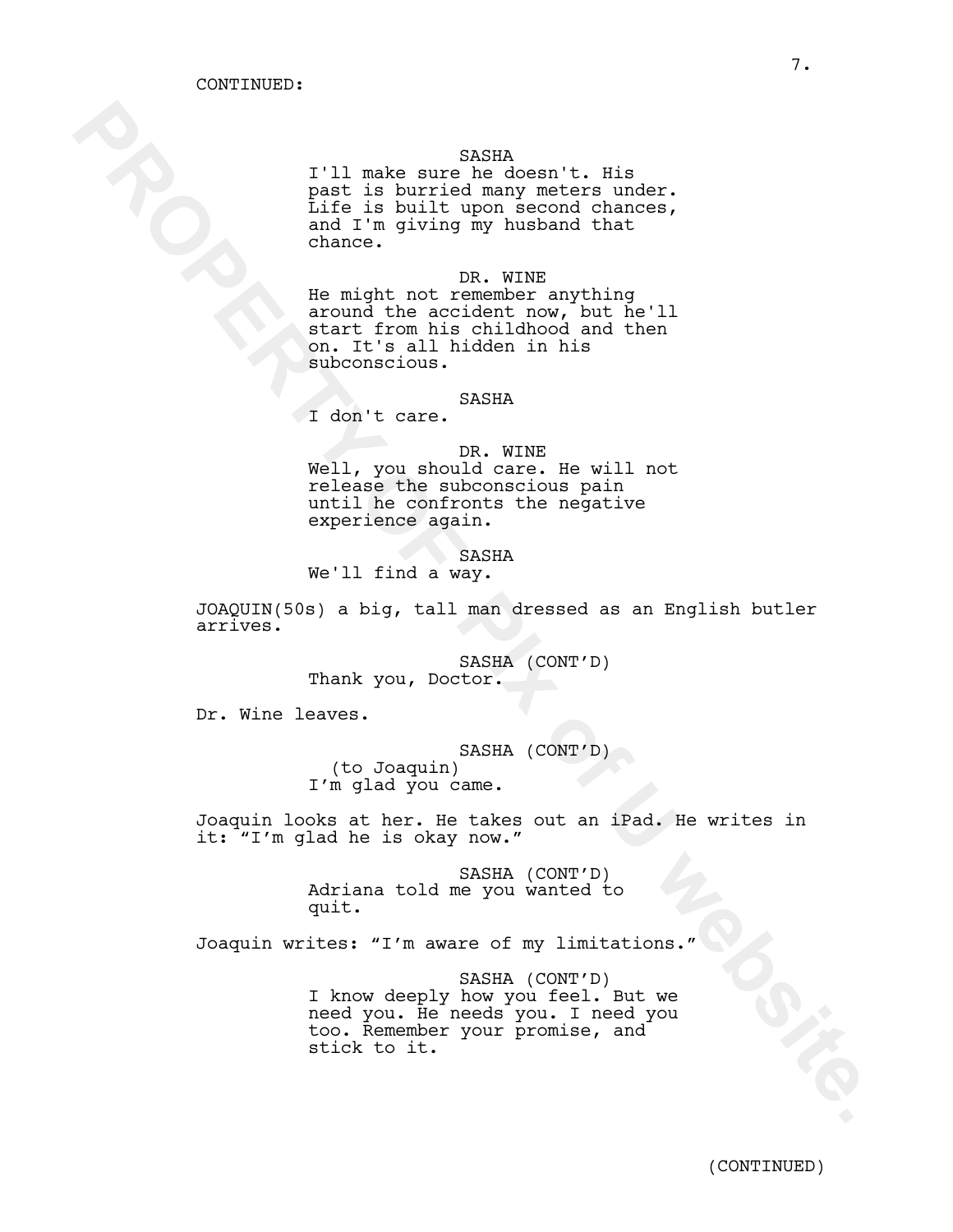CONTINUED:

SASHA
I'll make sure he doesn't. His past is burried many meters under. Life is built upon second chances, and I'm giving my husband that chance.

DR. WINE
He might not remember anything around the accident now, but he'll start from his childhood and then on. It's all hidden in his subconscious.

SASHA
I don't care.

DR. WINE
Well, you should care. He will not release the subconscious pain until he confronts the negative experience again.

SASHA
We'll find a way.

JOAQUIN(50s) a big, tall man dressed as an English butler arrives.

SASHA (CONT'D)
Thank you, Doctor.

Dr. Wine leaves.

SASHA (CONT'D)
(to Joaquin)
I'm glad you came.

Joaquin looks at her. He takes out an iPad. He writes in it: "I'm glad he is okay now."

SASHA (CONT'D)
Adriana told me you wanted to quit.

Joaquin writes: "I'm aware of my limitations."

SASHA (CONT'D)
I know deeply how you feel. But we need you. He needs you. I need you too. Remember your promise, and stick to it.

(CONTINUED)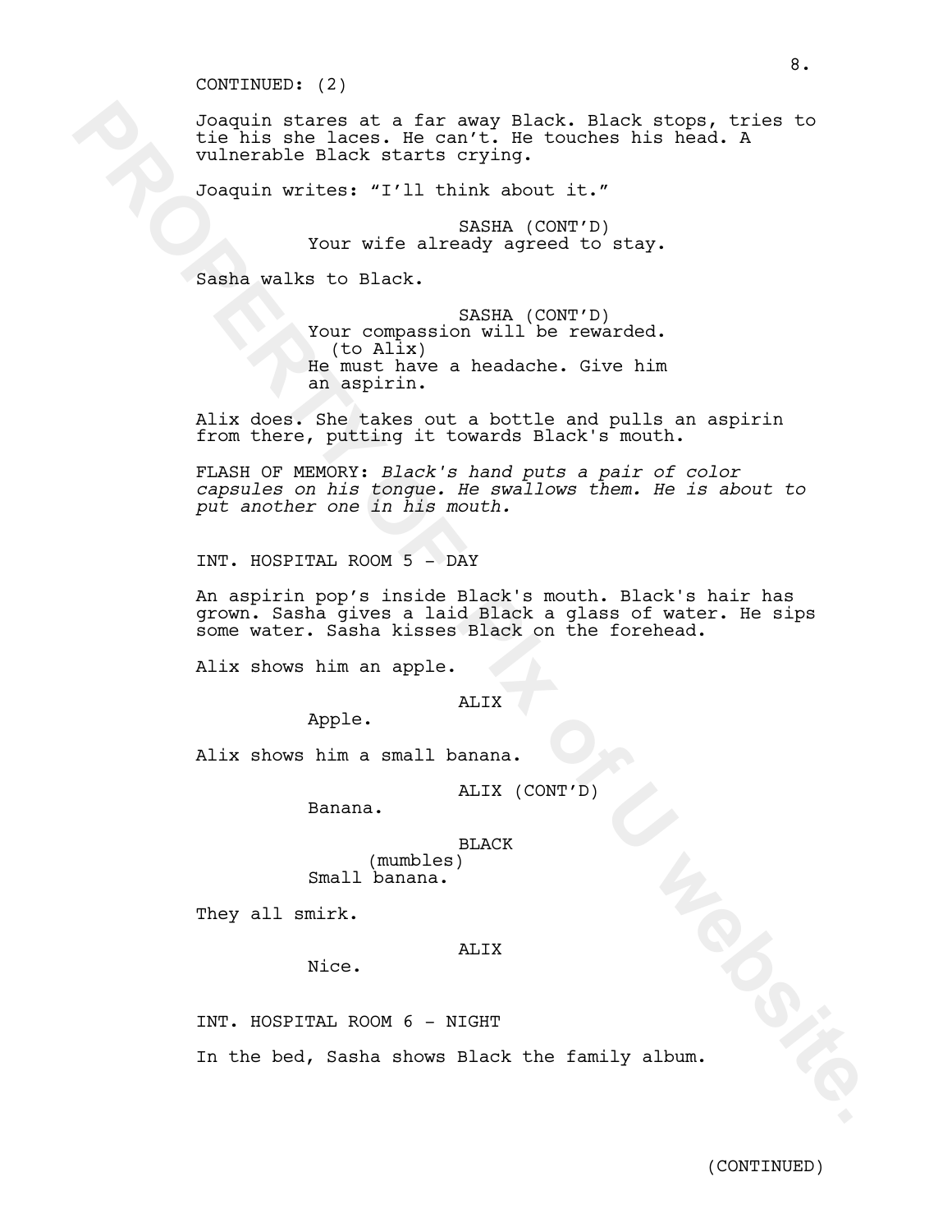CONTINUED: (2)

Joaquin stares at a far away Black. Black stops, tries to tie his she laces. He can't. He touches his head. A vulnerable Black starts crying.

Joaquin writes: "I'll think about it."

SASHA (CONT'D)
Your wife already agreed to stay.

Sasha walks to Black.

SASHA (CONT'D)
Your compassion will be rewarded.
(to Alix)
He must have a headache. Give him an aspirin.

Alix does. She takes out a bottle and pulls an aspirin from there, putting it towards Black's mouth.

FLASH OF MEMORY: *Black's hand puts a pair of color capsules on his tongue. He swallows them. He is about to put another one in his mouth.*

INT. HOSPITAL ROOM 5 - DAY

An aspirin pop's inside Black's mouth. Black's hair has grown. Sasha gives a laid Black a glass of water. He sips some water. Sasha kisses Black on the forehead.

Alix shows him an apple.

ALIX
Apple.

Alix shows him a small banana.

ALIX (CONT'D)
Banana.

BLACK
(mumbles)
Small banana.

They all smirk.

ALIX
Nice.

INT. HOSPITAL ROOM 6 - NIGHT

In the bed, Sasha shows Black the family album.

(CONTINUED)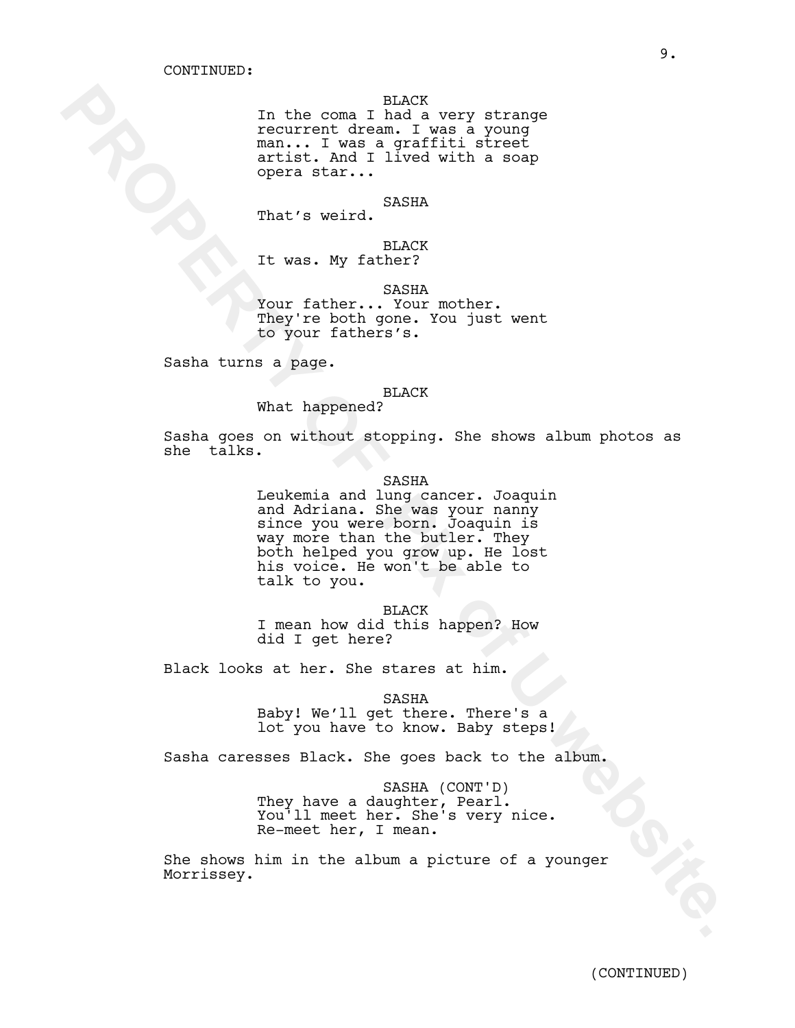CONTINUED:

BLACK
In the coma I had a very strange recurrent dream. I was a young man... I was a graffiti street artist. And I lived with a soap opera star...

SASHA
That's weird.

BLACK
It was. My father?

SASHA
Your father... Your mother. They're both gone. You just went to your fathers's.

Sasha turns a page.

BLACK
What happened?

Sasha goes on without stopping. She shows album photos as she talks.

SASHA
Leukemia and lung cancer. Joaquin and Adriana. She was your nanny since you were born. Joaquin is way more than the butler. They both helped you grow up. He lost his voice. He won't be able to talk to you.

BLACK
I mean how did this happen? How did I get here?

Black looks at her. She stares at him.

SASHA
Baby! We'll get there. There's a lot you have to know. Baby steps!

Sasha caresses Black. She goes back to the album.

SASHA (CONT'D)
They have a daughter, Pearl. You'll meet her. She's very nice. Re-meet her, I mean.

She shows him in the album a picture of a younger Morrissey.

(CONTINUED)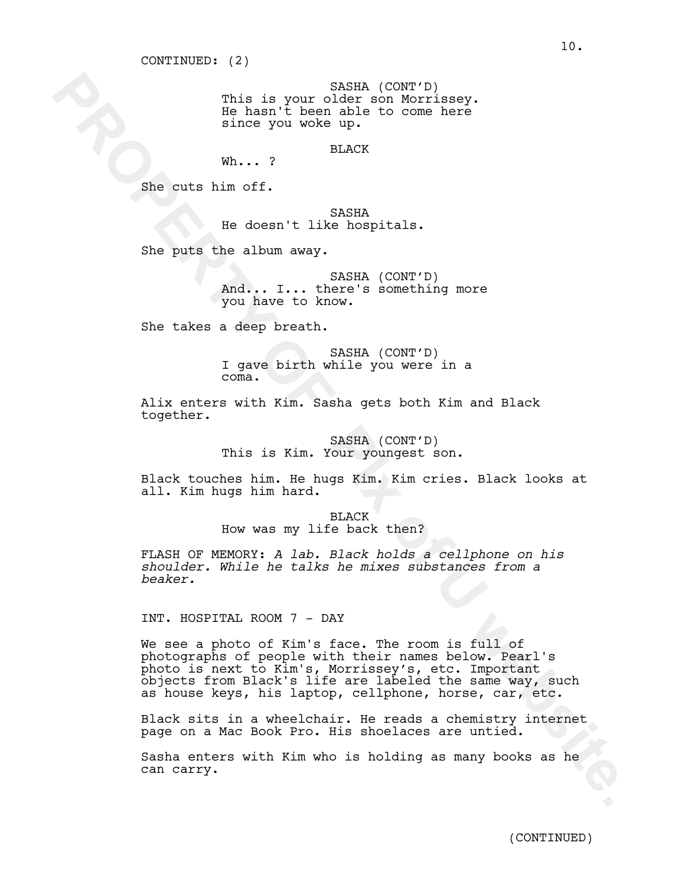CONTINUED: (2)

SASHA (CONT'D)
This is your older son Morrissey. He hasn't been able to come here since you woke up.

BLACK
Wh... ?

She cuts him off.

SASHA
He doesn't like hospitals.

She puts the album away.

SASHA (CONT'D)
And... I... there's something more you have to know.

She takes a deep breath.

SASHA (CONT'D)
I gave birth while you were in a coma.

Alix enters with Kim. Sasha gets both Kim and Black together.

SASHA (CONT'D)
This is Kim. Your youngest son.

Black touches him. He hugs Kim. Kim cries. Black looks at all. Kim hugs him hard.

BLACK
How was my life back then?

FLASH OF MEMORY: *A lab. Black holds a cellphone on his shoulder. While he talks he mixes substances from a beaker.*

INT. HOSPITAL ROOM 7 - DAY

We see a photo of Kim's face. The room is full of photographs of people with their names below. Pearl's photo is next to Kim's, Morrissey's, etc. Important objects from Black's life are labeled the same way, such as house keys, his laptop, cellphone, horse, car, etc.

Black sits in a wheelchair. He reads a chemistry internet page on a Mac Book Pro. His shoelaces are untied.

Sasha enters with Kim who is holding as many books as he can carry.

(CONTINUED)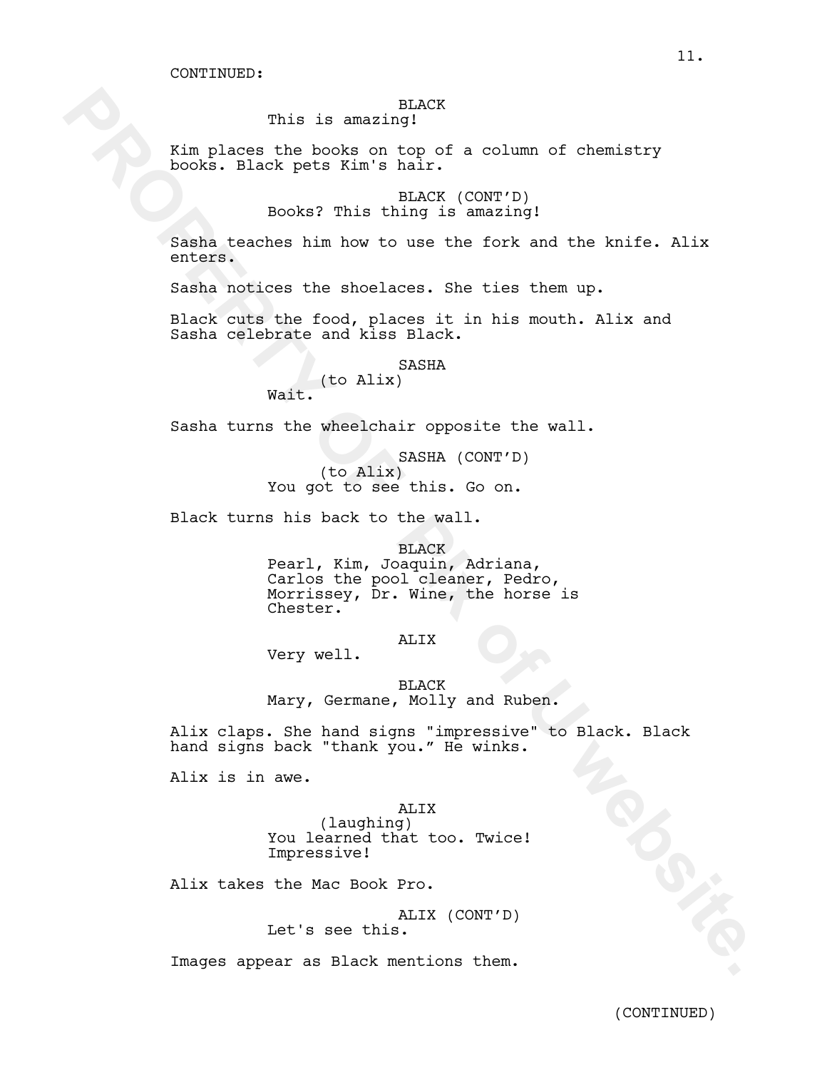CONTINUED:

BLACK
This is amazing!

Kim places the books on top of a column of chemistry books. Black pets Kim's hair.

BLACK (CONT'D)
Books? This thing is amazing!

Sasha teaches him how to use the fork and the knife. Alix enters.

Sasha notices the shoelaces. She ties them up.

Black cuts the food, places it in his mouth. Alix and Sasha celebrate and kiss Black.

SASHA
(to Alix)
Wait.

Sasha turns the wheelchair opposite the wall.

SASHA (CONT'D)
(to Alix)
You got to see this. Go on.

Black turns his back to the wall.

BLACK
Pearl, Kim, Joaquin, Adriana, Carlos the pool cleaner, Pedro, Morrissey, Dr. Wine, the horse is Chester.

ALIX
Very well.

BLACK
Mary, Germane, Molly and Ruben.

Alix claps. She hand signs "impressive" to Black. Black hand signs back "thank you." He winks.

Alix is in awe.

ALIX
(laughing)
You learned that too. Twice! Impressive!

Alix takes the Mac Book Pro.

ALIX (CONT'D)
Let's see this.

Images appear as Black mentions them.

(CONTINUED)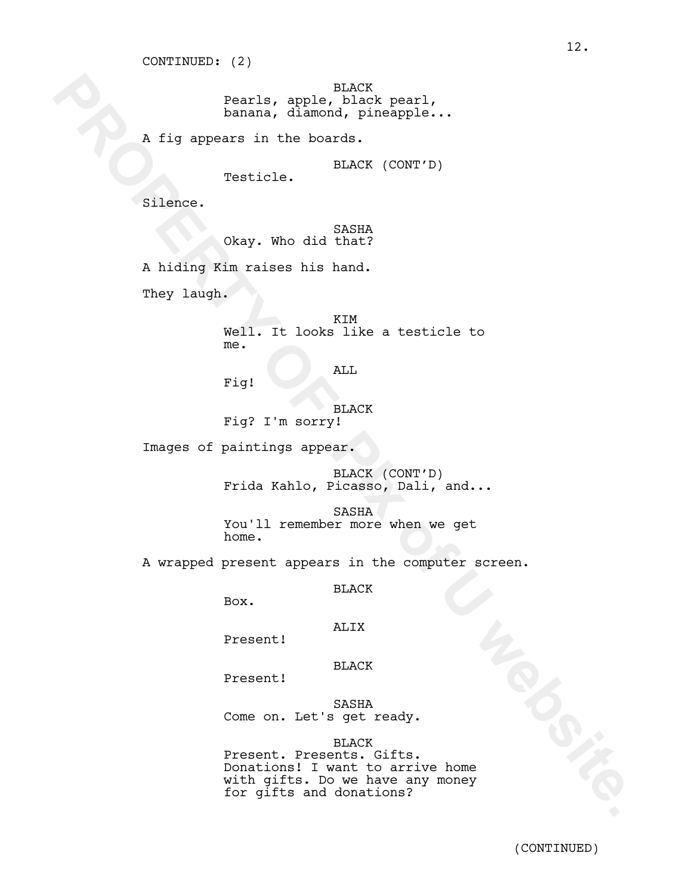CONTINUED: (2)

BLACK
Pearls, apple, black pearl, banana, diamond, pineapple...

A fig appears in the boards.

BLACK (CONT'D)
Testicle.

Silence.

SASHA
Okay. Who did that?

A hiding Kim raises his hand.

They laugh.

KIM
Well. It looks like a testicle to me.

ALL
Fig!

BLACK
Fig? I'm sorry!

Images of paintings appear.

BLACK (CONT'D)
Frida Kahlo, Picasso, Dali, and...

SASHA
You'll remember more when we get home.

A wrapped present appears in the computer screen.

BLACK
Box.

ALIX
Present!

BLACK
Present!

SASHA
Come on. Let's get ready.

BLACK
Present. Presents. Gifts. Donations! I want to arrive home with gifts. Do we have any money for gifts and donations?

(CONTINUED)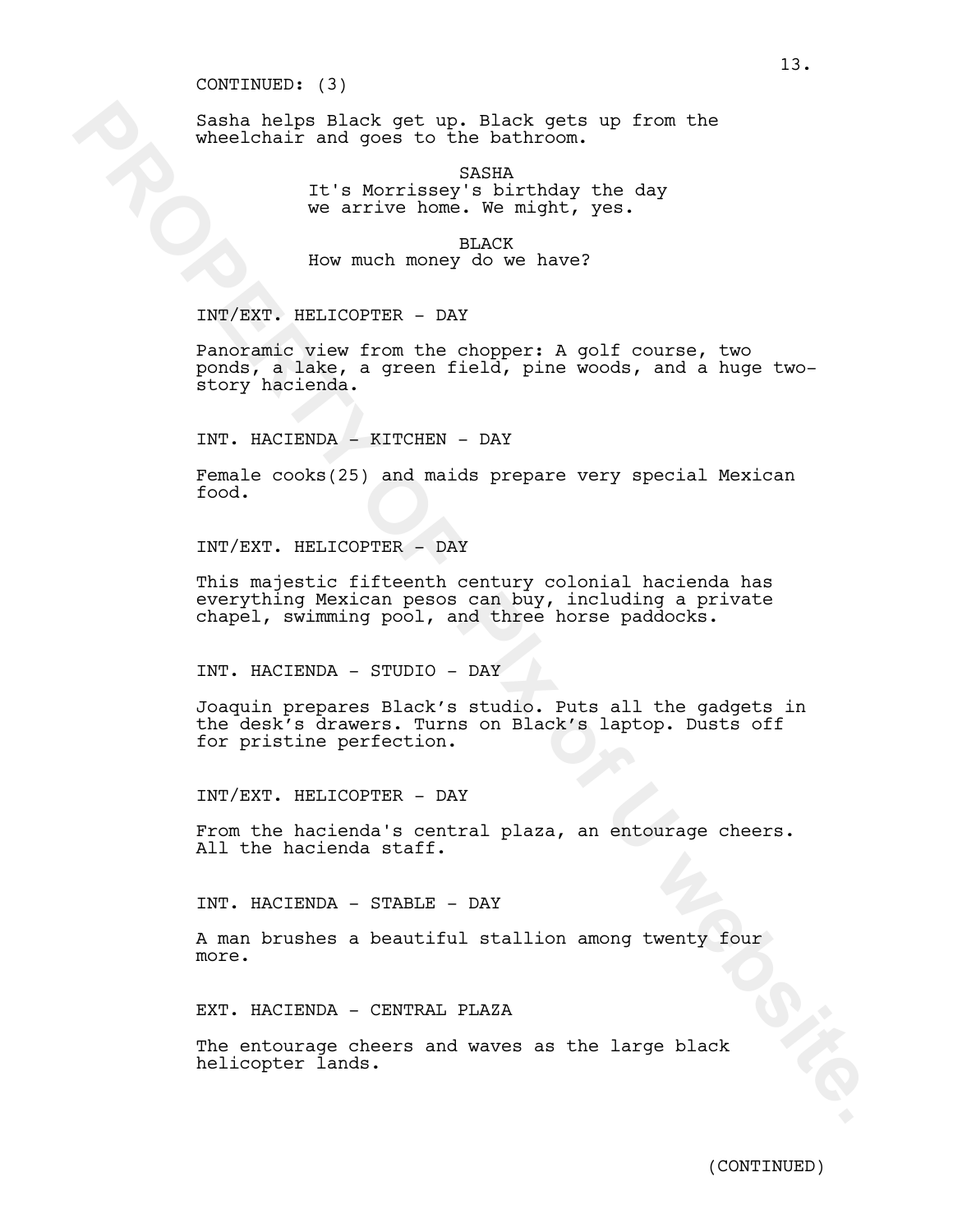CONTINUED: (3)

Sasha helps Black get up. Black gets up from the wheelchair and goes to the bathroom.

SASHA
It's Morrissey's birthday the day we arrive home. We might, yes.

BLACK
How much money do we have?

INT/EXT. HELICOPTER - DAY

Panoramic view from the chopper: A golf course, two ponds, a lake, a green field, pine woods, and a huge two-story hacienda.

INT. HACIENDA - KITCHEN - DAY

Female cooks(25) and maids prepare very special Mexican food.

INT/EXT. HELICOPTER - DAY

This majestic fifteenth century colonial hacienda has everything Mexican pesos can buy, including a private chapel, swimming pool, and three horse paddocks.

INT. HACIENDA - STUDIO - DAY

Joaquin prepares Black's studio. Puts all the gadgets in the desk's drawers. Turns on Black's laptop. Dusts off for pristine perfection.

INT/EXT. HELICOPTER - DAY

From the hacienda's central plaza, an entourage cheers. All the hacienda staff.

INT. HACIENDA - STABLE - DAY

A man brushes a beautiful stallion among twenty four more.

EXT. HACIENDA - CENTRAL PLAZA

The entourage cheers and waves as the large black helicopter lands.

(CONTINUED)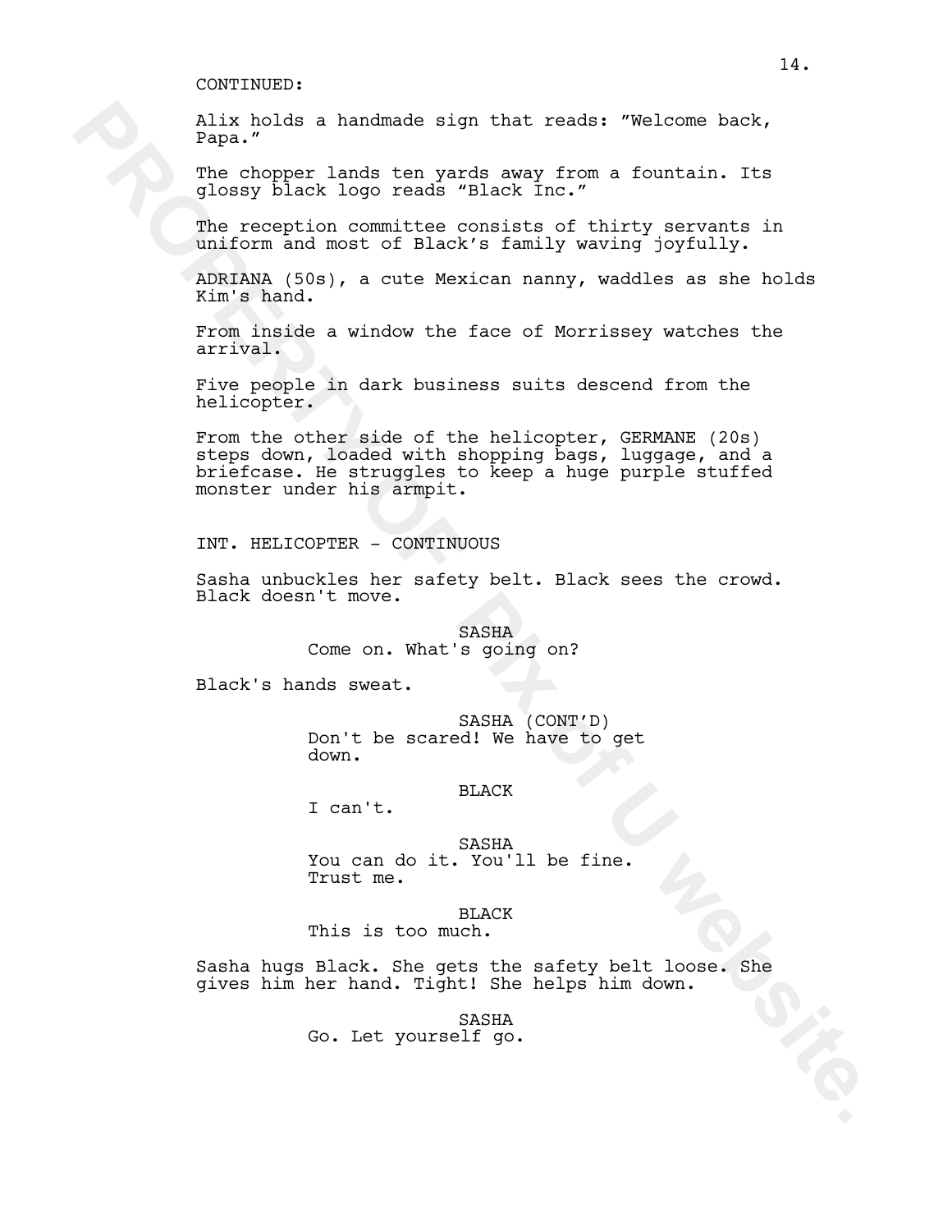CONTINUED:

Alix holds a handmade sign that reads: "Welcome back, Papa."

The chopper lands ten yards away from a fountain. Its glossy black logo reads "Black Inc."

The reception committee consists of thirty servants in uniform and most of Black's family waving joyfully.

ADRIANA (50s), a cute Mexican nanny, waddles as she holds Kim's hand.

From inside a window the face of Morrissey watches the arrival.

Five people in dark business suits descend from the helicopter.

From the other side of the helicopter, GERMANE (20s) steps down, loaded with shopping bags, luggage, and a briefcase. He struggles to keep a huge purple stuffed monster under his armpit.

INT. HELICOPTER - CONTINUOUS

Sasha unbuckles her safety belt. Black sees the crowd. Black doesn't move.

SASHA
Come on. What's going on?

Black's hands sweat.

SASHA (CONT'D)
Don't be scared! We have to get down.

BLACK
I can't.

SASHA
You can do it. You'll be fine. Trust me.

BLACK
This is too much.

Sasha hugs Black. She gets the safety belt loose. She gives him her hand. Tight! She helps him down.

SASHA
Go. Let yourself go.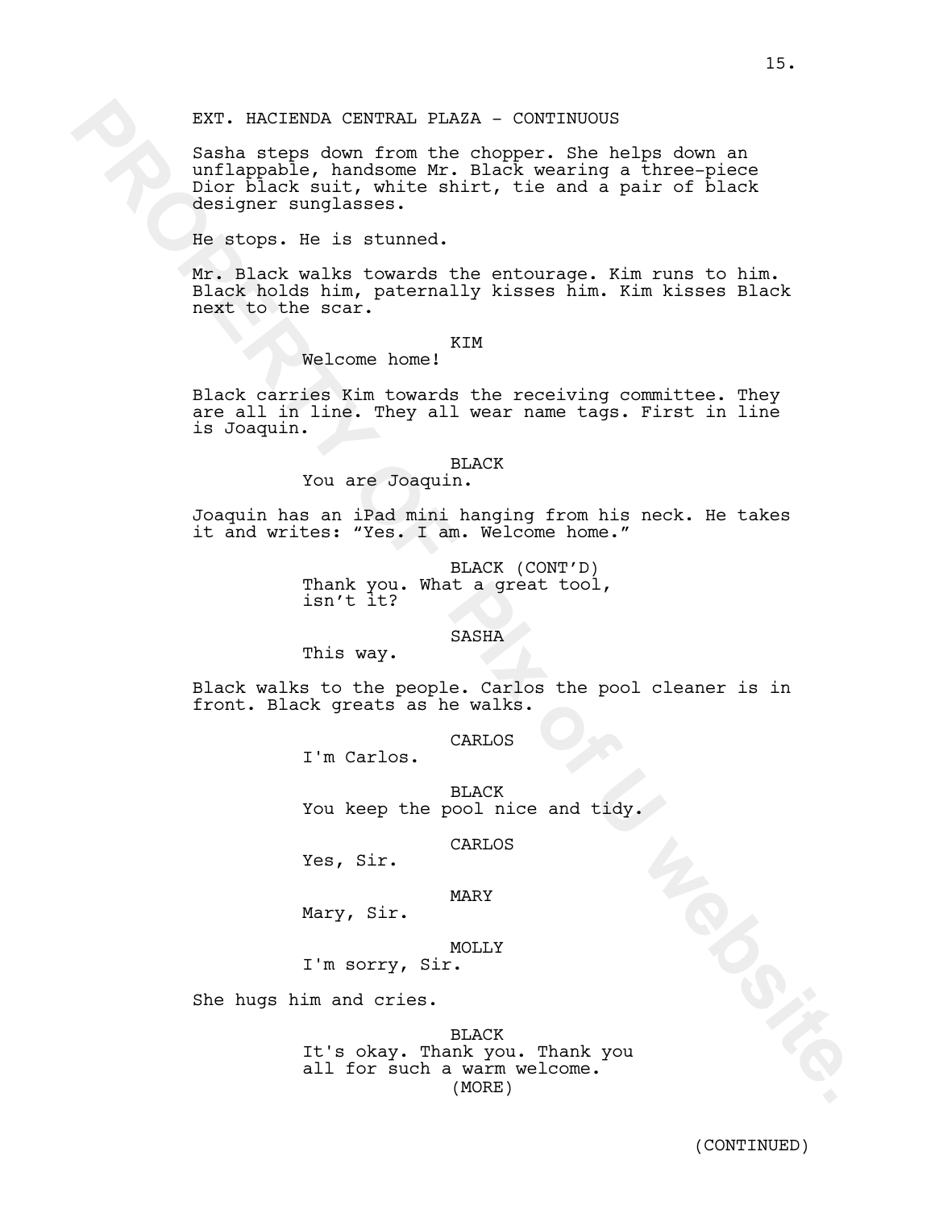EXT. HACIENDA CENTRAL PLAZA - CONTINUOUS

Sasha steps down from the chopper. She helps down an unflappable, handsome Mr. Black wearing a three-piece Dior black suit, white shirt, tie and a pair of black designer sunglasses.

He stops. He is stunned.

Mr. Black walks towards the entourage. Kim runs to him. Black holds him, paternally kisses him. Kim kisses Black next to the scar.

KIM
Welcome home!

Black carries Kim towards the receiving committee. They are all in line. They all wear name tags. First in line is Joaquin.

BLACK
You are Joaquin.

Joaquin has an iPad mini hanging from his neck. He takes it and writes: "Yes. I am. Welcome home."

BLACK (CONT'D)
Thank you. What a great tool, isn't it?

SASHA
This way.

Black walks to the people. Carlos the pool cleaner is in front. Black greats as he walks.

CARLOS
I'm Carlos.

BLACK
You keep the pool nice and tidy.

CARLOS
Yes, Sir.

MARY
Mary, Sir.

MOLLY
I'm sorry, Sir.

She hugs him and cries.

BLACK
It's okay. Thank you. Thank you all for such a warm welcome.
(MORE)

(CONTINUED)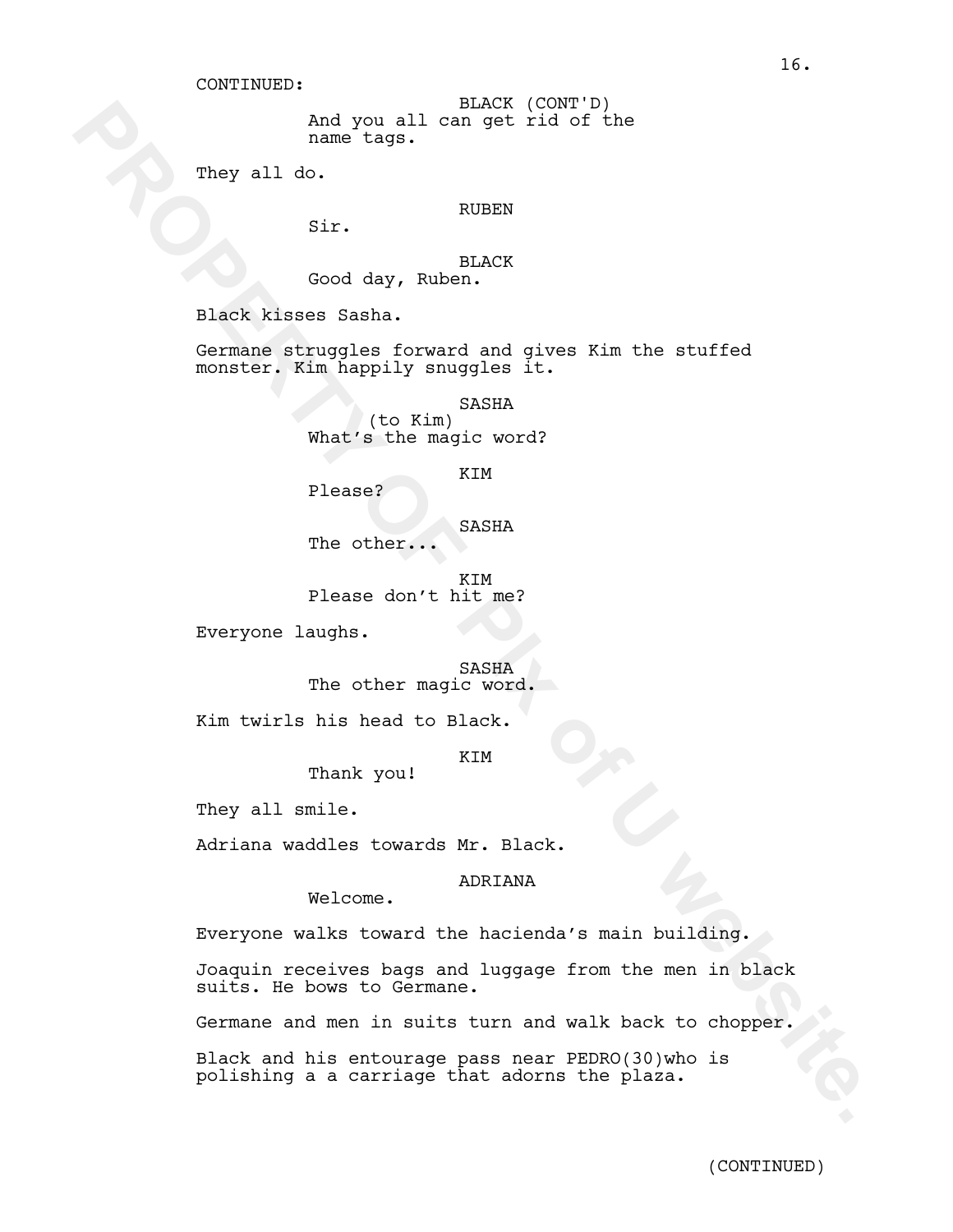CONTINUED:

BLACK (CONT'D)
And you all can get rid of the name tags.

They all do.

RUBEN
Sir.

BLACK
Good day, Ruben.

Black kisses Sasha.

Germane struggles forward and gives Kim the stuffed monster. Kim happily snuggles it.

SASHA
(to Kim)
What's the magic word?

KIM
Please?

SASHA
The other...

KIM
Please don't hit me?

Everyone laughs.

SASHA
The other magic word.

Kim twirls his head to Black.

KIM
Thank you!

They all smile.

Adriana waddles towards Mr. Black.

ADRIANA
Welcome.

Everyone walks toward the hacienda's main building.

Joaquin receives bags and luggage from the men in black suits. He bows to Germane.

Germane and men in suits turn and walk back to chopper.

Black and his entourage pass near PEDRO(30)who is polishing a a carriage that adorns the plaza.

(CONTINUED)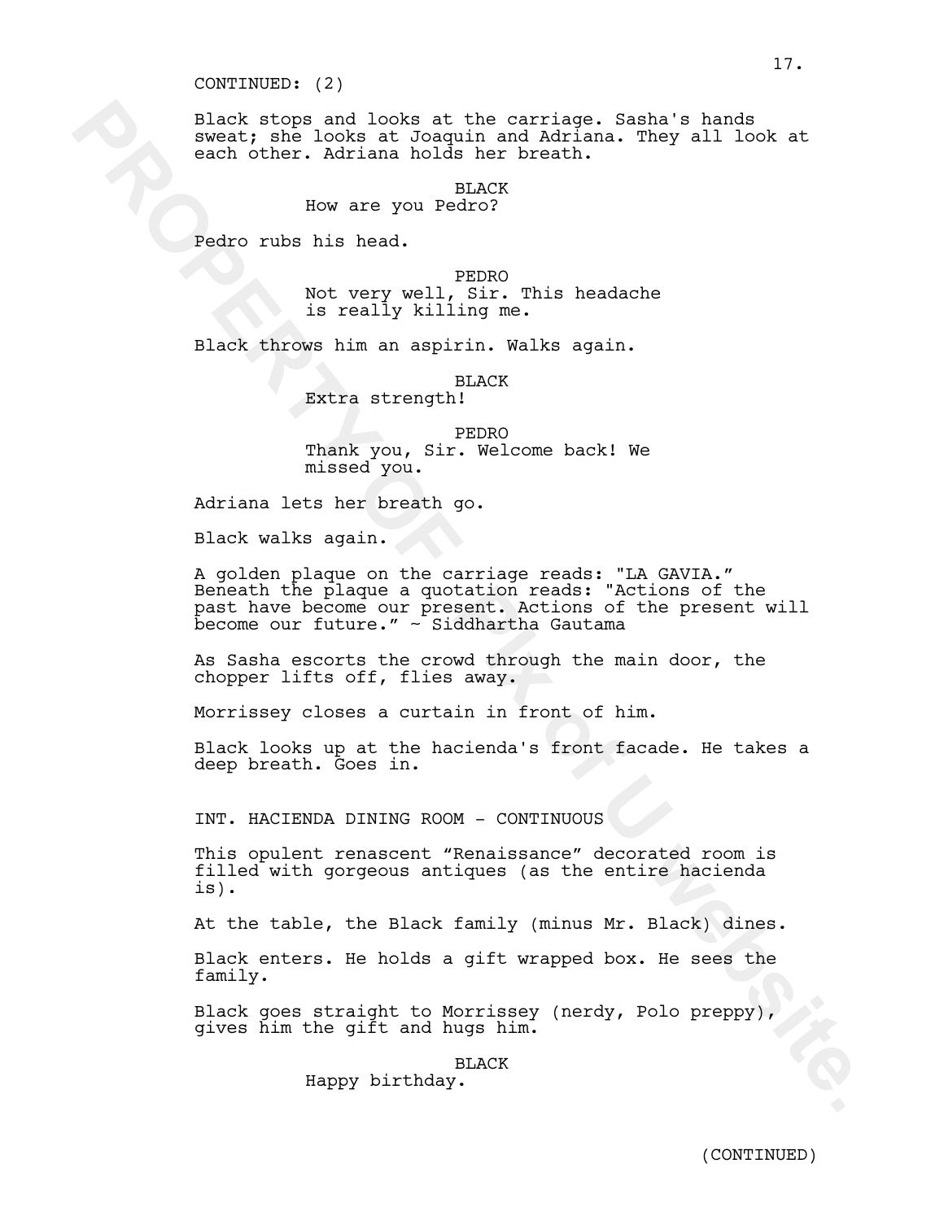CONTINUED: (2)

Black stops and looks at the carriage. Sasha's hands sweat; she looks at Joaquin and Adriana. They all look at each other. Adriana holds her breath.

BLACK
How are you Pedro?

Pedro rubs his head.

PEDRO
Not very well, Sir. This headache is really killing me.

Black throws him an aspirin. Walks again.

BLACK
Extra strength!

PEDRO
Thank you, Sir. Welcome back! We missed you.

Adriana lets her breath go.

Black walks again.

A golden plaque on the carriage reads: "LA GAVIA." Beneath the plaque a quotation reads: "Actions of the past have become our present. Actions of the present will become our future." ~ Siddhartha Gautama

As Sasha escorts the crowd through the main door, the chopper lifts off, flies away.

Morrissey closes a curtain in front of him.

Black looks up at the hacienda's front facade. He takes a deep breath. Goes in.

INT. HACIENDA DINING ROOM - CONTINUOUS

This opulent renascent "Renaissance" decorated room is filled with gorgeous antiques (as the entire hacienda is).

At the table, the Black family (minus Mr. Black) dines.

Black enters. He holds a gift wrapped box. He sees the family.

Black goes straight to Morrissey (nerdy, Polo preppy), gives him the gift and hugs him.

BLACK
Happy birthday.

(CONTINUED)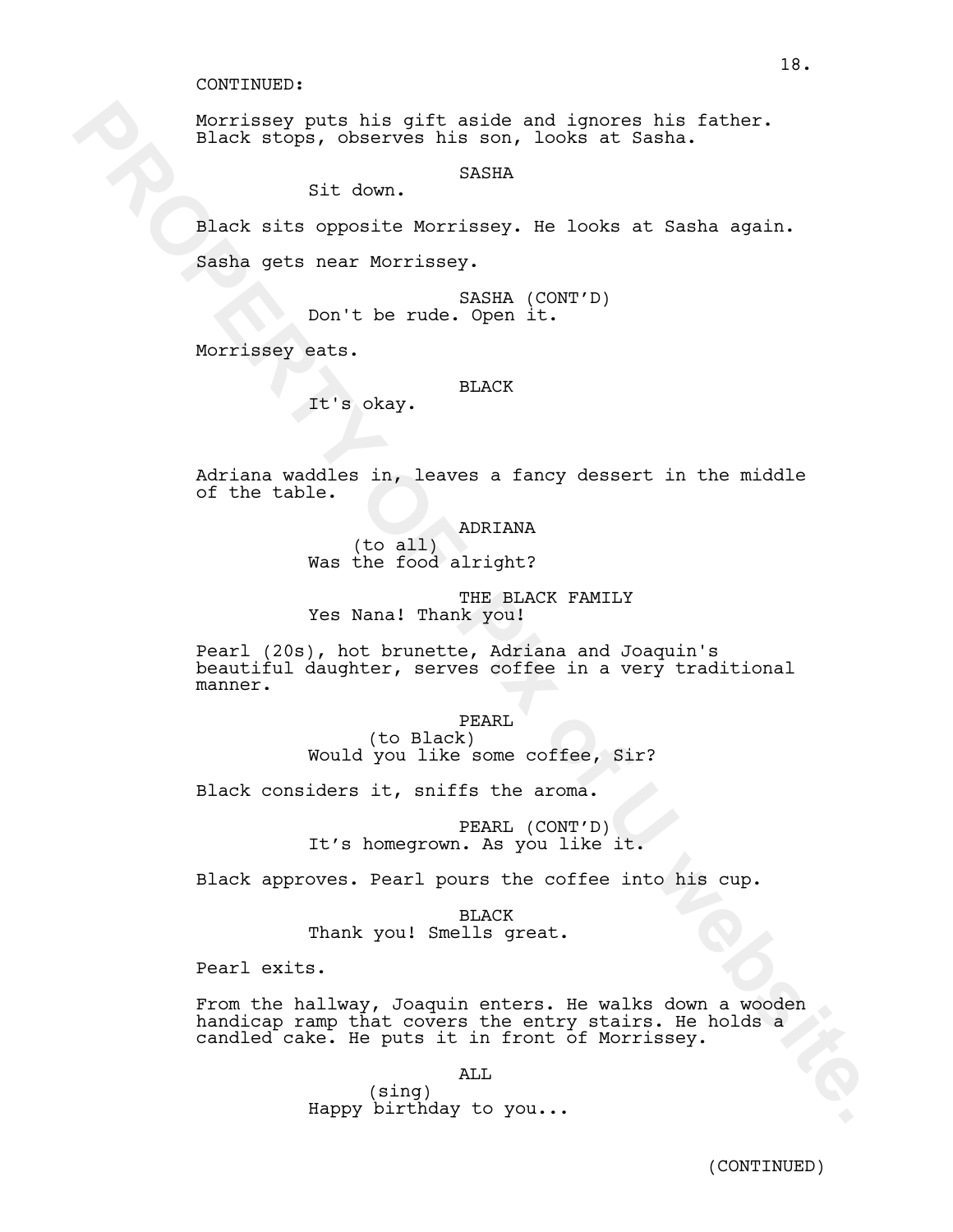CONTINUED:

Morrissey puts his gift aside and ignores his father. Black stops, observes his son, looks at Sasha.

SASHA

Sit down.

Black sits opposite Morrissey. He looks at Sasha again.

Sasha gets near Morrissey.

SASHA (CONT'D)

Don't be rude. Open it.

Morrissey eats.

BLACK

It's okay.

Adriana waddles in, leaves a fancy dessert in the middle of the table.

ADRIANA

(to all)

Was the food alright?

THE BLACK FAMILY

Yes Nana! Thank you!

Pearl (20s), hot brunette, Adriana and Joaquin's beautiful daughter, serves coffee in a very traditional manner.

PEARL

(to Black)

Would you like some coffee, Sir?

Black considers it, sniffs the aroma.

PEARL (CONT'D)

It's homegrown. As you like it.

Black approves. Pearl pours the coffee into his cup.

BLACK

Thank you! Smells great.

Pearl exits.

From the hallway, Joaquin enters. He walks down a wooden handicap ramp that covers the entry stairs. He holds a candled cake. He puts it in front of Morrissey.

ALL

(sing)

Happy birthday to you...

(CONTINUED)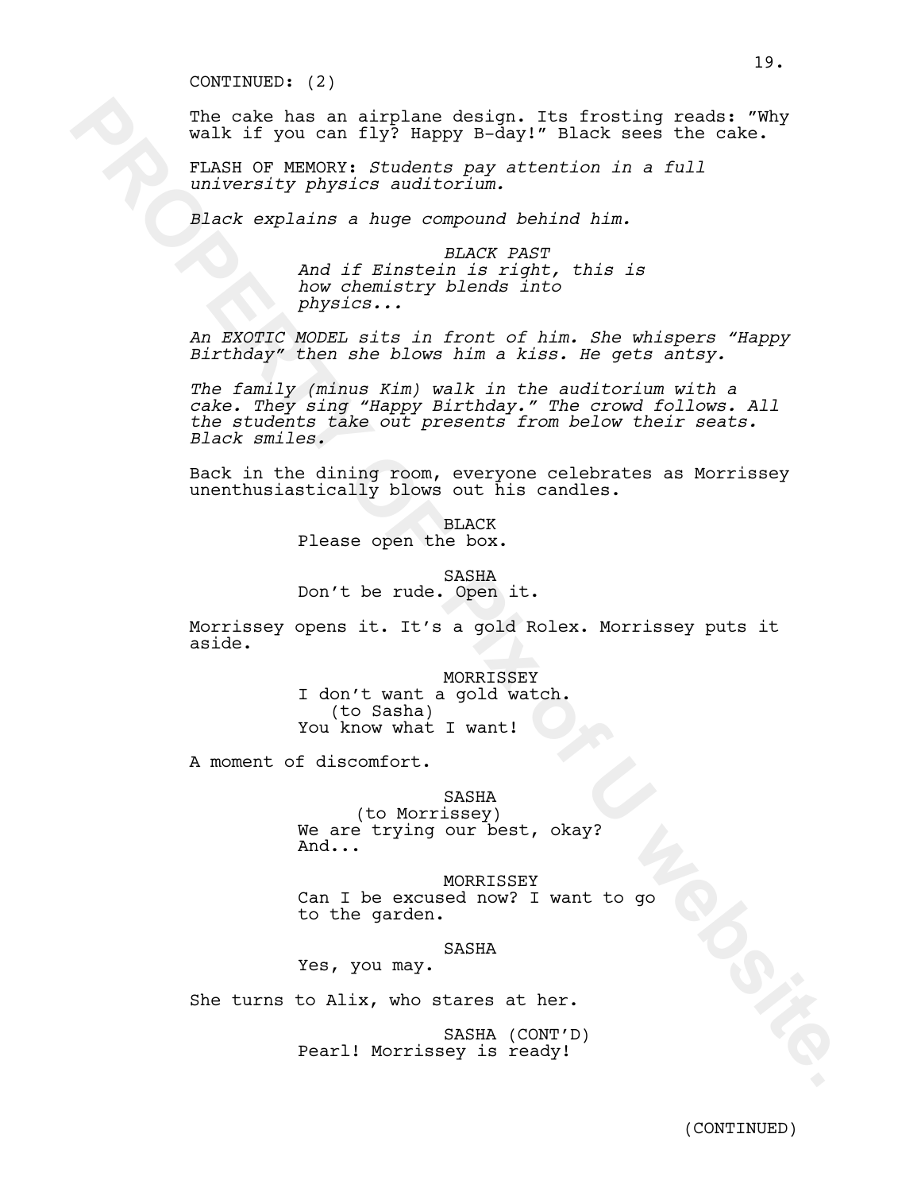CONTINUED: (2)

The cake has an airplane design. Its frosting reads: "Why walk if you can fly? Happy B-day!" Black sees the cake.

FLASH OF MEMORY: *Students pay attention in a full university physics auditorium.*

*Black explains a huge compound behind him.*

*BLACK PAST*
*And if Einstein is right, this is how chemistry blends into physics...*

*An EXOTIC MODEL sits in front of him. She whispers "Happy Birthday" then she blows him a kiss. He gets antsy.*

*The family (minus Kim) walk in the auditorium with a cake. They sing "Happy Birthday." The crowd follows. All the students take out presents from below their seats. Black smiles.*

Back in the dining room, everyone celebrates as Morrissey unenthusiastically blows out his candles.

BLACK
Please open the box.

SASHA
Don't be rude. Open it.

Morrissey opens it. It's a gold Rolex. Morrissey puts it aside.

MORRISSEY
I don't want a gold watch.
(to Sasha)
You know what I want!

A moment of discomfort.

SASHA
(to Morrissey)
We are trying our best, okay?
And...

MORRISSEY
Can I be excused now? I want to go to the garden.

SASHA
Yes, you may.

She turns to Alix, who stares at her.

SASHA (CONT'D)
Pearl! Morrissey is ready!

(CONTINUED)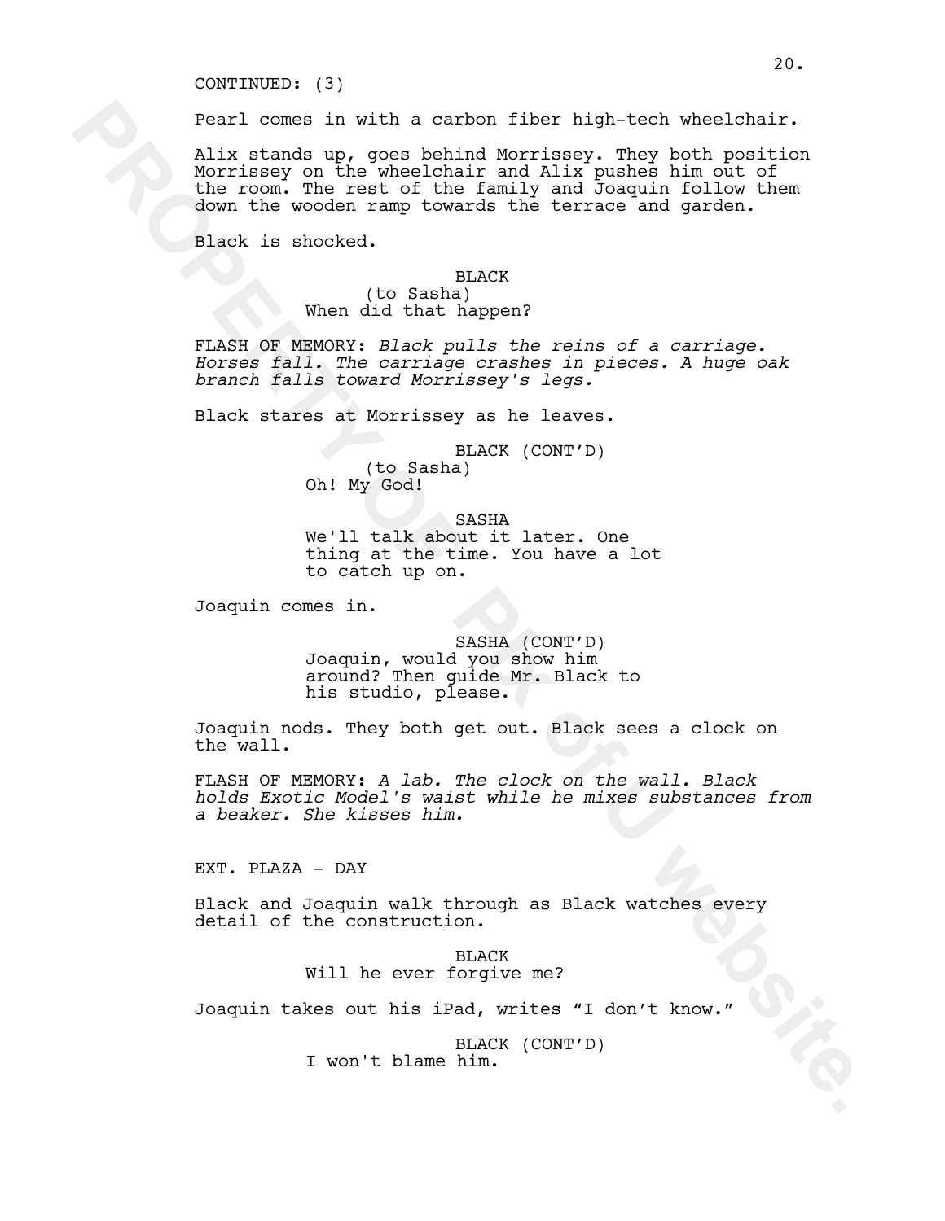CONTINUED: (3)

Pearl comes in with a carbon fiber high-tech wheelchair.

Alix stands up, goes behind Morrissey. They both position Morrissey on the wheelchair and Alix pushes him out of the room. The rest of the family and Joaquin follow them down the wooden ramp towards the terrace and garden.

Black is shocked.

BLACK
(to Sasha)
When did that happen?

FLASH OF MEMORY: *Black pulls the reins of a carriage. Horses fall. The carriage crashes in pieces. A huge oak branch falls toward Morrissey's legs.*

Black stares at Morrissey as he leaves.

BLACK (CONT'D)
(to Sasha)
Oh! My God!

SASHA
We'll talk about it later. One thing at the time. You have a lot to catch up on.

Joaquin comes in.

SASHA (CONT'D)
Joaquin, would you show him around? Then guide Mr. Black to his studio, please.

Joaquin nods. They both get out. Black sees a clock on the wall.

FLASH OF MEMORY: *A lab. The clock on the wall. Black holds Exotic Model's waist while he mixes substances from a beaker. She kisses him.*

EXT. PLAZA - DAY

Black and Joaquin walk through as Black watches every detail of the construction.

BLACK
Will he ever forgive me?

Joaquin takes out his iPad, writes "I don't know."

BLACK (CONT'D)
I won't blame him.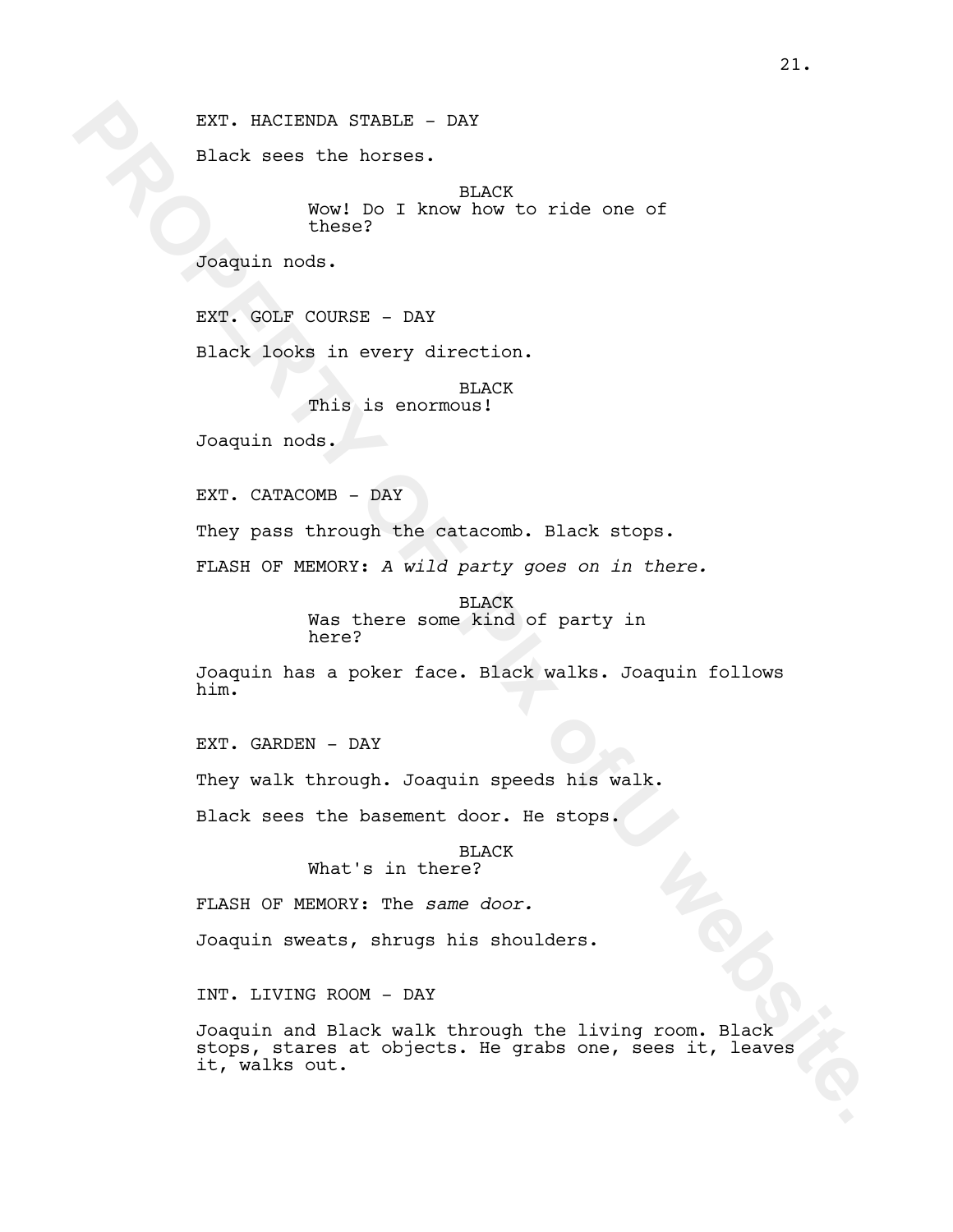EXT. HACIENDA STABLE - DAY

Black sees the horses.

BLACK
Wow! Do I know how to ride one of these?

Joaquin nods.

EXT. GOLF COURSE - DAY

Black looks in every direction.

BLACK
This is enormous!

Joaquin nods.

EXT. CATACOMB - DAY

They pass through the catacomb. Black stops.

FLASH OF MEMORY: *A wild party goes on in there.*

BLACK
Was there some kind of party in here?

Joaquin has a poker face. Black walks. Joaquin follows him.

EXT. GARDEN - DAY

They walk through. Joaquin speeds his walk.

Black sees the basement door. He stops.

BLACK
What's in there?

FLASH OF MEMORY: The *same door.*

Joaquin sweats, shrugs his shoulders.

INT. LIVING ROOM - DAY

Joaquin and Black walk through the living room. Black stops, stares at objects. He grabs one, sees it, leaves it, walks out.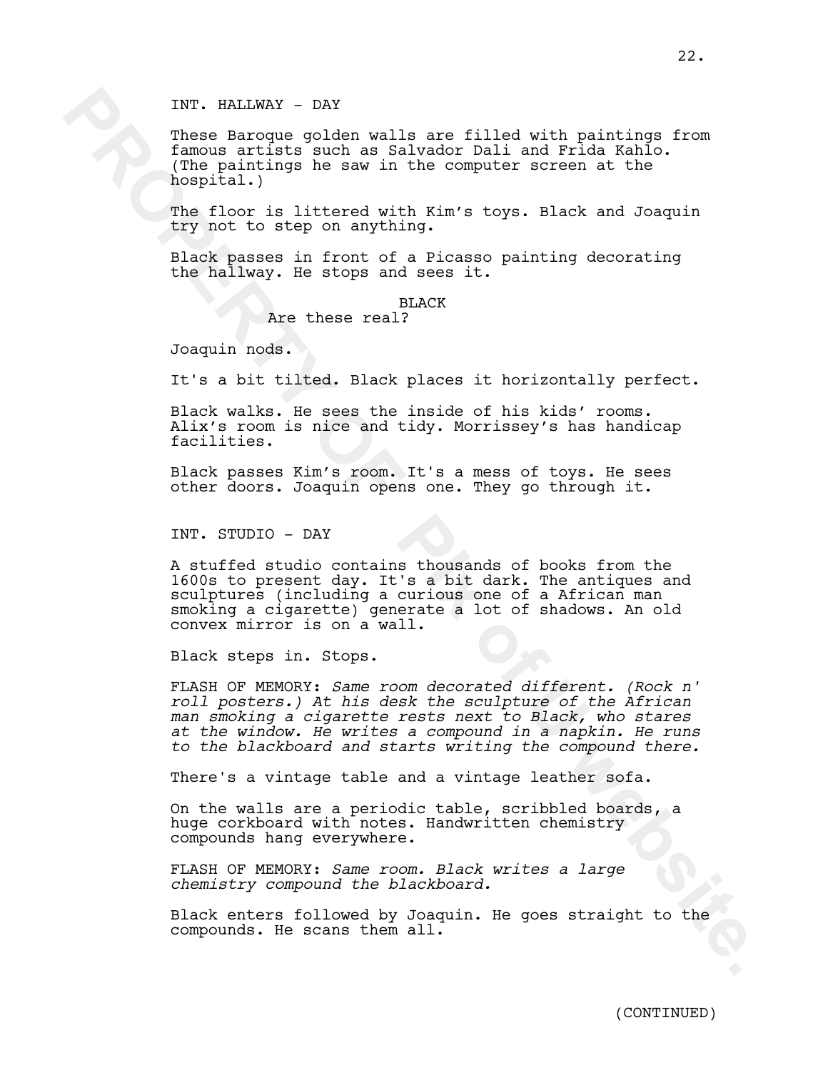INT. HALLWAY - DAY

These Baroque golden walls are filled with paintings from famous artists such as Salvador Dali and Frida Kahlo. (The paintings he saw in the computer screen at the hospital.)

The floor is littered with Kim's toys. Black and Joaquin try not to step on anything.

Black passes in front of a Picasso painting decorating the hallway. He stops and sees it.

BLACK

Are these real?

Joaquin nods.

It's a bit tilted. Black places it horizontally perfect.

Black walks. He sees the inside of his kids' rooms. Alix's room is nice and tidy. Morrissey's has handicap facilities.

Black passes Kim's room. It's a mess of toys. He sees other doors. Joaquin opens one. They go through it.

INT. STUDIO - DAY

A stuffed studio contains thousands of books from the 1600s to present day. It's a bit dark. The antiques and sculptures (including a curious one of a African man smoking a cigarette) generate a lot of shadows. An old convex mirror is on a wall.

Black steps in. Stops.

FLASH OF MEMORY: *Same room decorated different. (Rock n' roll posters.) At his desk the sculpture of the African man smoking a cigarette rests next to Black, who stares at the window. He writes a compound in a napkin. He runs to the blackboard and starts writing the compound there.*

There's a vintage table and a vintage leather sofa.

On the walls are a periodic table, scribbled boards, a huge corkboard with notes. Handwritten chemistry compounds hang everywhere.

FLASH OF MEMORY: *Same room. Black writes a large chemistry compound the blackboard.*

Black enters followed by Joaquin. He goes straight to the compounds. He scans them all.

(CONTINUED)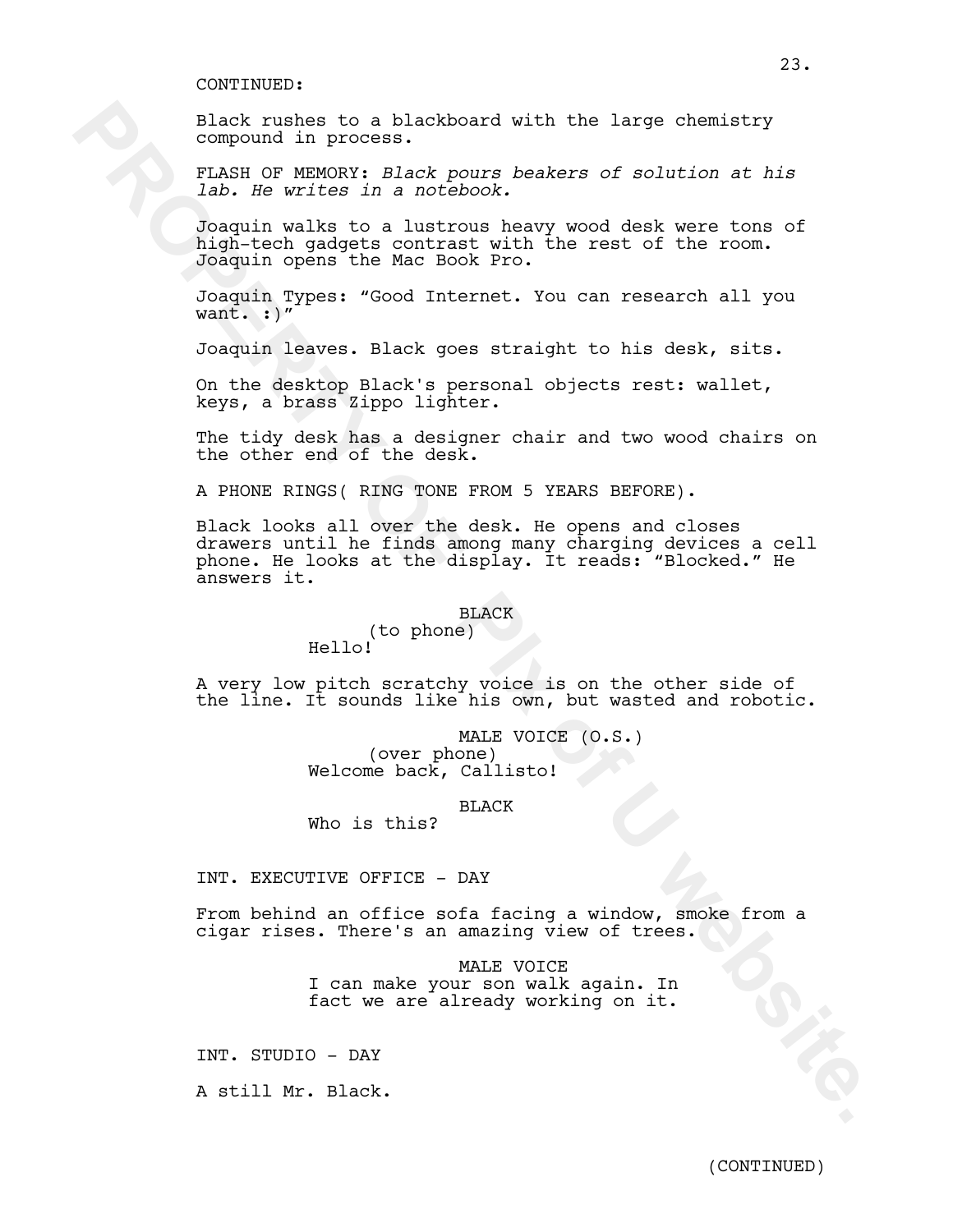CONTINUED:

Black rushes to a blackboard with the large chemistry compound in process.

FLASH OF MEMORY: *Black pours beakers of solution at his lab. He writes in a notebook.*

Joaquin walks to a lustrous heavy wood desk were tons of high-tech gadgets contrast with the rest of the room. Joaquin opens the Mac Book Pro.

Joaquin Types: "Good Internet. You can research all you want. :)"

Joaquin leaves. Black goes straight to his desk, sits.

On the desktop Black's personal objects rest: wallet, keys, a brass Zippo lighter.

The tidy desk has a designer chair and two wood chairs on the other end of the desk.

A PHONE RINGS( RING TONE FROM 5 YEARS BEFORE).

Black looks all over the desk. He opens and closes drawers until he finds among many charging devices a cell phone. He looks at the display. It reads: "Blocked." He answers it.

BLACK
(to phone)
Hello!

A very low pitch scratchy voice is on the other side of the line. It sounds like his own, but wasted and robotic.

MALE VOICE (O.S.)
(over phone)
Welcome back, Callisto!

BLACK
Who is this?

INT. EXECUTIVE OFFICE - DAY

From behind an office sofa facing a window, smoke from a cigar rises. There's an amazing view of trees.

MALE VOICE
I can make your son walk again. In fact we are already working on it.

INT. STUDIO - DAY

A still Mr. Black.

(CONTINUED)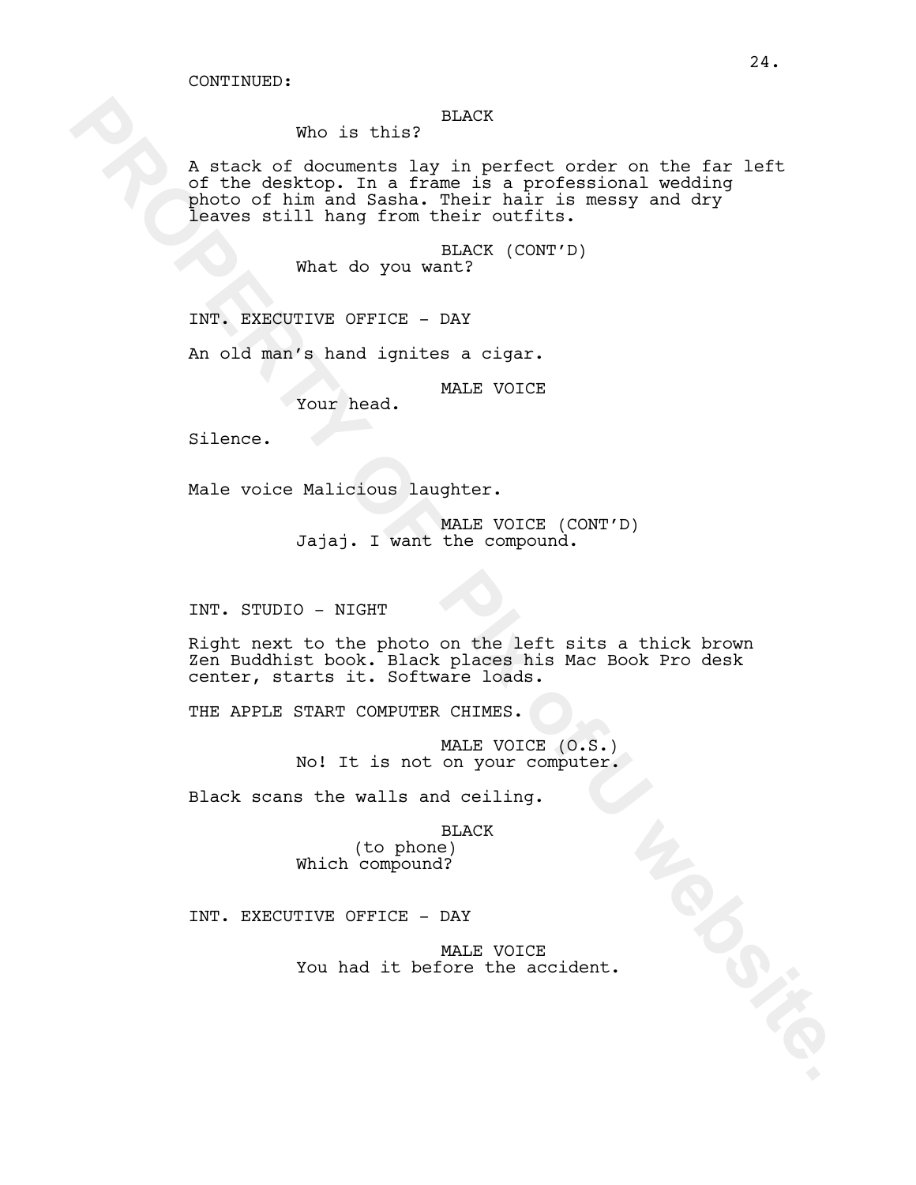CONTINUED:

BLACK
Who is this?

A stack of documents lay in perfect order on the far left of the desktop. In a frame is a professional wedding photo of him and Sasha. Their hair is messy and dry leaves still hang from their outfits.

BLACK (CONT'D)
What do you want?

INT. EXECUTIVE OFFICE - DAY

An old man's hand ignites a cigar.

MALE VOICE
Your head.

Silence.

Male voice Malicious laughter.

MALE VOICE (CONT'D)
Jajaj. I want the compound.

INT. STUDIO - NIGHT

Right next to the photo on the left sits a thick brown Zen Buddhist book. Black places his Mac Book Pro desk center, starts it. Software loads.

THE APPLE START COMPUTER CHIMES.

MALE VOICE (O.S.)
No! It is not on your computer.

Black scans the walls and ceiling.

BLACK
(to phone)
Which compound?

INT. EXECUTIVE OFFICE - DAY

MALE VOICE
You had it before the accident.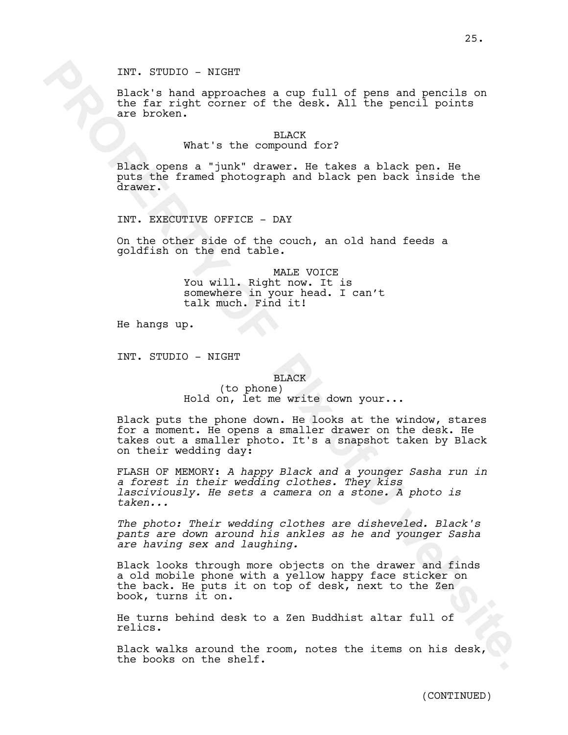INT. STUDIO - NIGHT

Black's hand approaches a cup full of pens and pencils on the far right corner of the desk. All the pencil points are broken.

BLACK
What's the compound for?

Black opens a "junk" drawer. He takes a black pen. He puts the framed photograph and black pen back inside the drawer.

INT. EXECUTIVE OFFICE - DAY

On the other side of the couch, an old hand feeds a goldfish on the end table.

MALE VOICE
You will. Right now. It is somewhere in your head. I can't talk much. Find it!

He hangs up.

INT. STUDIO - NIGHT

BLACK
(to phone)
Hold on, let me write down your...

Black puts the phone down. He looks at the window, stares for a moment. He opens a smaller drawer on the desk. He takes out a smaller photo. It's a snapshot taken by Black on their wedding day:

FLASH OF MEMORY: *A happy Black and a younger Sasha run in a forest in their wedding clothes. They kiss lasciviously. He sets a camera on a stone. A photo is taken...*

*The photo: Their wedding clothes are disheveled. Black's pants are down around his ankles as he and younger Sasha are having sex and laughing.*

Black looks through more objects on the drawer and finds a old mobile phone with a yellow happy face sticker on the back. He puts it on top of desk, next to the Zen book, turns it on.

He turns behind desk to a Zen Buddhist altar full of relics.

Black walks around the room, notes the items on his desk, the books on the shelf.

(CONTINUED)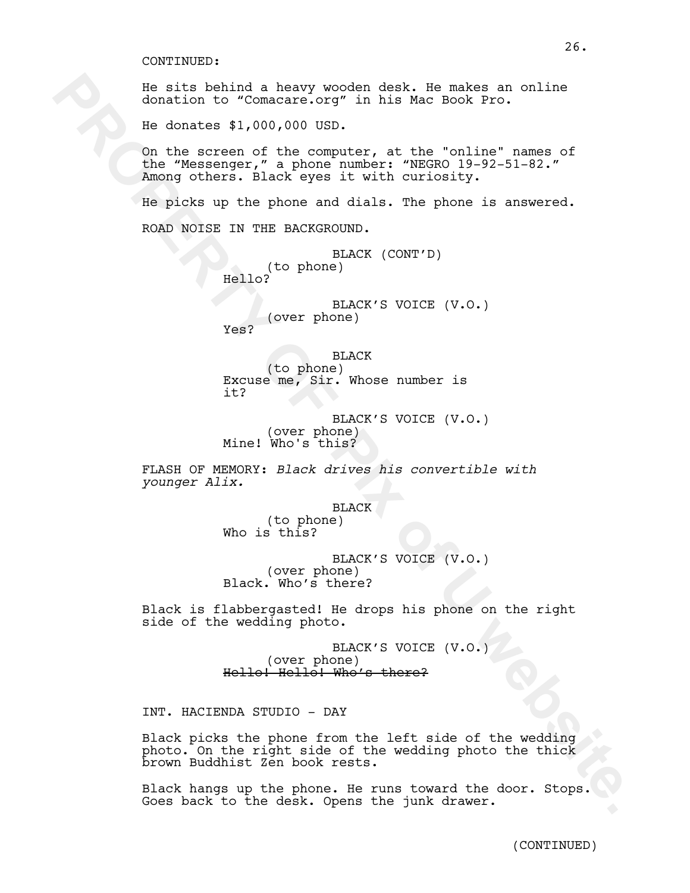CONTINUED:

He sits behind a heavy wooden desk. He makes an online donation to "Comacare.org" in his Mac Book Pro.

He donates $1,000,000 USD.

On the screen of the computer, at the "online" names of the "Messenger," a phone number: "NEGRO 19-92-51-82." Among others. Black eyes it with curiosity.

He picks up the phone and dials. The phone is answered.

ROAD NOISE IN THE BACKGROUND.

BLACK (CONT'D)
(to phone)
Hello?

BLACK'S VOICE (V.O.)
(over phone)
Yes?

BLACK
(to phone)
Excuse me, Sir. Whose number is it?

BLACK'S VOICE (V.O.)
(over phone)
Mine! Who's this?

FLASH OF MEMORY: *Black drives his convertible with younger Alix.*

BLACK
(to phone)
Who is this?

BLACK'S VOICE (V.O.)
(over phone)
Black. Who's there?

Black is flabbergasted! He drops his phone on the right side of the wedding photo.

BLACK'S VOICE (V.O.)
(over phone)
~~Hello! Hello! Who's there?~~

INT. HACIENDA STUDIO - DAY

Black picks the phone from the left side of the wedding photo. On the right side of the wedding photo the thick brown Buddhist Zen book rests.

Black hangs up the phone. He runs toward the door. Stops. Goes back to the desk. Opens the junk drawer.

(CONTINUED)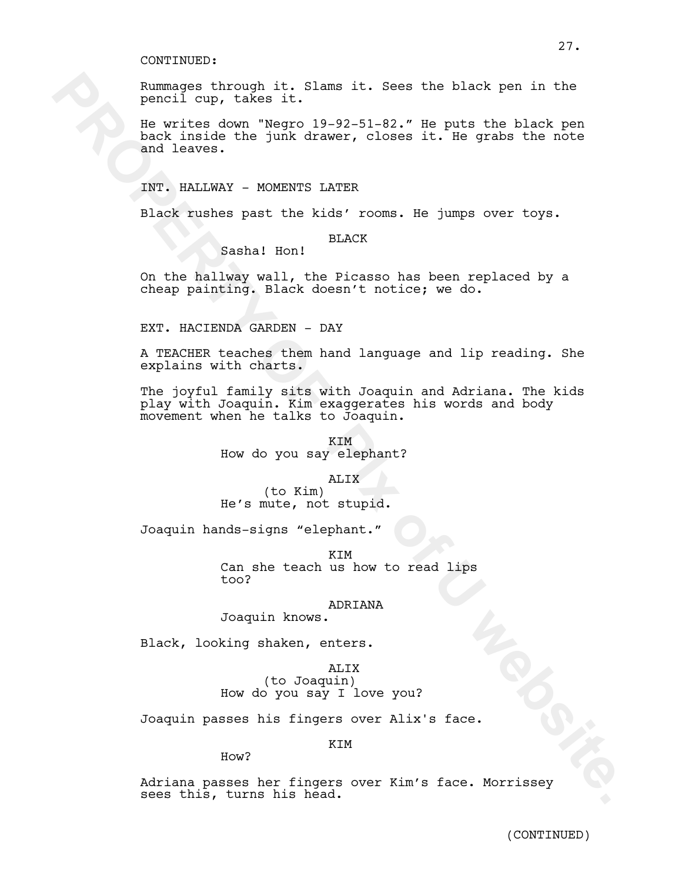CONTINUED:

Rummages through it. Slams it. Sees the black pen in the pencil cup, takes it.

He writes down "Negro 19-92-51-82." He puts the black pen back inside the junk drawer, closes it. He grabs the note and leaves.

INT. HALLWAY - MOMENTS LATER

Black rushes past the kids' rooms. He jumps over toys.

BLACK
Sasha! Hon!

On the hallway wall, the Picasso has been replaced by a cheap painting. Black doesn't notice; we do.

EXT. HACIENDA GARDEN - DAY

A TEACHER teaches them hand language and lip reading. She explains with charts.

The joyful family sits with Joaquin and Adriana. The kids play with Joaquin. Kim exaggerates his words and body movement when he talks to Joaquin.

KIM
How do you say elephant?

ALIX
(to Kim)
He's mute, not stupid.

Joaquin hands-signs "elephant."

KIM
Can she teach us how to read lips too?

ADRIANA
Joaquin knows.

Black, looking shaken, enters.

ALIX
(to Joaquin)
How do you say I love you?

Joaquin passes his fingers over Alix's face.

KIM
How?

Adriana passes her fingers over Kim's face. Morrissey sees this, turns his head.

(CONTINUED)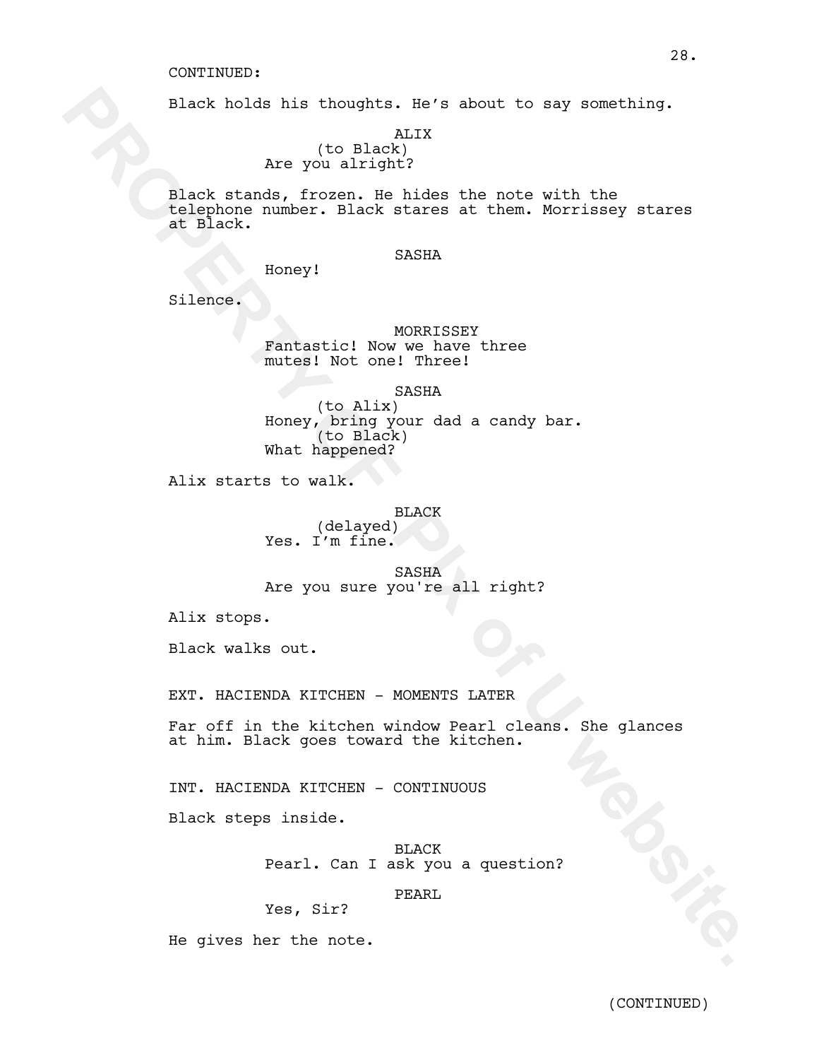CONTINUED:

Black holds his thoughts. He's about to say something.

ALIX
(to Black)
Are you alright?

Black stands, frozen. He hides the note with the telephone number. Black stares at them. Morrissey stares at Black.

SASHA
Honey!

Silence.

MORRISSEY
Fantastic! Now we have three mutes! Not one! Three!

SASHA
(to Alix)
Honey, bring your dad a candy bar.
(to Black)
What happened?

Alix starts to walk.

BLACK
(delayed)
Yes. I'm fine.

SASHA
Are you sure you're all right?

Alix stops.

Black walks out.

EXT. HACIENDA KITCHEN - MOMENTS LATER

Far off in the kitchen window Pearl cleans. She glances at him. Black goes toward the kitchen.

INT. HACIENDA KITCHEN - CONTINUOUS

Black steps inside.

BLACK
Pearl. Can I ask you a question?

PEARL
Yes, Sir?

He gives her the note.

(CONTINUED)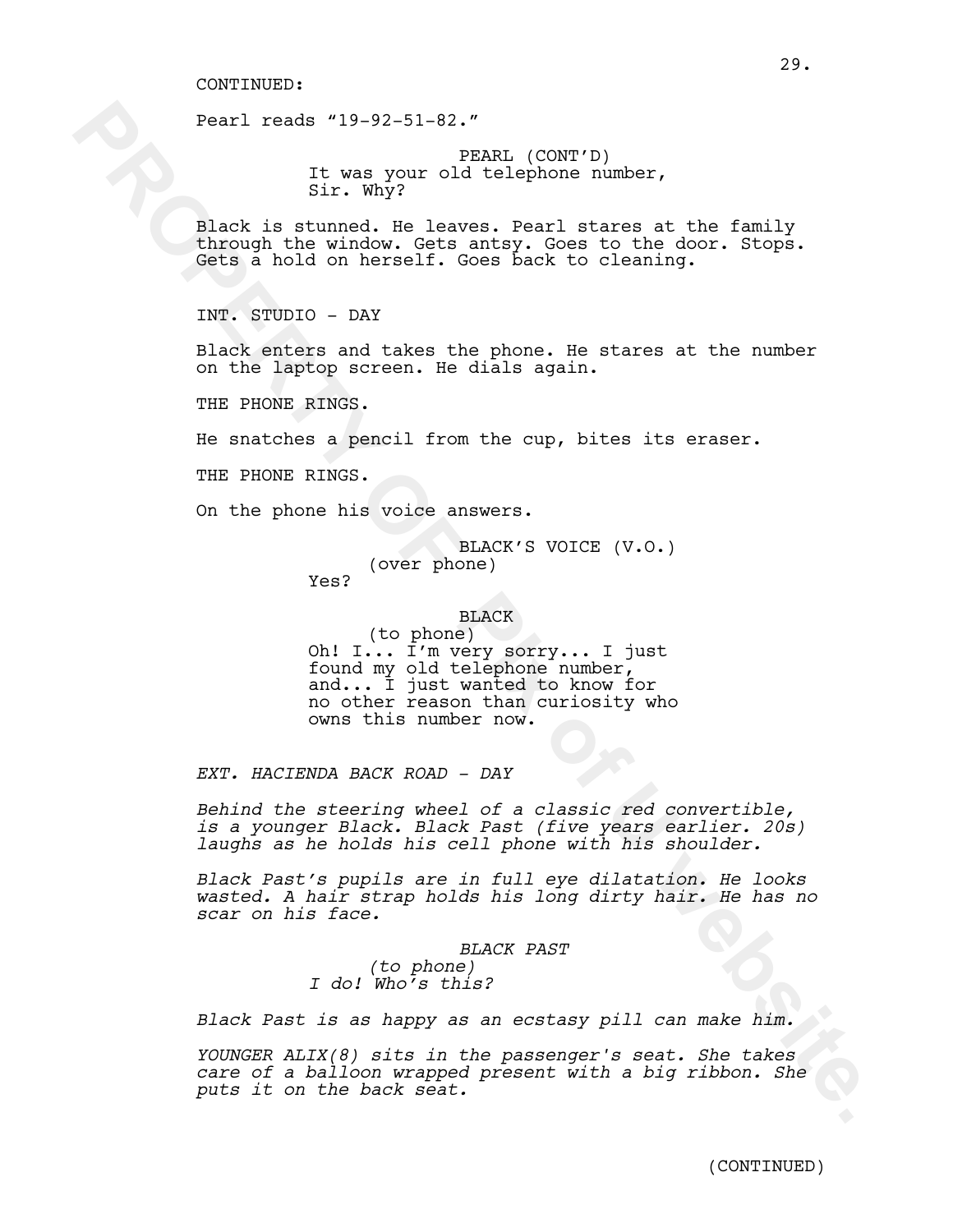CONTINUED:

Pearl reads "19-92-51-82."

PEARL (CONT'D)
It was your old telephone number, Sir. Why?

Black is stunned. He leaves. Pearl stares at the family through the window. Gets antsy. Goes to the door. Stops. Gets a hold on herself. Goes back to cleaning.

INT. STUDIO - DAY

Black enters and takes the phone. He stares at the number on the laptop screen. He dials again.

THE PHONE RINGS.

He snatches a pencil from the cup, bites its eraser.

THE PHONE RINGS.

On the phone his voice answers.

BLACK'S VOICE (V.O.)
(over phone)
Yes?

BLACK
(to phone)
Oh! I... I'm very sorry... I just found my old telephone number, and... I just wanted to know for no other reason than curiosity who owns this number now.

*EXT. HACIENDA BACK ROAD - DAY*

*Behind the steering wheel of a classic red convertible, is a younger Black. Black Past (five years earlier. 20s) laughs as he holds his cell phone with his shoulder.*

*Black Past's pupils are in full eye dilatation. He looks wasted. A hair strap holds his long dirty hair. He has no scar on his face.*

*BLACK PAST*
*(to phone)*
*I do! Who's this?*

*Black Past is as happy as an ecstasy pill can make him.*

*YOUNGER ALIX(8) sits in the passenger's seat. She takes care of a balloon wrapped present with a big ribbon. She puts it on the back seat.*

(CONTINUED)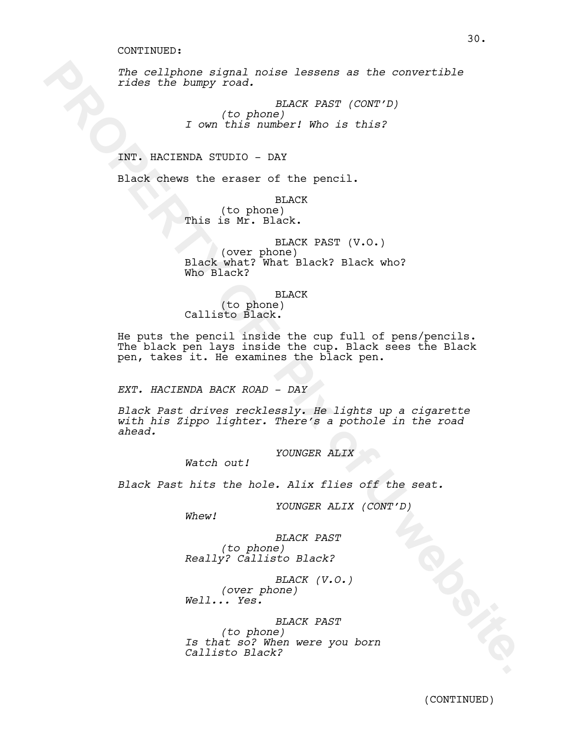CONTINUED:

*The cellphone signal noise lessens as the convertible rides the bumpy road.*

*BLACK PAST (CONT'D)*
*(to phone)*
*I own this number! Who is this?*

INT. HACIENDA STUDIO - DAY

Black chews the eraser of the pencil.

BLACK
(to phone)
This is Mr. Black.

BLACK PAST (V.O.)
(over phone)
Black what? What Black? Black who? Who Black?

BLACK
(to phone)
Callisto Black.

He puts the pencil inside the cup full of pens/pencils. The black pen lays inside the cup. Black sees the Black pen, takes it. He examines the black pen.

*EXT. HACIENDA BACK ROAD - DAY*

*Black Past drives recklessly. He lights up a cigarette with his Zippo lighter. There's a pothole in the road ahead.*

*YOUNGER ALIX*
*Watch out!*

*Black Past hits the hole. Alix flies off the seat.*

*YOUNGER ALIX (CONT'D)*
*Whew!*

*BLACK PAST*
*(to phone)*
*Really? Callisto Black?*

*BLACK (V.O.)*
*(over phone)*
*Well... Yes.*

*BLACK PAST*
*(to phone)*
*Is that so? When were you born Callisto Black?*

(CONTINUED)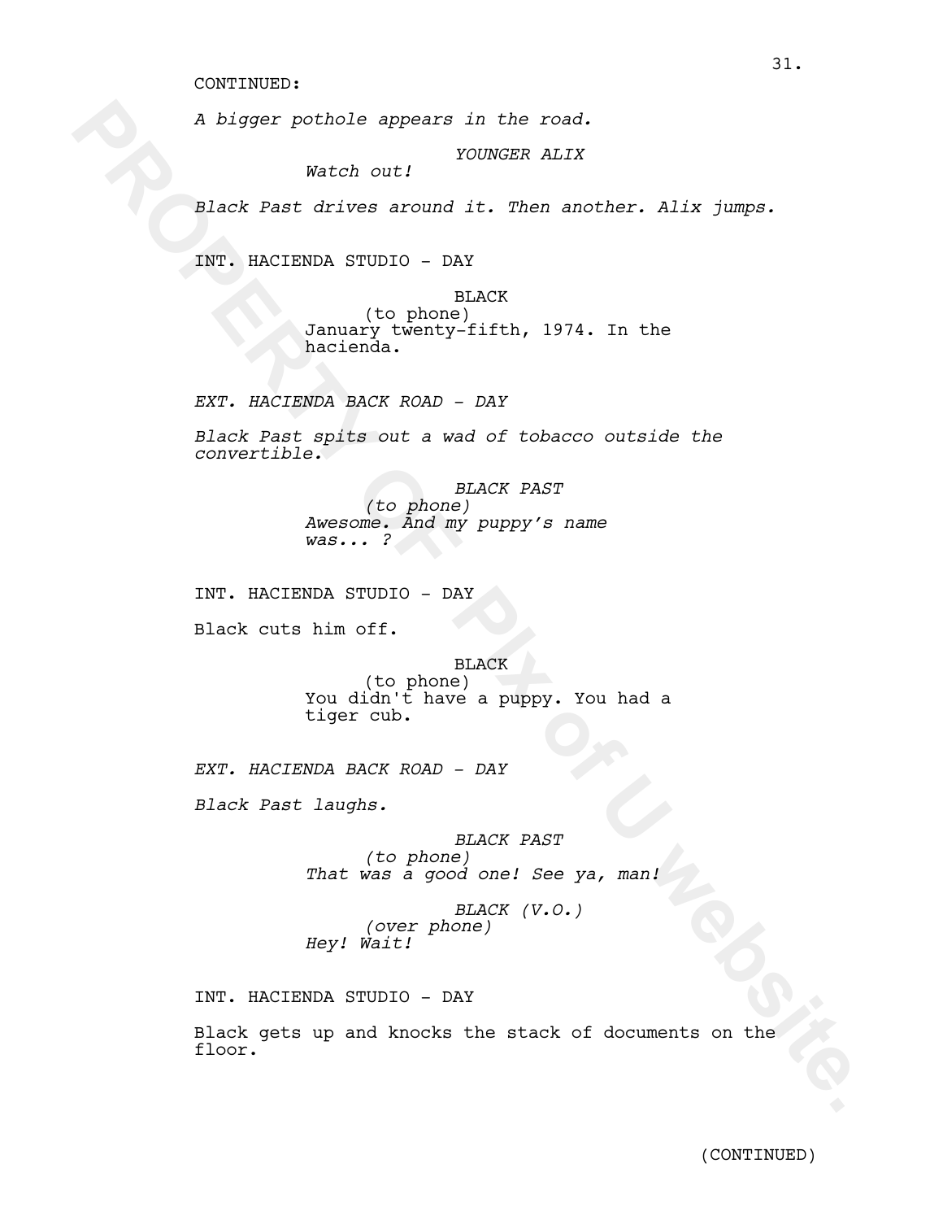CONTINUED:

*A bigger pothole appears in the road.*

*YOUNGER ALIX*
*Watch out!*

*Black Past drives around it. Then another. Alix jumps.*

INT. HACIENDA STUDIO - DAY

BLACK
(to phone)
January twenty-fifth, 1974. In the hacienda.

*EXT. HACIENDA BACK ROAD - DAY*

*Black Past spits out a wad of tobacco outside the convertible.*

*BLACK PAST*
*(to phone)*
*Awesome. And my puppy's name was... ?*

INT. HACIENDA STUDIO - DAY

Black cuts him off.

BLACK
(to phone)
You didn't have a puppy. You had a tiger cub.

*EXT. HACIENDA BACK ROAD - DAY*

*Black Past laughs.*

*BLACK PAST*
*(to phone)*
*That was a good one! See ya, man!*

*BLACK (V.O.)*
*(over phone)*
*Hey! Wait!*

INT. HACIENDA STUDIO - DAY

Black gets up and knocks the stack of documents on the floor.

(CONTINUED)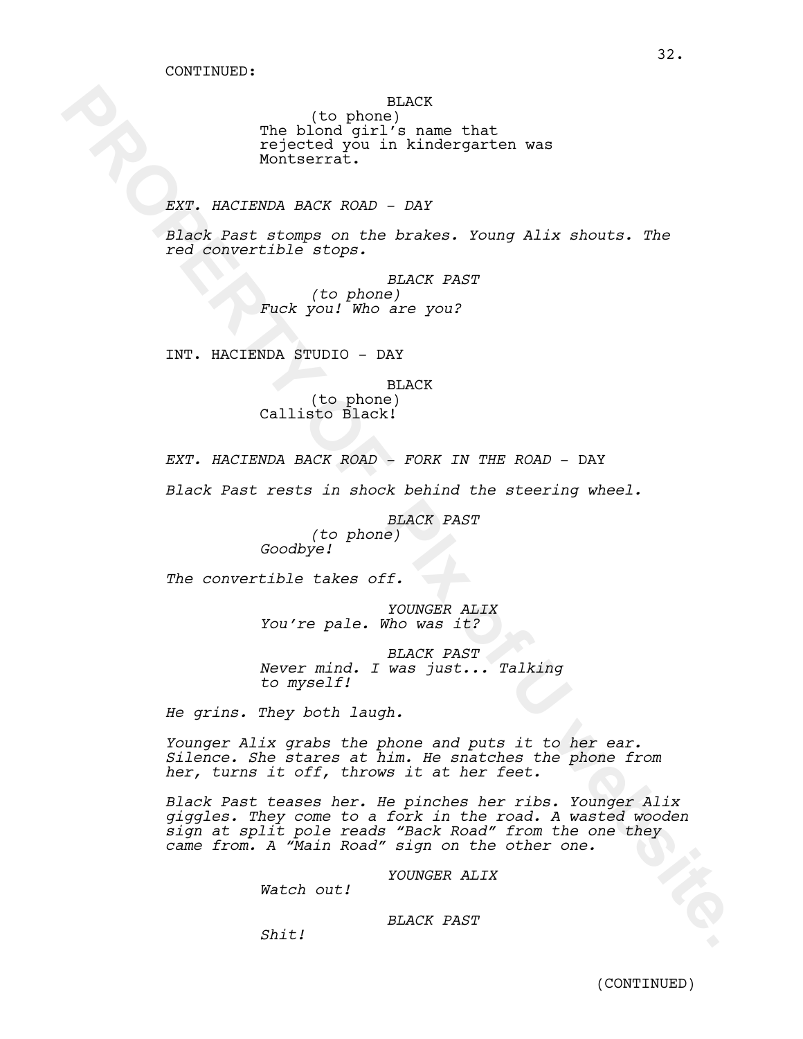CONTINUED:

BLACK
(to phone)
The blond girl's name that rejected you in kindergarten was Montserrat.

*EXT. HACIENDA BACK ROAD - DAY*

*Black Past stomps on the brakes. Young Alix shouts. The red convertible stops.*

*BLACK PAST*
*(to phone)*
*Fuck you! Who are you?*

INT. HACIENDA STUDIO - DAY

BLACK
(to phone)
Callisto Black!

*EXT. HACIENDA BACK ROAD - FORK IN THE ROAD -* DAY

*Black Past rests in shock behind the steering wheel.*

*BLACK PAST*
*(to phone)*
*Goodbye!*

*The convertible takes off.*

*YOUNGER ALIX*
*You're pale. Who was it?*

*BLACK PAST*
*Never mind. I was just... Talking to myself!*

*He grins. They both laugh.*

*Younger Alix grabs the phone and puts it to her ear. Silence. She stares at him. He snatches the phone from her, turns it off, throws it at her feet.*

*Black Past teases her. He pinches her ribs. Younger Alix giggles. They come to a fork in the road. A wasted wooden sign at split pole reads "Back Road" from the one they came from. A "Main Road" sign on the other one.*

*YOUNGER ALIX*
*Watch out!*

*BLACK PAST*
*Shit!*

(CONTINUED)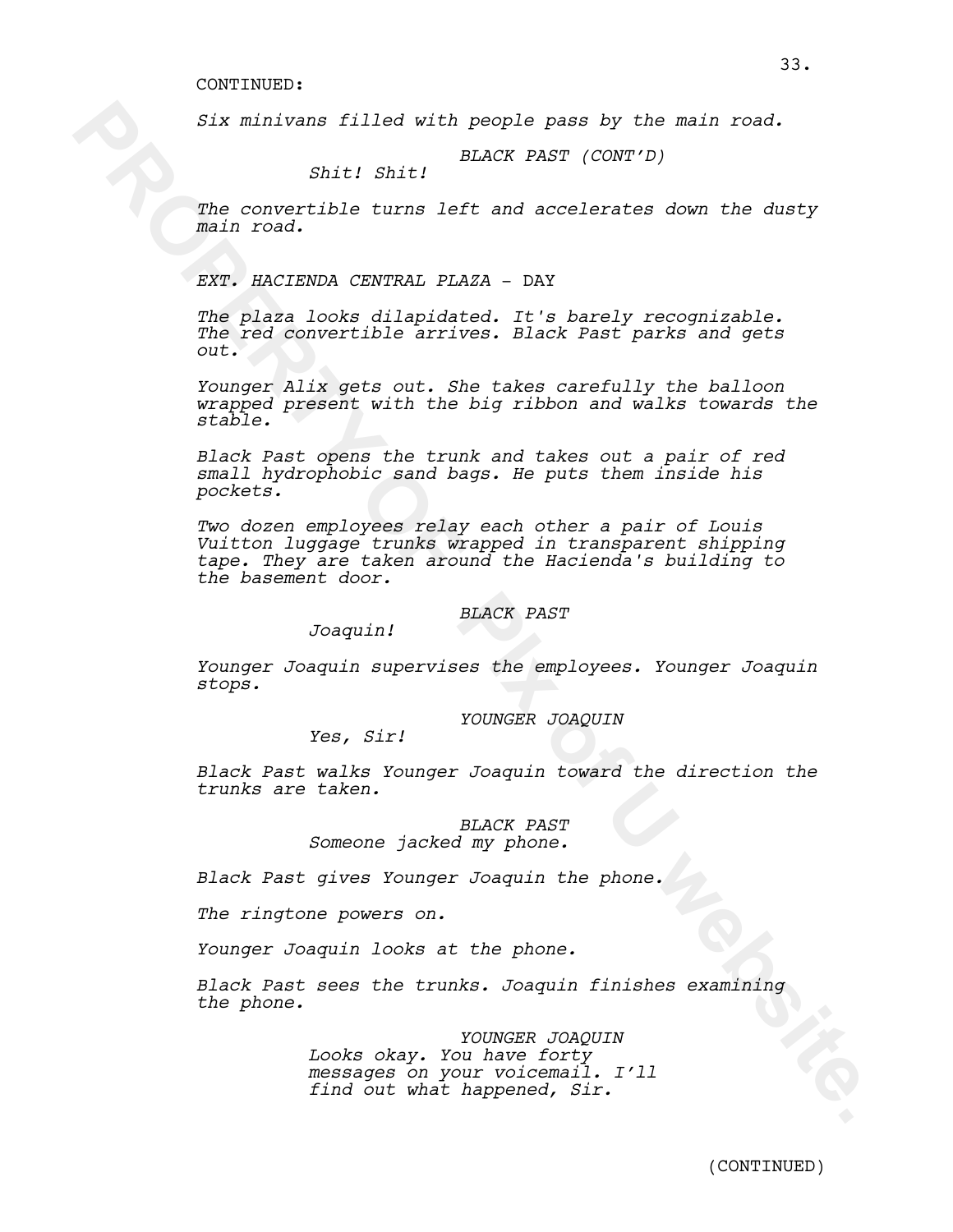CONTINUED:

*Six minivans filled with people pass by the main road.*

*BLACK PAST (CONT'D)*
*Shit! Shit!*

*The convertible turns left and accelerates down the dusty main road.*

*EXT. HACIENDA CENTRAL PLAZA* - DAY

*The plaza looks dilapidated. It's barely recognizable. The red convertible arrives. Black Past parks and gets out.*

*Younger Alix gets out. She takes carefully the balloon wrapped present with the big ribbon and walks towards the stable.*

*Black Past opens the trunk and takes out a pair of red small hydrophobic sand bags. He puts them inside his pockets.*

*Two dozen employees relay each other a pair of Louis Vuitton luggage trunks wrapped in transparent shipping tape. They are taken around the Hacienda's building to the basement door.*

*BLACK PAST*
*Joaquin!*

*Younger Joaquin supervises the employees. Younger Joaquin stops.*

*YOUNGER JOAQUIN*
*Yes, Sir!*

*Black Past walks Younger Joaquin toward the direction the trunks are taken.*

*BLACK PAST*
*Someone jacked my phone.*

*Black Past gives Younger Joaquin the phone.*

*The ringtone powers on.*

*Younger Joaquin looks at the phone.*

*Black Past sees the trunks. Joaquin finishes examining the phone.*

*YOUNGER JOAQUIN*
*Looks okay. You have forty messages on your voicemail. I'll find out what happened, Sir.*

(CONTINUED)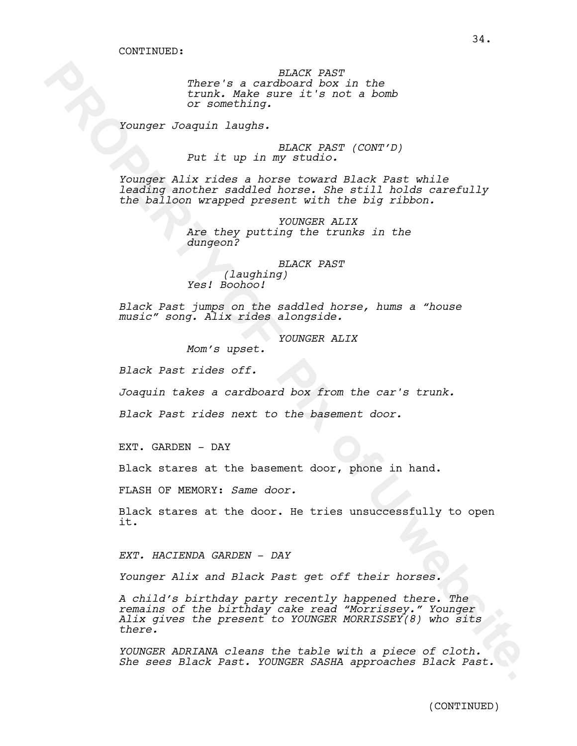CONTINUED:

*BLACK PAST*
*There's a cardboard box in the trunk. Make sure it's not a bomb or something.*

*Younger Joaquin laughs.*

*BLACK PAST (CONT'D)*
*Put it up in my studio.*

*Younger Alix rides a horse toward Black Past while leading another saddled horse. She still holds carefully the balloon wrapped present with the big ribbon.*

*YOUNGER ALIX*
*Are they putting the trunks in the dungeon?*

*BLACK PAST*
*(laughing)*
*Yes! Boohoo!*

*Black Past jumps on the saddled horse, hums a "house music" song. Alix rides alongside.*

*YOUNGER ALIX*
*Mom's upset.*

*Black Past rides off.*

*Joaquin takes a cardboard box from the car's trunk.*

*Black Past rides next to the basement door.*

EXT. GARDEN - DAY

Black stares at the basement door, phone in hand.

FLASH OF MEMORY: *Same door.*

Black stares at the door. He tries unsuccessfully to open it.

*EXT. HACIENDA GARDEN - DAY*

*Younger Alix and Black Past get off their horses.*

*A child's birthday party recently happened there. The remains of the birthday cake read "Morrissey." Younger Alix gives the present to YOUNGER MORRISSEY(8) who sits there.*

*YOUNGER ADRIANA cleans the table with a piece of cloth. She sees Black Past. YOUNGER SASHA approaches Black Past.*

(CONTINUED)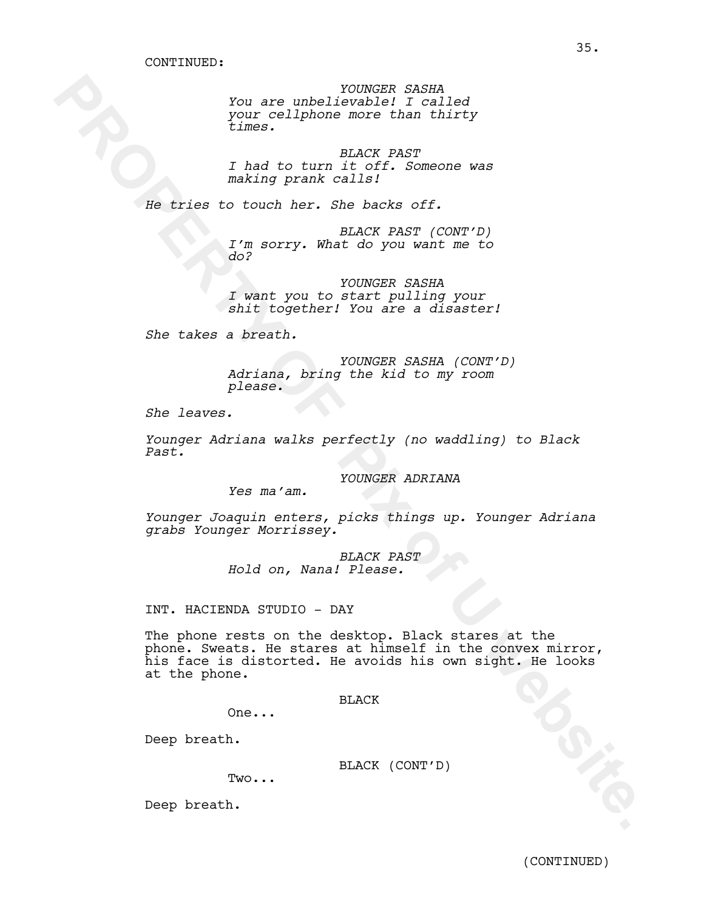CONTINUED:

*YOUNGER SASHA*
*You are unbelievable! I called your cellphone more than thirty times.*

*BLACK PAST*
*I had to turn it off. Someone was making prank calls!*

*He tries to touch her. She backs off.*

*BLACK PAST (CONT'D)*
*I'm sorry. What do you want me to do?*

*YOUNGER SASHA*
*I want you to start pulling your shit together! You are a disaster!*

*She takes a breath.*

*YOUNGER SASHA (CONT'D)*
*Adriana, bring the kid to my room please.*

*She leaves.*

*Younger Adriana walks perfectly (no waddling) to Black Past.*

*YOUNGER ADRIANA*
*Yes ma'am.*

*Younger Joaquin enters, picks things up. Younger Adriana grabs Younger Morrissey.*

*BLACK PAST*
*Hold on, Nana! Please.*

INT. HACIENDA STUDIO - DAY

The phone rests on the desktop. Black stares at the phone. Sweats. He stares at himself in the convex mirror, his face is distorted. He avoids his own sight. He looks at the phone.

BLACK
One...

Deep breath.

BLACK (CONT'D)
Two...

Deep breath.

(CONTINUED)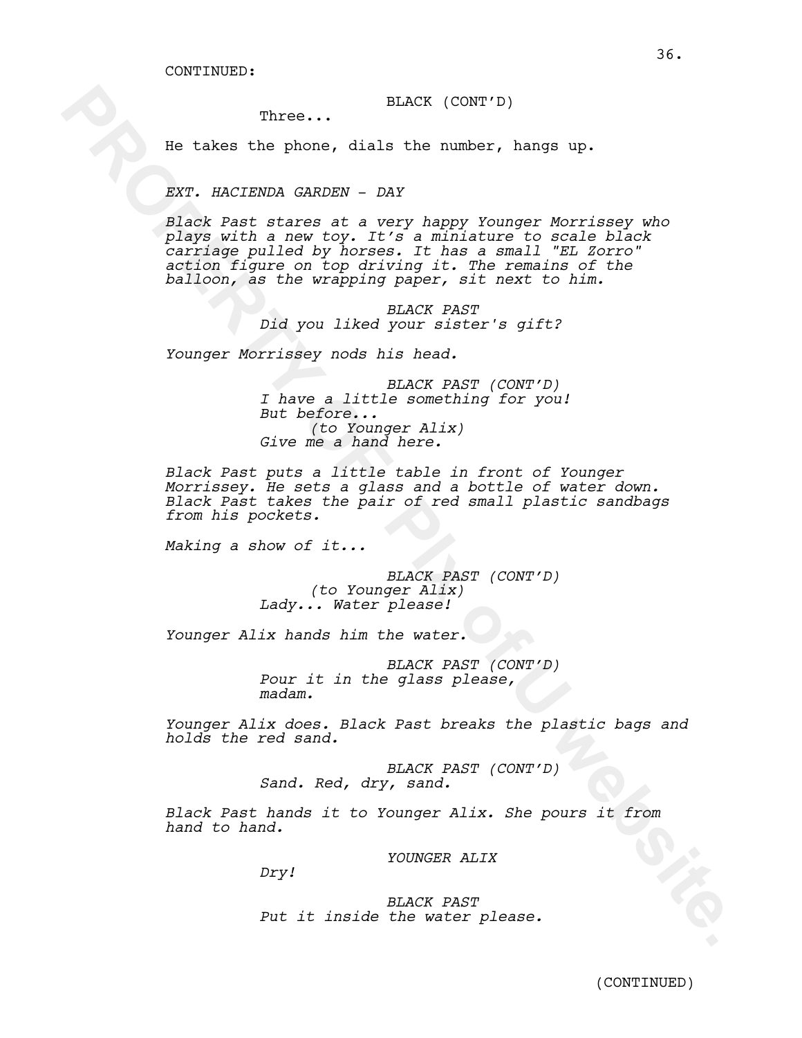CONTINUED:

BLACK (CONT'D)
Three...

He takes the phone, dials the number, hangs up.

*EXT. HACIENDA GARDEN - DAY*

*Black Past stares at a very happy Younger Morrissey who plays with a new toy. It's a miniature to scale black carriage pulled by horses. It has a small "EL Zorro" action figure on top driving it. The remains of the balloon, as the wrapping paper, sit next to him.*

*BLACK PAST*
*Did you liked your sister's gift?*

*Younger Morrissey nods his head.*

*BLACK PAST (CONT'D)*
*I have a little something for you! But before...*
*(to Younger Alix)*
*Give me a hand here.*

*Black Past puts a little table in front of Younger Morrissey. He sets a glass and a bottle of water down. Black Past takes the pair of red small plastic sandbags from his pockets.*

*Making a show of it...*

*BLACK PAST (CONT'D)*
*(to Younger Alix)*
*Lady... Water please!*

*Younger Alix hands him the water.*

*BLACK PAST (CONT'D)*
*Pour it in the glass please, madam.*

*Younger Alix does. Black Past breaks the plastic bags and holds the red sand.*

*BLACK PAST (CONT'D)*
*Sand. Red, dry, sand.*

*Black Past hands it to Younger Alix. She pours it from hand to hand.*

*YOUNGER ALIX*
*Dry!*

*BLACK PAST*
*Put it inside the water please.*

(CONTINUED)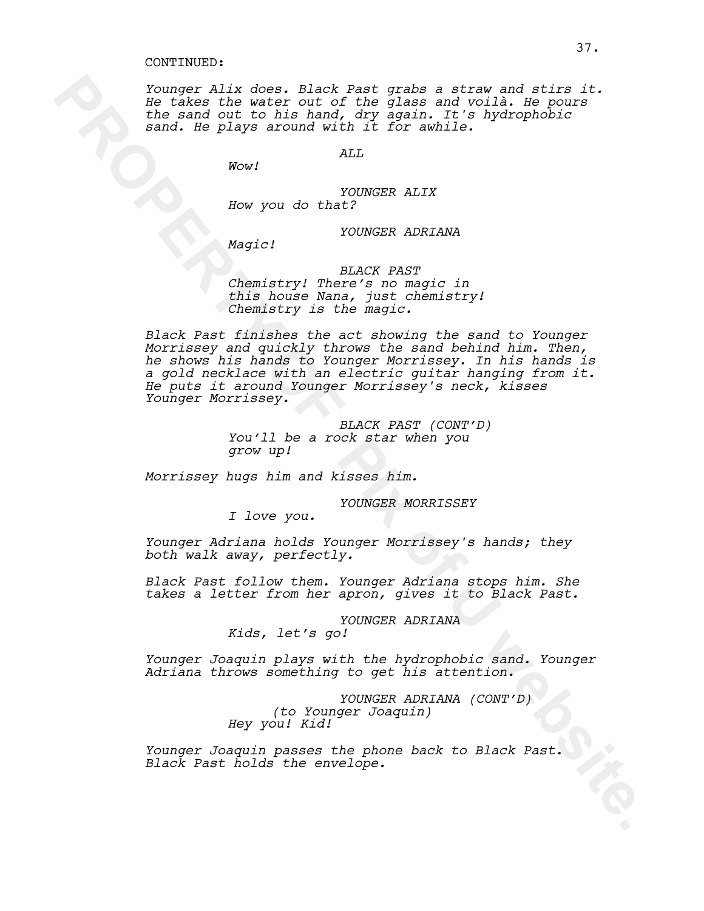CONTINUED:

*Younger Alix does. Black Past grabs a straw and stirs it. He takes the water out of the glass and voilà. He pours the sand out to his hand, dry again. It's hydrophobic sand. He plays around with it for awhile.*

*ALL*

*Wow!*

*YOUNGER ALIX*

*How you do that?*

*YOUNGER ADRIANA*

*Magic!*

*BLACK PAST*

*Chemistry! There's no magic in this house Nana, just chemistry! Chemistry is the magic.*

*Black Past finishes the act showing the sand to Younger Morrissey and quickly throws the sand behind him. Then, he shows his hands to Younger Morrissey. In his hands is a gold necklace with an electric guitar hanging from it. He puts it around Younger Morrissey's neck, kisses Younger Morrissey.*

*BLACK PAST (CONT'D)*

*You'll be a rock star when you grow up!*

*Morrissey hugs him and kisses him.*

*YOUNGER MORRISSEY*

*I love you.*

*Younger Adriana holds Younger Morrissey's hands; they both walk away, perfectly.*

*Black Past follow them. Younger Adriana stops him. She takes a letter from her apron, gives it to Black Past.*

*YOUNGER ADRIANA*

*Kids, let's go!*

*Younger Joaquin plays with the hydrophobic sand. Younger Adriana throws something to get his attention.*

*YOUNGER ADRIANA (CONT'D)*

*(to Younger Joaquin)*

*Hey you! Kid!*

*Younger Joaquin passes the phone back to Black Past. Black Past holds the envelope.*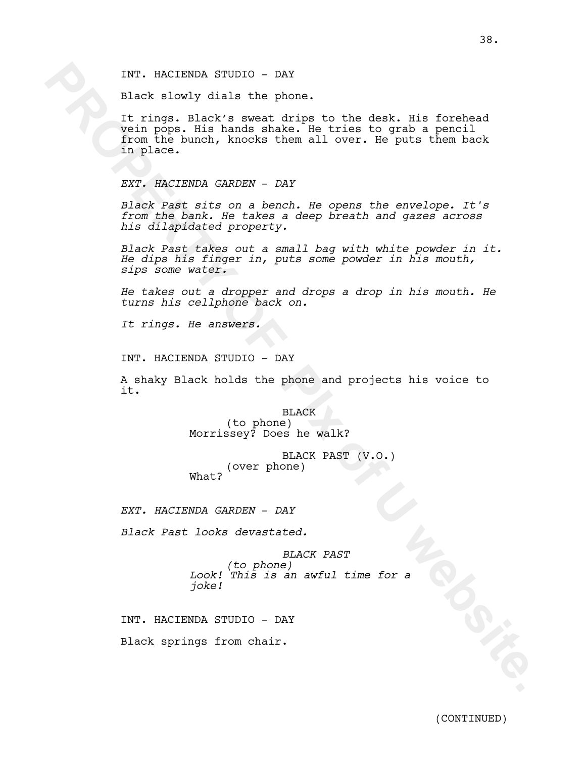INT. HACIENDA STUDIO - DAY

Black slowly dials the phone.

It rings. Black's sweat drips to the desk. His forehead vein pops. His hands shake. He tries to grab a pencil from the bunch, knocks them all over. He puts them back in place.

*EXT. HACIENDA GARDEN - DAY*

*Black Past sits on a bench. He opens the envelope. It's from the bank. He takes a deep breath and gazes across his dilapidated property.*

*Black Past takes out a small bag with white powder in it. He dips his finger in, puts some powder in his mouth, sips some water.*

*He takes out a dropper and drops a drop in his mouth. He turns his cellphone back on.*

*It rings. He answers.*

INT. HACIENDA STUDIO - DAY

A shaky Black holds the phone and projects his voice to it.

BLACK
(to phone)
Morrissey? Does he walk?

BLACK PAST (V.O.)
(over phone)
What?

*EXT. HACIENDA GARDEN - DAY*

*Black Past looks devastated.*

*BLACK PAST*
*(to phone)*
*Look! This is an awful time for a joke!*

INT. HACIENDA STUDIO - DAY

Black springs from chair.

(CONTINUED)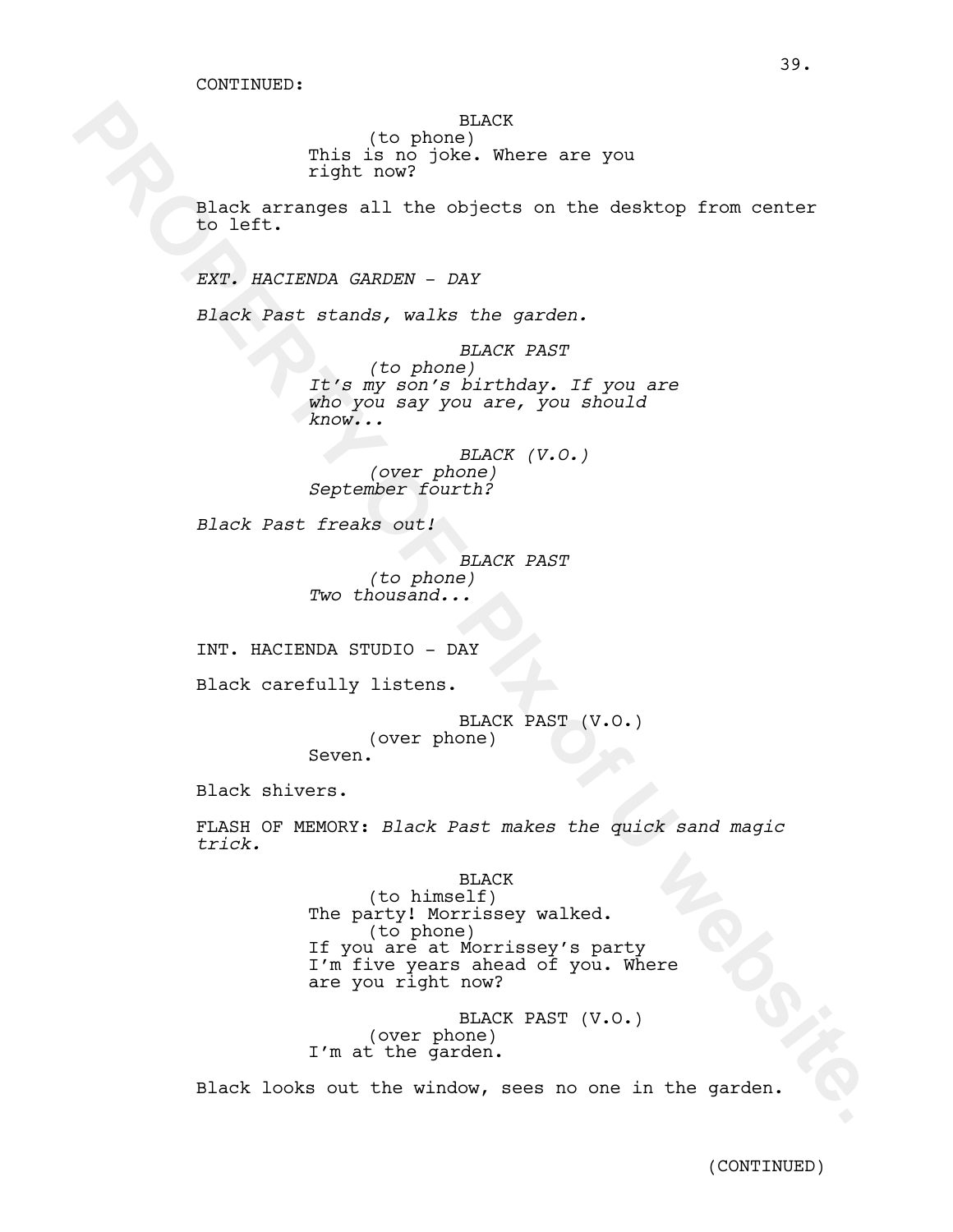CONTINUED:

BLACK
(to phone)
This is no joke. Where are you right now?

Black arranges all the objects on the desktop from center to left.

*EXT. HACIENDA GARDEN - DAY*

*Black Past stands, walks the garden.*

*BLACK PAST*
*(to phone)*
*It's my son's birthday. If you are who you say you are, you should know...*

*BLACK (V.O.)*
*(over phone)*
*September fourth?*

*Black Past freaks out!*

*BLACK PAST*
*(to phone)*
*Two thousand...*

INT. HACIENDA STUDIO - DAY

Black carefully listens.

BLACK PAST (V.O.)
(over phone)
Seven.

Black shivers.

FLASH OF MEMORY: *Black Past makes the quick sand magic trick.*

BLACK
(to himself)
The party! Morrissey walked.
(to phone)
If you are at Morrissey's party I'm five years ahead of you. Where are you right now?

BLACK PAST (V.O.)
(over phone)
I'm at the garden.

Black looks out the window, sees no one in the garden.

(CONTINUED)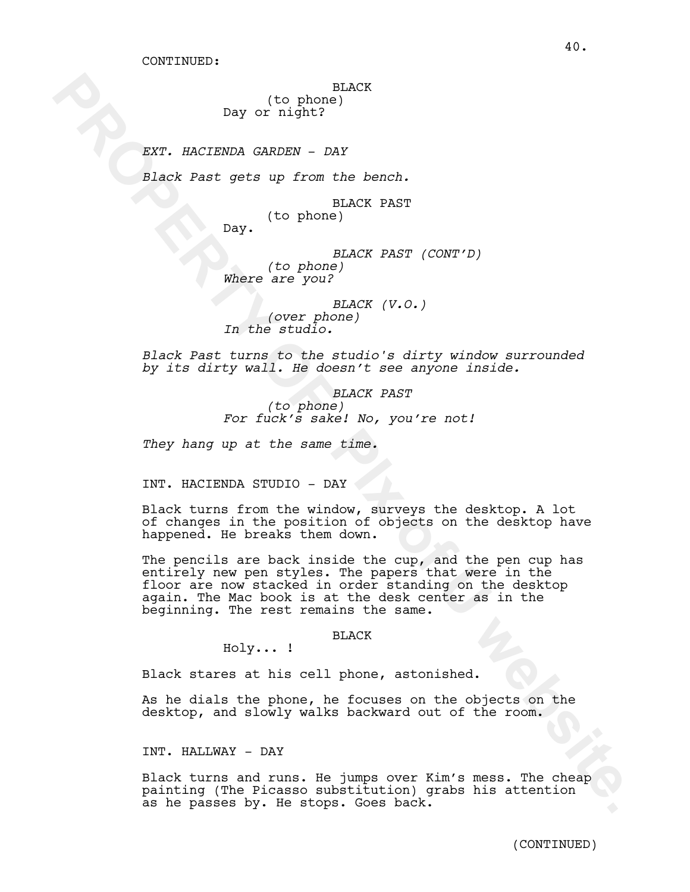CONTINUED:

BLACK
(to phone)
Day or night?

*EXT. HACIENDA GARDEN - DAY*

*Black Past gets up from the bench.*

BLACK PAST
(to phone)
Day.

*BLACK PAST (CONT'D)*
*(to phone)*
*Where are you?*

*BLACK (V.O.)*
*(over phone)*
*In the studio.*

*Black Past turns to the studio's dirty window surrounded by its dirty wall. He doesn't see anyone inside.*

*BLACK PAST*
*(to phone)*
*For fuck's sake! No, you're not!*

*They hang up at the same time.*

INT. HACIENDA STUDIO - DAY

Black turns from the window, surveys the desktop. A lot of changes in the position of objects on the desktop have happened. He breaks them down.

The pencils are back inside the cup, and the pen cup has entirely new pen styles. The papers that were in the floor are now stacked in order standing on the desktop again. The Mac book is at the desk center as in the beginning. The rest remains the same.

BLACK
Holy... !

Black stares at his cell phone, astonished.

As he dials the phone, he focuses on the objects on the desktop, and slowly walks backward out of the room.

INT. HALLWAY - DAY

Black turns and runs. He jumps over Kim's mess. The cheap painting (The Picasso substitution) grabs his attention as he passes by. He stops. Goes back.

(CONTINUED)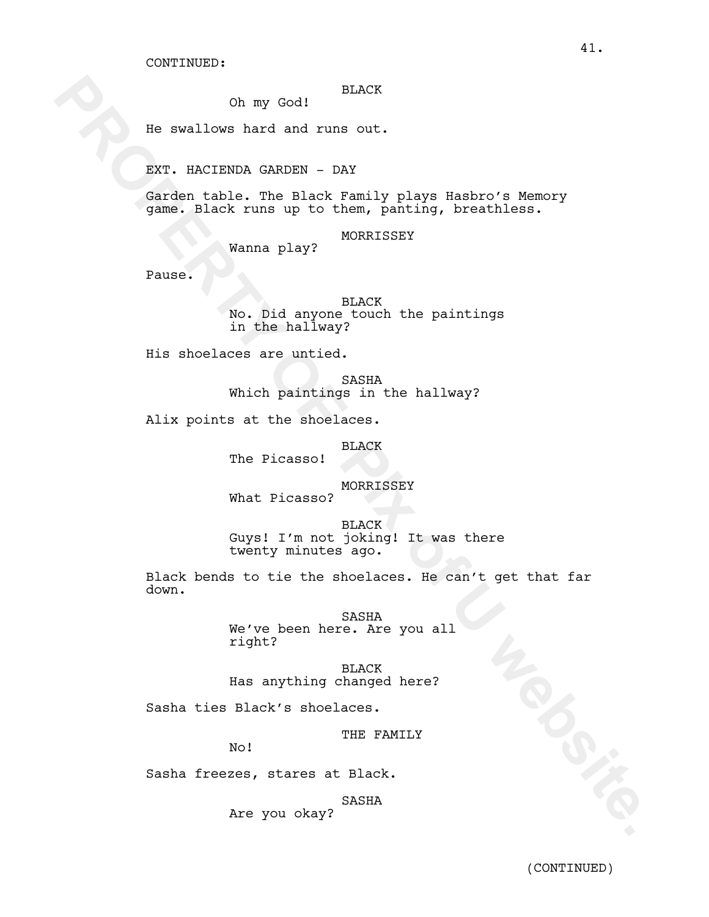CONTINUED:

BLACK
Oh my God!

He swallows hard and runs out.

EXT. HACIENDA GARDEN - DAY

Garden table. The Black Family plays Hasbro's Memory game. Black runs up to them, panting, breathless.

MORRISSEY
Wanna play?

Pause.

BLACK
No. Did anyone touch the paintings in the hallway?

His shoelaces are untied.

SASHA
Which paintings in the hallway?

Alix points at the shoelaces.

BLACK
The Picasso!

MORRISSEY
What Picasso?

BLACK
Guys! I'm not joking! It was there twenty minutes ago.

Black bends to tie the shoelaces. He can't get that far down.

SASHA
We've been here. Are you all right?

BLACK
Has anything changed here?

Sasha ties Black's shoelaces.

THE FAMILY
No!

Sasha freezes, stares at Black.

SASHA
Are you okay?

(CONTINUED)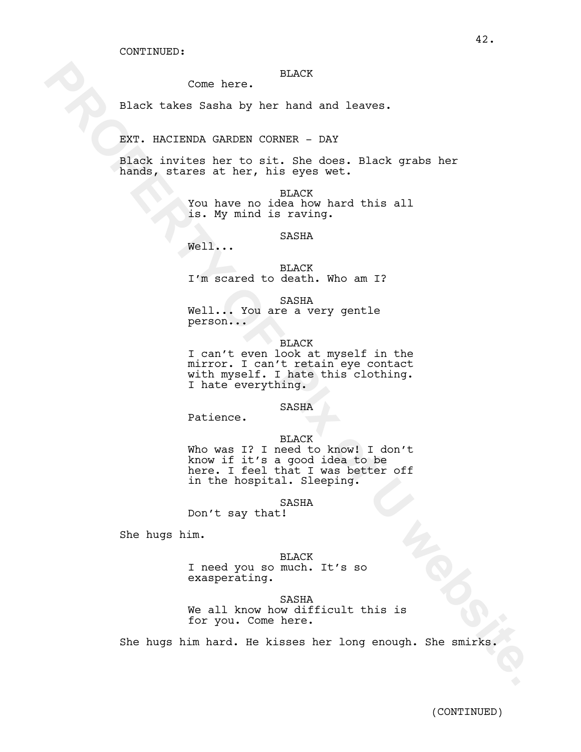CONTINUED:

BLACK

Come here.

Black takes Sasha by her hand and leaves.

EXT. HACIENDA GARDEN CORNER - DAY

Black invites her to sit. She does. Black grabs her hands, stares at her, his eyes wet.

BLACK

You have no idea how hard this all is. My mind is raving.

SASHA

Well...

BLACK

I'm scared to death. Who am I?

SASHA

Well... You are a very gentle person...

BLACK

I can't even look at myself in the mirror. I can't retain eye contact with myself. I hate this clothing. I hate everything.

SASHA

Patience.

BLACK

Who was I? I need to know! I don't know if it's a good idea to be here. I feel that I was better off in the hospital. Sleeping.

SASHA

Don't say that!

She hugs him.

BLACK

I need you so much. It's so exasperating.

SASHA

We all know how difficult this is for you. Come here.

She hugs him hard. He kisses her long enough. She smirks.

(CONTINUED)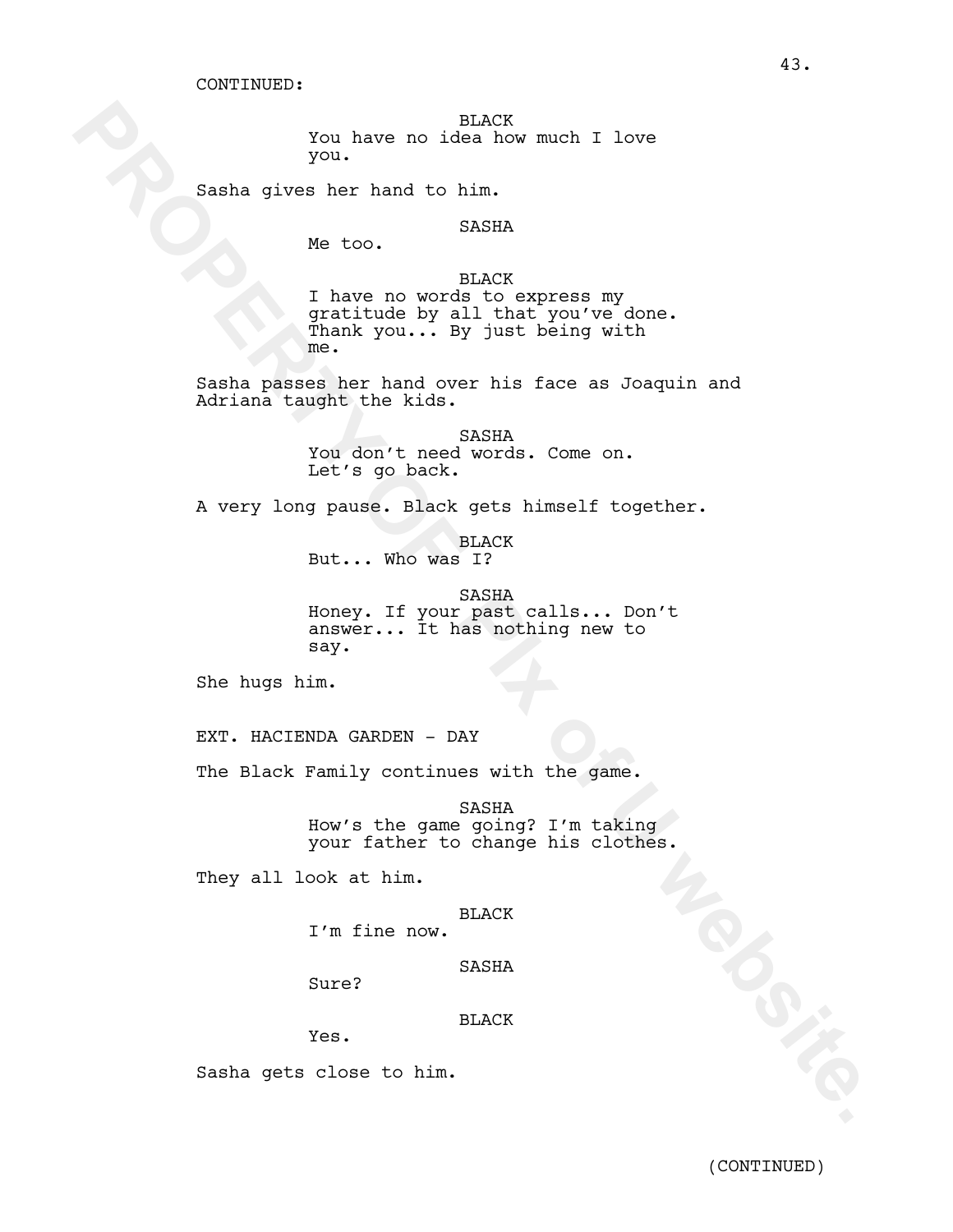CONTINUED:

BLACK
You have no idea how much I love you.

Sasha gives her hand to him.

SASHA
Me too.

BLACK
I have no words to express my gratitude by all that you've done. Thank you... By just being with me.

Sasha passes her hand over his face as Joaquin and Adriana taught the kids.

SASHA
You don't need words. Come on. Let's go back.

A very long pause. Black gets himself together.

BLACK
But... Who was I?

SASHA
Honey. If your past calls... Don't answer... It has nothing new to say.

She hugs him.

EXT. HACIENDA GARDEN - DAY

The Black Family continues with the game.

SASHA
How's the game going? I'm taking your father to change his clothes.

They all look at him.

BLACK
I'm fine now.

SASHA
Sure?

BLACK
Yes.

Sasha gets close to him.

(CONTINUED)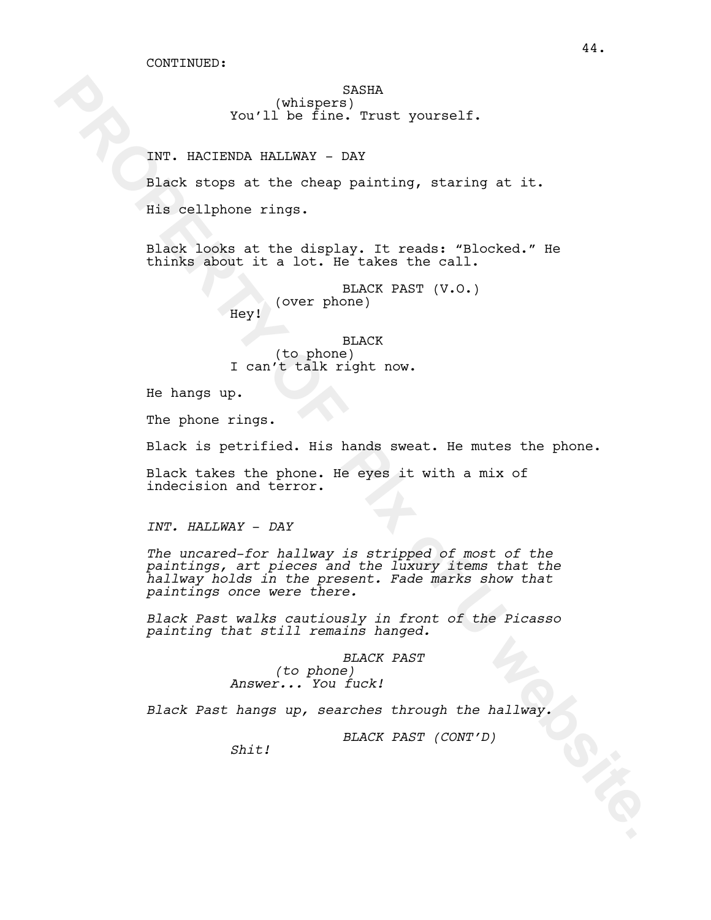CONTINUED:

SASHA
(whispers)
You'll be fine. Trust yourself.

INT. HACIENDA HALLWAY - DAY

Black stops at the cheap painting, staring at it.

His cellphone rings.

Black looks at the display. It reads: "Blocked." He thinks about it a lot. He takes the call.

BLACK PAST (V.O.)
(over phone)
Hey!

BLACK
(to phone)
I can't talk right now.

He hangs up.

The phone rings.

Black is petrified. His hands sweat. He mutes the phone.

Black takes the phone. He eyes it with a mix of indecision and terror.

*INT. HALLWAY - DAY*

*The uncared-for hallway is stripped of most of the paintings, art pieces and the luxury items that the hallway holds in the present. Fade marks show that paintings once were there.*

*Black Past walks cautiously in front of the Picasso painting that still remains hanged.*

*BLACK PAST*
*(to phone)*
*Answer... You fuck!*

*Black Past hangs up, searches through the hallway.*

*BLACK PAST (CONT'D)*
*Shit!*

PROPERTY OF Pix of U website.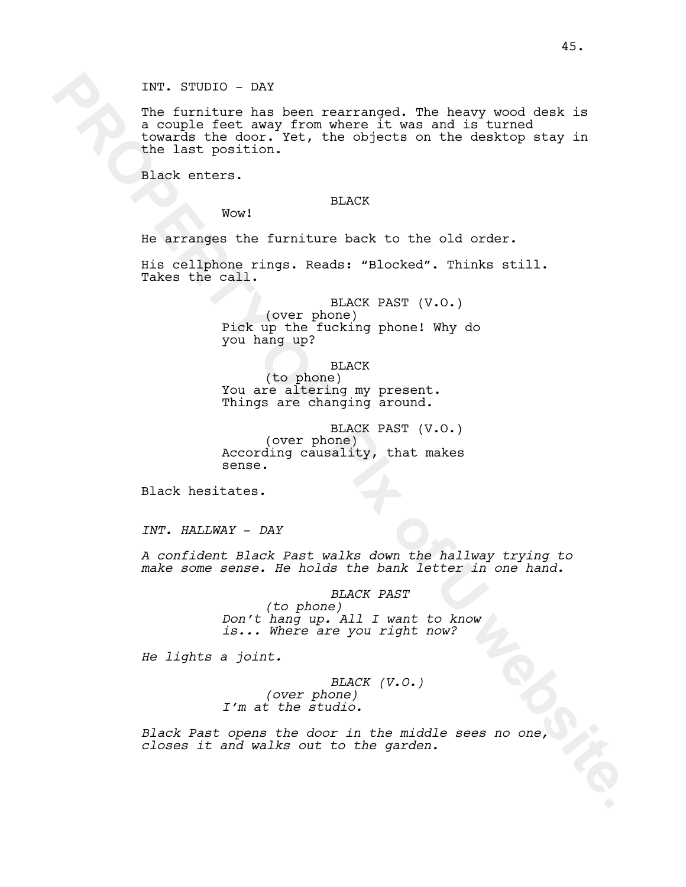INT. STUDIO - DAY

The furniture has been rearranged. The heavy wood desk is a couple feet away from where it was and is turned towards the door. Yet, the objects on the desktop stay in the last position.

Black enters.

BLACK
Wow!

He arranges the furniture back to the old order.

His cellphone rings. Reads: “Blocked”. Thinks still. Takes the call.

BLACK PAST (V.O.)
(over phone)
Pick up the fucking phone! Why do you hang up?

BLACK
(to phone)
You are altering my present. Things are changing around.

BLACK PAST (V.O.)
(over phone)
According causality, that makes sense.

Black hesitates.

*INT. HALLWAY - DAY*

*A confident Black Past walks down the hallway trying to make some sense. He holds the bank letter in one hand.*

*BLACK PAST*
*(to phone)*
*Don’t hang up. All I want to know is... Where are you right now?*

*He lights a joint.*

*BLACK (V.O.)*
*(over phone)*
*I’m at the studio.*

*Black Past opens the door in the middle sees no one, closes it and walks out to the garden.*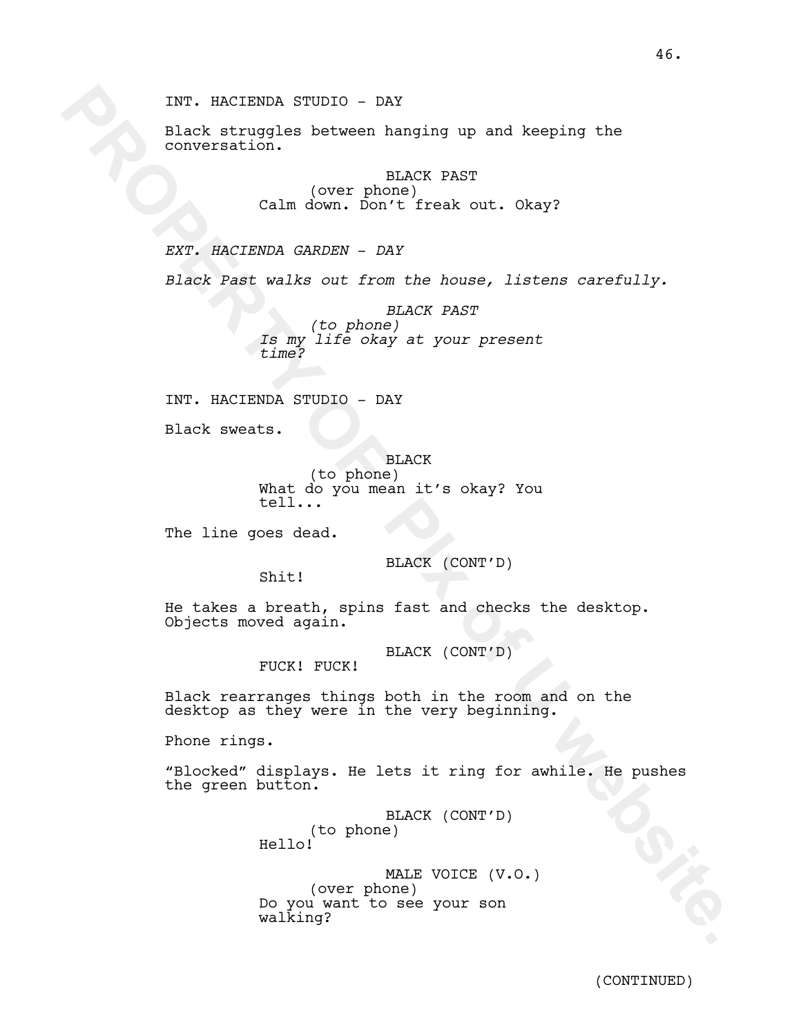INT. HACIENDA STUDIO - DAY

Black struggles between hanging up and keeping the conversation.

BLACK PAST
(over phone)
Calm down. Don't freak out. Okay?

*EXT. HACIENDA GARDEN - DAY*

*Black Past walks out from the house, listens carefully.*

*BLACK PAST*
*(to phone)*
*Is my life okay at your present time?*

INT. HACIENDA STUDIO - DAY

Black sweats.

BLACK
(to phone)
What do you mean it's okay? You tell...

The line goes dead.

BLACK (CONT'D)
Shit!

He takes a breath, spins fast and checks the desktop. Objects moved again.

BLACK (CONT'D)
FUCK! FUCK!

Black rearranges things both in the room and on the desktop as they were in the very beginning.

Phone rings.

"Blocked" displays. He lets it ring for awhile. He pushes the green button.

BLACK (CONT'D)
(to phone)
Hello!

MALE VOICE (V.O.)
(over phone)
Do you want to see your son walking?

(CONTINUED)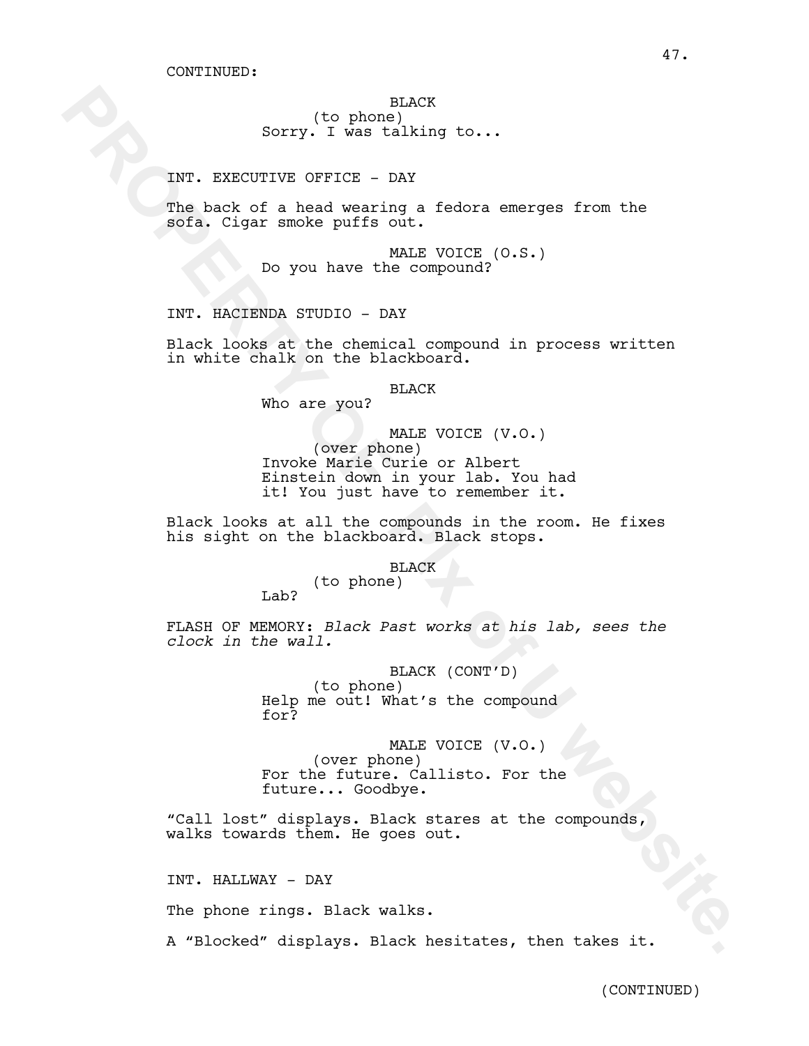CONTINUED:

BLACK
(to phone)
Sorry. I was talking to...

INT. EXECUTIVE OFFICE - DAY

The back of a head wearing a fedora emerges from the sofa. Cigar smoke puffs out.

MALE VOICE (O.S.)
Do you have the compound?

INT. HACIENDA STUDIO - DAY

Black looks at the chemical compound in process written in white chalk on the blackboard.

BLACK
Who are you?

MALE VOICE (V.O.)
(over phone)
Invoke Marie Curie or Albert Einstein down in your lab. You had it! You just have to remember it.

Black looks at all the compounds in the room. He fixes his sight on the blackboard. Black stops.

BLACK
(to phone)
Lab?

FLASH OF MEMORY: *Black Past works at his lab, sees the clock in the wall.*

BLACK (CONT'D)
(to phone)
Help me out! What's the compound for?

MALE VOICE (V.O.)
(over phone)
For the future. Callisto. For the future... Goodbye.

"Call lost" displays. Black stares at the compounds, walks towards them. He goes out.

INT. HALLWAY - DAY

The phone rings. Black walks.

A "Blocked" displays. Black hesitates, then takes it.

(CONTINUED)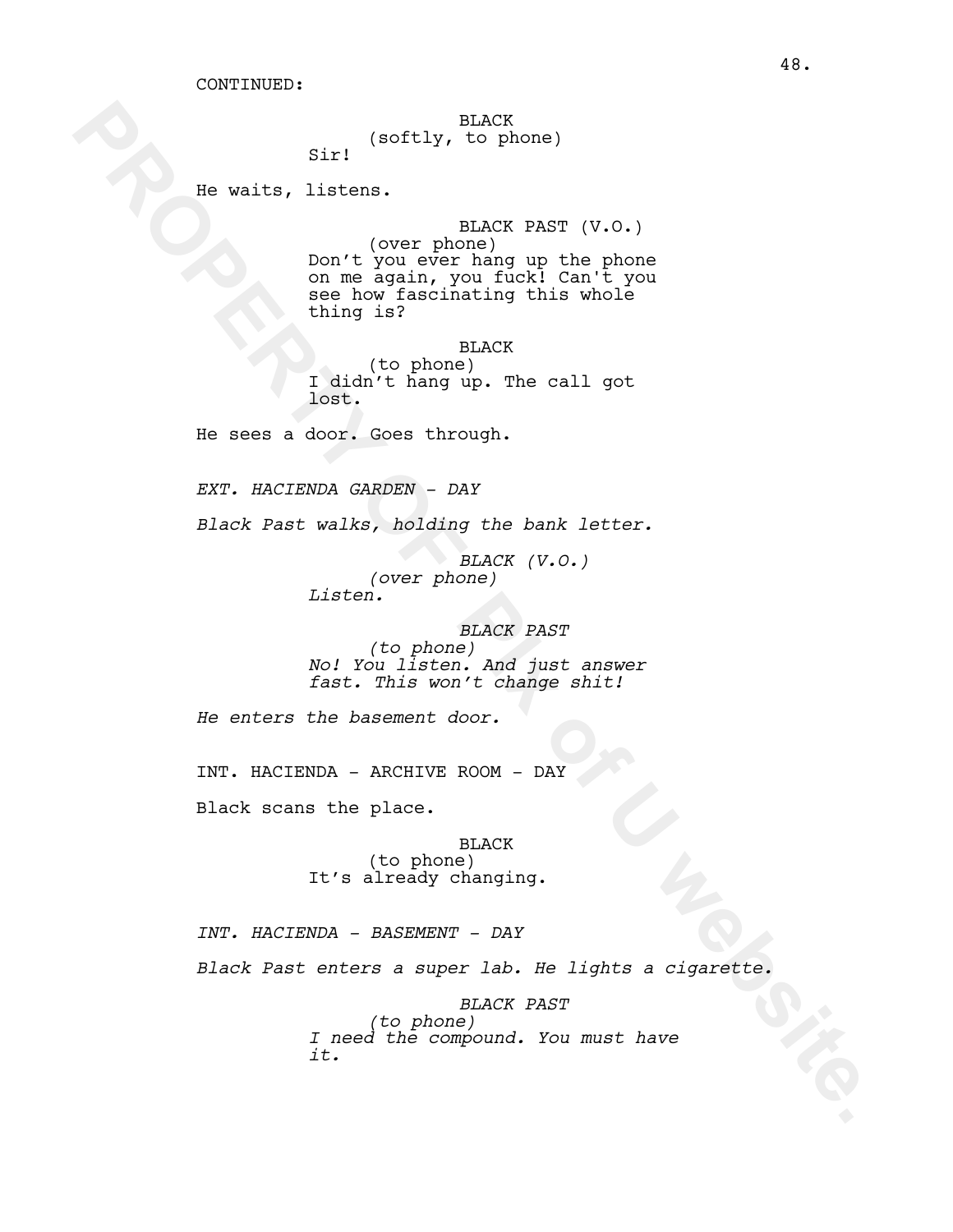CONTINUED:

BLACK
(softly, to phone)
Sir!

He waits, listens.

BLACK PAST (V.O.)
(over phone)
Don't you ever hang up the phone on me again, you fuck! Can't you see how fascinating this whole thing is?

BLACK
(to phone)
I didn't hang up. The call got lost.

He sees a door. Goes through.

*EXT. HACIENDA GARDEN - DAY*

*Black Past walks, holding the bank letter.*

*BLACK (V.O.)*
*(over phone)*
*Listen.*

*BLACK PAST*
*(to phone)*
*No! You listen. And just answer fast. This won't change shit!*

*He enters the basement door.*

INT. HACIENDA - ARCHIVE ROOM - DAY

Black scans the place.

BLACK
(to phone)
It's already changing.

*INT. HACIENDA - BASEMENT - DAY*

*Black Past enters a super lab. He lights a cigarette.*

*BLACK PAST*
*(to phone)*
*I need the compound. You must have it.*

PROPERTY OF RK of U website.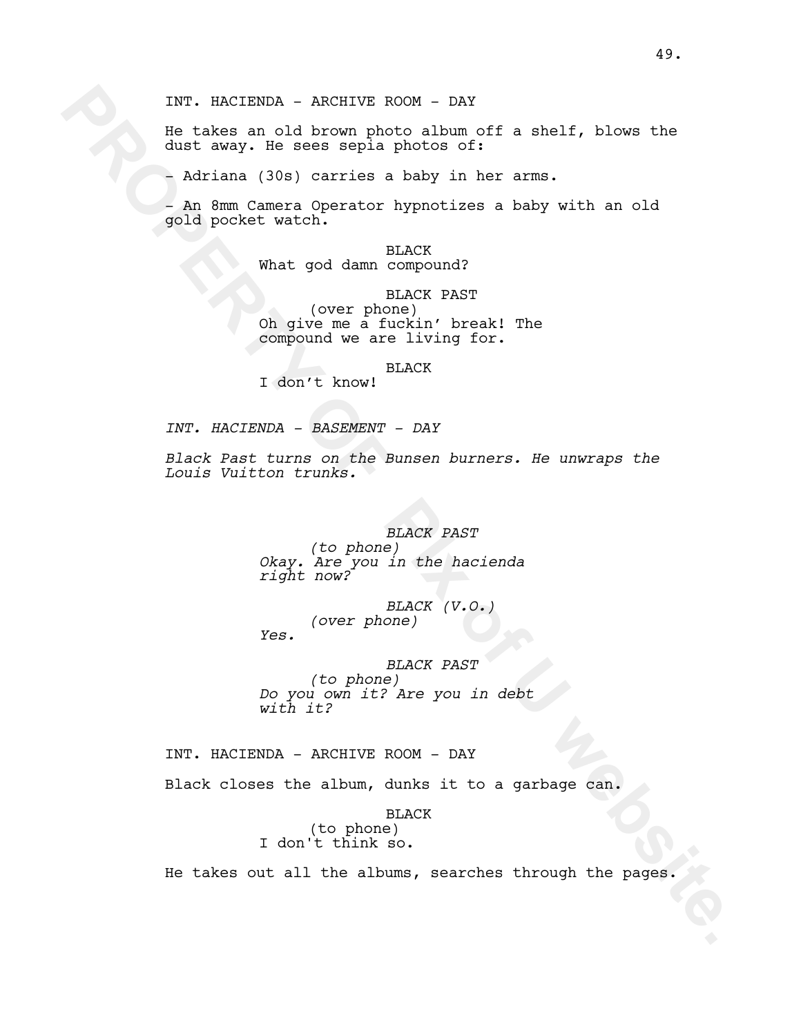INT. HACIENDA - ARCHIVE ROOM - DAY

He takes an old brown photo album off a shelf, blows the dust away. He sees sepia photos of:

- Adriana (30s) carries a baby in her arms.

- An 8mm Camera Operator hypnotizes a baby with an old gold pocket watch.

BLACK
What god damn compound?

BLACK PAST
(over phone)
Oh give me a fuckin' break! The compound we are living for.

BLACK
I don't know!

*INT. HACIENDA - BASEMENT - DAY*

*Black Past turns on the Bunsen burners. He unwraps the Louis Vuitton trunks.*

*BLACK PAST*
*(to phone)*
*Okay. Are you in the hacienda right now?*

*BLACK (V.O.)*
*(over phone)*
*Yes.*

*BLACK PAST*
*(to phone)*
*Do you own it? Are you in debt with it?*

INT. HACIENDA - ARCHIVE ROOM - DAY

Black closes the album, dunks it to a garbage can.

BLACK
(to phone)
I don't think so.

He takes out all the albums, searches through the pages.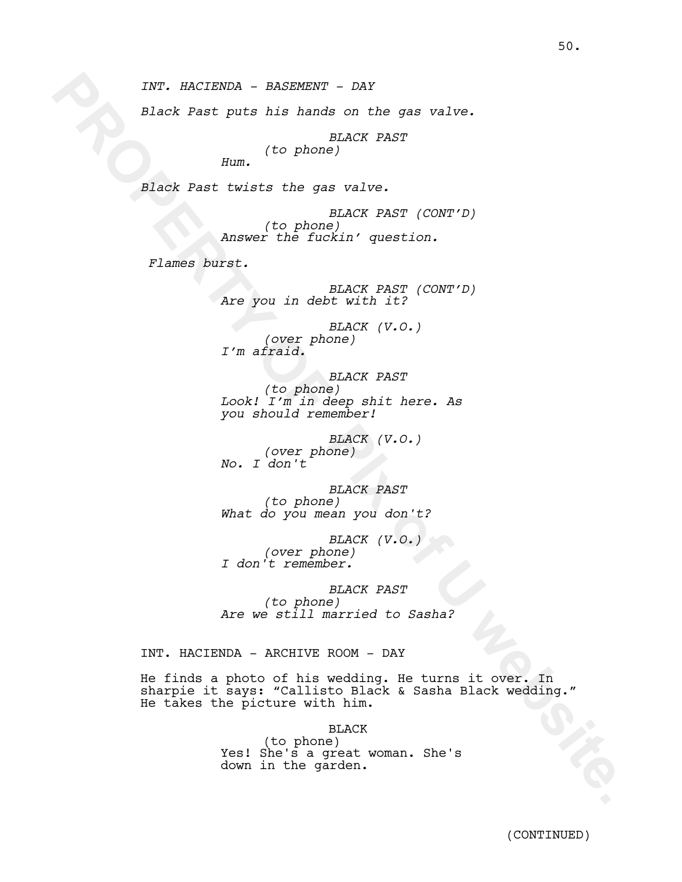*INT. HACIENDA - BASEMENT - DAY*

*Black Past puts his hands on the gas valve.*

*BLACK PAST*
*(to phone)*
*Hum.*

*Black Past twists the gas valve.*

*BLACK PAST (CONT'D)*
*(to phone)*
*Answer the fuckin' question.*

*Flames burst.*

*BLACK PAST (CONT'D)*
*Are you in debt with it?*

*BLACK (V.O.)*
*(over phone)*
*I'm afraid.*

*BLACK PAST*
*(to phone)*
*Look! I'm in deep shit here. As you should remember!*

*BLACK (V.O.)*
*(over phone)*
*No. I don't*

*BLACK PAST*
*(to phone)*
*What do you mean you don't?*

*BLACK (V.O.)*
*(over phone)*
*I don't remember.*

*BLACK PAST*
*(to phone)*
*Are we still married to Sasha?*

INT. HACIENDA - ARCHIVE ROOM - DAY

He finds a photo of his wedding. He turns it over. In sharpie it says: "Callisto Black & Sasha Black wedding." He takes the picture with him.

BLACK
(to phone)
Yes! She's a great woman. She's down in the garden.

(CONTINUED)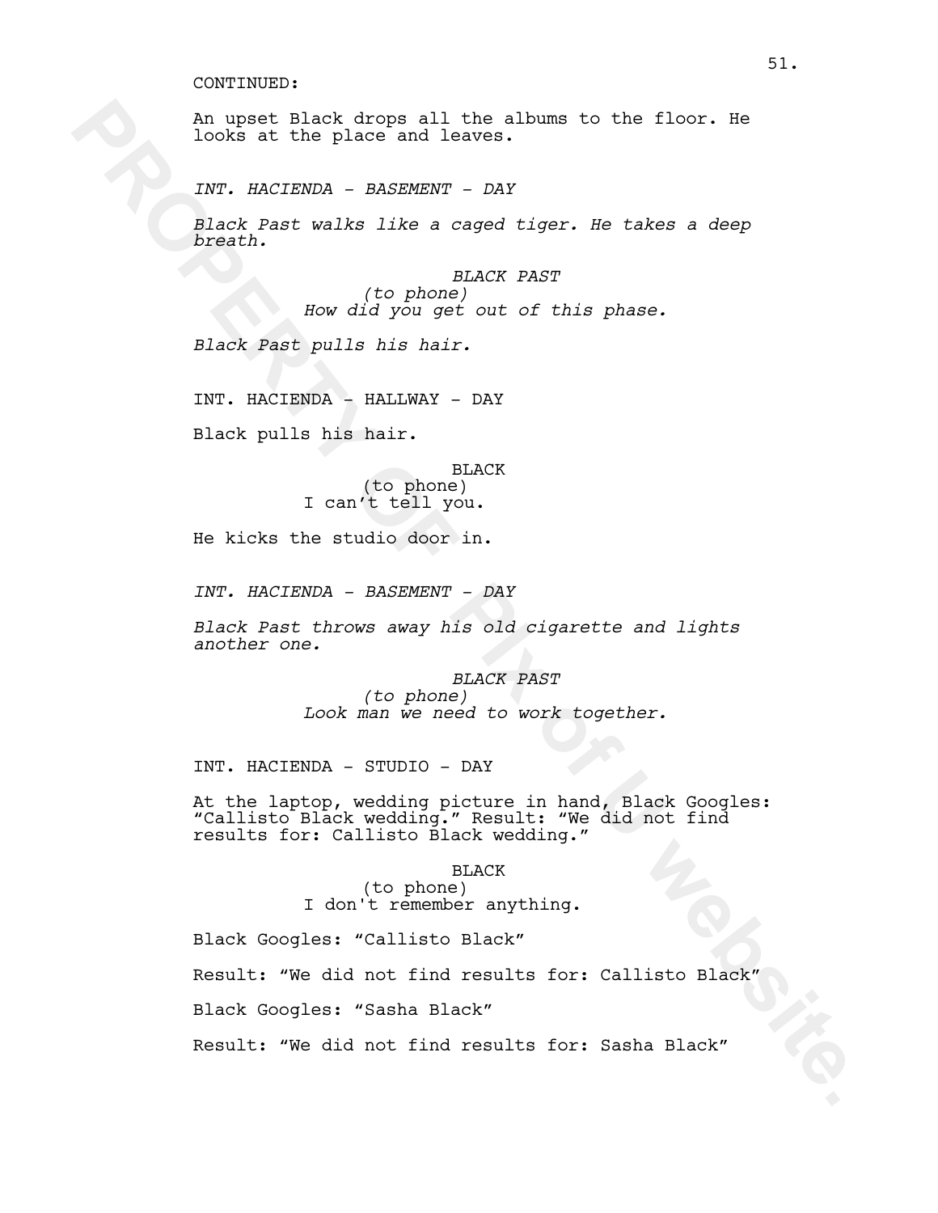CONTINUED:

An upset Black drops all the albums to the floor. He looks at the place and leaves.

*INT. HACIENDA - BASEMENT - DAY*

*Black Past walks like a caged tiger. He takes a deep breath.*

*BLACK PAST*
*(to phone)*
*How did you get out of this phase.*

*Black Past pulls his hair.*

INT. HACIENDA - HALLWAY - DAY

Black pulls his hair.

BLACK
(to phone)
I can't tell you.

He kicks the studio door in.

*INT. HACIENDA - BASEMENT - DAY*

*Black Past throws away his old cigarette and lights another one.*

*BLACK PAST*
*(to phone)*
*Look man we need to work together.*

INT. HACIENDA - STUDIO - DAY

At the laptop, wedding picture in hand, Black Googles: "Callisto Black wedding." Result: "We did not find results for: Callisto Black wedding."

BLACK
(to phone)
I don't remember anything.

Black Googles: "Callisto Black"

Result: "We did not find results for: Callisto Black"

Black Googles: "Sasha Black"

Result: "We did not find results for: Sasha Black"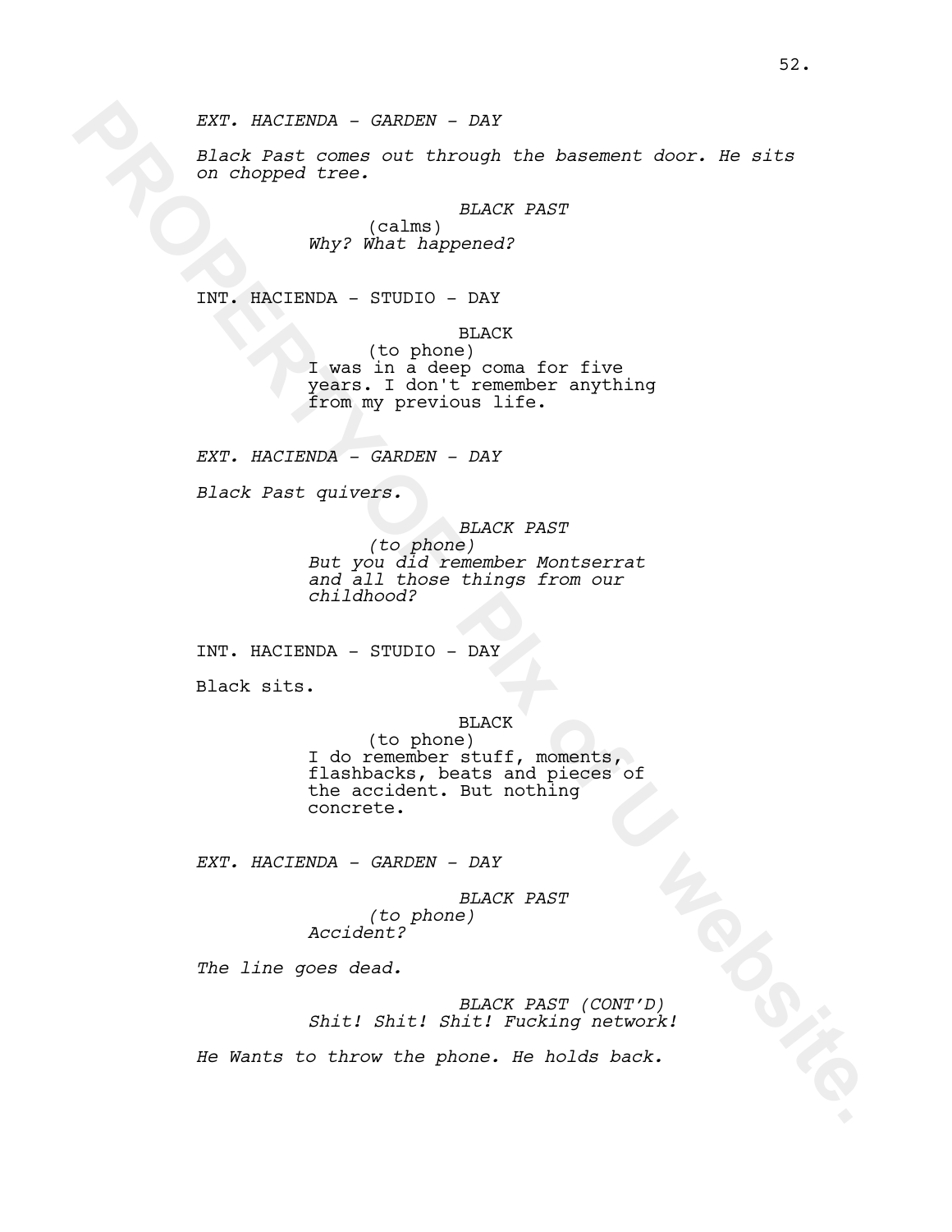*EXT. HACIENDA - GARDEN - DAY*

*Black Past comes out through the basement door. He sits on chopped tree.*

*BLACK PAST*
(calms)
*Why? What happened?*

INT. HACIENDA - STUDIO - DAY

BLACK
(to phone)
I was in a deep coma for five years. I don't remember anything from my previous life.

*EXT. HACIENDA - GARDEN - DAY*

*Black Past quivers.*

*BLACK PAST*
*(to phone)*
*But you did remember Montserrat and all those things from our childhood?*

INT. HACIENDA - STUDIO - DAY

Black sits.

BLACK
(to phone)
I do remember stuff, moments, flashbacks, beats and pieces of the accident. But nothing concrete.

*EXT. HACIENDA - GARDEN - DAY*

*BLACK PAST*
*(to phone)*
*Accident?*

*The line goes dead.*

*BLACK PAST (CONT'D)*
*Shit! Shit! Shit! Fucking network!*

*He Wants to throw the phone. He holds back.*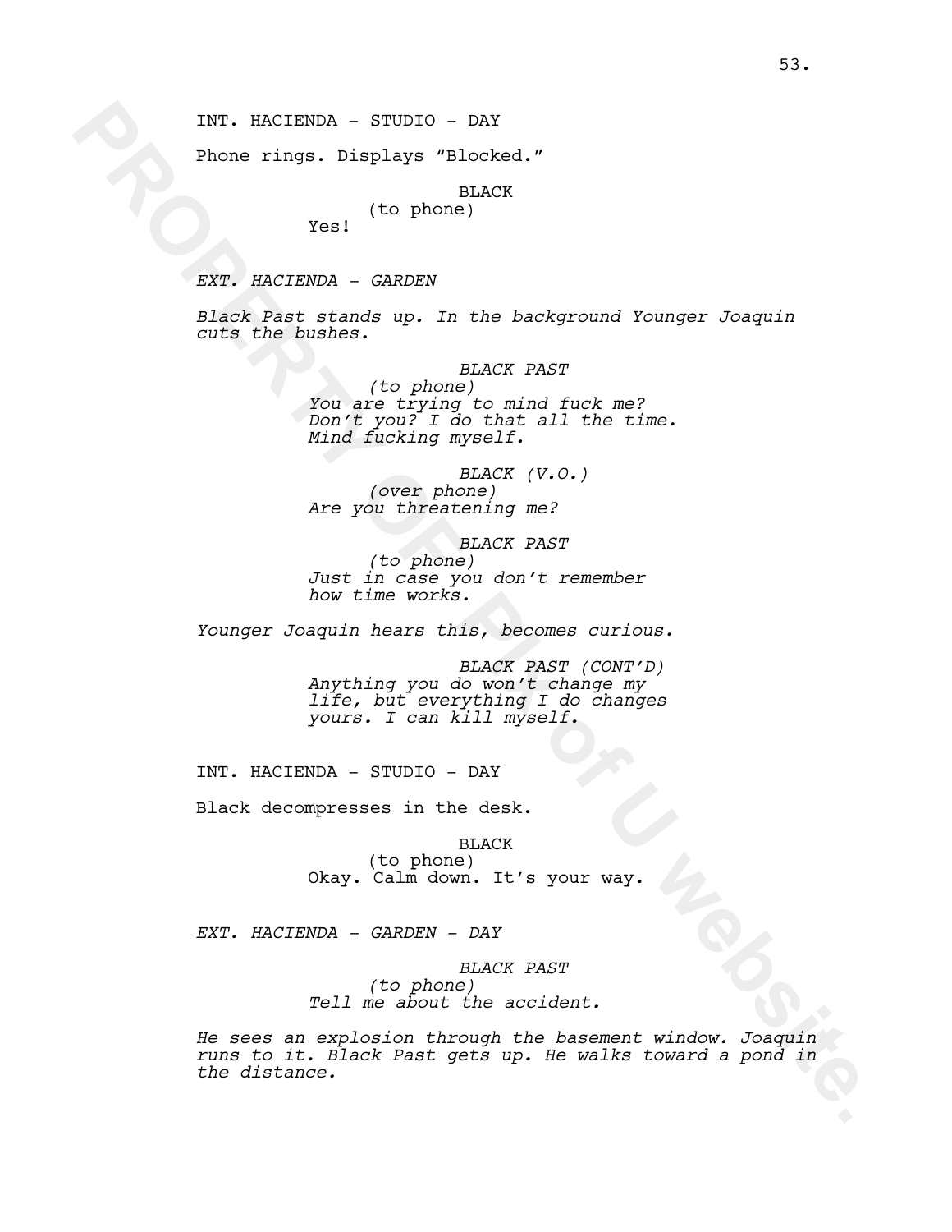INT. HACIENDA - STUDIO - DAY

Phone rings. Displays “Blocked.”

BLACK
(to phone)
Yes!

*EXT. HACIENDA - GARDEN*

*Black Past stands up. In the background Younger Joaquin cuts the bushes.*

*BLACK PAST*
*(to phone)*
*You are trying to mind fuck me? Don’t you? I do that all the time. Mind fucking myself.*

*BLACK (V.O.)*
*(over phone)*
*Are you threatening me?*

*BLACK PAST*
*(to phone)*
*Just in case you don’t remember how time works.*

*Younger Joaquin hears this, becomes curious.*

*BLACK PAST (CONT’D)*
*Anything you do won’t change my life, but everything I do changes yours. I can kill myself.*

INT. HACIENDA - STUDIO - DAY

Black decompresses in the desk.

BLACK
(to phone)
Okay. Calm down. It’s your way.

*EXT. HACIENDA - GARDEN - DAY*

*BLACK PAST*
*(to phone)*
*Tell me about the accident.*

*He sees an explosion through the basement window. Joaquin runs to it. Black Past gets up. He walks toward a pond in the distance.*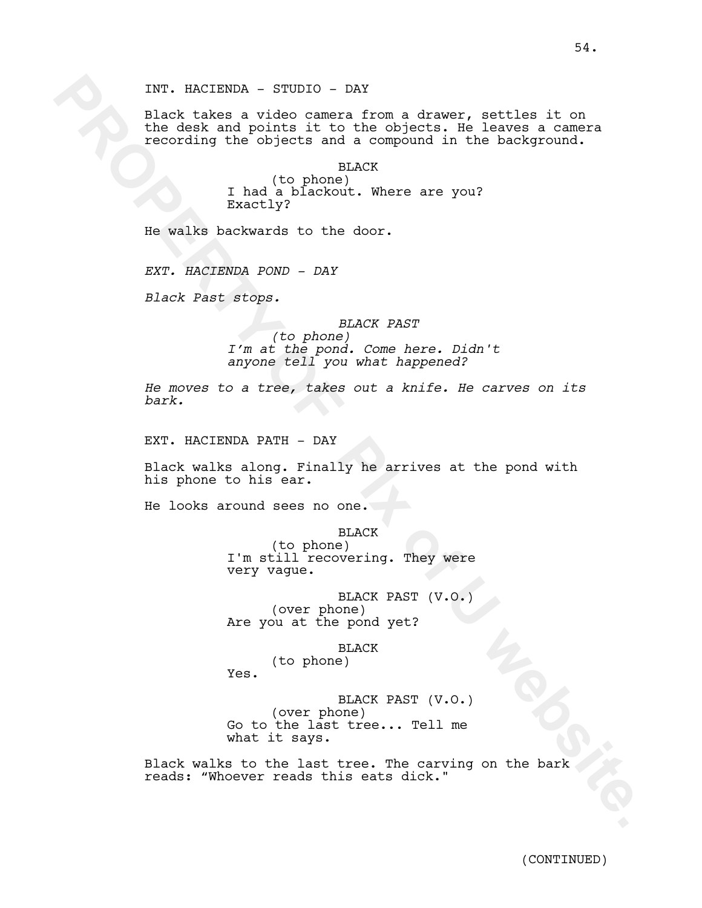INT. HACIENDA - STUDIO - DAY

Black takes a video camera from a drawer, settles it on the desk and points it to the objects. He leaves a camera recording the objects and a compound in the background.

BLACK
(to phone)
I had a blackout. Where are you? Exactly?

He walks backwards to the door.

*EXT. HACIENDA POND - DAY*

*Black Past stops.*

*BLACK PAST*
*(to phone)*
*I'm at the pond. Come here. Didn't anyone tell you what happened?*

*He moves to a tree, takes out a knife. He carves on its bark.*

EXT. HACIENDA PATH - DAY

Black walks along. Finally he arrives at the pond with his phone to his ear.

He looks around sees no one.

BLACK
(to phone)
I'm still recovering. They were very vague.

BLACK PAST (V.O.)
(over phone)
Are you at the pond yet?

BLACK
(to phone)
Yes.

BLACK PAST (V.O.)
(over phone)
Go to the last tree... Tell me what it says.

Black walks to the last tree. The carving on the bark reads: "Whoever reads this eats dick."

(CONTINUED)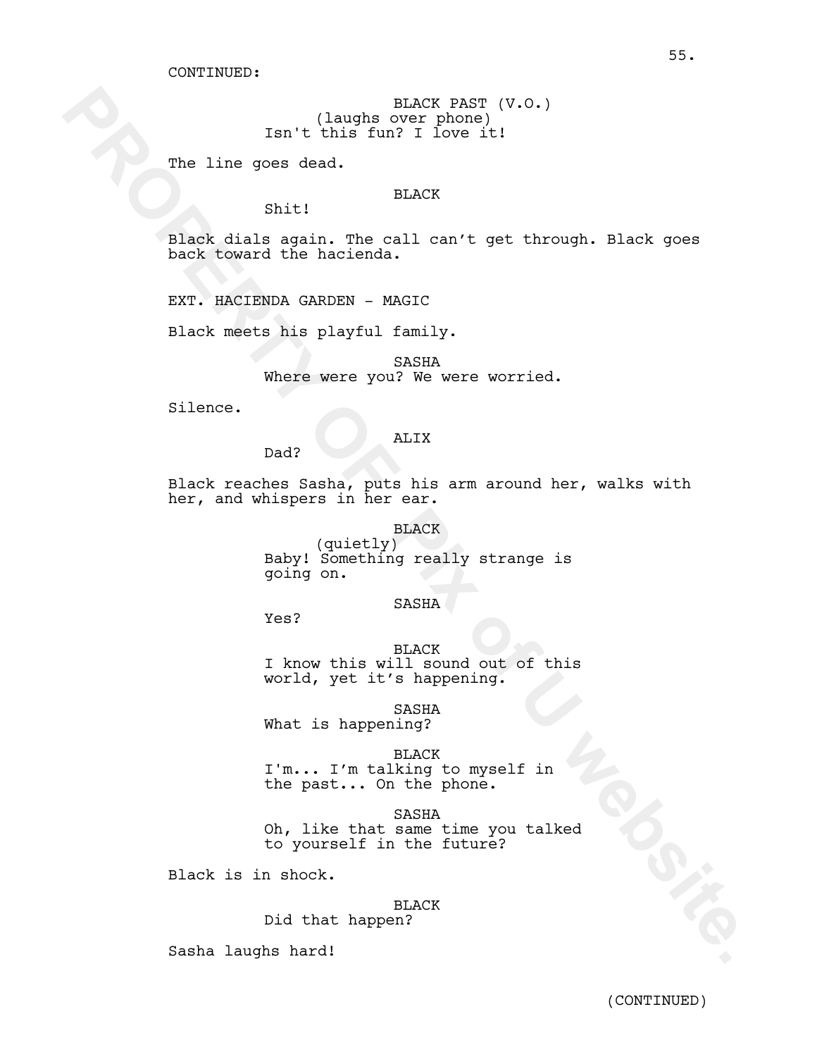CONTINUED:

BLACK PAST (V.O.)
(laughs over phone)
Isn't this fun? I love it!

The line goes dead.

BLACK
Shit!

Black dials again. The call can't get through. Black goes back toward the hacienda.

EXT. HACIENDA GARDEN - MAGIC

Black meets his playful family.

SASHA
Where were you? We were worried.

Silence.

ALIX
Dad?

Black reaches Sasha, puts his arm around her, walks with her, and whispers in her ear.

BLACK
(quietly)
Baby! Something really strange is going on.

SASHA
Yes?

BLACK
I know this will sound out of this world, yet it's happening.

SASHA
What is happening?

BLACK
I'm... I'm talking to myself in the past... On the phone.

SASHA
Oh, like that same time you talked to yourself in the future?

Black is in shock.

BLACK
Did that happen?

Sasha laughs hard!

(CONTINUED)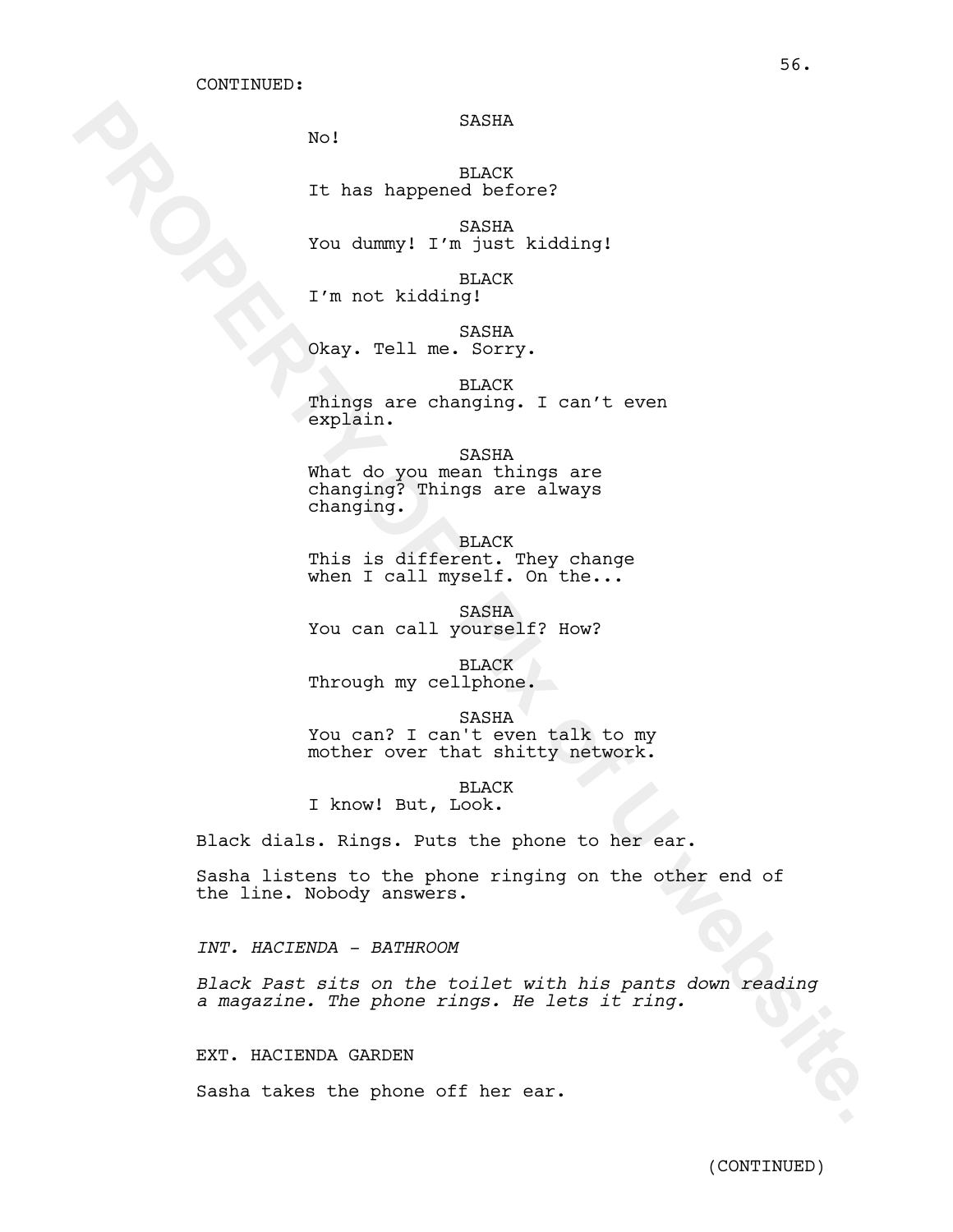CONTINUED:

SASHA
No!

BLACK
It has happened before?

SASHA
You dummy! I'm just kidding!

BLACK
I'm not kidding!

SASHA
Okay. Tell me. Sorry.

BLACK
Things are changing. I can't even explain.

SASHA
What do you mean things are changing? Things are always changing.

BLACK
This is different. They change when I call myself. On the...

SASHA
You can call yourself? How?

BLACK
Through my cellphone.

SASHA
You can? I can't even talk to my mother over that shitty network.

BLACK
I know! But, Look.

Black dials. Rings. Puts the phone to her ear.

Sasha listens to the phone ringing on the other end of the line. Nobody answers.

*INT. HACIENDA - BATHROOM*

*Black Past sits on the toilet with his pants down reading a magazine. The phone rings. He lets it ring.*

EXT. HACIENDA GARDEN

Sasha takes the phone off her ear.

(CONTINUED)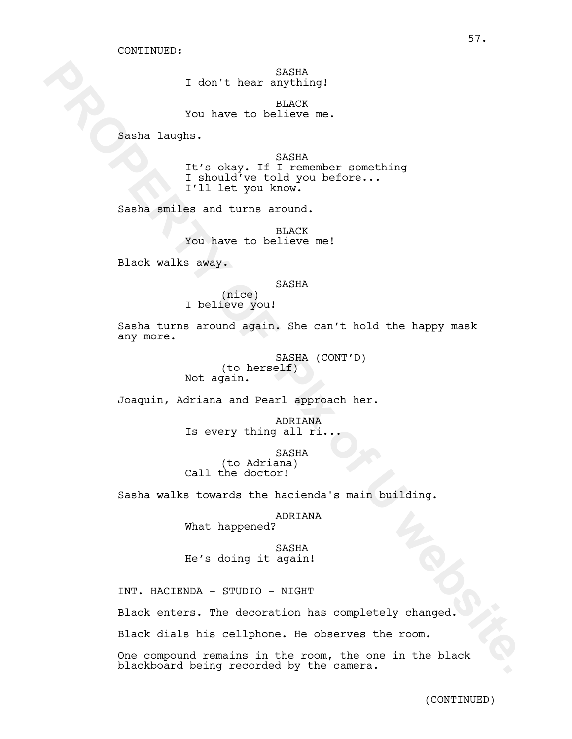CONTINUED:

SASHA
I don't hear anything!

BLACK
You have to believe me.

Sasha laughs.

SASHA
It's okay. If I remember something I should've told you before... I'll let you know.

Sasha smiles and turns around.

BLACK
You have to believe me!

Black walks away.

SASHA
(nice)
I believe you!

Sasha turns around again. She can't hold the happy mask any more.

SASHA (CONT'D)
(to herself)
Not again.

Joaquin, Adriana and Pearl approach her.

ADRIANA
Is every thing all ri...

SASHA
(to Adriana)
Call the doctor!

Sasha walks towards the hacienda's main building.

ADRIANA
What happened?

SASHA
He's doing it again!

INT. HACIENDA - STUDIO - NIGHT

Black enters. The decoration has completely changed.

Black dials his cellphone. He observes the room.

One compound remains in the room, the one in the black blackboard being recorded by the camera.

(CONTINUED)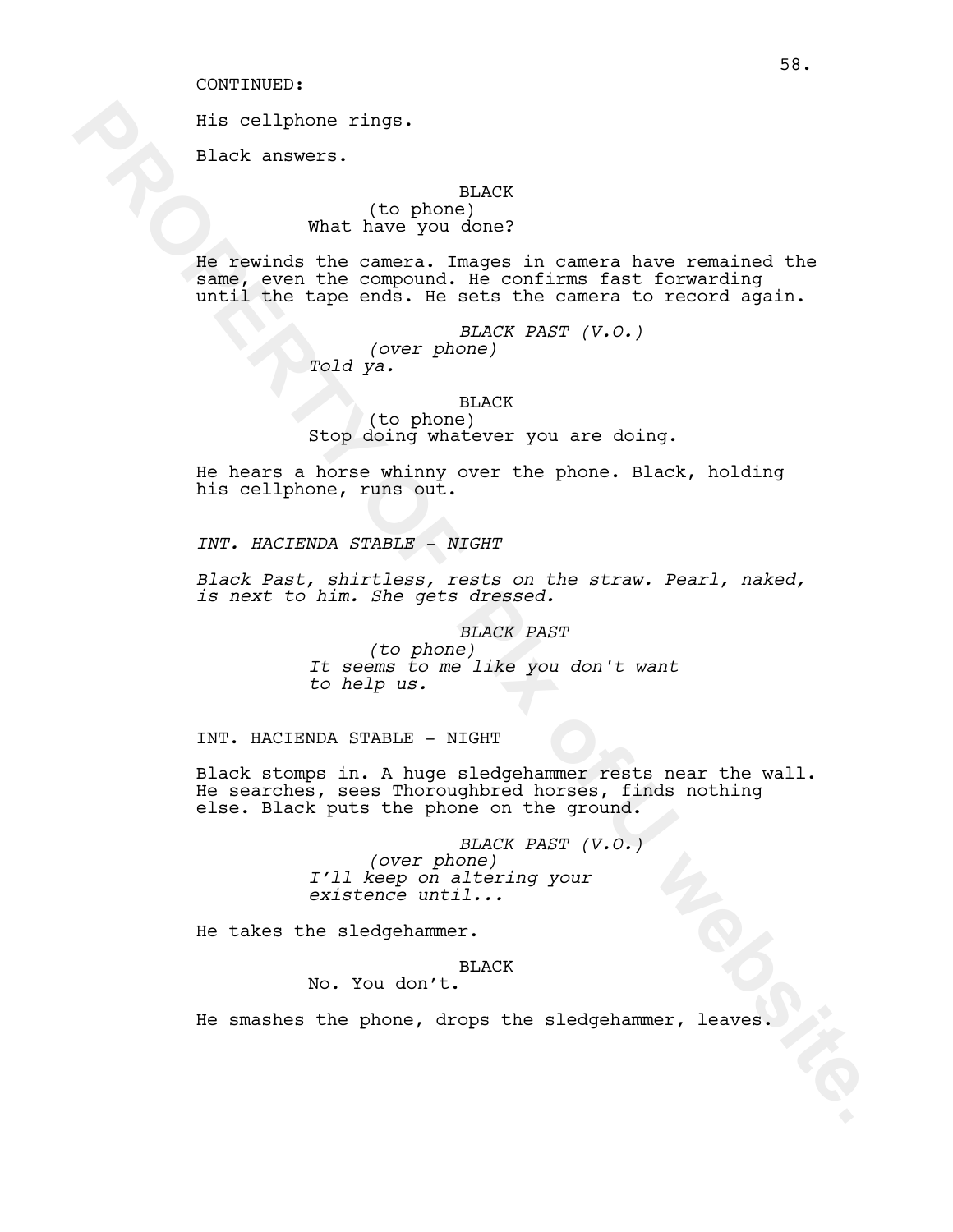CONTINUED:

His cellphone rings.

Black answers.

BLACK
(to phone)
What have you done?

He rewinds the camera. Images in camera have remained the same, even the compound. He confirms fast forwarding until the tape ends. He sets the camera to record again.

*BLACK PAST (V.O.)*
*(over phone)*
*Told ya.*

BLACK
(to phone)
Stop doing whatever you are doing.

He hears a horse whinny over the phone. Black, holding his cellphone, runs out.

*INT. HACIENDA STABLE - NIGHT*

*Black Past, shirtless, rests on the straw. Pearl, naked, is next to him. She gets dressed.*

*BLACK PAST*
*(to phone)*
*It seems to me like you don't want to help us.*

INT. HACIENDA STABLE - NIGHT

Black stomps in. A huge sledgehammer rests near the wall. He searches, sees Thoroughbred horses, finds nothing else. Black puts the phone on the ground.

*BLACK PAST (V.O.)*
*(over phone)*
*I'll keep on altering your existence until...*

He takes the sledgehammer.

BLACK
No. You don't.

He smashes the phone, drops the sledgehammer, leaves.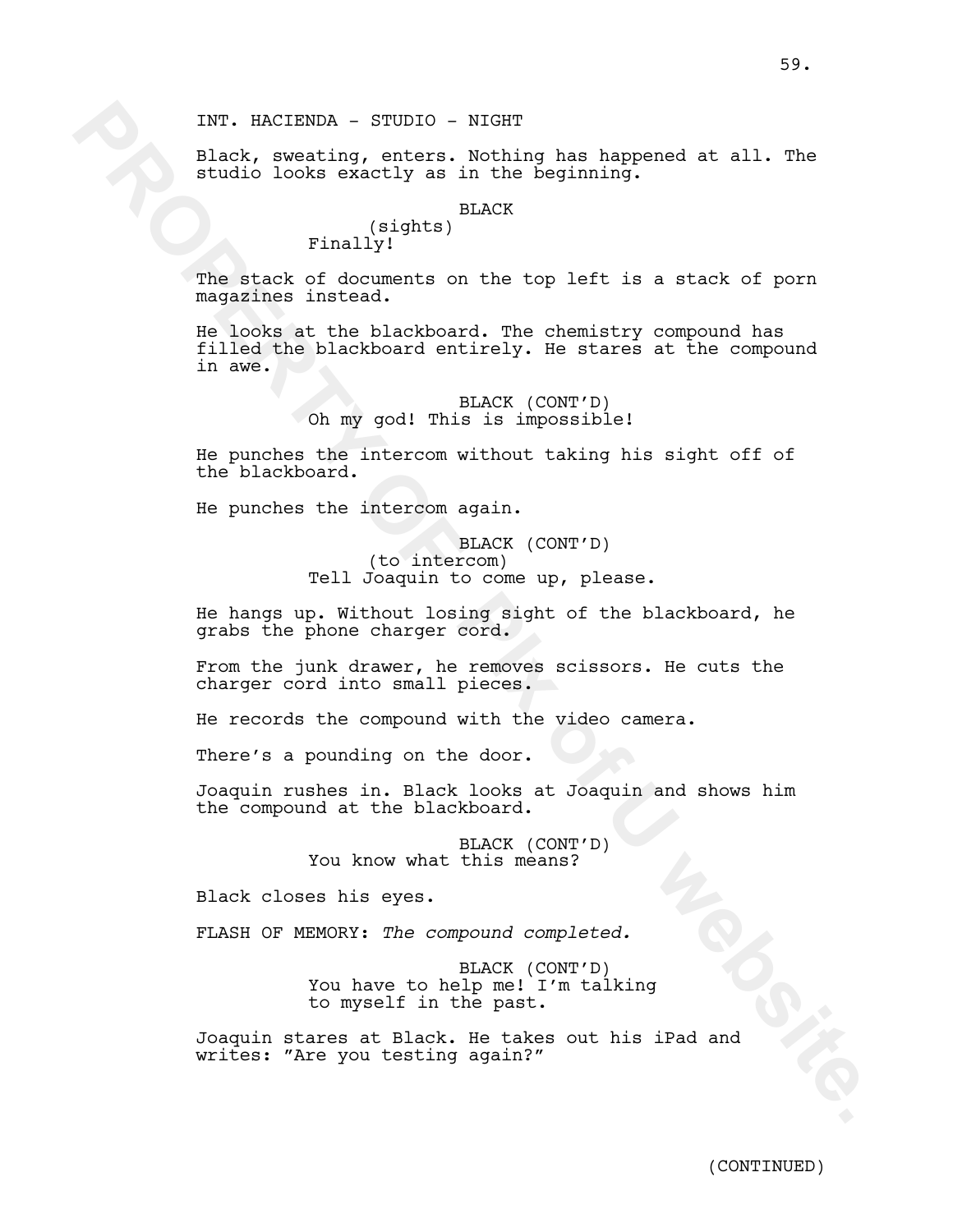INT. HACIENDA - STUDIO - NIGHT

Black, sweating, enters. Nothing has happened at all. The studio looks exactly as in the beginning.

BLACK
(sights)
Finally!

The stack of documents on the top left is a stack of porn magazines instead.

He looks at the blackboard. The chemistry compound has filled the blackboard entirely. He stares at the compound in awe.

BLACK (CONT'D)
Oh my god! This is impossible!

He punches the intercom without taking his sight off of the blackboard.

He punches the intercom again.

BLACK (CONT'D)
(to intercom)
Tell Joaquin to come up, please.

He hangs up. Without losing sight of the blackboard, he grabs the phone charger cord.

From the junk drawer, he removes scissors. He cuts the charger cord into small pieces.

He records the compound with the video camera.

There's a pounding on the door.

Joaquin rushes in. Black looks at Joaquin and shows him the compound at the blackboard.

BLACK (CONT'D)
You know what this means?

Black closes his eyes.

FLASH OF MEMORY: *The compound completed.*

BLACK (CONT'D)
You have to help me! I'm talking to myself in the past.

Joaquin stares at Black. He takes out his iPad and writes: "Are you testing again?"

(CONTINUED)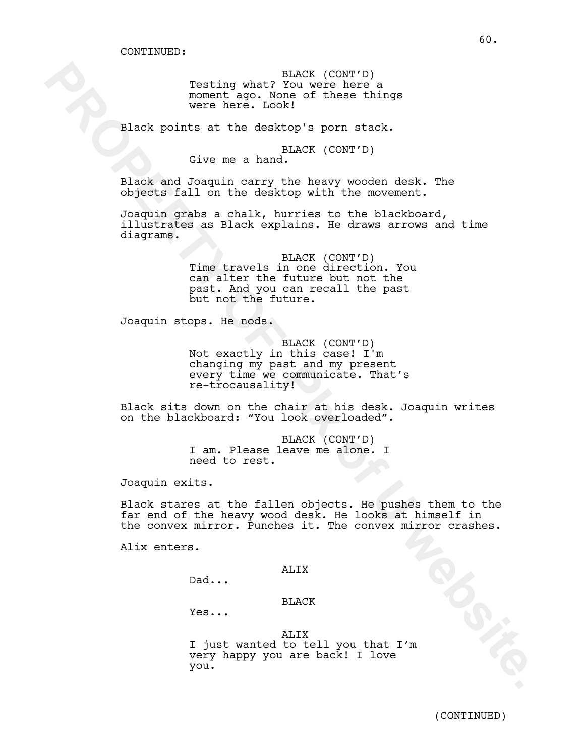CONTINUED:

BLACK (CONT'D)
Testing what? You were here a moment ago. None of these things were here. Look!

Black points at the desktop's porn stack.

BLACK (CONT'D)
Give me a hand.

Black and Joaquin carry the heavy wooden desk. The objects fall on the desktop with the movement.

Joaquin grabs a chalk, hurries to the blackboard, illustrates as Black explains. He draws arrows and time diagrams.

BLACK (CONT'D)
Time travels in one direction. You can alter the future but not the past. And you can recall the past but not the future.

Joaquin stops. He nods.

BLACK (CONT'D)
Not exactly in this case! I'm changing my past and my present every time we communicate. That's re-trocausality!

Black sits down on the chair at his desk. Joaquin writes on the blackboard: "You look overloaded".

BLACK (CONT'D)
I am. Please leave me alone. I need to rest.

Joaquin exits.

Black stares at the fallen objects. He pushes them to the far end of the heavy wood desk. He looks at himself in the convex mirror. Punches it. The convex mirror crashes.

Alix enters.

ALIX
Dad...

BLACK
Yes...

ALIX
I just wanted to tell you that I'm very happy you are back! I love you.

(CONTINUED)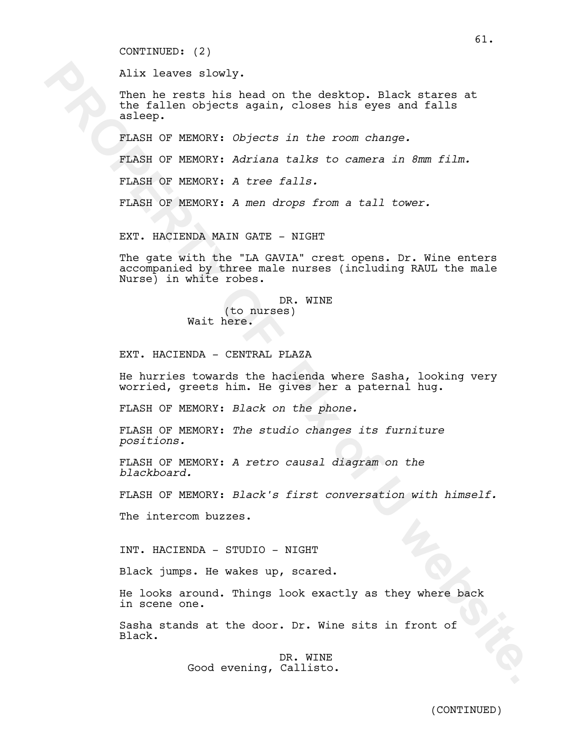CONTINUED: (2)

Alix leaves slowly.

Then he rests his head on the desktop. Black stares at the fallen objects again, closes his eyes and falls asleep.

FLASH OF MEMORY: *Objects in the room change.*

FLASH OF MEMORY: *Adriana talks to camera in 8mm film.*

FLASH OF MEMORY: *A tree falls.*

FLASH OF MEMORY: *A men drops from a tall tower.*

EXT. HACIENDA MAIN GATE - NIGHT

The gate with the "LA GAVIA" crest opens. Dr. Wine enters accompanied by three male nurses (including RAUL the male Nurse) in white robes.

DR. WINE
(to nurses)
Wait here.

EXT. HACIENDA - CENTRAL PLAZA

He hurries towards the hacienda where Sasha, looking very worried, greets him. He gives her a paternal hug.

FLASH OF MEMORY: *Black on the phone.*

FLASH OF MEMORY: *The studio changes its furniture positions.*

FLASH OF MEMORY: *A retro causal diagram on the blackboard.*

FLASH OF MEMORY: *Black's first conversation with himself.*

The intercom buzzes.

INT. HACIENDA - STUDIO - NIGHT

Black jumps. He wakes up, scared.

He looks around. Things look exactly as they where back in scene one.

Sasha stands at the door. Dr. Wine sits in front of Black.

DR. WINE
Good evening, Callisto.

(CONTINUED)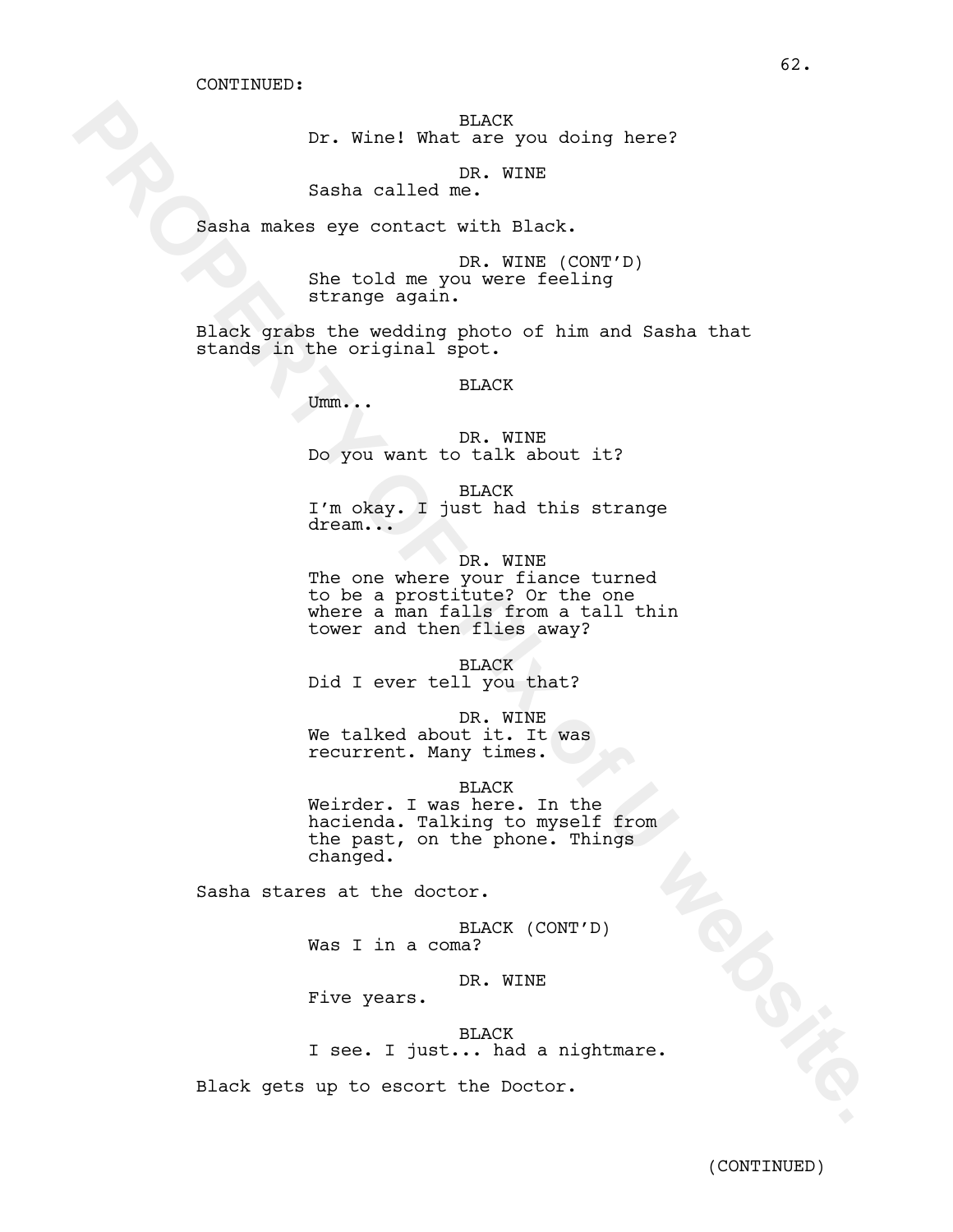CONTINUED:

BLACK
Dr. Wine! What are you doing here?

DR. WINE
Sasha called me.

Sasha makes eye contact with Black.

DR. WINE (CONT'D)
She told me you were feeling strange again.

Black grabs the wedding photo of him and Sasha that stands in the original spot.

BLACK
Umm...

DR. WINE
Do you want to talk about it?

BLACK
I'm okay. I just had this strange dream...

DR. WINE
The one where your fiance turned to be a prostitute? Or the one where a man falls from a tall thin tower and then flies away?

BLACK
Did I ever tell you that?

DR. WINE
We talked about it. It was recurrent. Many times.

BLACK
Weirder. I was here. In the hacienda. Talking to myself from the past, on the phone. Things changed.

Sasha stares at the doctor.

BLACK (CONT'D)
Was I in a coma?

DR. WINE
Five years.

BLACK
I see. I just... had a nightmare.

Black gets up to escort the Doctor.

(CONTINUED)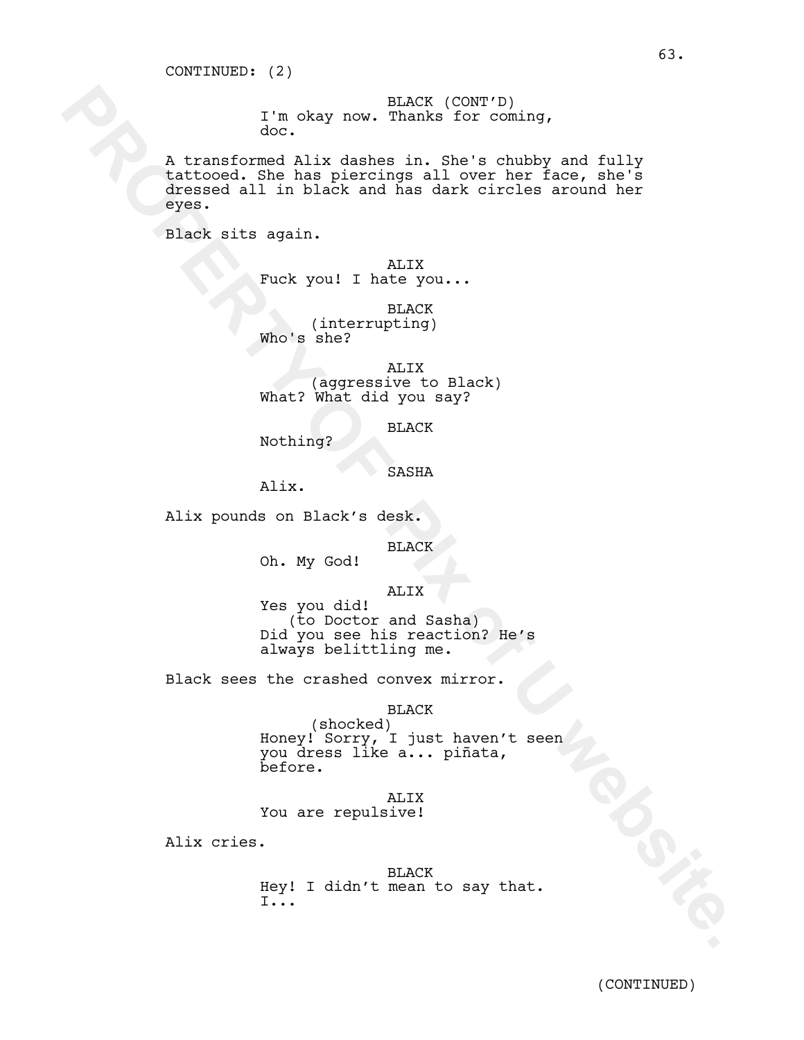CONTINUED: (2)

BLACK (CONT'D)
I'm okay now. Thanks for coming, doc.

A transformed Alix dashes in. She's chubby and fully tattooed. She has piercings all over her face, she's dressed all in black and has dark circles around her eyes.

Black sits again.

ALIX
Fuck you! I hate you...

BLACK
(interrupting)
Who's she?

ALIX
(aggressive to Black)
What? What did you say?

BLACK
Nothing?

SASHA
Alix.

Alix pounds on Black's desk.

BLACK
Oh. My God!

ALIX
Yes you did!
(to Doctor and Sasha)
Did you see his reaction? He's always belittling me.

Black sees the crashed convex mirror.

BLACK
(shocked)
Honey! Sorry, I just haven't seen you dress like a... piñata, before.

ALIX
You are repulsive!

Alix cries.

BLACK
Hey! I didn't mean to say that. I...

(CONTINUED)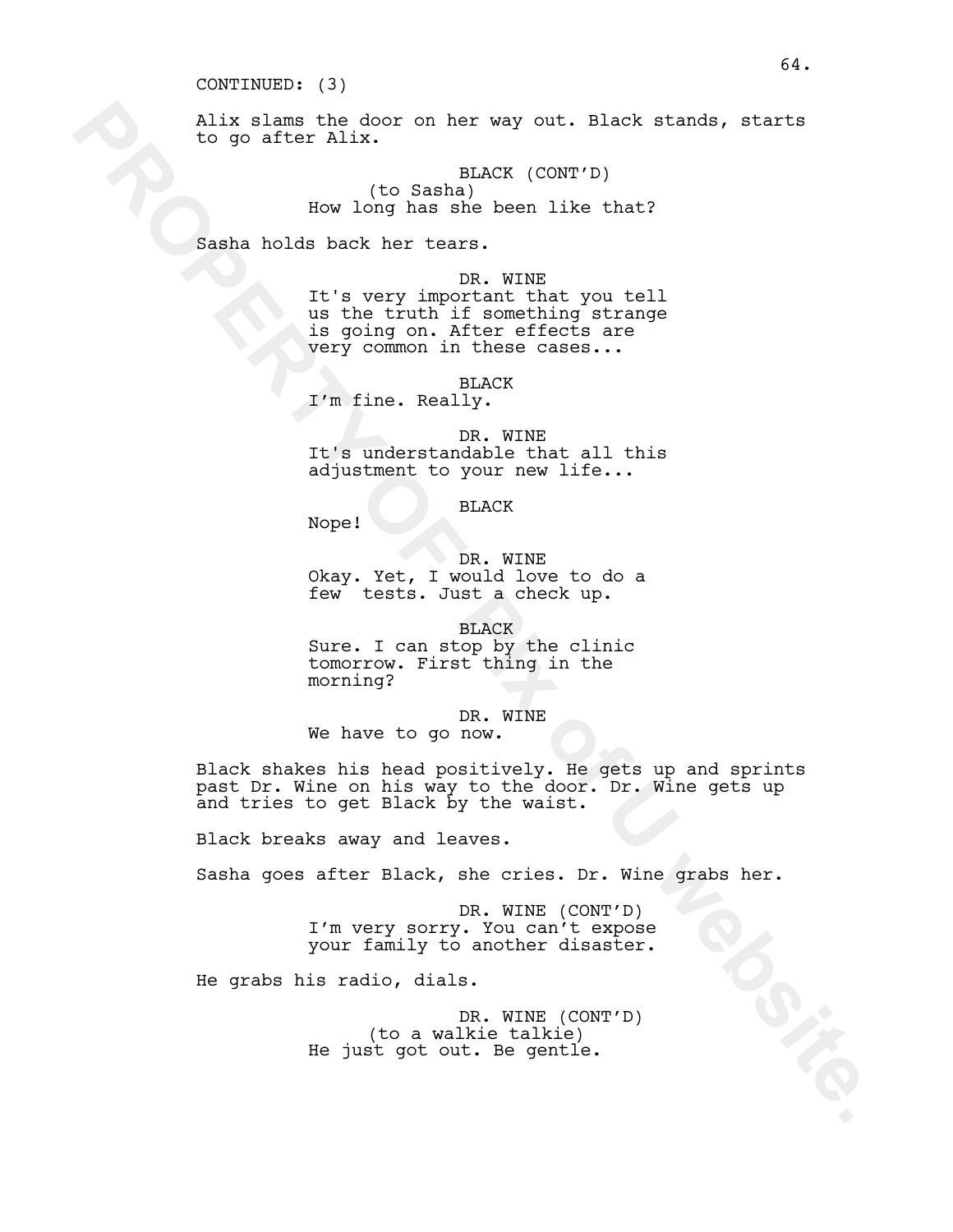CONTINUED: (3)

Alix slams the door on her way out. Black stands, starts to go after Alix.

BLACK (CONT'D)
(to Sasha)
How long has she been like that?

Sasha holds back her tears.

DR. WINE
It's very important that you tell us the truth if something strange is going on. After effects are very common in these cases...

BLACK
I'm fine. Really.

DR. WINE
It's understandable that all this adjustment to your new life...

BLACK
Nope!

DR. WINE
Okay. Yet, I would love to do a few tests. Just a check up.

BLACK
Sure. I can stop by the clinic tomorrow. First thing in the morning?

DR. WINE
We have to go now.

Black shakes his head positively. He gets up and sprints past Dr. Wine on his way to the door. Dr. Wine gets up and tries to get Black by the waist.

Black breaks away and leaves.

Sasha goes after Black, she cries. Dr. Wine grabs her.

DR. WINE (CONT'D)
I'm very sorry. You can't expose your family to another disaster.

He grabs his radio, dials.

DR. WINE (CONT'D)
(to a walkie talkie)
He just got out. Be gentle.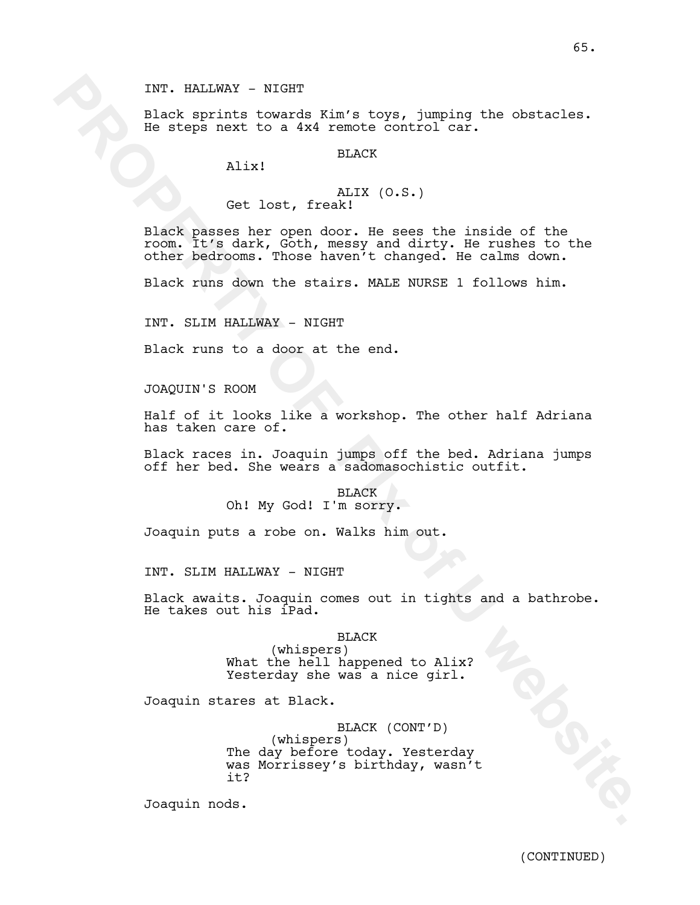INT. HALLWAY - NIGHT

Black sprints towards Kim's toys, jumping the obstacles. He steps next to a 4x4 remote control car.

BLACK
Alix!

ALIX (O.S.)
Get lost, freak!

Black passes her open door. He sees the inside of the room. It's dark, Goth, messy and dirty. He rushes to the other bedrooms. Those haven't changed. He calms down.

Black runs down the stairs. MALE NURSE 1 follows him.

INT. SLIM HALLWAY - NIGHT

Black runs to a door at the end.

JOAQUIN'S ROOM

Half of it looks like a workshop. The other half Adriana has taken care of.

Black races in. Joaquin jumps off the bed. Adriana jumps off her bed. She wears a sadomasochistic outfit.

BLACK
Oh! My God! I'm sorry.

Joaquin puts a robe on. Walks him out.

INT. SLIM HALLWAY - NIGHT

Black awaits. Joaquin comes out in tights and a bathrobe. He takes out his iPad.

BLACK
(whispers)
What the hell happened to Alix? Yesterday she was a nice girl.

Joaquin stares at Black.

BLACK (CONT'D)
(whispers)
The day before today. Yesterday was Morrissey's birthday, wasn't it?

Joaquin nods.

(CONTINUED)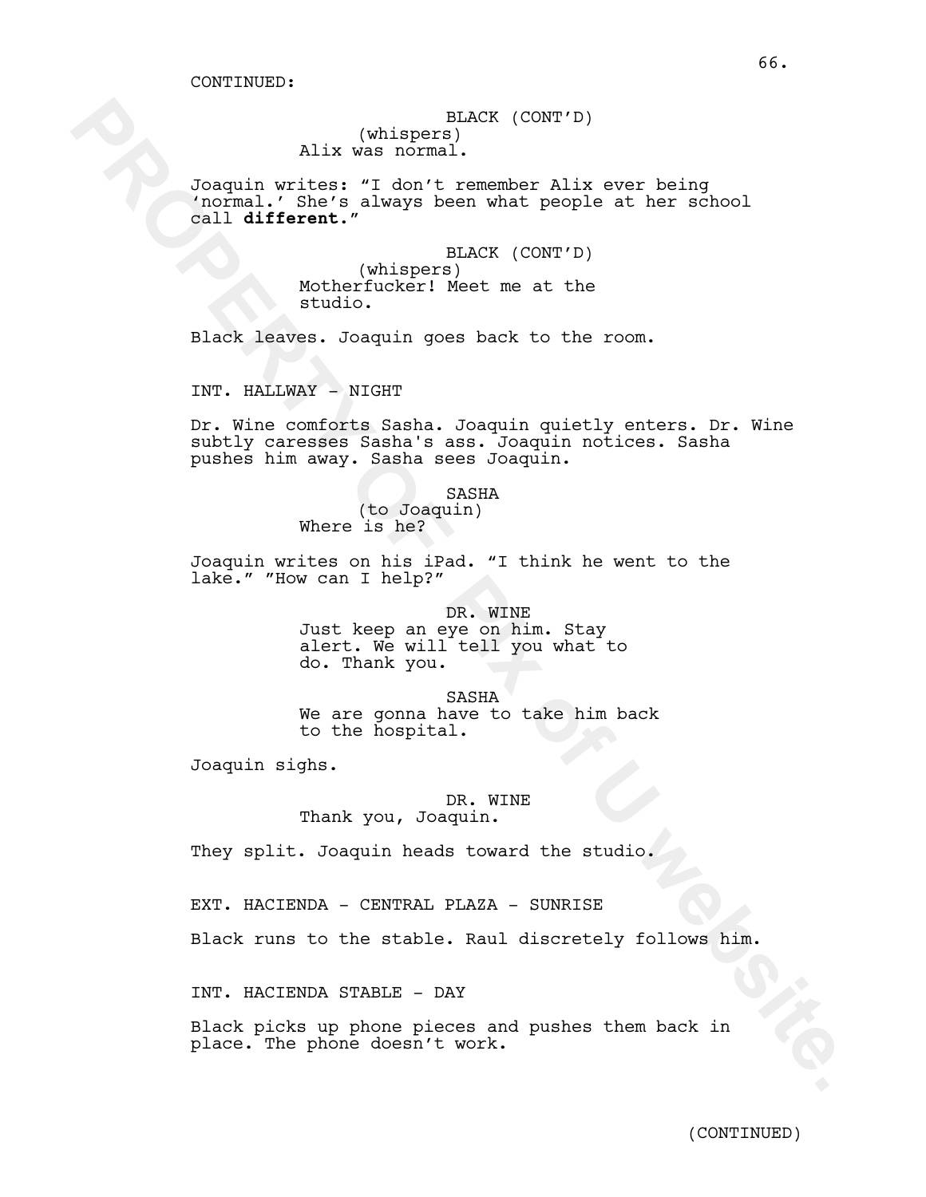CONTINUED:

BLACK (CONT'D)
(whispers)
Alix was normal.

Joaquin writes: "I don't remember Alix ever being 'normal.' She's always been what people at her school call **different**."

BLACK (CONT'D)
(whispers)
Motherfucker! Meet me at the studio.

Black leaves. Joaquin goes back to the room.

INT. HALLWAY - NIGHT

Dr. Wine comforts Sasha. Joaquin quietly enters. Dr. Wine subtly caresses Sasha's ass. Joaquin notices. Sasha pushes him away. Sasha sees Joaquin.

SASHA
(to Joaquin)
Where is he?

Joaquin writes on his iPad. "I think he went to the lake." "How can I help?"

DR. WINE
Just keep an eye on him. Stay alert. We will tell you what to do. Thank you.

SASHA
We are gonna have to take him back to the hospital.

Joaquin sighs.

DR. WINE
Thank you, Joaquin.

They split. Joaquin heads toward the studio.

EXT. HACIENDA - CENTRAL PLAZA - SUNRISE

Black runs to the stable. Raul discretely follows him.

INT. HACIENDA STABLE - DAY

Black picks up phone pieces and pushes them back in place. The phone doesn't work.

(CONTINUED)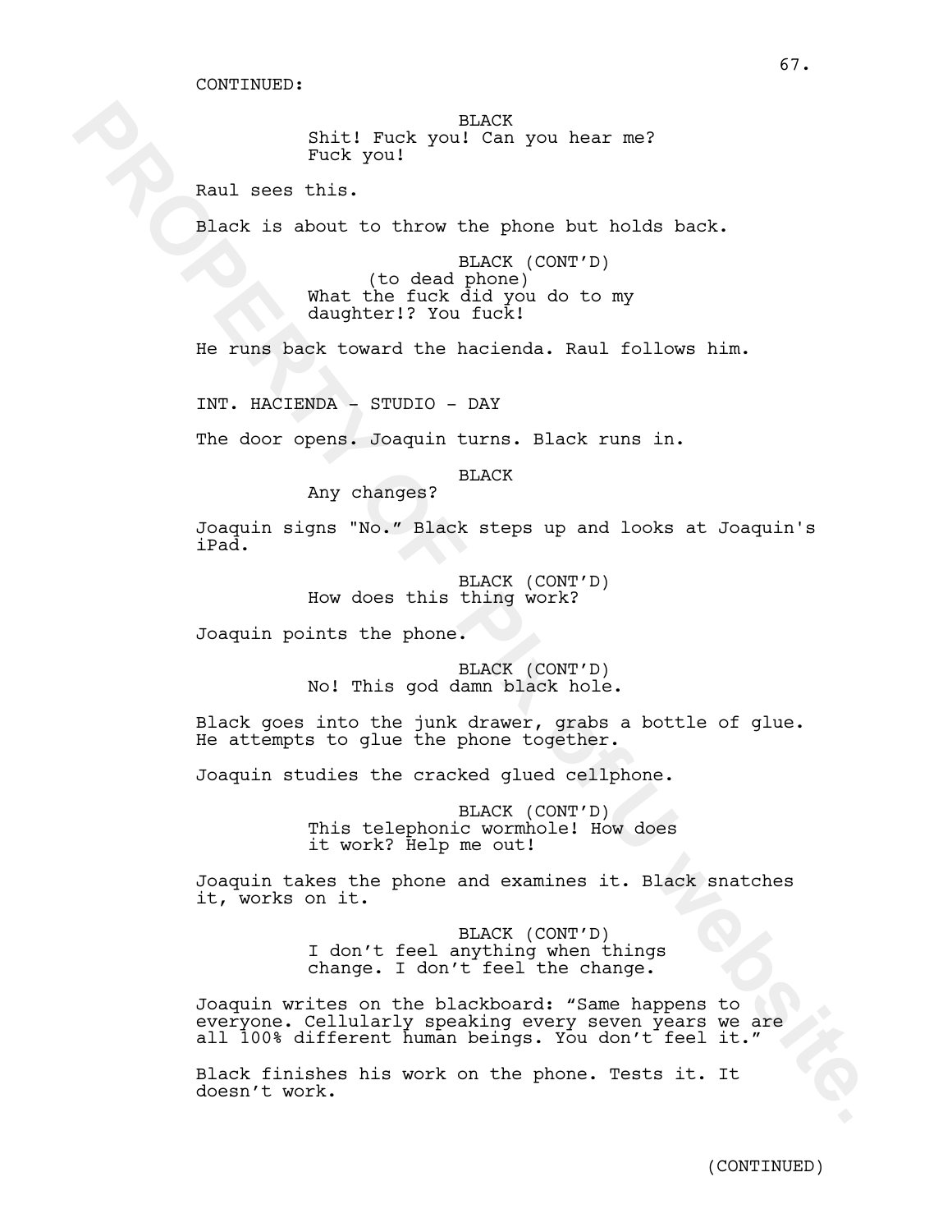CONTINUED:

BLACK
Shit! Fuck you! Can you hear me?
Fuck you!

Raul sees this.

Black is about to throw the phone but holds back.

BLACK (CONT'D)
(to dead phone)
What the fuck did you do to my
daughter!? You fuck!

He runs back toward the hacienda. Raul follows him.

INT. HACIENDA - STUDIO - DAY

The door opens. Joaquin turns. Black runs in.

BLACK
Any changes?

Joaquin signs "No." Black steps up and looks at Joaquin's iPad.

BLACK (CONT'D)
How does this thing work?

Joaquin points the phone.

BLACK (CONT'D)
No! This god damn black hole.

Black goes into the junk drawer, grabs a bottle of glue. He attempts to glue the phone together.

Joaquin studies the cracked glued cellphone.

BLACK (CONT'D)
This telephonic wormhole! How does
it work? Help me out!

Joaquin takes the phone and examines it. Black snatches it, works on it.

BLACK (CONT'D)
I don't feel anything when things
change. I don't feel the change.

Joaquin writes on the blackboard: "Same happens to everyone. Cellularly speaking every seven years we are all 100% different human beings. You don't feel it."

Black finishes his work on the phone. Tests it. It doesn't work.

(CONTINUED)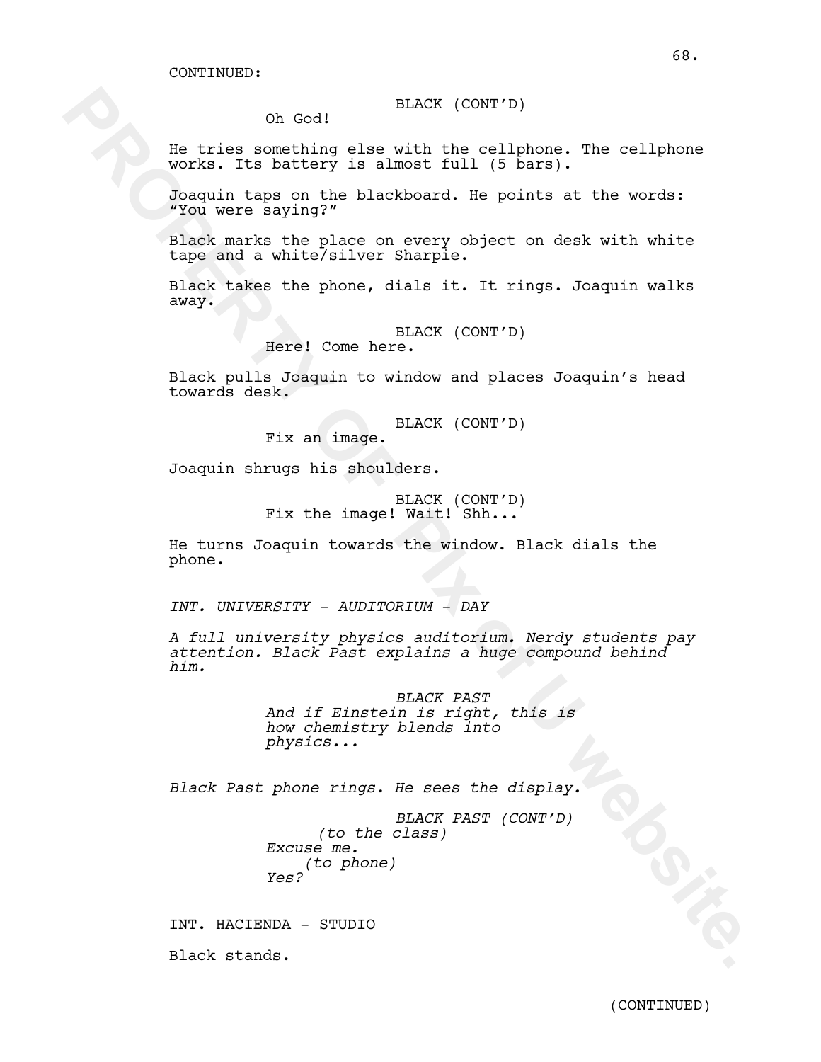CONTINUED:

BLACK (CONT'D)
Oh God!

He tries something else with the cellphone. The cellphone works. Its battery is almost full (5 bars).

Joaquin taps on the blackboard. He points at the words: "You were saying?"

Black marks the place on every object on desk with white tape and a white/silver Sharpie.

Black takes the phone, dials it. It rings. Joaquin walks away.

BLACK (CONT'D)
Here! Come here.

Black pulls Joaquin to window and places Joaquin's head towards desk.

BLACK (CONT'D)
Fix an image.

Joaquin shrugs his shoulders.

BLACK (CONT'D)
Fix the image! Wait! Shh...

He turns Joaquin towards the window. Black dials the phone.

*INT. UNIVERSITY - AUDITORIUM - DAY*

*A full university physics auditorium. Nerdy students pay attention. Black Past explains a huge compound behind him.*

*BLACK PAST*
*And if Einstein is right, this is how chemistry blends into physics...*

*Black Past phone rings. He sees the display.*

*BLACK PAST (CONT'D)*
*(to the class)*
*Excuse me.*
*(to phone)*
*Yes?*

INT. HACIENDA - STUDIO

Black stands.

(CONTINUED)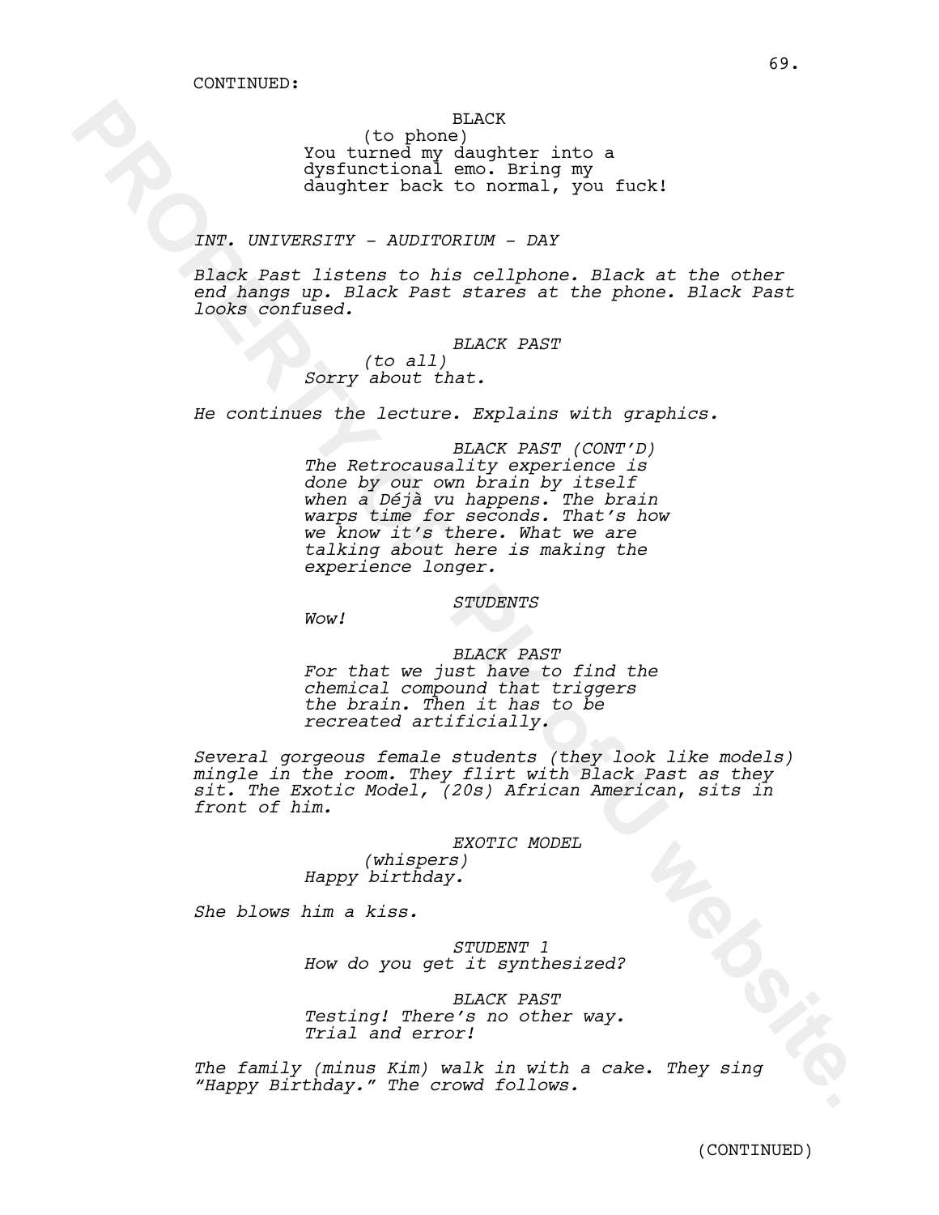CONTINUED:

BLACK
(to phone)
You turned my daughter into a dysfunctional emo. Bring my daughter back to normal, you fuck!

*INT. UNIVERSITY - AUDITORIUM - DAY*

*Black Past listens to his cellphone. Black at the other end hangs up. Black Past stares at the phone. Black Past looks confused.*

*BLACK PAST*
*(to all)*
*Sorry about that.*

*He continues the lecture. Explains with graphics.*

*BLACK PAST (CONT'D)*
*The Retrocausality experience is done by our own brain by itself when a Déjà vu happens. The brain warps time for seconds. That's how we know it's there. What we are talking about here is making the experience longer.*

*STUDENTS*
*Wow!*

*BLACK PAST*
*For that we just have to find the chemical compound that triggers the brain. Then it has to be recreated artificially.*

*Several gorgeous female students (they look like models) mingle in the room. They flirt with Black Past as they sit. The Exotic Model, (20s) African American, sits in front of him.*

*EXOTIC MODEL*
*(whispers)*
*Happy birthday.*

*She blows him a kiss.*

*STUDENT 1*
*How do you get it synthesized?*

*BLACK PAST*
*Testing! There's no other way. Trial and error!*

*The family (minus Kim) walk in with a cake. They sing "Happy Birthday." The crowd follows.*

(CONTINUED)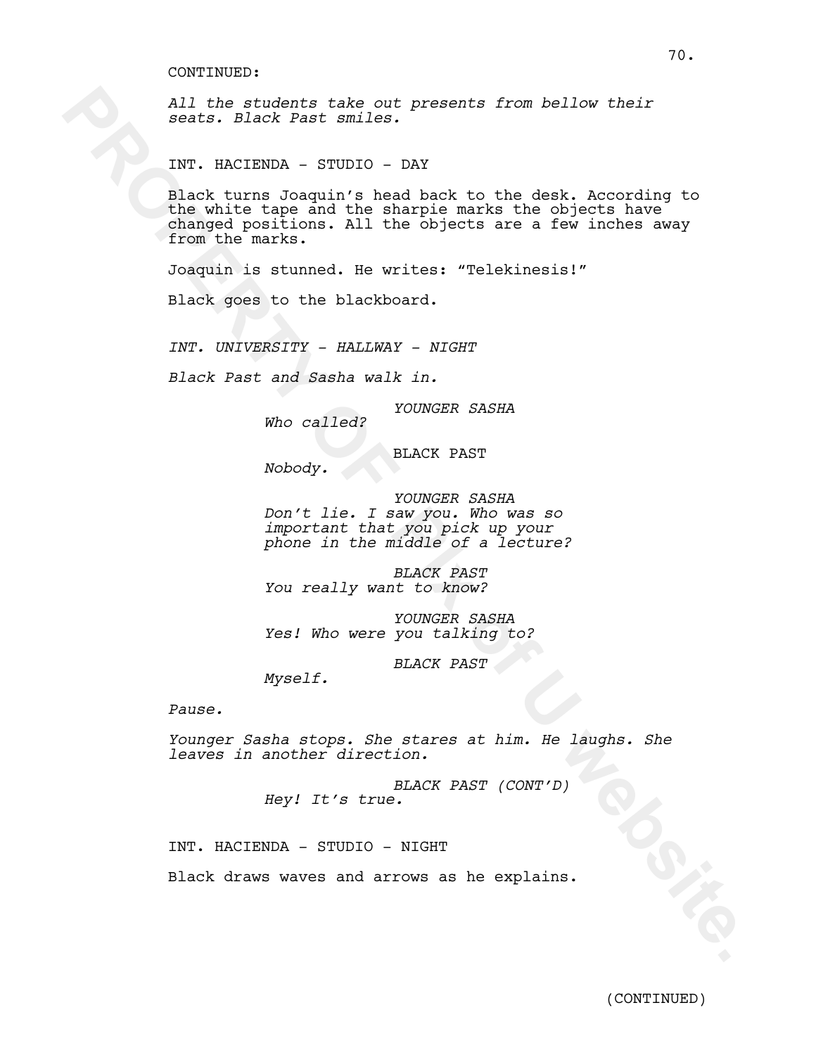CONTINUED:

*All the students take out presents from bellow their seats. Black Past smiles.*

INT. HACIENDA - STUDIO - DAY

Black turns Joaquin's head back to the desk. According to the white tape and the sharpie marks the objects have changed positions. All the objects are a few inches away from the marks.

Joaquin is stunned. He writes: "Telekinesis!"

Black goes to the blackboard.

*INT. UNIVERSITY - HALLWAY - NIGHT*

*Black Past and Sasha walk in.*

*YOUNGER SASHA*
*Who called?*

BLACK PAST
*Nobody.*

*YOUNGER SASHA*
*Don't lie. I saw you. Who was so important that you pick up your phone in the middle of a lecture?*

*BLACK PAST*
*You really want to know?*

*YOUNGER SASHA*
*Yes! Who were you talking to?*

*BLACK PAST*
*Myself.*

*Pause.*

*Younger Sasha stops. She stares at him. He laughs. She leaves in another direction.*

*BLACK PAST (CONT'D)*
*Hey! It's true.*

INT. HACIENDA - STUDIO - NIGHT

Black draws waves and arrows as he explains.

(CONTINUED)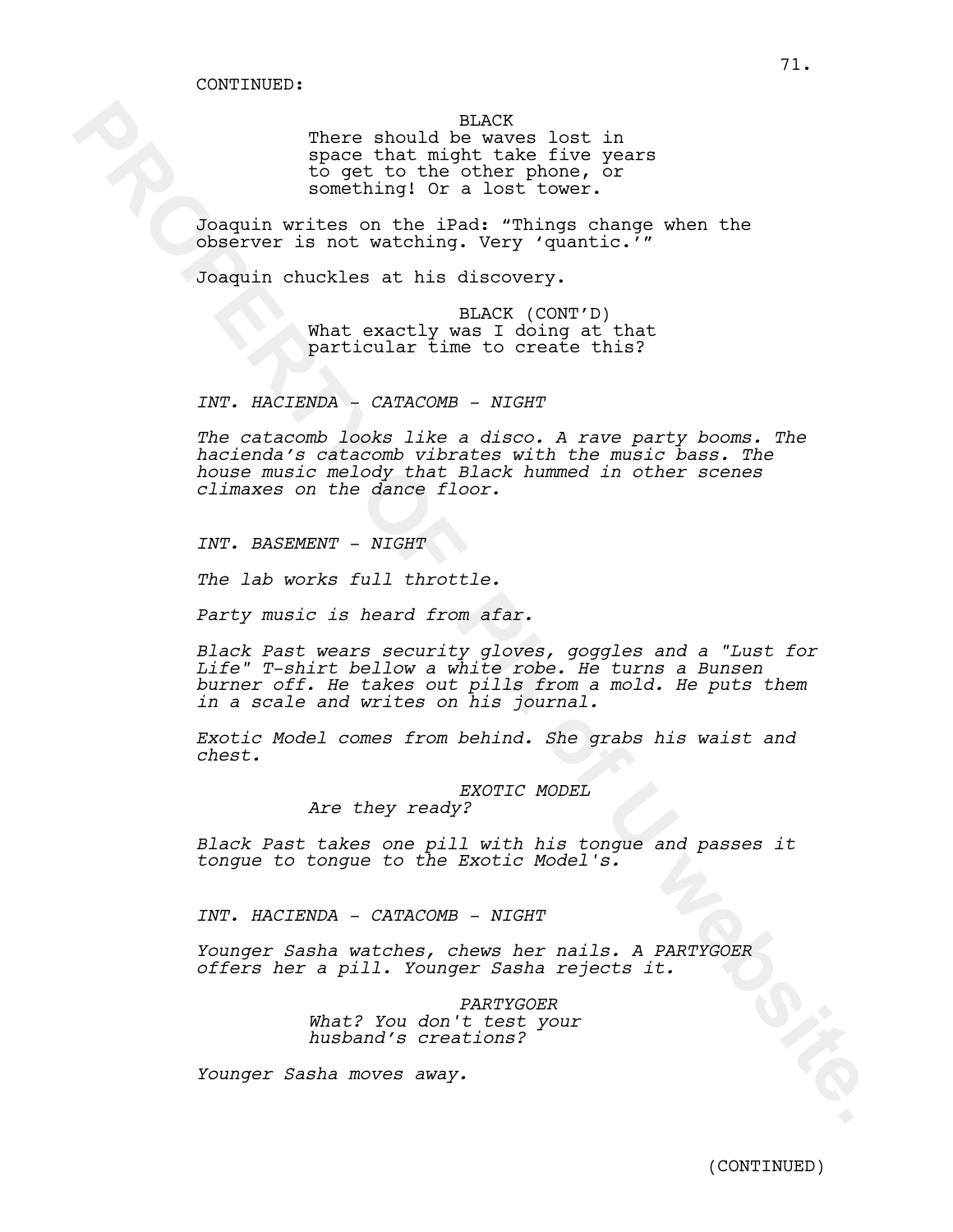CONTINUED:

BLACK
There should be waves lost in space that might take five years to get to the other phone, or something! Or a lost tower.

Joaquin writes on the iPad: “Things change when the observer is not watching. Very ‘quantic.’”

Joaquin chuckles at his discovery.

BLACK (CONT’D)
What exactly was I doing at that particular time to create this?

*INT. HACIENDA - CATACOMB - NIGHT*

*The catacomb looks like a disco. A rave party booms. The hacienda’s catacomb vibrates with the music bass. The house music melody that Black hummed in other scenes climaxes on the dance floor.*

*INT. BASEMENT - NIGHT*

*The lab works full throttle.*

*Party music is heard from afar.*

*Black Past wears security gloves, goggles and a "Lust for Life" T-shirt bellow a white robe. He turns a Bunsen burner off. He takes out pills from a mold. He puts them in a scale and writes on his journal.*

*Exotic Model comes from behind. She grabs his waist and chest.*

*EXOTIC MODEL*
*Are they ready?*

*Black Past takes one pill with his tongue and passes it tongue to tongue to the Exotic Model's.*

*INT. HACIENDA - CATACOMB - NIGHT*

*Younger Sasha watches, chews her nails. A PARTYGOER offers her a pill. Younger Sasha rejects it.*

*PARTYGOER*
*What? You don't test your husband’s creations?*

*Younger Sasha moves away.*

(CONTINUED)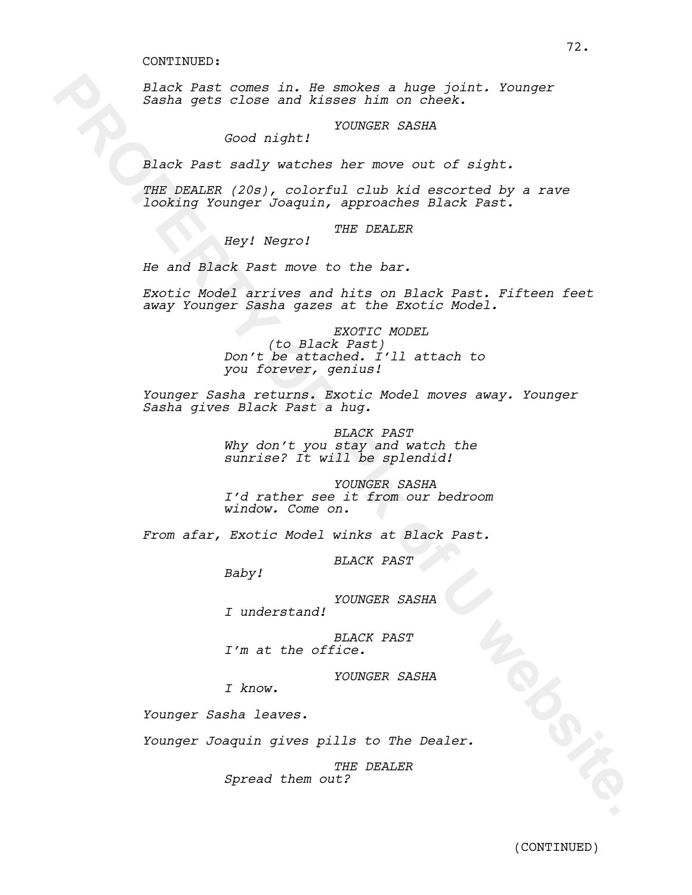CONTINUED:

*Black Past comes in. He smokes a huge joint. Younger Sasha gets close and kisses him on cheek.*

*YOUNGER SASHA*
*Good night!*

*Black Past sadly watches her move out of sight.*

*THE DEALER (20s), colorful club kid escorted by a rave looking Younger Joaquin, approaches Black Past.*

*THE DEALER*
*Hey! Negro!*

*He and Black Past move to the bar.*

*Exotic Model arrives and hits on Black Past. Fifteen feet away Younger Sasha gazes at the Exotic Model.*

*EXOTIC MODEL*
*(to Black Past)*
*Don't be attached. I'll attach to you forever, genius!*

*Younger Sasha returns. Exotic Model moves away. Younger Sasha gives Black Past a hug.*

*BLACK PAST*
*Why don't you stay and watch the sunrise? It will be splendid!*

*YOUNGER SASHA*
*I'd rather see it from our bedroom window. Come on.*

*From afar, Exotic Model winks at Black Past.*

*BLACK PAST*
*Baby!*

*YOUNGER SASHA*
*I understand!*

*BLACK PAST*
*I'm at the office.*

*YOUNGER SASHA*
*I know.*

*Younger Sasha leaves.*

*Younger Joaquin gives pills to The Dealer.*

*THE DEALER*
*Spread them out?*

(CONTINUED)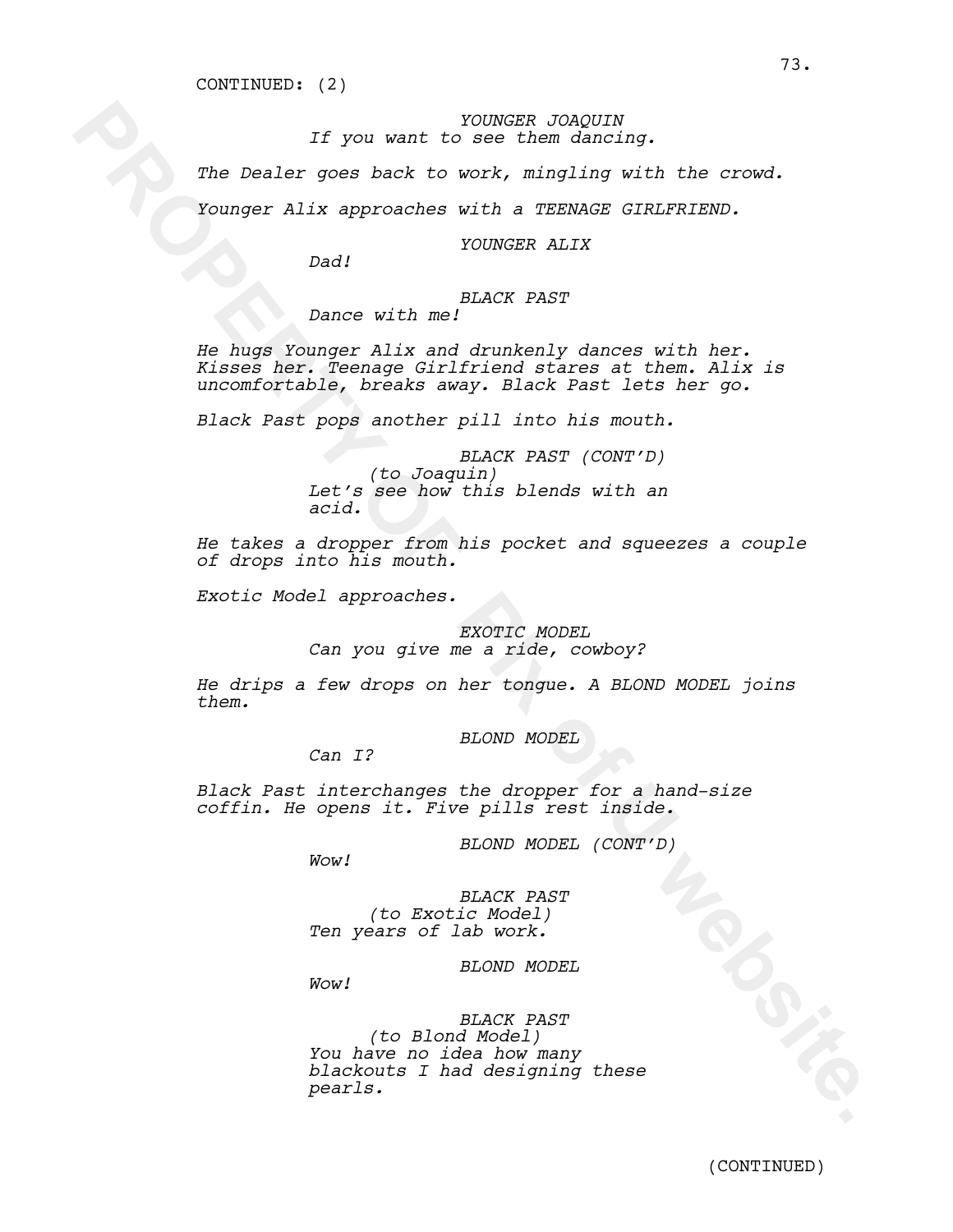CONTINUED: (2)

*YOUNGER JOAQUIN*
*If you want to see them dancing.*

*The Dealer goes back to work, mingling with the crowd.*

*Younger Alix approaches with a TEENAGE GIRLFRIEND.*

*YOUNGER ALIX*
*Dad!*

*BLACK PAST*
*Dance with me!*

*He hugs Younger Alix and drunkenly dances with her. Kisses her. Teenage Girlfriend stares at them. Alix is uncomfortable, breaks away. Black Past lets her go.*

*Black Past pops another pill into his mouth.*

*BLACK PAST (CONT'D)*
*(to Joaquin)*
*Let's see how this blends with an acid.*

*He takes a dropper from his pocket and squeezes a couple of drops into his mouth.*

*Exotic Model approaches.*

*EXOTIC MODEL*
*Can you give me a ride, cowboy?*

*He drips a few drops on her tongue. A BLOND MODEL joins them.*

*BLOND MODEL*
*Can I?*

*Black Past interchanges the dropper for a hand-size coffin. He opens it. Five pills rest inside.*

*BLOND MODEL (CONT'D)*
*Wow!*

*BLACK PAST*
*(to Exotic Model)*
*Ten years of lab work.*

*BLOND MODEL*
*Wow!*

*BLACK PAST*
*(to Blond Model)*
*You have no idea how many blackouts I had designing these pearls.*

(CONTINUED)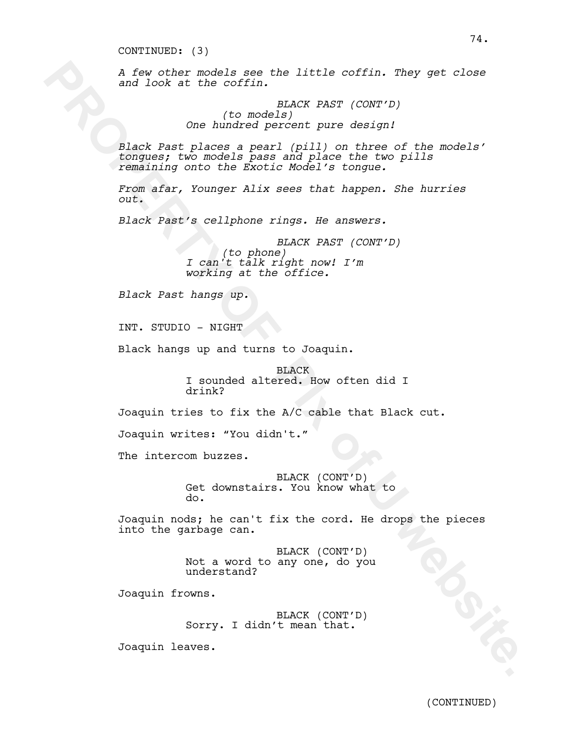CONTINUED: (3)

*A few other models see the little coffin. They get close and look at the coffin.*

*BLACK PAST (CONT'D)*
*(to models)*
*One hundred percent pure design!*

*Black Past places a pearl (pill) on three of the models' tongues; two models pass and place the two pills remaining onto the Exotic Model's tongue.*

*From afar, Younger Alix sees that happen. She hurries out.*

*Black Past's cellphone rings. He answers.*

*BLACK PAST (CONT'D)*
*(to phone)*
*I can't talk right now! I'm working at the office.*

*Black Past hangs up.*

INT. STUDIO - NIGHT

Black hangs up and turns to Joaquin.

BLACK
I sounded altered. How often did I drink?

Joaquin tries to fix the A/C cable that Black cut.

Joaquin writes: "You didn't."

The intercom buzzes.

BLACK (CONT'D)
Get downstairs. You know what to do.

Joaquin nods; he can't fix the cord. He drops the pieces into the garbage can.

BLACK (CONT'D)
Not a word to any one, do you understand?

Joaquin frowns.

BLACK (CONT'D)
Sorry. I didn't mean that.

Joaquin leaves.

(CONTINUED)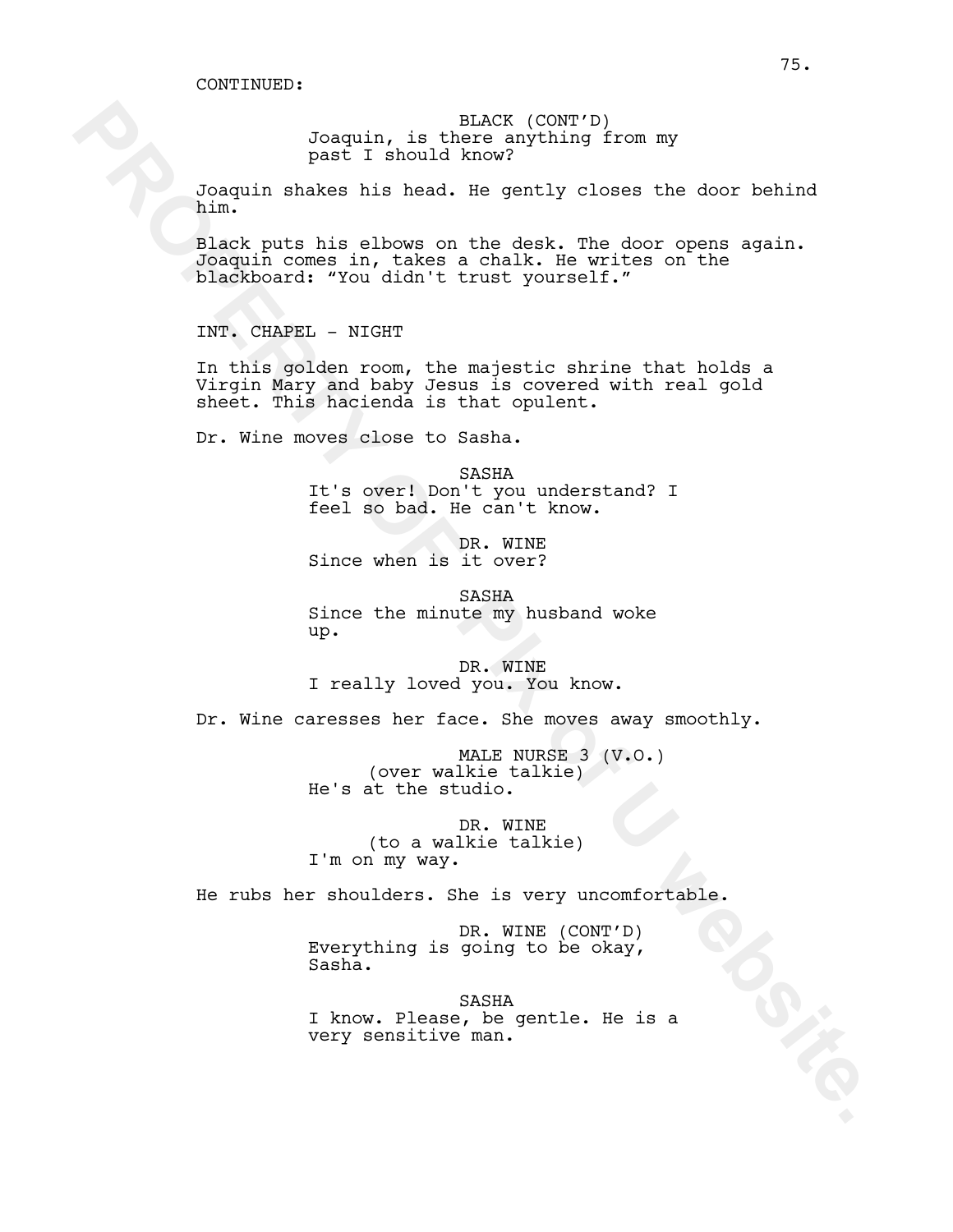CONTINUED:

BLACK (CONT'D)
Joaquin, is there anything from my past I should know?

Joaquin shakes his head. He gently closes the door behind him.

Black puts his elbows on the desk. The door opens again. Joaquin comes in, takes a chalk. He writes on the blackboard: "You didn't trust yourself."

INT. CHAPEL - NIGHT

In this golden room, the majestic shrine that holds a Virgin Mary and baby Jesus is covered with real gold sheet. This hacienda is that opulent.

Dr. Wine moves close to Sasha.

SASHA
It's over! Don't you understand? I feel so bad. He can't know.

DR. WINE
Since when is it over?

SASHA
Since the minute my husband woke up.

DR. WINE
I really loved you. You know.

Dr. Wine caresses her face. She moves away smoothly.

MALE NURSE 3 (V.O.)
(over walkie talkie)
He's at the studio.

DR. WINE
(to a walkie talkie)
I'm on my way.

He rubs her shoulders. She is very uncomfortable.

DR. WINE (CONT'D)
Everything is going to be okay, Sasha.

SASHA
I know. Please, be gentle. He is a very sensitive man.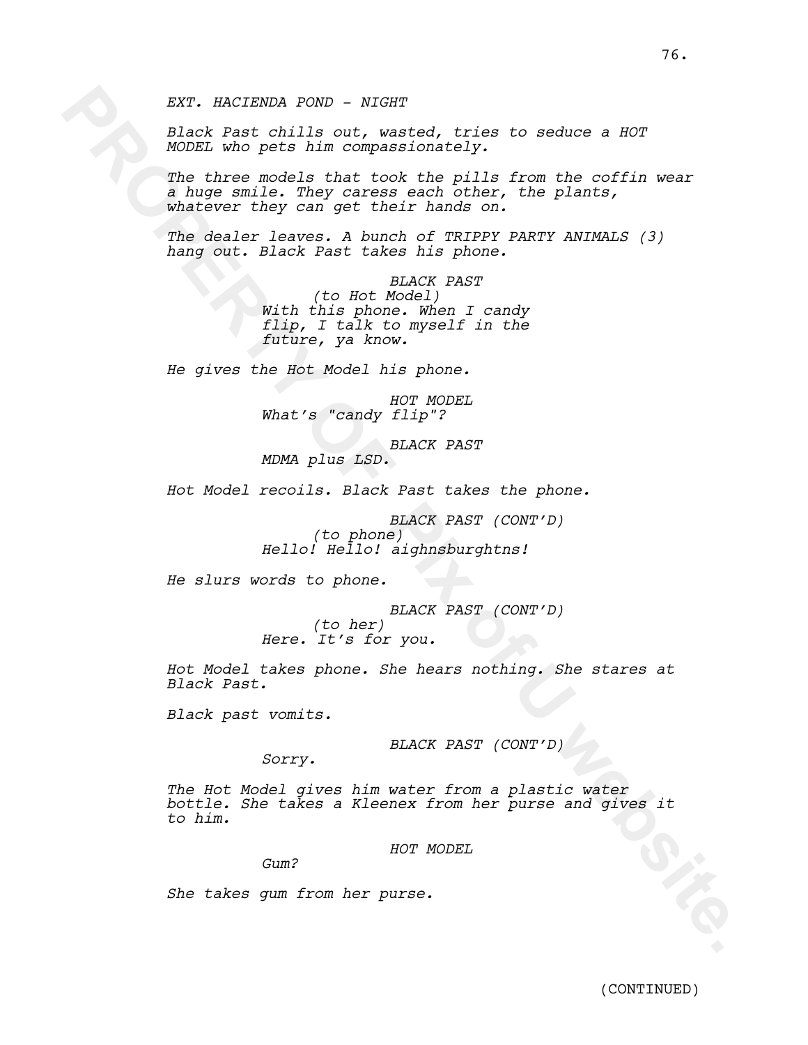*EXT. HACIENDA POND - NIGHT*

*Black Past chills out, wasted, tries to seduce a HOT MODEL who pets him compassionately.*

*The three models that took the pills from the coffin wear a huge smile. They caress each other, the plants, whatever they can get their hands on.*

*The dealer leaves. A bunch of TRIPPY PARTY ANIMALS (3) hang out. Black Past takes his phone.*

*BLACK PAST*
*(to Hot Model)*
*With this phone. When I candy flip, I talk to myself in the future, ya know.*

*He gives the Hot Model his phone.*

*HOT MODEL*
*What's "candy flip"?*

*BLACK PAST*
*MDMA plus LSD.*

*Hot Model recoils. Black Past takes the phone.*

*BLACK PAST (CONT'D)*
*(to phone)*
*Hello! Hello! aighnsburghtns!*

*He slurs words to phone.*

*BLACK PAST (CONT'D)*
*(to her)*
*Here. It's for you.*

*Hot Model takes phone. She hears nothing. She stares at Black Past.*

*Black past vomits.*

*BLACK PAST (CONT'D)*
*Sorry.*

*The Hot Model gives him water from a plastic water bottle. She takes a Kleenex from her purse and gives it to him.*

*HOT MODEL*
*Gum?*

*She takes gum from her purse.*

(CONTINUED)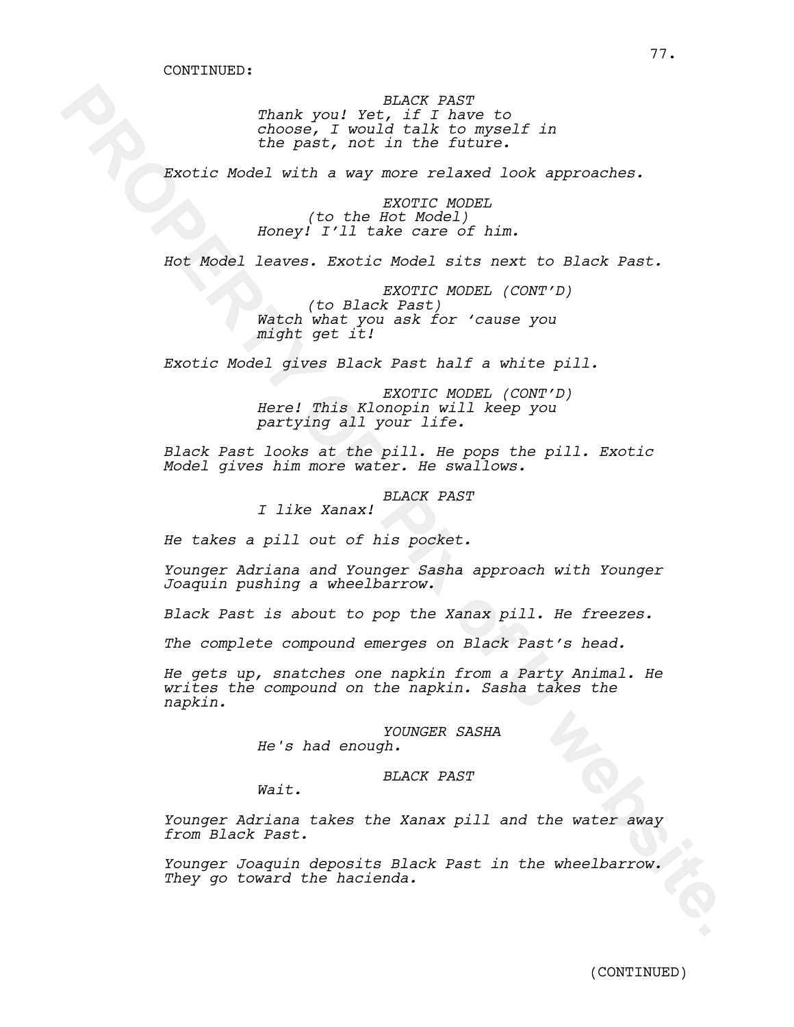CONTINUED:

*BLACK PAST*
*Thank you! Yet, if I have to choose, I would talk to myself in the past, not in the future.*

*Exotic Model with a way more relaxed look approaches.*

*EXOTIC MODEL*
*(to the Hot Model)*
*Honey! I'll take care of him.*

*Hot Model leaves. Exotic Model sits next to Black Past.*

*EXOTIC MODEL (CONT'D)*
*(to Black Past)*
*Watch what you ask for 'cause you might get it!*

*Exotic Model gives Black Past half a white pill.*

*EXOTIC MODEL (CONT'D)*
*Here! This Klonopin will keep you partying all your life.*

*Black Past looks at the pill. He pops the pill. Exotic Model gives him more water. He swallows.*

*BLACK PAST*
*I like Xanax!*

*He takes a pill out of his pocket.*

*Younger Adriana and Younger Sasha approach with Younger Joaquin pushing a wheelbarrow.*

*Black Past is about to pop the Xanax pill. He freezes.*

*The complete compound emerges on Black Past's head.*

*He gets up, snatches one napkin from a Party Animal. He writes the compound on the napkin. Sasha takes the napkin.*

*YOUNGER SASHA*
*He's had enough.*

*BLACK PAST*
*Wait.*

*Younger Adriana takes the Xanax pill and the water away from Black Past.*

*Younger Joaquin deposits Black Past in the wheelbarrow. They go toward the hacienda.*

(CONTINUED)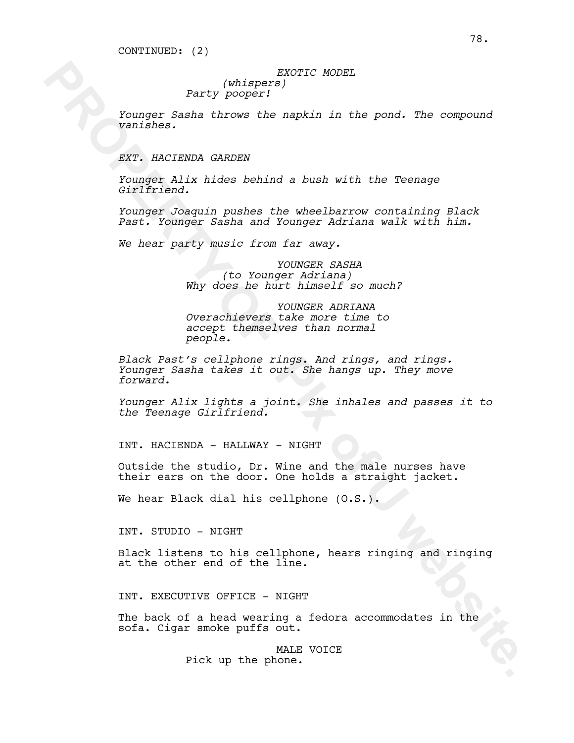CONTINUED: (2)

*EXOTIC MODEL*
*(whispers)*
*Party pooper!*

*Younger Sasha throws the napkin in the pond. The compound vanishes.*

*EXT. HACIENDA GARDEN*

*Younger Alix hides behind a bush with the Teenage Girlfriend.*

*Younger Joaquin pushes the wheelbarrow containing Black Past. Younger Sasha and Younger Adriana walk with him.*

*We hear party music from far away.*

*YOUNGER SASHA*
*(to Younger Adriana)*
*Why does he hurt himself so much?*

*YOUNGER ADRIANA*
*Overachievers take more time to accept themselves than normal people.*

*Black Past's cellphone rings. And rings, and rings. Younger Sasha takes it out. She hangs up. They move forward.*

*Younger Alix lights a joint. She inhales and passes it to the Teenage Girlfriend.*

INT. HACIENDA - HALLWAY - NIGHT

Outside the studio, Dr. Wine and the male nurses have their ears on the door. One holds a straight jacket.

We hear Black dial his cellphone (O.S.).

INT. STUDIO - NIGHT

Black listens to his cellphone, hears ringing and ringing at the other end of the line.

INT. EXECUTIVE OFFICE - NIGHT

The back of a head wearing a fedora accommodates in the sofa. Cigar smoke puffs out.

MALE VOICE
Pick up the phone.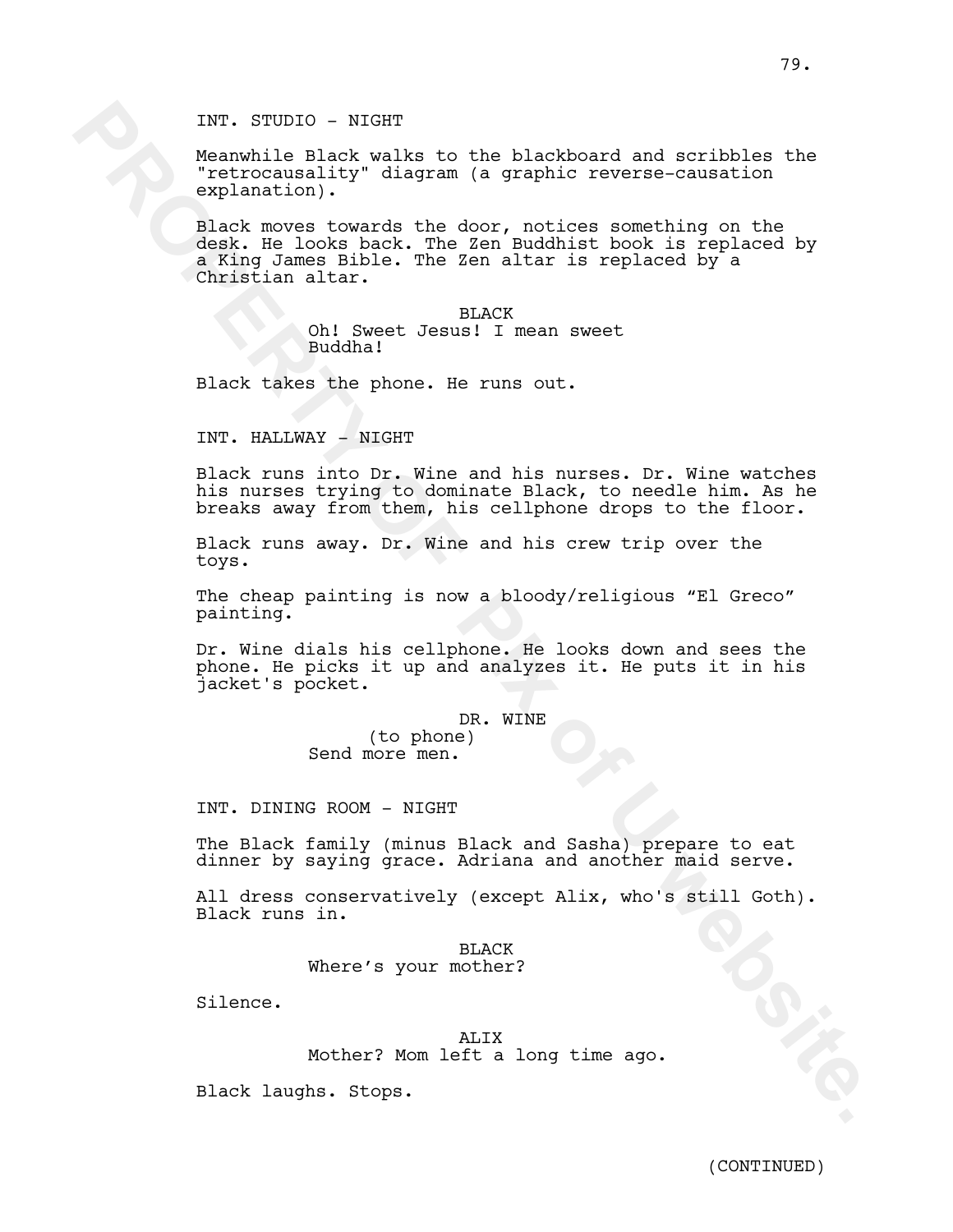INT. STUDIO - NIGHT

Meanwhile Black walks to the blackboard and scribbles the "retrocausality" diagram (a graphic reverse-causation explanation).

Black moves towards the door, notices something on the desk. He looks back. The Zen Buddhist book is replaced by a King James Bible. The Zen altar is replaced by a Christian altar.

BLACK
Oh! Sweet Jesus! I mean sweet Buddha!

Black takes the phone. He runs out.

INT. HALLWAY - NIGHT

Black runs into Dr. Wine and his nurses. Dr. Wine watches his nurses trying to dominate Black, to needle him. As he breaks away from them, his cellphone drops to the floor.

Black runs away. Dr. Wine and his crew trip over the toys.

The cheap painting is now a bloody/religious “El Greco” painting.

Dr. Wine dials his cellphone. He looks down and sees the phone. He picks it up and analyzes it. He puts it in his jacket's pocket.

DR. WINE
(to phone)
Send more men.

INT. DINING ROOM - NIGHT

The Black family (minus Black and Sasha) prepare to eat dinner by saying grace. Adriana and another maid serve.

All dress conservatively (except Alix, who's still Goth). Black runs in.

BLACK
Where’s your mother?

Silence.

ALIX
Mother? Mom left a long time ago.

Black laughs. Stops.

(CONTINUED)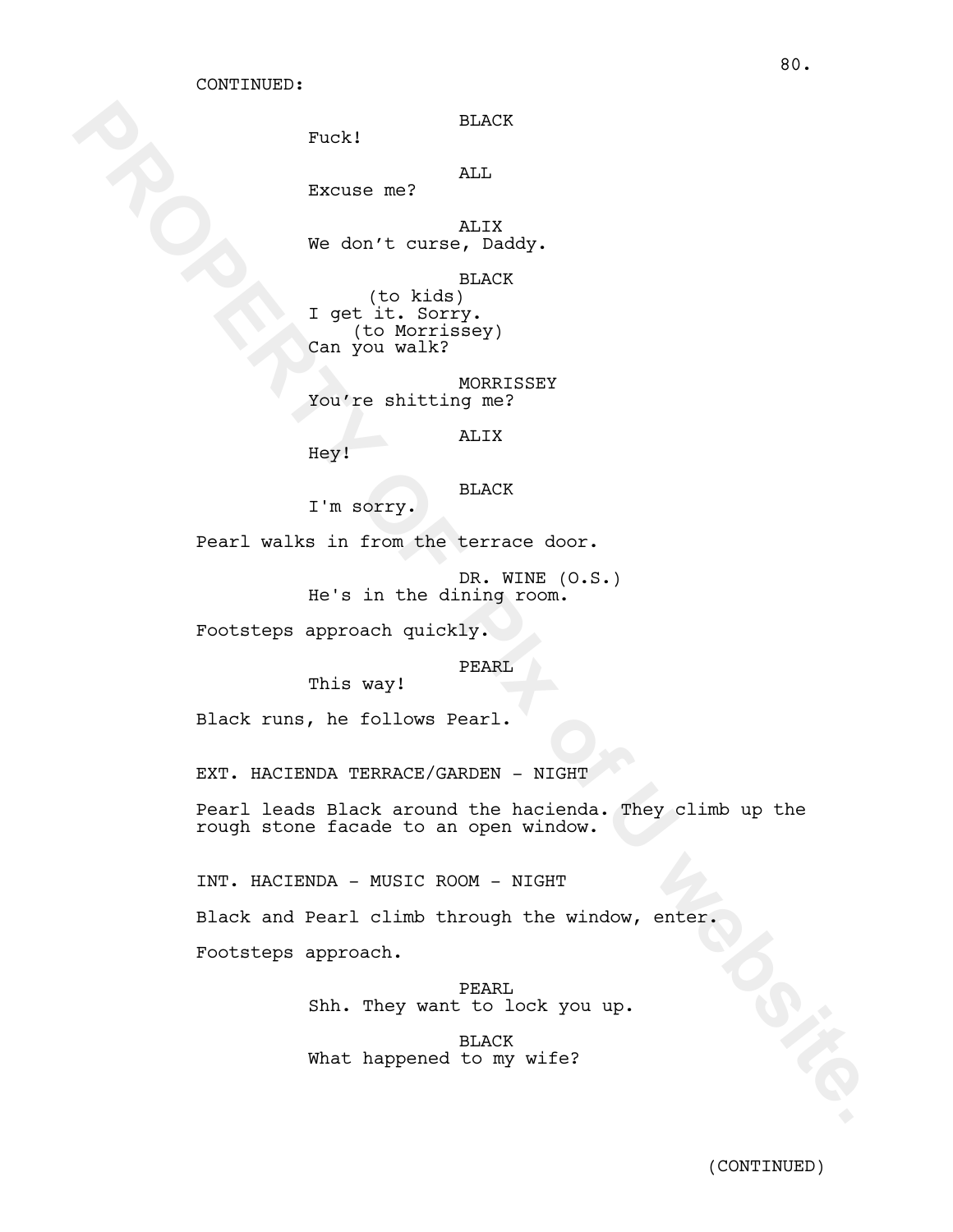CONTINUED:

BLACK
Fuck!

ALL
Excuse me?

ALIX
We don't curse, Daddy.

BLACK
(to kids)
I get it. Sorry.
(to Morrissey)
Can you walk?

MORRISSEY
You're shitting me?

ALIX
Hey!

BLACK
I'm sorry.

Pearl walks in from the terrace door.

DR. WINE (O.S.)
He's in the dining room.

Footsteps approach quickly.

PEARL
This way!

Black runs, he follows Pearl.

EXT. HACIENDA TERRACE/GARDEN - NIGHT

Pearl leads Black around the hacienda. They climb up the rough stone facade to an open window.

INT. HACIENDA - MUSIC ROOM - NIGHT

Black and Pearl climb through the window, enter.

Footsteps approach.

PEARL
Shh. They want to lock you up.

BLACK
What happened to my wife?

(CONTINUED)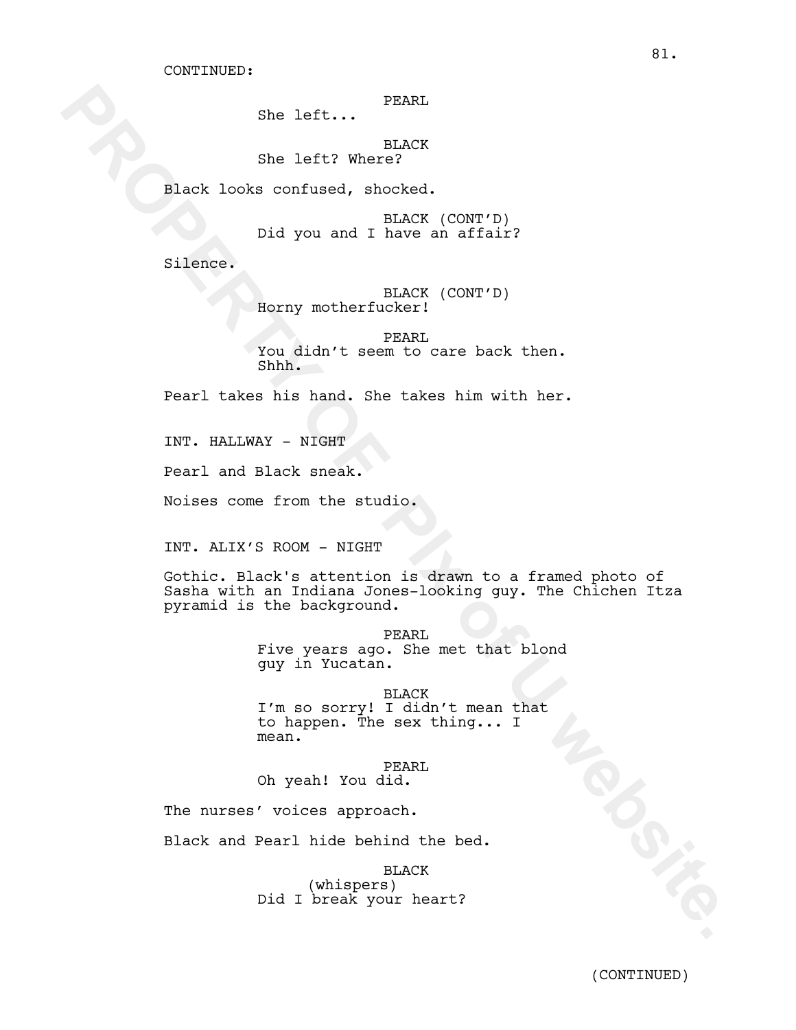CONTINUED:

PEARL
She left...

BLACK
She left? Where?

Black looks confused, shocked.

BLACK (CONT'D)
Did you and I have an affair?

Silence.

BLACK (CONT'D)
Horny motherfucker!

PEARL
You didn't seem to care back then.
Shhh.

Pearl takes his hand. She takes him with her.

INT. HALLWAY - NIGHT

Pearl and Black sneak.

Noises come from the studio.

INT. ALIX'S ROOM - NIGHT

Gothic. Black's attention is drawn to a framed photo of Sasha with an Indiana Jones-looking guy. The Chichen Itza pyramid is the background.

PEARL
Five years ago. She met that blond guy in Yucatan.

BLACK
I'm so sorry! I didn't mean that to happen. The sex thing... I mean.

PEARL
Oh yeah! You did.

The nurses' voices approach.

Black and Pearl hide behind the bed.

BLACK
(whispers)
Did I break your heart?

(CONTINUED)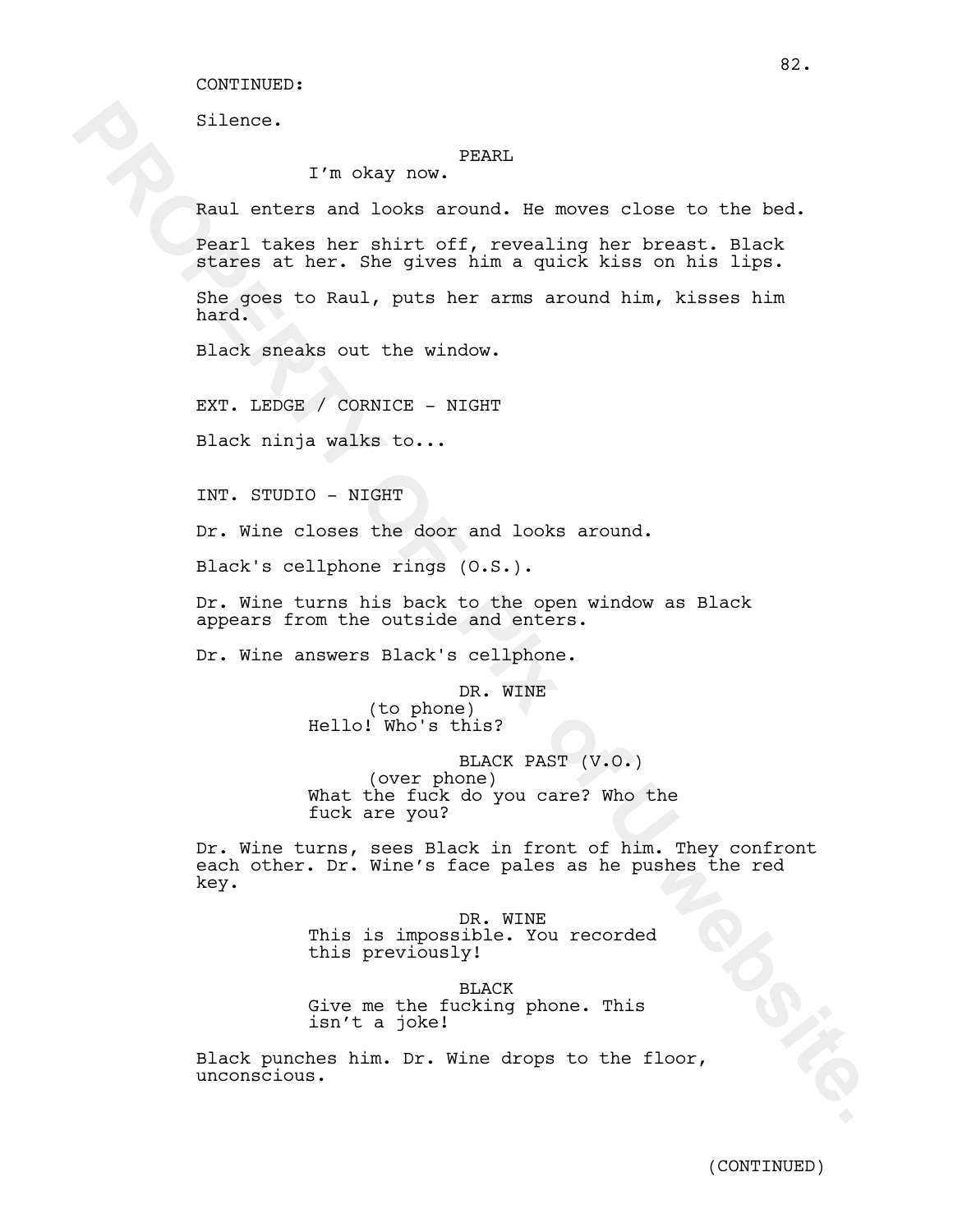CONTINUED:

Silence.

PEARL
I'm okay now.

Raul enters and looks around. He moves close to the bed.

Pearl takes her shirt off, revealing her breast. Black stares at her. She gives him a quick kiss on his lips.

She goes to Raul, puts her arms around him, kisses him hard.

Black sneaks out the window.

EXT. LEDGE / CORNICE - NIGHT

Black ninja walks to...

INT. STUDIO - NIGHT

Dr. Wine closes the door and looks around.

Black's cellphone rings (O.S.).

Dr. Wine turns his back to the open window as Black appears from the outside and enters.

Dr. Wine answers Black's cellphone.

DR. WINE
(to phone)
Hello! Who's this?

BLACK PAST (V.O.)
(over phone)
What the fuck do you care? Who the fuck are you?

Dr. Wine turns, sees Black in front of him. They confront each other. Dr. Wine's face pales as he pushes the red key.

DR. WINE
This is impossible. You recorded this previously!

BLACK
Give me the fucking phone. This isn't a joke!

Black punches him. Dr. Wine drops to the floor, unconscious.

(CONTINUED)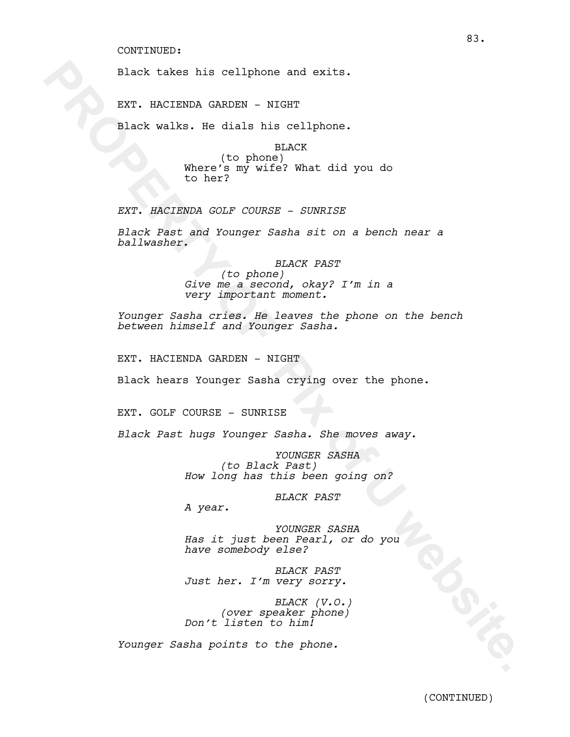CONTINUED:

Black takes his cellphone and exits.

EXT. HACIENDA GARDEN - NIGHT

Black walks. He dials his cellphone.

BLACK
(to phone)
Where's my wife? What did you do to her?

*EXT. HACIENDA GOLF COURSE - SUNRISE*

*Black Past and Younger Sasha sit on a bench near a ballwasher.*

*BLACK PAST*
*(to phone)*
*Give me a second, okay? I'm in a very important moment.*

*Younger Sasha cries. He leaves the phone on the bench between himself and Younger Sasha.*

EXT. HACIENDA GARDEN - NIGHT

Black hears Younger Sasha crying over the phone.

EXT. GOLF COURSE - SUNRISE

*Black Past hugs Younger Sasha. She moves away.*

*YOUNGER SASHA*
*(to Black Past)*
*How long has this been going on?*

*BLACK PAST*
*A year.*

*YOUNGER SASHA*
*Has it just been Pearl, or do you have somebody else?*

*BLACK PAST*
*Just her. I'm very sorry.*

*BLACK (V.O.)*
*(over speaker phone)*
*Don't listen to him!*

*Younger Sasha points to the phone.*

(CONTINUED)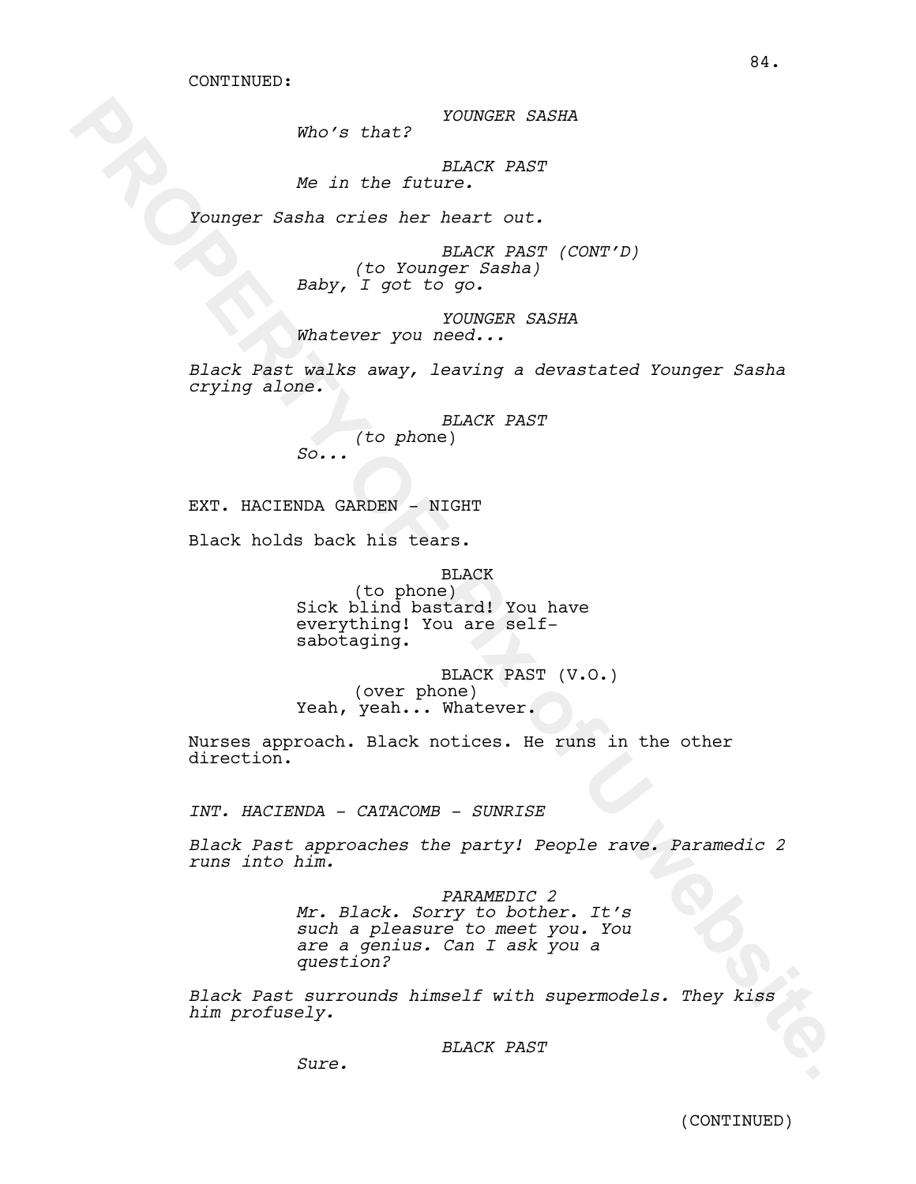CONTINUED:

*YOUNGER SASHA*
*Who's that?*

*BLACK PAST*
*Me in the future.*

*Younger Sasha cries her heart out.*

*BLACK PAST (CONT'D)*
*(to Younger Sasha)*
*Baby, I got to go.*

*YOUNGER SASHA*
*Whatever you need...*

*Black Past walks away, leaving a devastated Younger Sasha crying alone.*

*BLACK PAST*
*(to phone)*
*So...*

EXT. HACIENDA GARDEN - NIGHT

Black holds back his tears.

BLACK
(to phone)
Sick blind bastard! You have everything! You are self-sabotaging.

BLACK PAST (V.O.)
(over phone)
Yeah, yeah... Whatever.

Nurses approach. Black notices. He runs in the other direction.

*INT. HACIENDA - CATACOMB - SUNRISE*

*Black Past approaches the party! People rave. Paramedic 2 runs into him.*

*PARAMEDIC 2*
*Mr. Black. Sorry to bother. It's such a pleasure to meet you. You are a genius. Can I ask you a question?*

*Black Past surrounds himself with supermodels. They kiss him profusely.*

*BLACK PAST*
*Sure.*

(CONTINUED)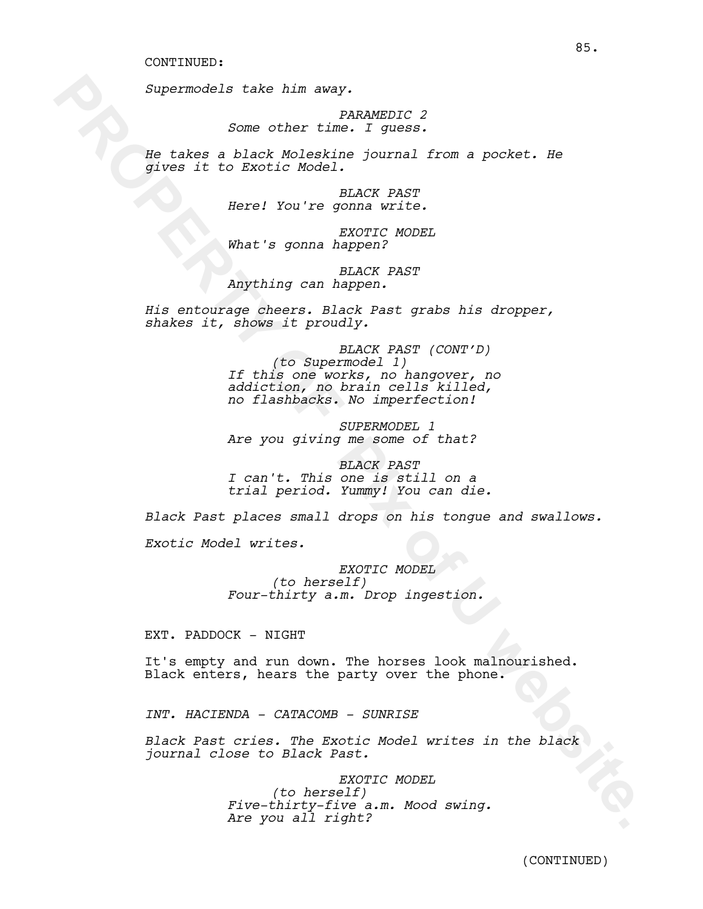CONTINUED:

*Supermodels take him away.*

*PARAMEDIC 2*
*Some other time. I guess.*

*He takes a black Moleskine journal from a pocket. He gives it to Exotic Model.*

*BLACK PAST*
*Here! You're gonna write.*

*EXOTIC MODEL*
*What's gonna happen?*

*BLACK PAST*
*Anything can happen.*

*His entourage cheers. Black Past grabs his dropper, shakes it, shows it proudly.*

*BLACK PAST (CONT'D)*
*(to Supermodel 1)*
*If this one works, no hangover, no addiction, no brain cells killed, no flashbacks. No imperfection!*

*SUPERMODEL 1*
*Are you giving me some of that?*

*BLACK PAST*
*I can't. This one is still on a trial period. Yummy! You can die.*

*Black Past places small drops on his tongue and swallows.*

*Exotic Model writes.*

*EXOTIC MODEL*
*(to herself)*
*Four-thirty a.m. Drop ingestion.*

EXT. PADDOCK - NIGHT

It's empty and run down. The horses look malnourished. Black enters, hears the party over the phone.

*INT. HACIENDA - CATACOMB - SUNRISE*

*Black Past cries. The Exotic Model writes in the black journal close to Black Past.*

*EXOTIC MODEL*
*(to herself)*
*Five-thirty-five a.m. Mood swing. Are you all right?*

(CONTINUED)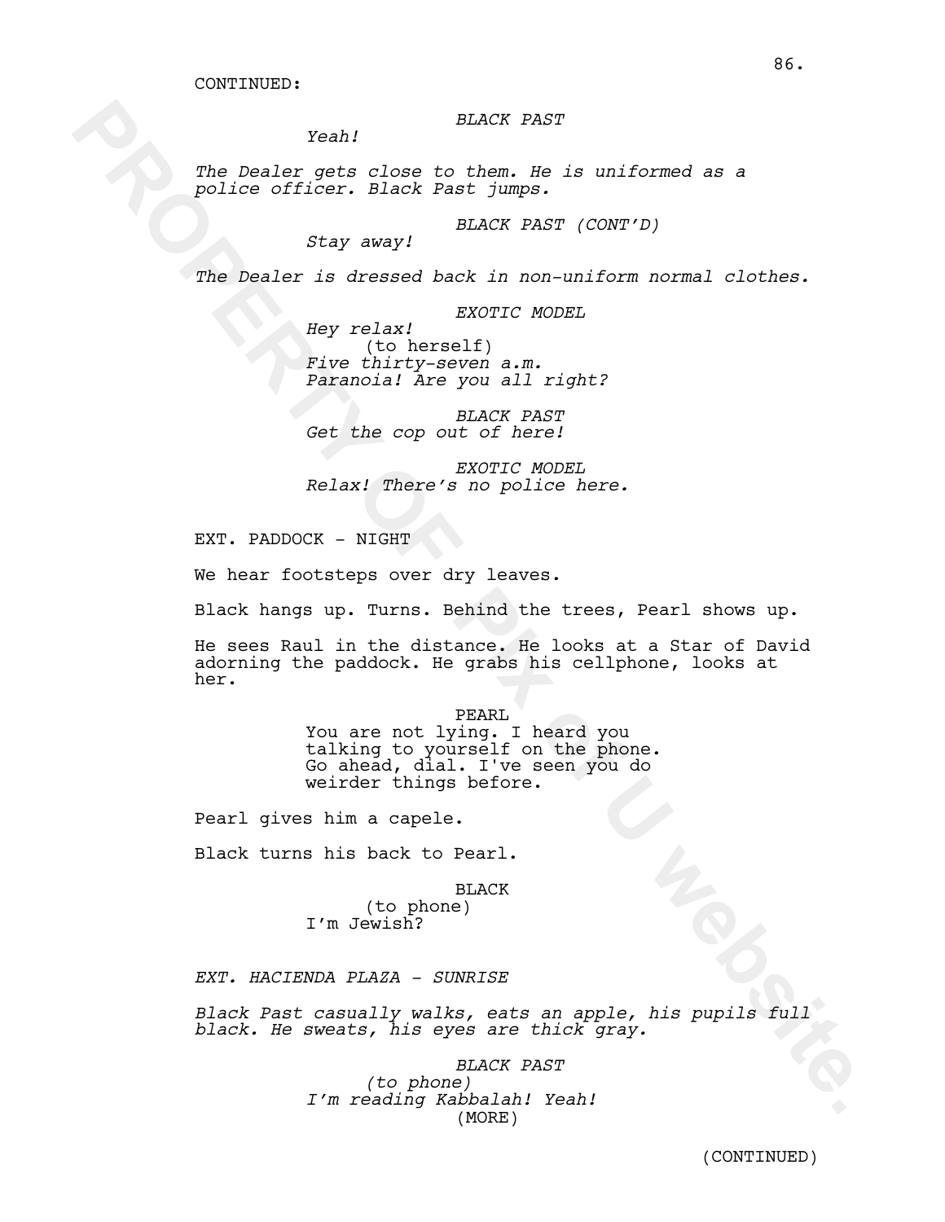CONTINUED:

*BLACK PAST*

*Yeah!*

*The Dealer gets close to them. He is uniformed as a police officer. Black Past jumps.*

*BLACK PAST (CONT'D)*

*Stay away!*

*The Dealer is dressed back in non-uniform normal clothes.*

*EXOTIC MODEL*

*Hey relax!*
(to herself)
*Five thirty-seven a.m. Paranoia! Are you all right?*

*BLACK PAST*

*Get the cop out of here!*

*EXOTIC MODEL*

*Relax! There's no police here.*

EXT. PADDOCK - NIGHT

We hear footsteps over dry leaves.

Black hangs up. Turns. Behind the trees, Pearl shows up.

He sees Raul in the distance. He looks at a Star of David adorning the paddock. He grabs his cellphone, looks at her.

PEARL

You are not lying. I heard you talking to yourself on the phone. Go ahead, dial. I've seen you do weirder things before.

Pearl gives him a capele.

Black turns his back to Pearl.

BLACK

(to phone)
I'm Jewish?

*EXT. HACIENDA PLAZA - SUNRISE*

*Black Past casually walks, eats an apple, his pupils full black. He sweats, his eyes are thick gray.*

*BLACK PAST*

*(to phone)*
*I'm reading Kabbalah! Yeah!*
(MORE)

(CONTINUED)

PROPERTY OF PIX of U website.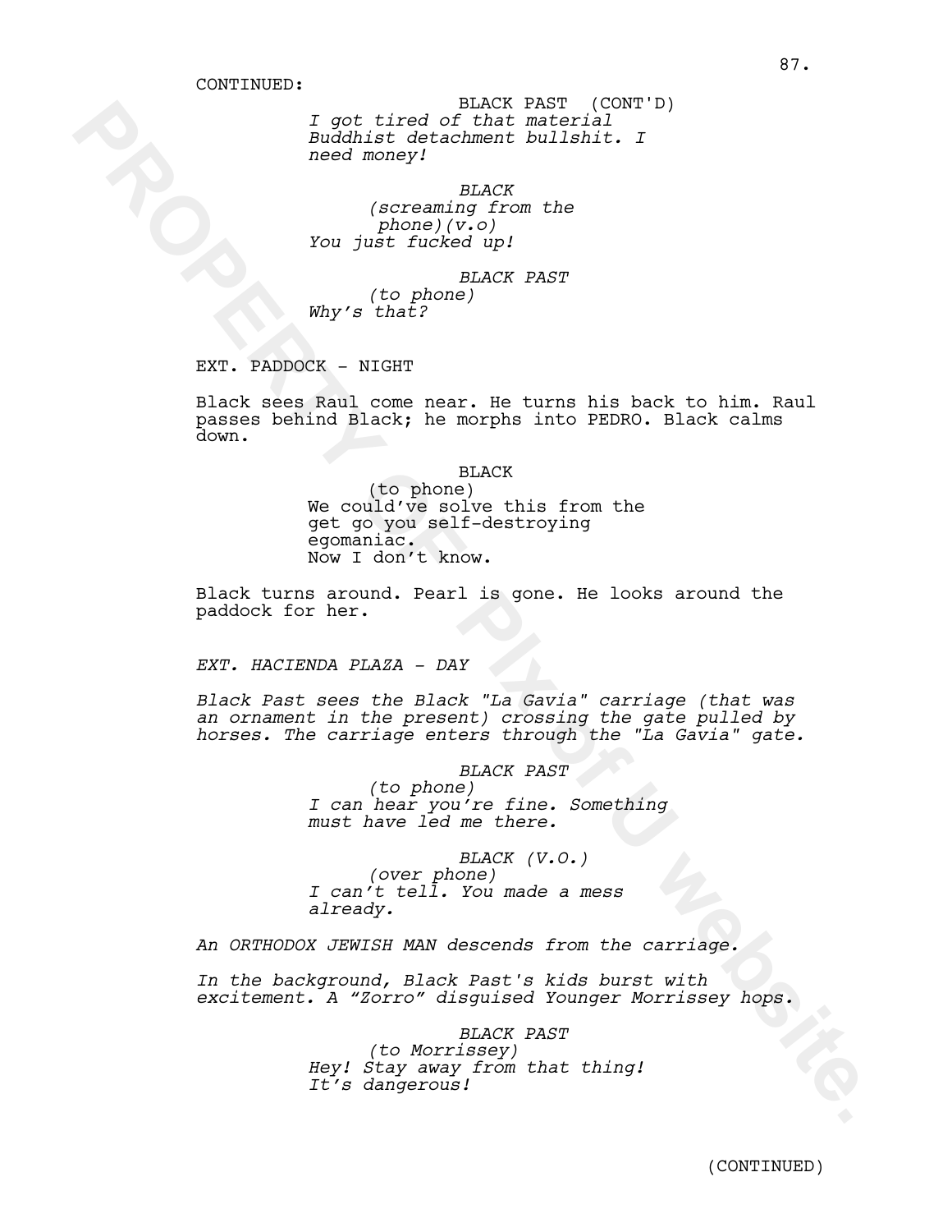CONTINUED:

BLACK PAST (CONT'D)
*I got tired of that material Buddhist detachment bullshit. I need money!*

*BLACK*
*(screaming from the phone)(v.o)*
*You just fucked up!*

*BLACK PAST*
*(to phone)*
*Why's that?*

EXT. PADDOCK - NIGHT

Black sees Raul come near. He turns his back to him. Raul passes behind Black; he morphs into PEDRO. Black calms down.

BLACK
(to phone)
We could've solve this from the get go you self-destroying egomaniac.
Now I don't know.

Black turns around. Pearl is gone. He looks around the paddock for her.

*EXT. HACIENDA PLAZA - DAY*

*Black Past sees the Black "La Gavia" carriage (that was an ornament in the present) crossing the gate pulled by horses. The carriage enters through the "La Gavia" gate.*

*BLACK PAST*
*(to phone)*
*I can hear you're fine. Something must have led me there.*

*BLACK (V.O.)*
*(over phone)*
*I can't tell. You made a mess already.*

*An ORTHODOX JEWISH MAN descends from the carriage.*

*In the background, Black Past's kids burst with excitement. A "Zorro" disguised Younger Morrissey hops.*

*BLACK PAST*
*(to Morrissey)*
*Hey! Stay away from that thing! It's dangerous!*

(CONTINUED)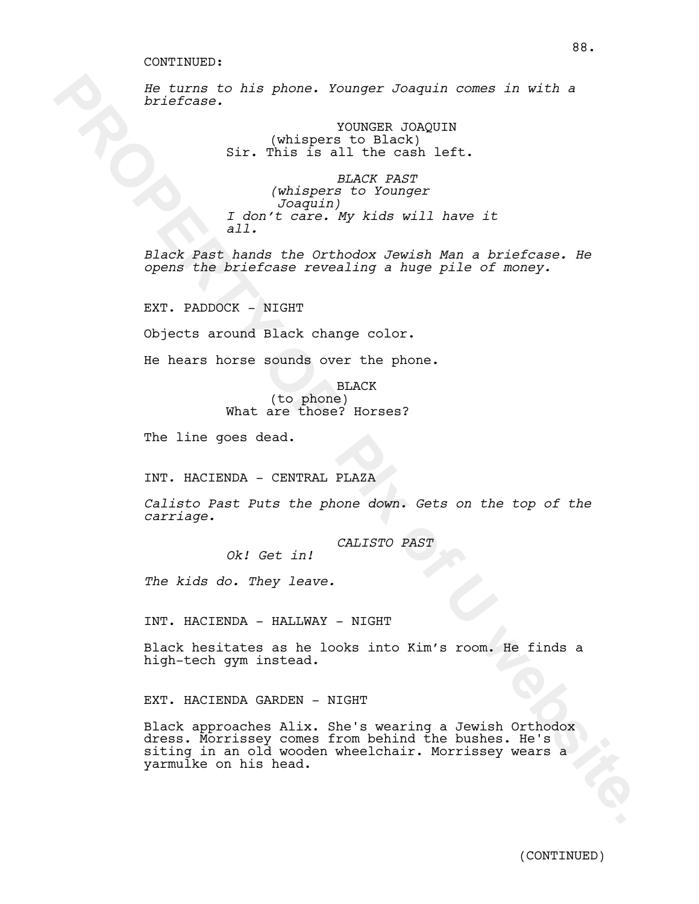CONTINUED:

*He turns to his phone. Younger Joaquin comes in with a briefcase.*

YOUNGER JOAQUIN
(whispers to Black)
Sir. This is all the cash left.

*BLACK PAST*
*(whispers to Younger Joaquin)*
*I don't care. My kids will have it all.*

*Black Past hands the Orthodox Jewish Man a briefcase. He opens the briefcase revealing a huge pile of money.*

EXT. PADDOCK - NIGHT

Objects around Black change color.

He hears horse sounds over the phone.

BLACK
(to phone)
What are those? Horses?

The line goes dead.

INT. HACIENDA - CENTRAL PLAZA

*Calisto Past Puts the phone down. Gets on the top of the carriage.*

*CALISTO PAST*
*Ok! Get in!*

*The kids do. They leave.*

INT. HACIENDA - HALLWAY - NIGHT

Black hesitates as he looks into Kim's room. He finds a high-tech gym instead.

EXT. HACIENDA GARDEN - NIGHT

Black approaches Alix. She's wearing a Jewish Orthodox dress. Morrissey comes from behind the bushes. He's siting in an old wooden wheelchair. Morrissey wears a yarmulke on his head.

(CONTINUED)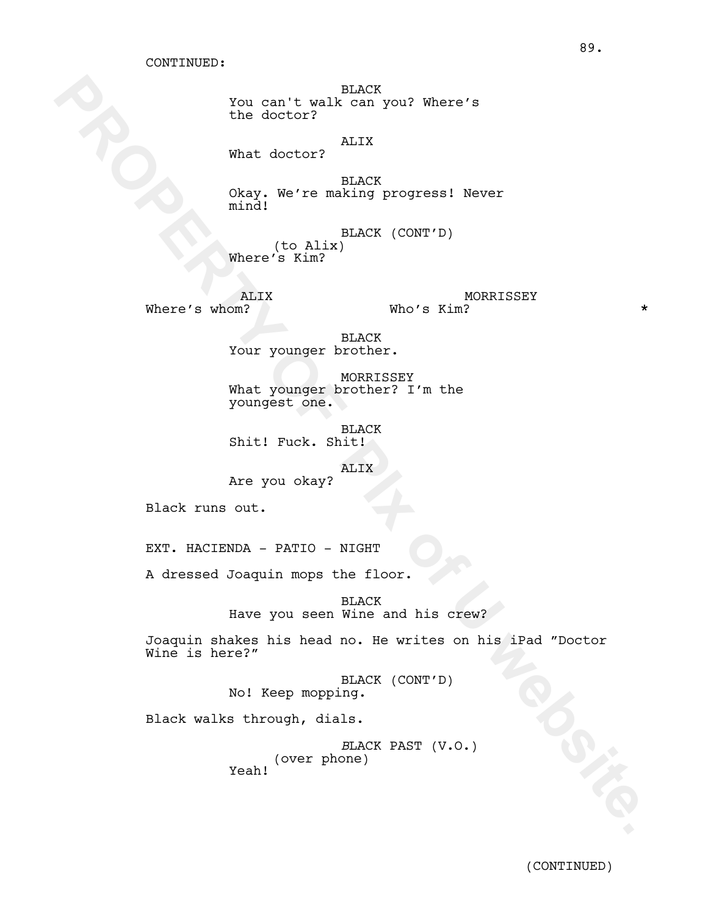CONTINUED:

BLACK
You can't walk can you? Where's the doctor?

ALIX
What doctor?

BLACK
Okay. We're making progress! Never mind!

BLACK (CONT'D)
(to Alix)
Where's Kim?

ALIX
Where's whom?

MORRISSEY
Who's Kim? *

BLACK
Your younger brother.

MORRISSEY
What younger brother? I'm the youngest one.

BLACK
Shit! Fuck. Shit!

ALIX
Are you okay?

Black runs out.

EXT. HACIENDA - PATIO - NIGHT

A dressed Joaquin mops the floor.

BLACK
Have you seen Wine and his crew?

Joaquin shakes his head no. He writes on his iPad "Doctor Wine is here?"

BLACK (CONT'D)
No! Keep mopping.

Black walks through, dials.

BLACK PAST (V.O.)
(over phone)
Yeah!

(CONTINUED)

PROPERTY OF Pix of U website.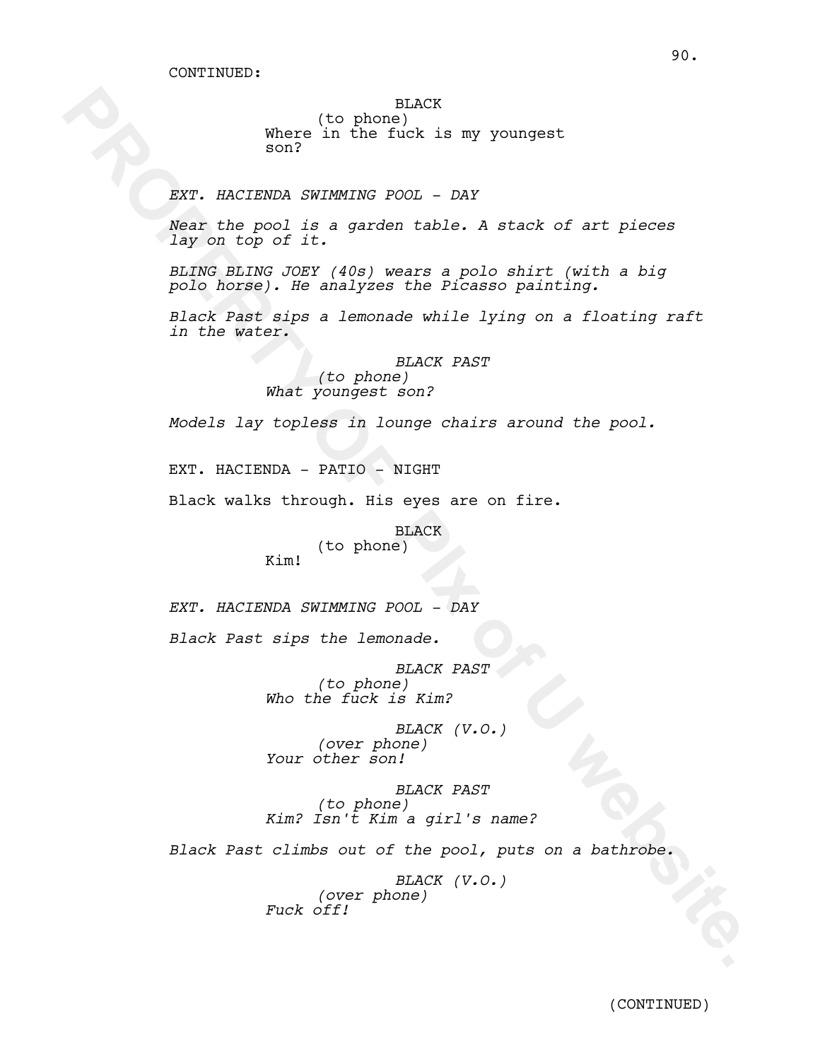CONTINUED:

BLACK
(to phone)
Where in the fuck is my youngest son?

*EXT. HACIENDA SWIMMING POOL - DAY*

*Near the pool is a garden table. A stack of art pieces lay on top of it.*

*BLING BLING JOEY (40s) wears a polo shirt (with a big polo horse). He analyzes the Picasso painting.*

*Black Past sips a lemonade while lying on a floating raft in the water.*

*BLACK PAST*
*(to phone)*
*What youngest son?*

*Models lay topless in lounge chairs around the pool.*

EXT. HACIENDA - PATIO - NIGHT

Black walks through. His eyes are on fire.

BLACK
(to phone)
Kim!

*EXT. HACIENDA SWIMMING POOL - DAY*

*Black Past sips the lemonade.*

*BLACK PAST*
*(to phone)*
*Who the fuck is Kim?*

*BLACK (V.O.)*
*(over phone)*
*Your other son!*

*BLACK PAST*
*(to phone)*
*Kim? Isn't Kim a girl's name?*

*Black Past climbs out of the pool, puts on a bathrobe.*

*BLACK (V.O.)*
*(over phone)*
*Fuck off!*

(CONTINUED)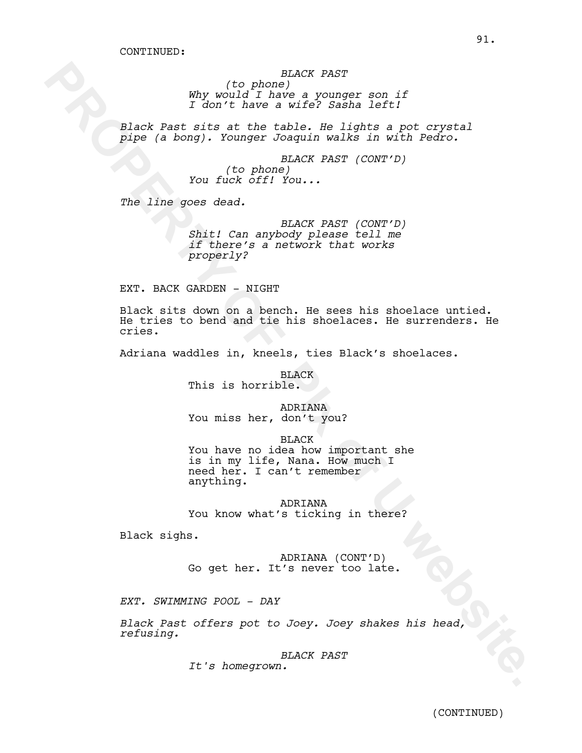CONTINUED:

*BLACK PAST*
*(to phone)*
*Why would I have a younger son if I don't have a wife? Sasha left!*

*Black Past sits at the table. He lights a pot crystal pipe (a bong). Younger Joaquin walks in with Pedro.*

*BLACK PAST (CONT'D)*
*(to phone)*
*You fuck off! You...*

*The line goes dead.*

*BLACK PAST (CONT'D)*
*Shit! Can anybody please tell me if there's a network that works properly?*

EXT. BACK GARDEN - NIGHT

Black sits down on a bench. He sees his shoelace untied. He tries to bend and tie his shoelaces. He surrenders. He cries.

Adriana waddles in, kneels, ties Black's shoelaces.

BLACK
This is horrible.

ADRIANA
You miss her, don't you?

BLACK
You have no idea how important she is in my life, Nana. How much I need her. I can't remember anything.

ADRIANA
You know what's ticking in there?

Black sighs.

ADRIANA (CONT'D)
Go get her. It's never too late.

*EXT. SWIMMING POOL - DAY*

*Black Past offers pot to Joey. Joey shakes his head, refusing.*

*BLACK PAST*
*It's homegrown.*

(CONTINUED)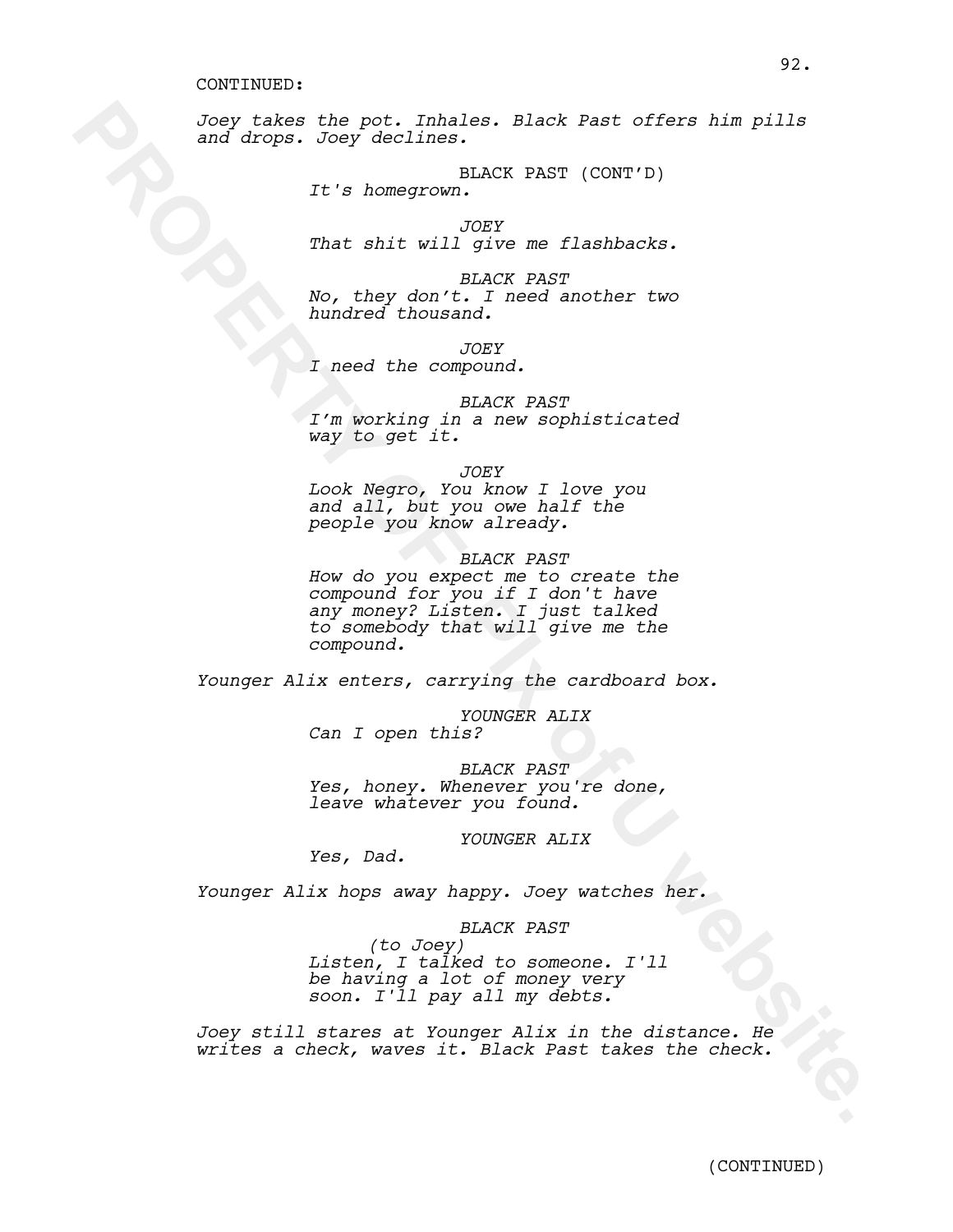CONTINUED:

*Joey takes the pot. Inhales. Black Past offers him pills and drops. Joey declines.*

BLACK PAST (CONT'D)
*It's homegrown.*

*JOEY*
*That shit will give me flashbacks.*

*BLACK PAST*
*No, they don't. I need another two hundred thousand.*

*JOEY*
*I need the compound.*

*BLACK PAST*
*I'm working in a new sophisticated way to get it.*

*JOEY*
*Look Negro, You know I love you and all, but you owe half the people you know already.*

*BLACK PAST*
*How do you expect me to create the compound for you if I don't have any money? Listen. I just talked to somebody that will give me the compound.*

*Younger Alix enters, carrying the cardboard box.*

*YOUNGER ALIX*
*Can I open this?*

*BLACK PAST*
*Yes, honey. Whenever you're done, leave whatever you found.*

*YOUNGER ALIX*
*Yes, Dad.*

*Younger Alix hops away happy. Joey watches her.*

*BLACK PAST*
*(to Joey)*
*Listen, I talked to someone. I'll be having a lot of money very soon. I'll pay all my debts.*

*Joey still stares at Younger Alix in the distance. He writes a check, waves it. Black Past takes the check.*

(CONTINUED)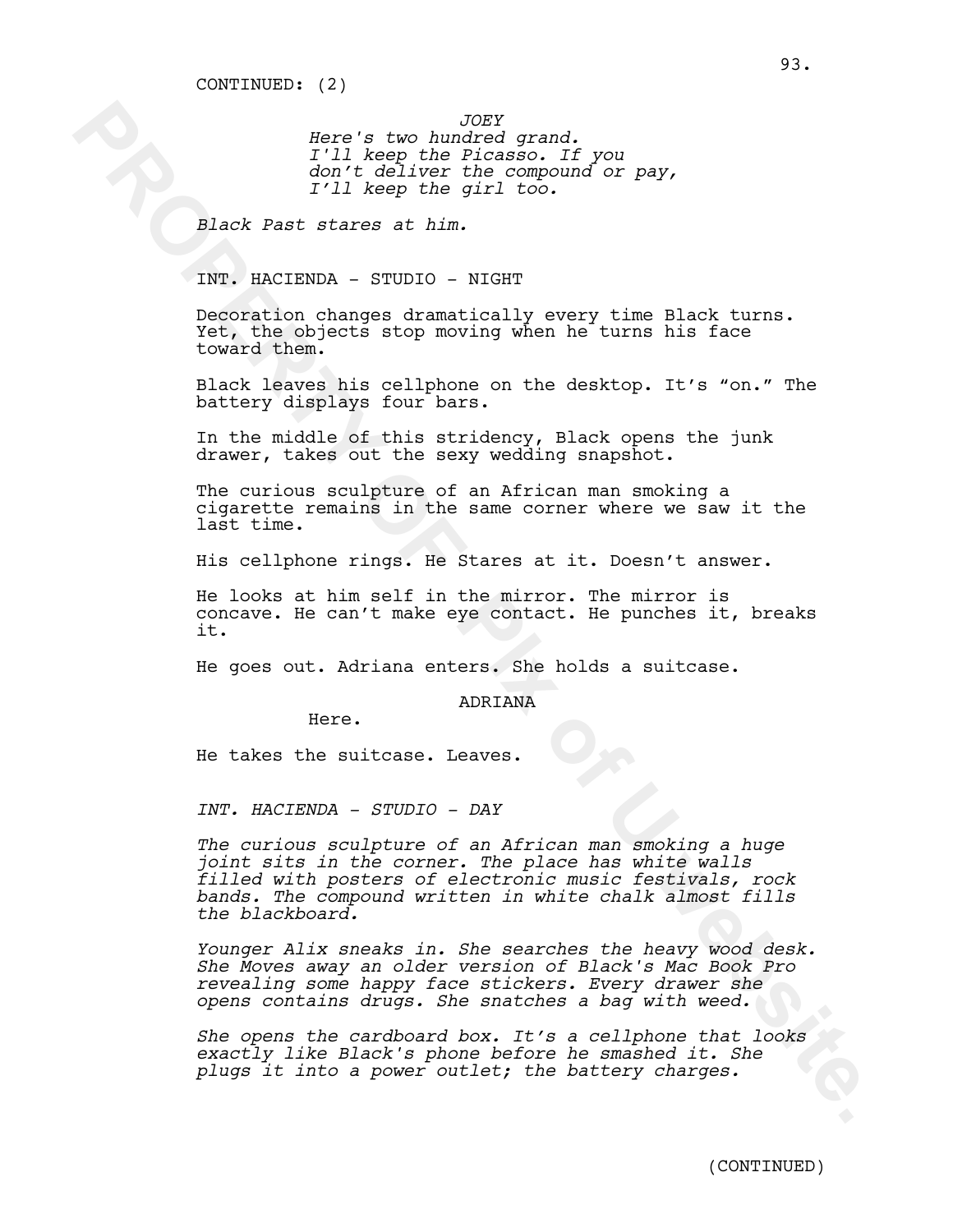CONTINUED: (2)

*JOEY*
*Here's two hundred grand. I'll keep the Picasso. If you don't deliver the compound or pay, I'll keep the girl too.*

*Black Past stares at him.*

INT. HACIENDA - STUDIO - NIGHT

Decoration changes dramatically every time Black turns. Yet, the objects stop moving when he turns his face toward them.

Black leaves his cellphone on the desktop. It's "on." The battery displays four bars.

In the middle of this stridency, Black opens the junk drawer, takes out the sexy wedding snapshot.

The curious sculpture of an African man smoking a cigarette remains in the same corner where we saw it the last time.

His cellphone rings. He Stares at it. Doesn't answer.

He looks at him self in the mirror. The mirror is concave. He can't make eye contact. He punches it, breaks it.

He goes out. Adriana enters. She holds a suitcase.

ADRIANA
Here.

He takes the suitcase. Leaves.

*INT. HACIENDA - STUDIO - DAY*

*The curious sculpture of an African man smoking a huge joint sits in the corner. The place has white walls filled with posters of electronic music festivals, rock bands. The compound written in white chalk almost fills the blackboard.*

*Younger Alix sneaks in. She searches the heavy wood desk. She Moves away an older version of Black's Mac Book Pro revealing some happy face stickers. Every drawer she opens contains drugs. She snatches a bag with weed.*

*She opens the cardboard box. It's a cellphone that looks exactly like Black's phone before he smashed it. She plugs it into a power outlet; the battery charges.*

(CONTINUED)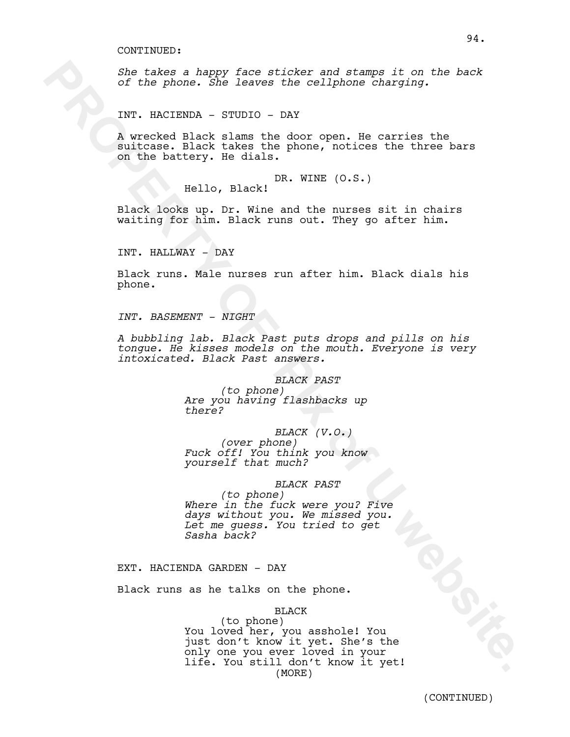CONTINUED:

*She takes a happy face sticker and stamps it on the back of the phone. She leaves the cellphone charging.*

INT. HACIENDA - STUDIO - DAY

A wrecked Black slams the door open. He carries the suitcase. Black takes the phone, notices the three bars on the battery. He dials.

DR. WINE (O.S.)
Hello, Black!

Black looks up. Dr. Wine and the nurses sit in chairs waiting for him. Black runs out. They go after him.

INT. HALLWAY - DAY

Black runs. Male nurses run after him. Black dials his phone.

*INT. BASEMENT - NIGHT*

*A bubbling lab. Black Past puts drops and pills on his tongue. He kisses models on the mouth. Everyone is very intoxicated. Black Past answers.*

*BLACK PAST*
*(to phone)*
*Are you having flashbacks up there?*

*BLACK (V.O.)*
*(over phone)*
*Fuck off! You think you know yourself that much?*

*BLACK PAST*
*(to phone)*
*Where in the fuck were you? Five days without you. We missed you. Let me guess. You tried to get Sasha back?*

EXT. HACIENDA GARDEN - DAY

Black runs as he talks on the phone.

BLACK
(to phone)
You loved her, you asshole! You just don't know it yet. She's the only one you ever loved in your life. You still don't know it yet!
(MORE)

(CONTINUED)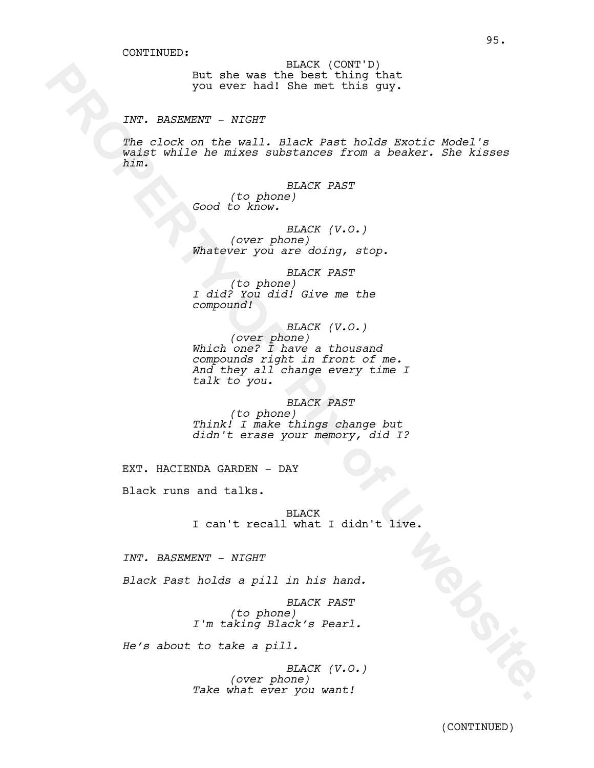CONTINUED:

BLACK (CONT'D)
But she was the best thing that you ever had! She met this guy.

*INT. BASEMENT - NIGHT*

*The clock on the wall. Black Past holds Exotic Model's waist while he mixes substances from a beaker. She kisses him.*

*BLACK PAST*
*(to phone)*
*Good to know.*

*BLACK (V.O.)*
*(over phone)*
*Whatever you are doing, stop.*

*BLACK PAST*
*(to phone)*
*I did? You did! Give me the compound!*

*BLACK (V.O.)*
*(over phone)*
*Which one? I have a thousand compounds right in front of me. And they all change every time I talk to you.*

*BLACK PAST*
*(to phone)*
*Think! I make things change but didn't erase your memory, did I?*

EXT. HACIENDA GARDEN - DAY

Black runs and talks.

BLACK
I can't recall what I didn't live.

*INT. BASEMENT - NIGHT*

*Black Past holds a pill in his hand.*

*BLACK PAST*
*(to phone)*
*I'm taking Black's Pearl.*

*He's about to take a pill.*

*BLACK (V.O.)*
*(over phone)*
*Take what ever you want!*

(CONTINUED)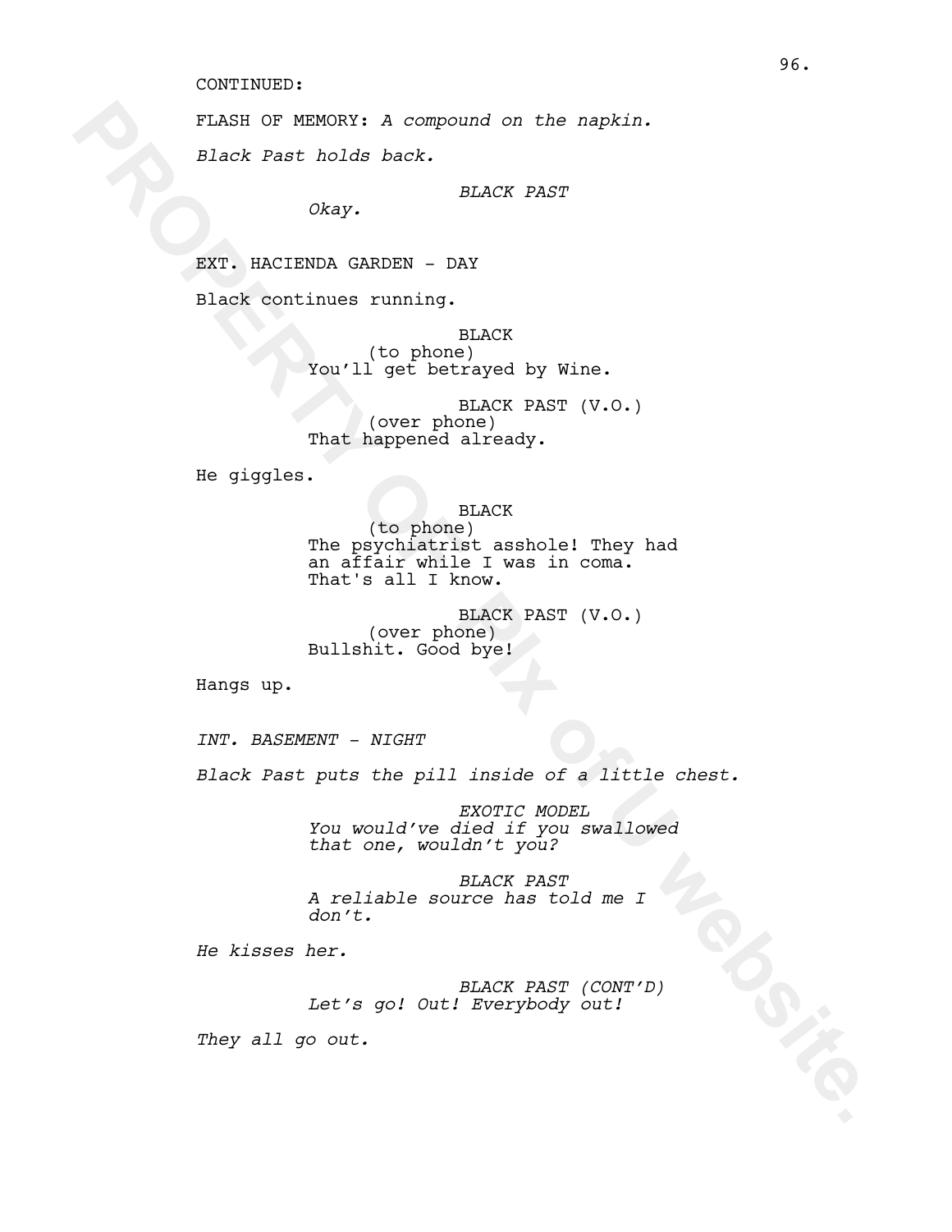CONTINUED:

FLASH OF MEMORY: *A compound on the napkin.*

*Black Past holds back.*

*BLACK PAST*
*Okay.*

EXT. HACIENDA GARDEN - DAY

Black continues running.

BLACK
(to phone)
You'll get betrayed by Wine.

BLACK PAST (V.O.)
(over phone)
That happened already.

He giggles.

BLACK
(to phone)
The psychiatrist asshole! They had an affair while I was in coma. That's all I know.

BLACK PAST (V.O.)
(over phone)
Bullshit. Good bye!

Hangs up.

*INT. BASEMENT - NIGHT*

*Black Past puts the pill inside of a little chest.*

*EXOTIC MODEL*
*You would've died if you swallowed that one, wouldn't you?*

*BLACK PAST*
*A reliable source has told me I don't.*

*He kisses her.*

*BLACK PAST (CONT'D)*
*Let's go! Out! Everybody out!*

*They all go out.*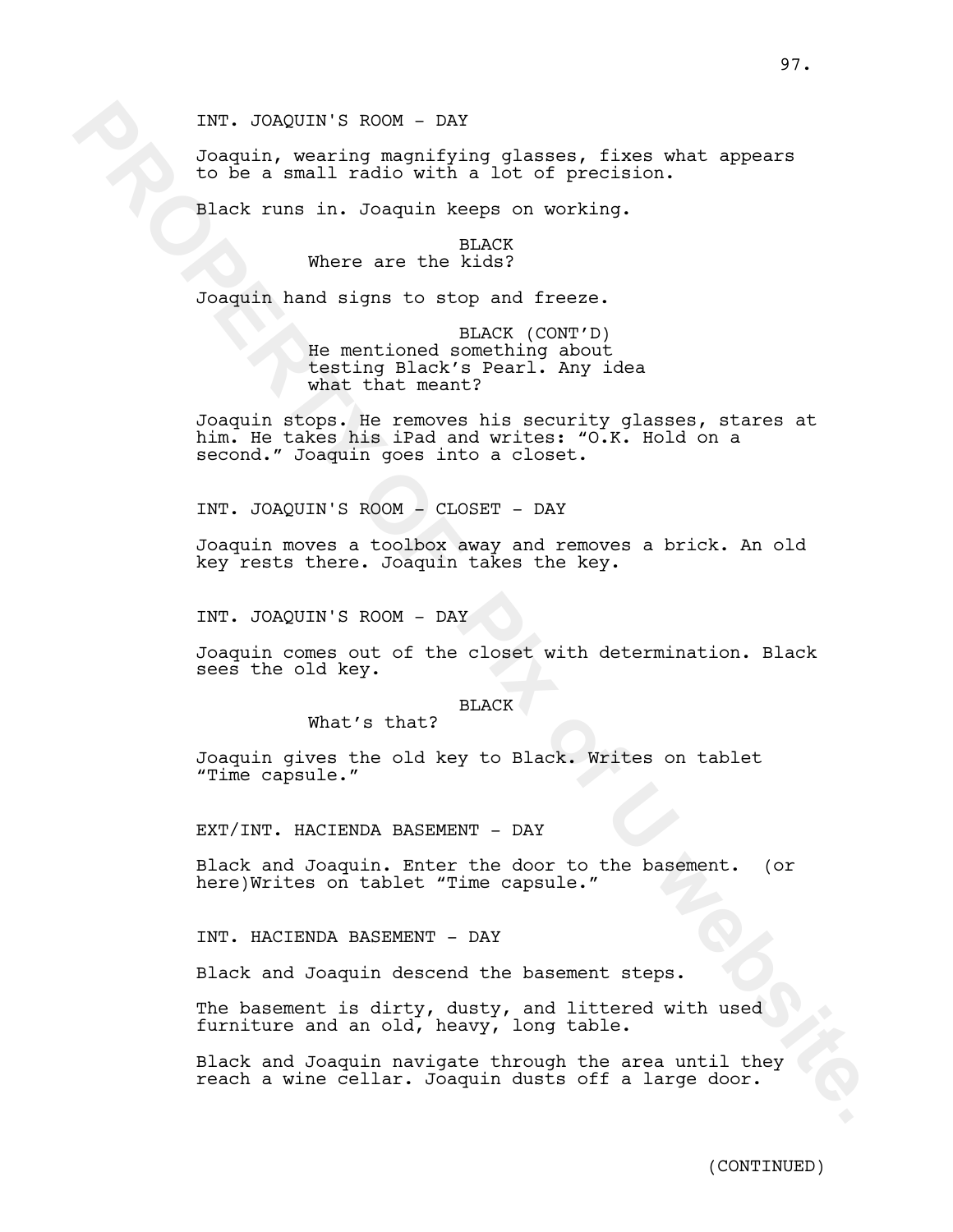INT. JOAQUIN'S ROOM - DAY

Joaquin, wearing magnifying glasses, fixes what appears to be a small radio with a lot of precision.

Black runs in. Joaquin keeps on working.

BLACK
Where are the kids?

Joaquin hand signs to stop and freeze.

BLACK (CONT'D)
He mentioned something about testing Black's Pearl. Any idea what that meant?

Joaquin stops. He removes his security glasses, stares at him. He takes his iPad and writes: "O.K. Hold on a second." Joaquin goes into a closet.

INT. JOAQUIN'S ROOM - CLOSET - DAY

Joaquin moves a toolbox away and removes a brick. An old key rests there. Joaquin takes the key.

INT. JOAQUIN'S ROOM - DAY

Joaquin comes out of the closet with determination. Black sees the old key.

BLACK
What's that?

Joaquin gives the old key to Black. Writes on tablet "Time capsule."

EXT/INT. HACIENDA BASEMENT - DAY

Black and Joaquin. Enter the door to the basement. (or here)Writes on tablet "Time capsule."

INT. HACIENDA BASEMENT - DAY

Black and Joaquin descend the basement steps.

The basement is dirty, dusty, and littered with used furniture and an old, heavy, long table.

Black and Joaquin navigate through the area until they reach a wine cellar. Joaquin dusts off a large door.

(CONTINUED)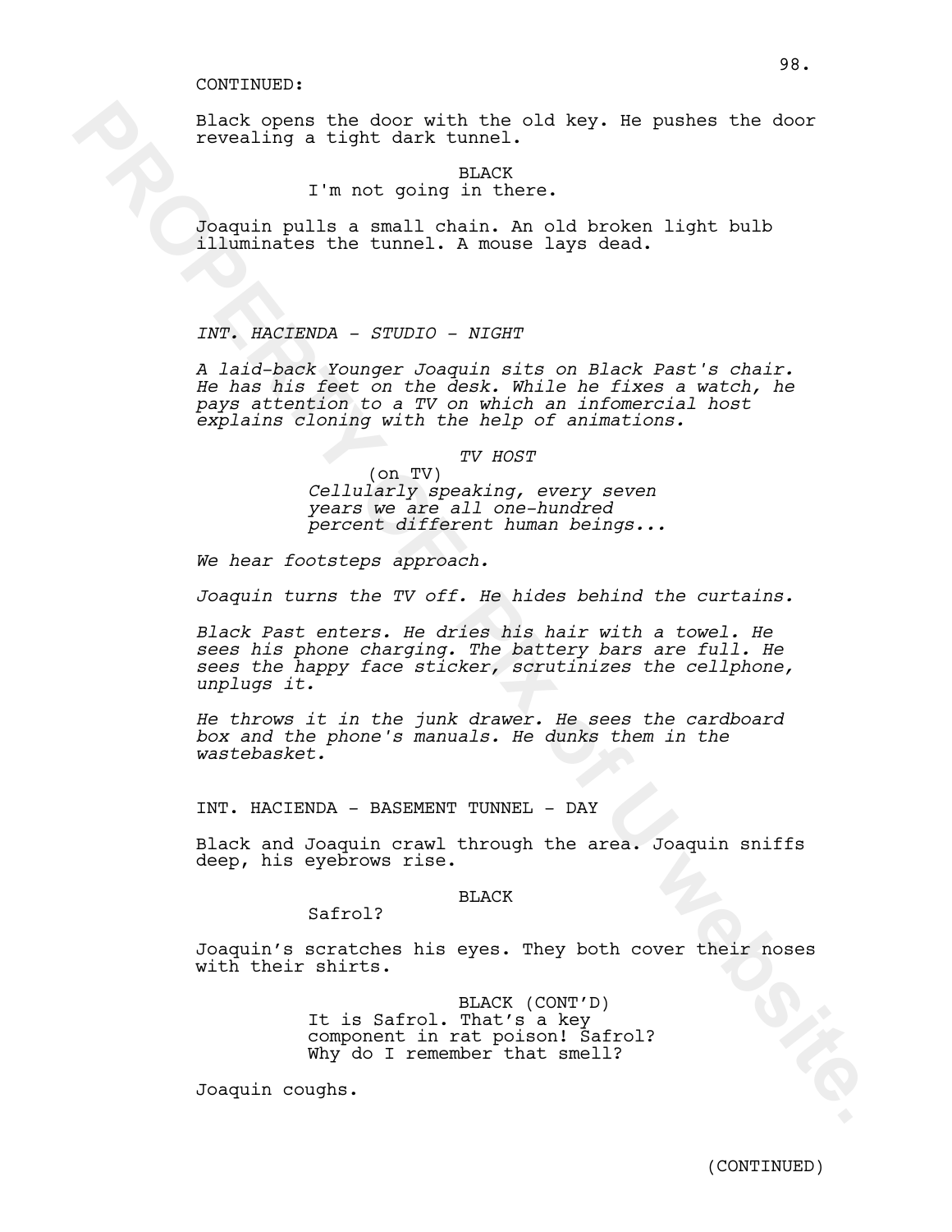CONTINUED:

Black opens the door with the old key. He pushes the door revealing a tight dark tunnel.

BLACK
I'm not going in there.

Joaquin pulls a small chain. An old broken light bulb illuminates the tunnel. A mouse lays dead.

*INT. HACIENDA - STUDIO - NIGHT*

*A laid-back Younger Joaquin sits on Black Past's chair. He has his feet on the desk. While he fixes a watch, he pays attention to a TV on which an infomercial host explains cloning with the help of animations.*

*TV HOST*
(on TV)
*Cellularly speaking, every seven years we are all one-hundred percent different human beings...*

*We hear footsteps approach.*

*Joaquin turns the TV off. He hides behind the curtains.*

*Black Past enters. He dries his hair with a towel. He sees his phone charging. The battery bars are full. He sees the happy face sticker, scrutinizes the cellphone, unplugs it.*

*He throws it in the junk drawer. He sees the cardboard box and the phone's manuals. He dunks them in the wastebasket.*

INT. HACIENDA - BASEMENT TUNNEL - DAY

Black and Joaquin crawl through the area. Joaquin sniffs deep, his eyebrows rise.

BLACK
Safrol?

Joaquin's scratches his eyes. They both cover their noses with their shirts.

BLACK (CONT'D)
It is Safrol. That's a key component in rat poison! Safrol? Why do I remember that smell?

Joaquin coughs.

(CONTINUED)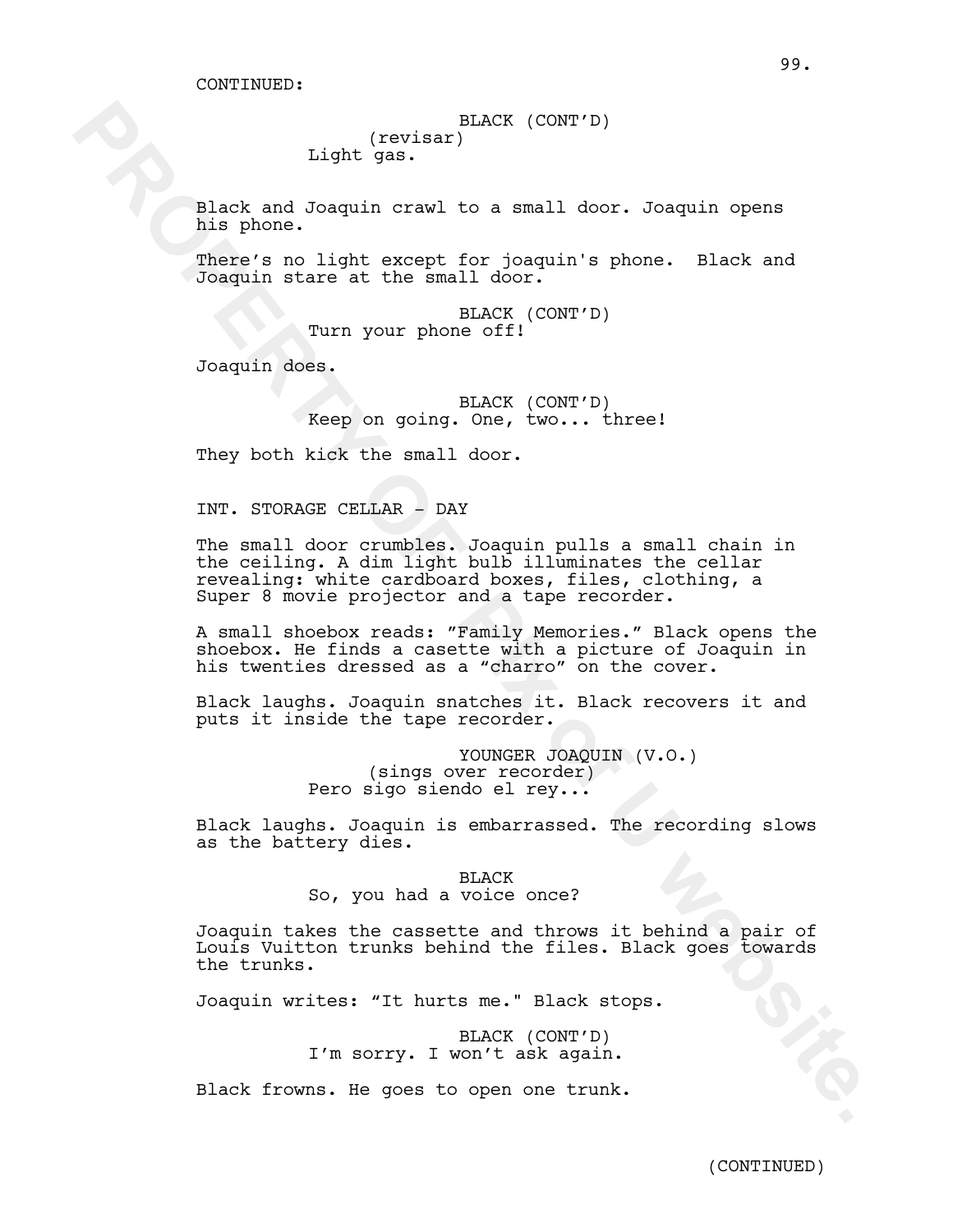CONTINUED:

BLACK (CONT'D)
(revisar)
Light gas.

Black and Joaquin crawl to a small door. Joaquin opens his phone.

There's no light except for joaquin's phone. Black and Joaquin stare at the small door.

BLACK (CONT'D)
Turn your phone off!

Joaquin does.

BLACK (CONT'D)
Keep on going. One, two... three!

They both kick the small door.

INT. STORAGE CELLAR - DAY

The small door crumbles. Joaquin pulls a small chain in the ceiling. A dim light bulb illuminates the cellar revealing: white cardboard boxes, files, clothing, a Super 8 movie projector and a tape recorder.

A small shoebox reads: "Family Memories." Black opens the shoebox. He finds a casette with a picture of Joaquin in his twenties dressed as a "charro" on the cover.

Black laughs. Joaquin snatches it. Black recovers it and puts it inside the tape recorder.

YOUNGER JOAQUIN (V.O.)
(sings over recorder)
Pero sigo siendo el rey...

Black laughs. Joaquin is embarrassed. The recording slows as the battery dies.

BLACK
So, you had a voice once?

Joaquin takes the cassette and throws it behind a pair of Louis Vuitton trunks behind the files. Black goes towards the trunks.

Joaquin writes: "It hurts me." Black stops.

BLACK (CONT'D)
I'm sorry. I won't ask again.

Black frowns. He goes to open one trunk.

(CONTINUED)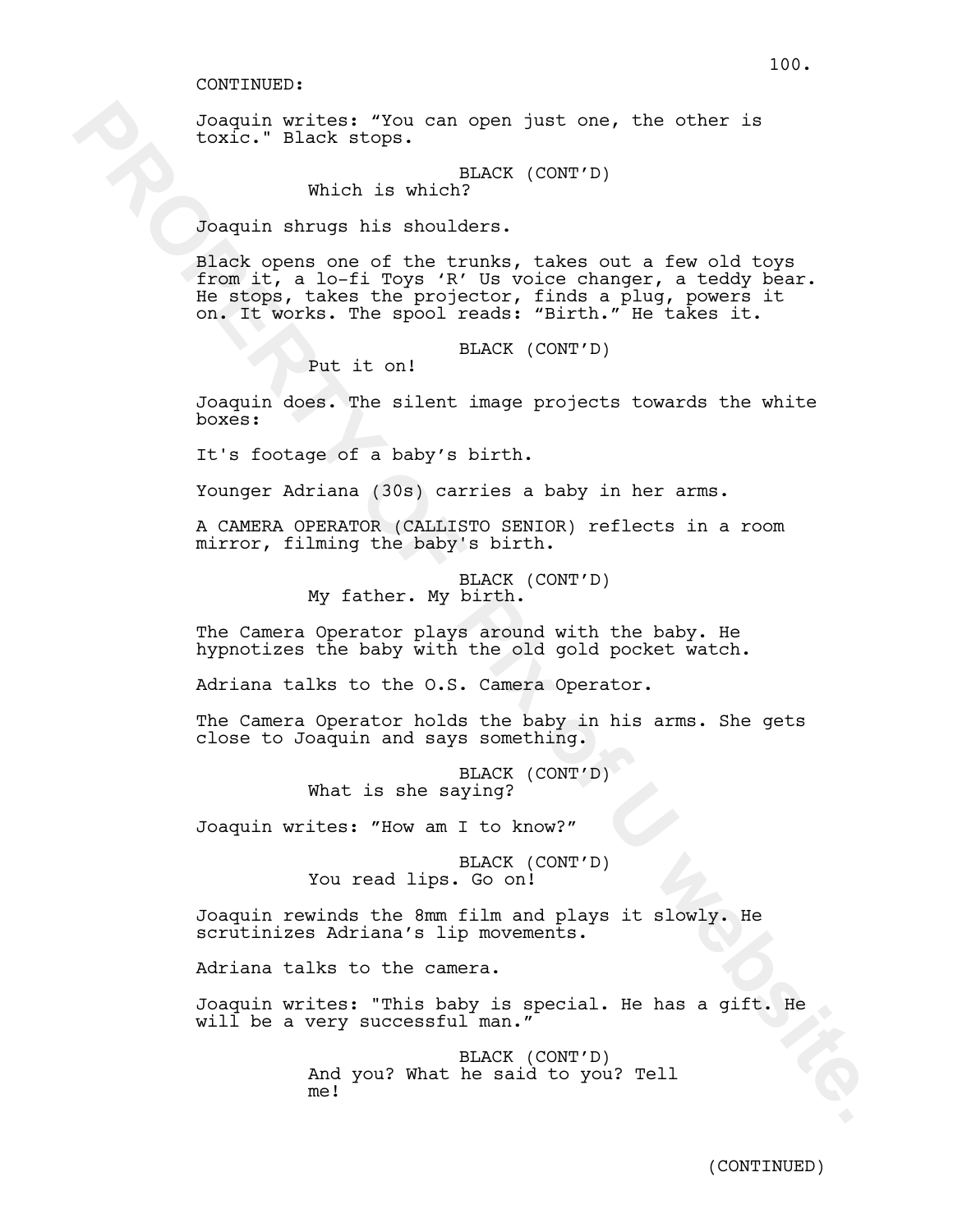CONTINUED:

Joaquin writes: “You can open just one, the other is toxic." Black stops.

BLACK (CONT’D)
Which is which?

Joaquin shrugs his shoulders.

Black opens one of the trunks, takes out a few old toys from it, a lo-fi Toys ‘R’ Us voice changer, a teddy bear. He stops, takes the projector, finds a plug, powers it on. It works. The spool reads: “Birth.” He takes it.

BLACK (CONT’D)
Put it on!

Joaquin does. The silent image projects towards the white boxes:

It's footage of a baby’s birth.

Younger Adriana (30s) carries a baby in her arms.

A CAMERA OPERATOR (CALLISTO SENIOR) reflects in a room mirror, filming the baby's birth.

BLACK (CONT’D)
My father. My birth.

The Camera Operator plays around with the baby. He hypnotizes the baby with the old gold pocket watch.

Adriana talks to the O.S. Camera Operator.

The Camera Operator holds the baby in his arms. She gets close to Joaquin and says something.

BLACK (CONT’D)
What is she saying?

Joaquin writes: ”How am I to know?”

BLACK (CONT’D)
You read lips. Go on!

Joaquin rewinds the 8mm film and plays it slowly. He scrutinizes Adriana’s lip movements.

Adriana talks to the camera.

Joaquin writes: "This baby is special. He has a gift. He will be a very successful man.”

BLACK (CONT’D)
And you? What he said to you? Tell me!

(CONTINUED)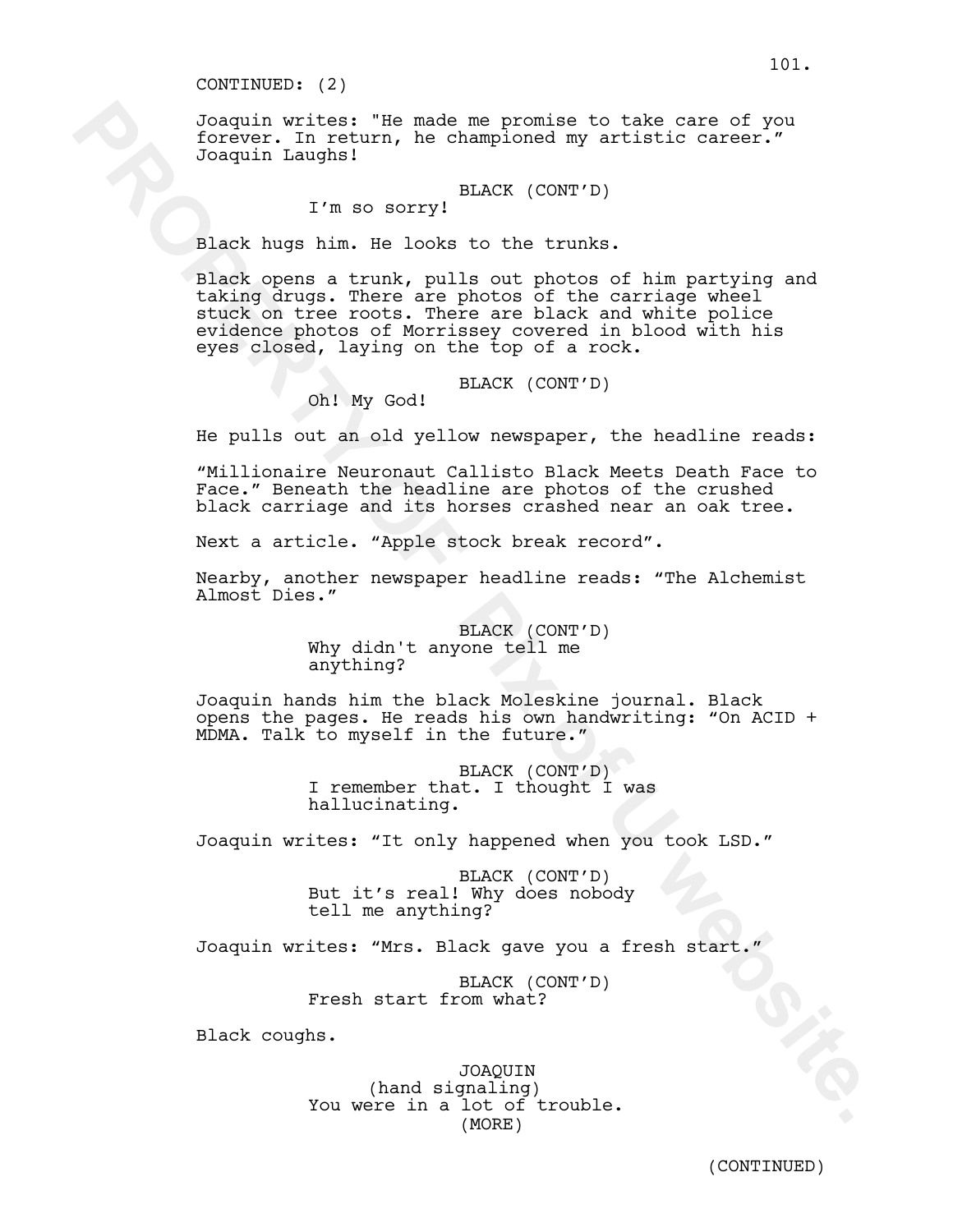CONTINUED: (2)

Joaquin writes: "He made me promise to take care of you forever. In return, he championed my artistic career." Joaquin Laughs!

BLACK (CONT'D)
I'm so sorry!

Black hugs him. He looks to the trunks.

Black opens a trunk, pulls out photos of him partying and taking drugs. There are photos of the carriage wheel stuck on tree roots. There are black and white police evidence photos of Morrissey covered in blood with his eyes closed, laying on the top of a rock.

BLACK (CONT'D)
Oh! My God!

He pulls out an old yellow newspaper, the headline reads:

"Millionaire Neuronaut Callisto Black Meets Death Face to Face." Beneath the headline are photos of the crushed black carriage and its horses crashed near an oak tree.

Next a article. "Apple stock break record".

Nearby, another newspaper headline reads: "The Alchemist Almost Dies."

BLACK (CONT'D)
Why didn't anyone tell me anything?

Joaquin hands him the black Moleskine journal. Black opens the pages. He reads his own handwriting: "On ACID + MDMA. Talk to myself in the future."

BLACK (CONT'D)
I remember that. I thought I was hallucinating.

Joaquin writes: "It only happened when you took LSD."

BLACK (CONT'D)
But it's real! Why does nobody tell me anything?

Joaquin writes: "Mrs. Black gave you a fresh start."

BLACK (CONT'D)
Fresh start from what?

Black coughs.

JOAQUIN
(hand signaling)
You were in a lot of trouble.
(MORE)

(CONTINUED)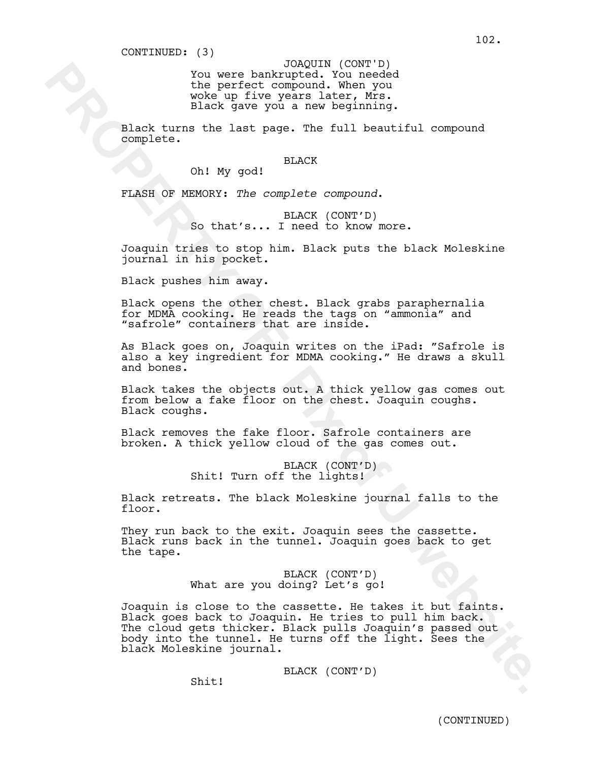CONTINUED: (3)

JOAQUIN (CONT'D)
You were bankrupted. You needed the perfect compound. When you woke up five years later, Mrs. Black gave you a new beginning.

Black turns the last page. The full beautiful compound complete.

BLACK
Oh! My god!

FLASH OF MEMORY: *The complete compound*.

BLACK (CONT'D)
So that's... I need to know more.

Joaquin tries to stop him. Black puts the black Moleskine journal in his pocket.

Black pushes him away.

Black opens the other chest. Black grabs paraphernalia for MDMA cooking. He reads the tags on "ammonia" and "safrole" containers that are inside.

As Black goes on, Joaquin writes on the iPad: "Safrole is also a key ingredient for MDMA cooking." He draws a skull and bones.

Black takes the objects out. A thick yellow gas comes out from below a fake floor on the chest. Joaquin coughs. Black coughs.

Black removes the fake floor. Safrole containers are broken. A thick yellow cloud of the gas comes out.

BLACK (CONT'D)
Shit! Turn off the lights!

Black retreats. The black Moleskine journal falls to the floor.

They run back to the exit. Joaquin sees the cassette. Black runs back in the tunnel. Joaquin goes back to get the tape.

BLACK (CONT'D)
What are you doing? Let's go!

Joaquin is close to the cassette. He takes it but faints. Black goes back to Joaquin. He tries to pull him back. The cloud gets thicker. Black pulls Joaquin's passed out body into the tunnel. He turns off the light. Sees the black Moleskine journal.

BLACK (CONT'D)
Shit!

(CONTINUED)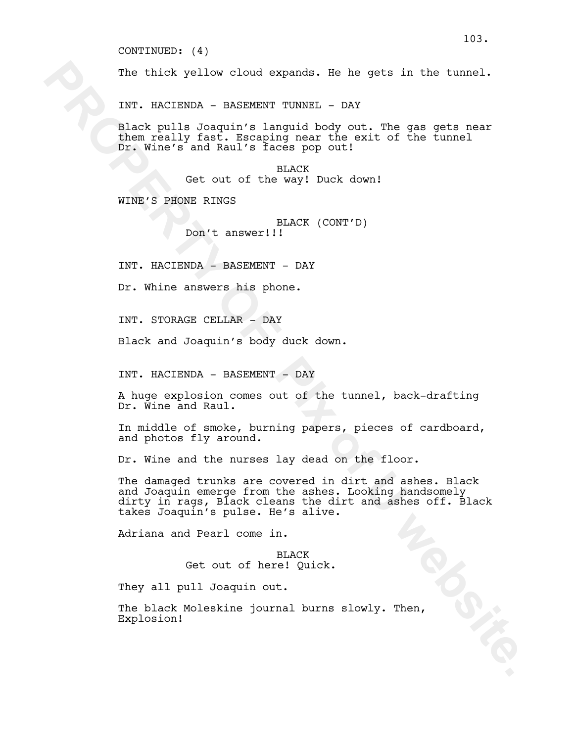CONTINUED: (4)

The thick yellow cloud expands. He he gets in the tunnel.

INT. HACIENDA - BASEMENT TUNNEL - DAY

Black pulls Joaquin's languid body out. The gas gets near them really fast. Escaping near the exit of the tunnel Dr. Wine's and Raul's faces pop out!

BLACK
Get out of the way! Duck down!

WINE'S PHONE RINGS

BLACK (CONT'D)
Don't answer!!!

INT. HACIENDA - BASEMENT - DAY

Dr. Whine answers his phone.

INT. STORAGE CELLAR - DAY

Black and Joaquin's body duck down.

INT. HACIENDA - BASEMENT - DAY

A huge explosion comes out of the tunnel, back-drafting Dr. Wine and Raul.

In middle of smoke, burning papers, pieces of cardboard, and photos fly around.

Dr. Wine and the nurses lay dead on the floor.

The damaged trunks are covered in dirt and ashes. Black and Joaquin emerge from the ashes. Looking handsomely dirty in rags, Black cleans the dirt and ashes off. Black takes Joaquin's pulse. He's alive.

Adriana and Pearl come in.

BLACK
Get out of here! Quick.

They all pull Joaquin out.

The black Moleskine journal burns slowly. Then, Explosion!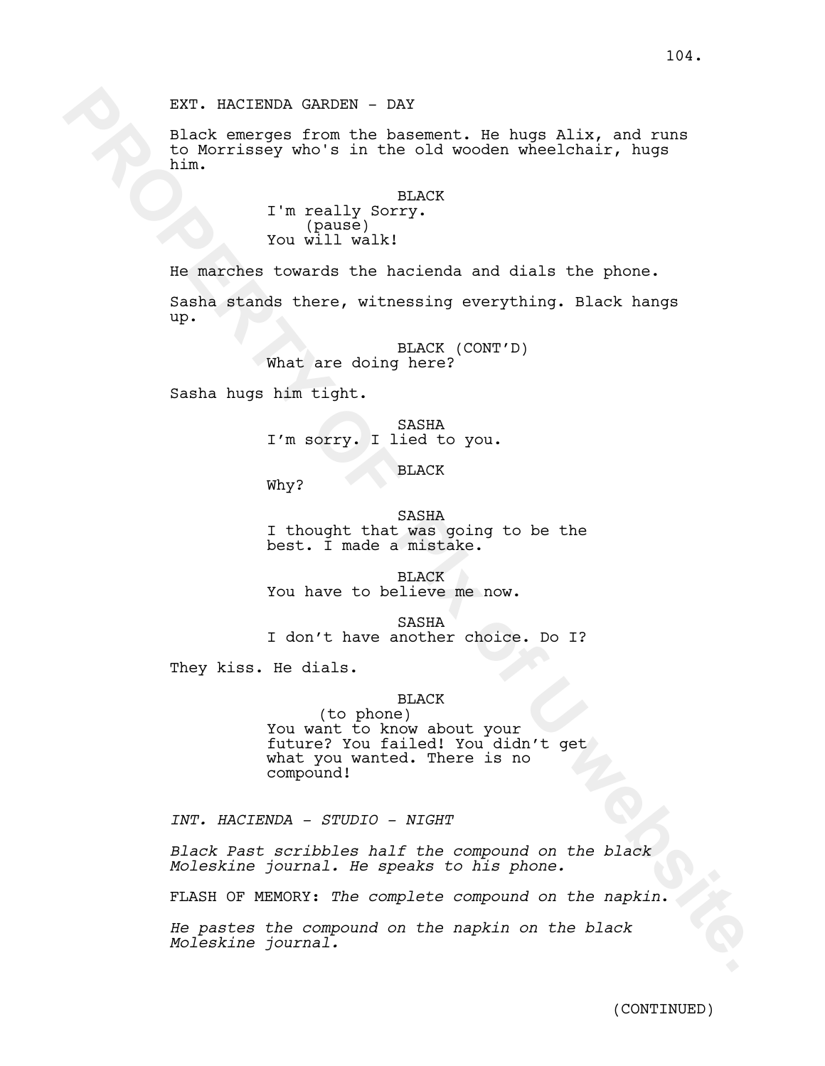EXT. HACIENDA GARDEN - DAY

Black emerges from the basement. He hugs Alix, and runs to Morrissey who's in the old wooden wheelchair, hugs him.

BLACK
I'm really Sorry.
(pause)
You will walk!

He marches towards the hacienda and dials the phone.

Sasha stands there, witnessing everything. Black hangs up.

BLACK (CONT'D)
What are doing here?

Sasha hugs him tight.

SASHA
I'm sorry. I lied to you.

BLACK
Why?

SASHA
I thought that was going to be the best. I made a mistake.

BLACK
You have to believe me now.

SASHA
I don't have another choice. Do I?

They kiss. He dials.

BLACK
(to phone)
You want to know about your future? You failed! You didn't get what you wanted. There is no compound!

*INT. HACIENDA - STUDIO - NIGHT*

*Black Past scribbles half the compound on the black Moleskine journal. He speaks to his phone.*

FLASH OF MEMORY: *The complete compound on the napkin.*

*He pastes the compound on the napkin on the black Moleskine journal.*

(CONTINUED)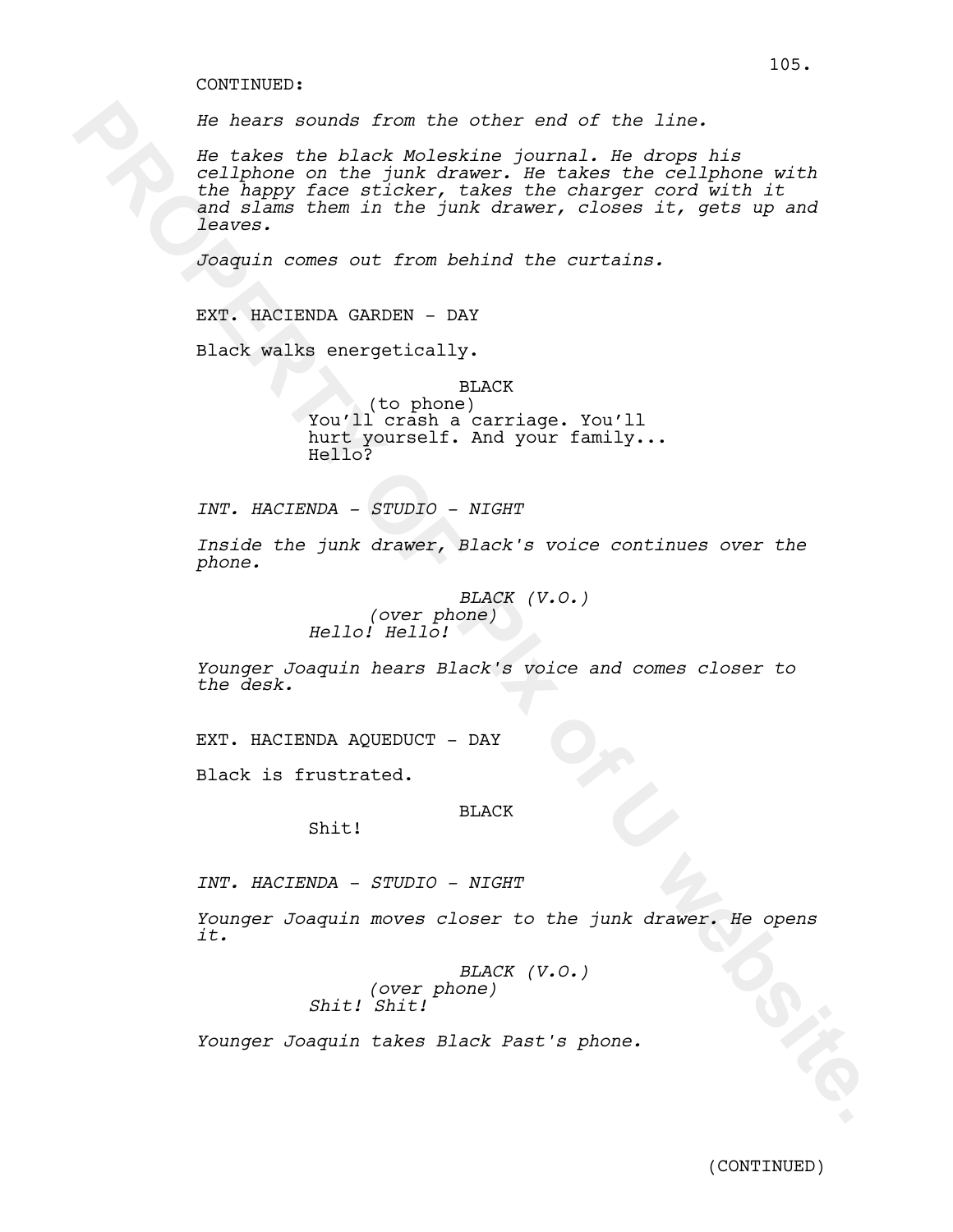CONTINUED:

*He hears sounds from the other end of the line.*

*He takes the black Moleskine journal. He drops his cellphone on the junk drawer. He takes the cellphone with the happy face sticker, takes the charger cord with it and slams them in the junk drawer, closes it, gets up and leaves.*

*Joaquin comes out from behind the curtains.*

EXT. HACIENDA GARDEN - DAY

Black walks energetically.

BLACK
(to phone)
You'll crash a carriage. You'll hurt yourself. And your family...
Hello?

*INT. HACIENDA - STUDIO - NIGHT*

*Inside the junk drawer, Black's voice continues over the phone.*

*BLACK (V.O.)*
*(over phone)*
*Hello! Hello!*

*Younger Joaquin hears Black's voice and comes closer to the desk.*

EXT. HACIENDA AQUEDUCT - DAY

Black is frustrated.

BLACK
Shit!

*INT. HACIENDA - STUDIO - NIGHT*

*Younger Joaquin moves closer to the junk drawer. He opens it.*

*BLACK (V.O.)*
*(over phone)*
*Shit! Shit!*

*Younger Joaquin takes Black Past's phone.*

(CONTINUED)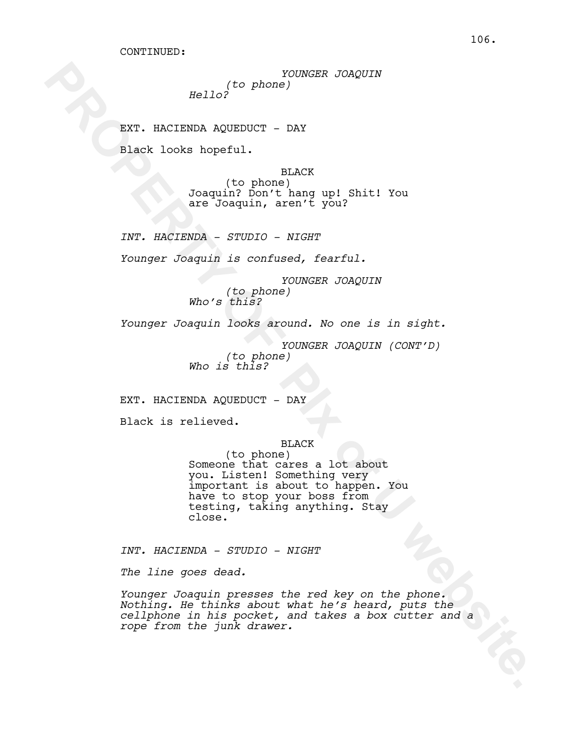CONTINUED:

*YOUNGER JOAQUIN*
*(to phone)*
*Hello?*

EXT. HACIENDA AQUEDUCT - DAY

Black looks hopeful.

BLACK
(to phone)
Joaquin? Don't hang up! Shit! You are Joaquin, aren't you?

*INT. HACIENDA - STUDIO - NIGHT*

*Younger Joaquin is confused, fearful.*

*YOUNGER JOAQUIN*
*(to phone)*
*Who's this?*

*Younger Joaquin looks around. No one is in sight.*

*YOUNGER JOAQUIN (CONT'D)*
*(to phone)*
*Who is this?*

EXT. HACIENDA AQUEDUCT - DAY

Black is relieved.

BLACK
(to phone)
Someone that cares a lot about you. Listen! Something very important is about to happen. You have to stop your boss from testing, taking anything. Stay close.

*INT. HACIENDA - STUDIO - NIGHT*

*The line goes dead.*

*Younger Joaquin presses the red key on the phone. Nothing. He thinks about what he's heard, puts the cellphone in his pocket, and takes a box cutter and a rope from the junk drawer.*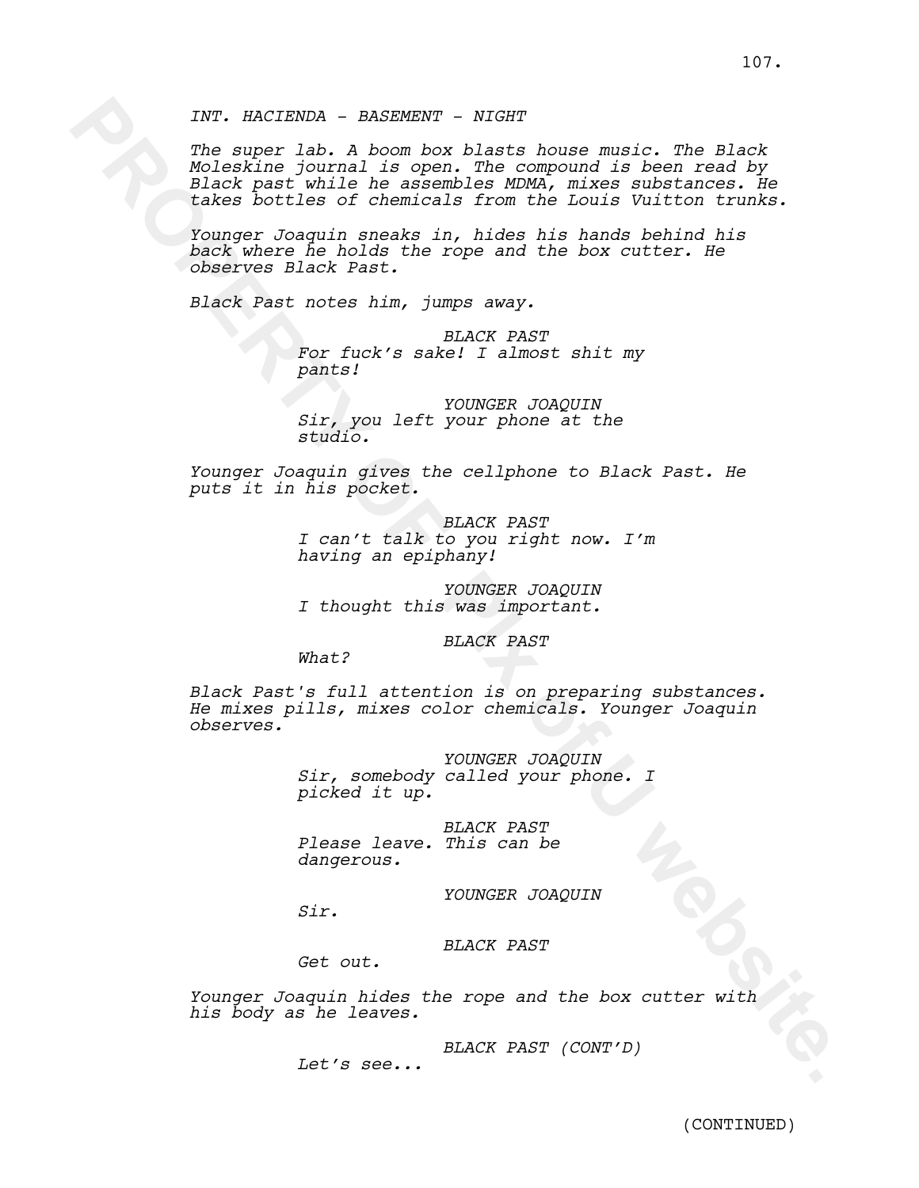*INT. HACIENDA - BASEMENT - NIGHT*

*The super lab. A boom box blasts house music. The Black Moleskine journal is open. The compound is been read by Black past while he assembles MDMA, mixes substances. He takes bottles of chemicals from the Louis Vuitton trunks.*

*Younger Joaquin sneaks in, hides his hands behind his back where he holds the rope and the box cutter. He observes Black Past.*

*Black Past notes him, jumps away.*

*BLACK PAST*
*For fuck's sake! I almost shit my pants!*

*YOUNGER JOAQUIN*
*Sir, you left your phone at the studio.*

*Younger Joaquin gives the cellphone to Black Past. He puts it in his pocket.*

*BLACK PAST*
*I can't talk to you right now. I'm having an epiphany!*

*YOUNGER JOAQUIN*
*I thought this was important.*

*BLACK PAST*
*What?*

*Black Past's full attention is on preparing substances. He mixes pills, mixes color chemicals. Younger Joaquin observes.*

*YOUNGER JOAQUIN*
*Sir, somebody called your phone. I picked it up.*

*BLACK PAST*
*Please leave. This can be dangerous.*

*YOUNGER JOAQUIN*
*Sir.*

*BLACK PAST*
*Get out.*

*Younger Joaquin hides the rope and the box cutter with his body as he leaves.*

*BLACK PAST (CONT'D)*
*Let's see...*

(CONTINUED)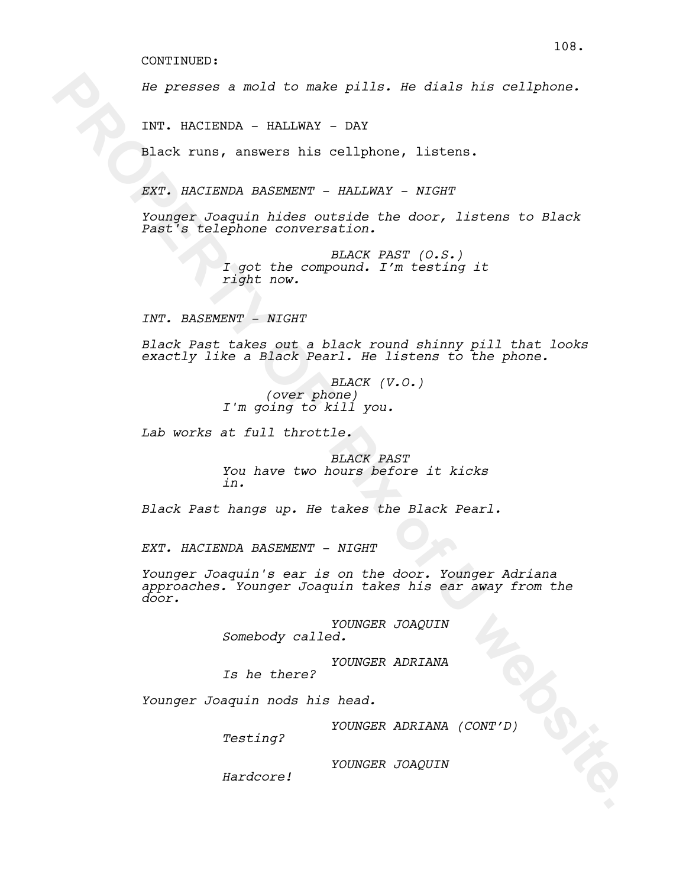CONTINUED:

*He presses a mold to make pills. He dials his cellphone.*

INT. HACIENDA - HALLWAY - DAY

Black runs, answers his cellphone, listens.

*EXT. HACIENDA BASEMENT - HALLWAY - NIGHT*

*Younger Joaquin hides outside the door, listens to Black Past's telephone conversation.*

*BLACK PAST (O.S.)*
*I got the compound. I'm testing it right now.*

*INT. BASEMENT - NIGHT*

*Black Past takes out a black round shinny pill that looks exactly like a Black Pearl. He listens to the phone.*

*BLACK (V.O.)*
*(over phone)*
*I'm going to kill you.*

*Lab works at full throttle.*

*BLACK PAST*
*You have two hours before it kicks in.*

*Black Past hangs up. He takes the Black Pearl.*

EXT. HACIENDA BASEMENT - NIGHT

*Younger Joaquin's ear is on the door. Younger Adriana approaches. Younger Joaquin takes his ear away from the door.*

*YOUNGER JOAQUIN*
*Somebody called.*

*YOUNGER ADRIANA*
*Is he there?*

*Younger Joaquin nods his head.*

*YOUNGER ADRIANA (CONT'D)*
*Testing?*

*YOUNGER JOAQUIN*
*Hardcore!*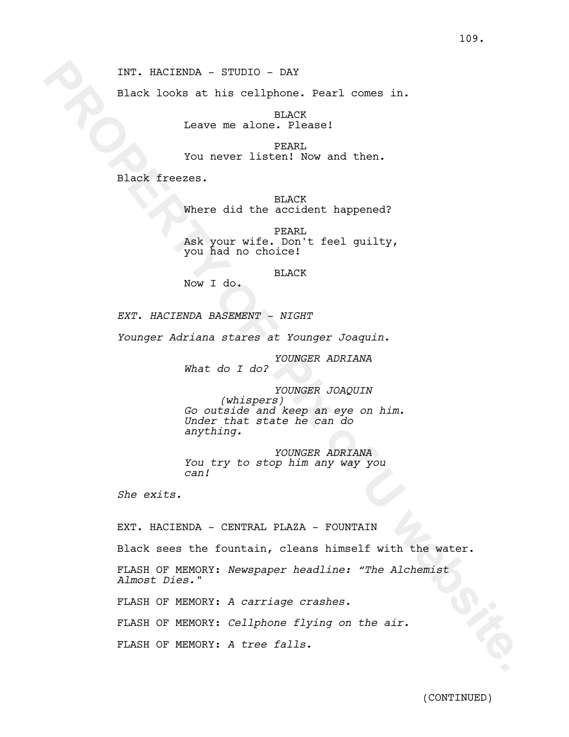INT. HACIENDA - STUDIO - DAY

Black looks at his cellphone. Pearl comes in.

BLACK
Leave me alone. Please!

PEARL
You never listen! Now and then.

Black freezes.

BLACK
Where did the accident happened?

PEARL
Ask your wife. Don't feel guilty, you had no choice!

BLACK
Now I do.

*EXT. HACIENDA BASEMENT - NIGHT*

*Younger Adriana stares at Younger Joaquin.*

*YOUNGER ADRIANA*
*What do I do?*

*YOUNGER JOAQUIN*
*(whispers)*
*Go outside and keep an eye on him. Under that state he can do anything.*

*YOUNGER ADRIANA*
*You try to stop him any way you can!*

*She exits.*

EXT. HACIENDA - CENTRAL PLAZA - FOUNTAIN

Black sees the fountain, cleans himself with the water.

FLASH OF MEMORY: *Newspaper headline: "The Alchemist Almost Dies."*

FLASH OF MEMORY: *A carriage crashes.*

FLASH OF MEMORY: *Cellphone flying on the air.*

FLASH OF MEMORY: *A tree falls.*

(CONTINUED)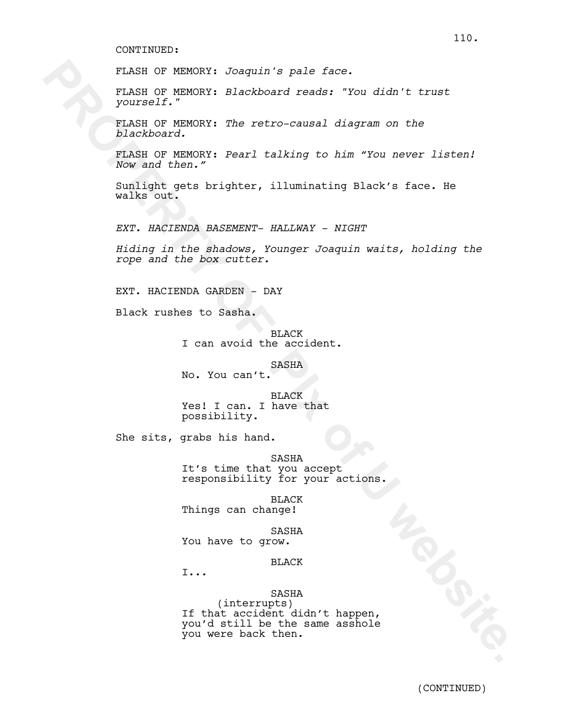CONTINUED:

FLASH OF MEMORY: *Joaquin's pale face.*

FLASH OF MEMORY: *Blackboard reads: "You didn't trust yourself."*

FLASH OF MEMORY: *The retro-causal diagram on the blackboard.*

FLASH OF MEMORY: *Pearl talking to him "You never listen! Now and then."*

Sunlight gets brighter, illuminating Black's face. He walks out.

*EXT. HACIENDA BASEMENT- HALLWAY - NIGHT*

*Hiding in the shadows, Younger Joaquin waits, holding the rope and the box cutter.*

EXT. HACIENDA GARDEN - DAY

Black rushes to Sasha.

BLACK
I can avoid the accident.

SASHA
No. You can't.

BLACK
Yes! I can. I have that possibility.

She sits, grabs his hand.

SASHA
It's time that you accept responsibility for your actions.

BLACK
Things can change!

SASHA
You have to grow.

BLACK
I...

SASHA
(interrupts)
If that accident didn't happen, you'd still be the same asshole you were back then.

(CONTINUED)

PROPERTY OF PIX of U website.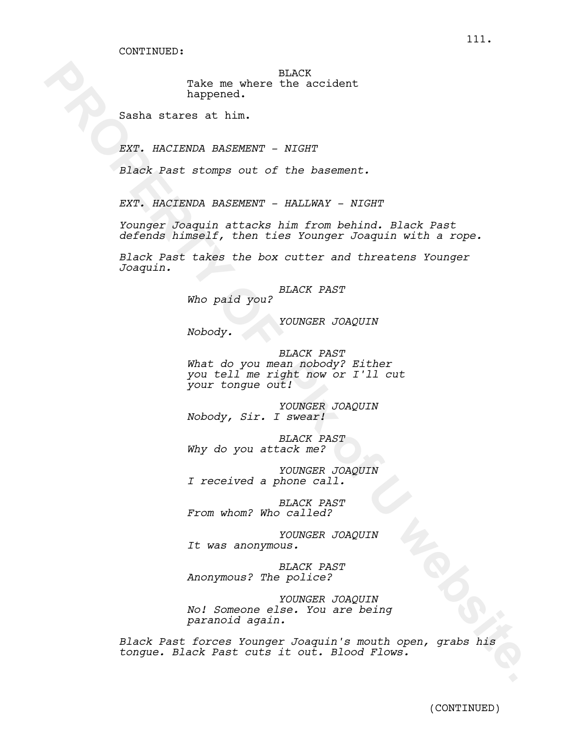CONTINUED:

BLACK
Take me where the accident happened.

Sasha stares at him.

*EXT. HACIENDA BASEMENT - NIGHT*

*Black Past stomps out of the basement.*

*EXT. HACIENDA BASEMENT - HALLWAY - NIGHT*

*Younger Joaquin attacks him from behind. Black Past defends himself, then ties Younger Joaquin with a rope.*

*Black Past takes the box cutter and threatens Younger Joaquin.*

*BLACK PAST*
*Who paid you?*

*YOUNGER JOAQUIN*
*Nobody.*

*BLACK PAST*
*What do you mean nobody? Either you tell me right now or I'll cut your tongue out!*

*YOUNGER JOAQUIN*
*Nobody, Sir. I swear!*

*BLACK PAST*
*Why do you attack me?*

*YOUNGER JOAQUIN*
*I received a phone call.*

*BLACK PAST*
*From whom? Who called?*

*YOUNGER JOAQUIN*
*It was anonymous.*

*BLACK PAST*
*Anonymous? The police?*

*YOUNGER JOAQUIN*
*No! Someone else. You are being paranoid again.*

*Black Past forces Younger Joaquin's mouth open, grabs his tongue. Black Past cuts it out. Blood Flows.*

(CONTINUED)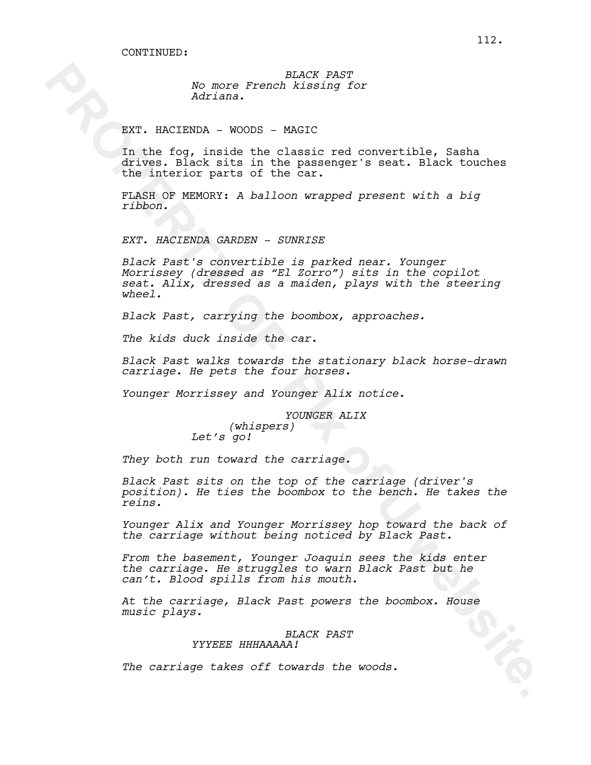CONTINUED:

*BLACK PAST*
*No more French kissing for Adriana.*

EXT. HACIENDA - WOODS - MAGIC

In the fog, inside the classic red convertible, Sasha drives. Black sits in the passenger's seat. Black touches the interior parts of the car.

FLASH OF MEMORY: *A balloon wrapped present with a big ribbon.*

*EXT. HACIENDA GARDEN - SUNRISE*

*Black Past's convertible is parked near. Younger Morrissey (dressed as "El Zorro") sits in the copilot seat. Alix, dressed as a maiden, plays with the steering wheel.*

*Black Past, carrying the boombox, approaches.*

*The kids duck inside the car.*

*Black Past walks towards the stationary black horse-drawn carriage. He pets the four horses.*

*Younger Morrissey and Younger Alix notice.*

*YOUNGER ALIX*
*(whispers)*
*Let's go!*

*They both run toward the carriage.*

*Black Past sits on the top of the carriage (driver's position). He ties the boombox to the bench. He takes the reins.*

*Younger Alix and Younger Morrissey hop toward the back of the carriage without being noticed by Black Past.*

*From the basement, Younger Joaquin sees the kids enter the carriage. He struggles to warn Black Past but he can't. Blood spills from his mouth.*

*At the carriage, Black Past powers the boombox. House music plays.*

*BLACK PAST*
*YYYEEE HHHAAAAA!*

*The carriage takes off towards the woods.*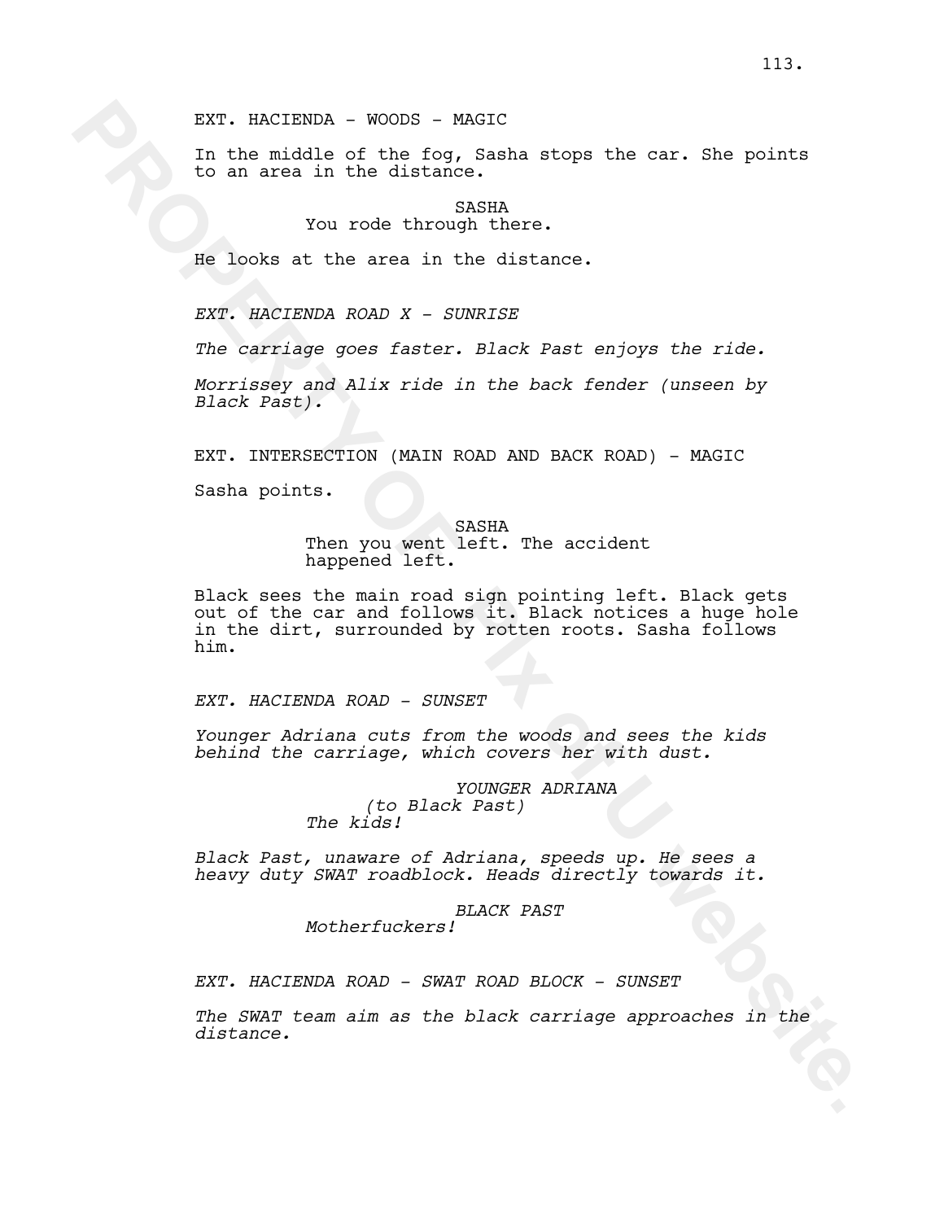EXT. HACIENDA - WOODS - MAGIC

In the middle of the fog, Sasha stops the car. She points to an area in the distance.

SASHA
You rode through there.

He looks at the area in the distance.

*EXT. HACIENDA ROAD X - SUNRISE*

*The carriage goes faster. Black Past enjoys the ride.*

*Morrissey and Alix ride in the back fender (unseen by Black Past).*

EXT. INTERSECTION (MAIN ROAD AND BACK ROAD) - MAGIC

Sasha points.

SASHA
Then you went left. The accident happened left.

Black sees the main road sign pointing left. Black gets out of the car and follows it. Black notices a huge hole in the dirt, surrounded by rotten roots. Sasha follows him.

*EXT. HACIENDA ROAD - SUNSET*

*Younger Adriana cuts from the woods and sees the kids behind the carriage, which covers her with dust.*

*YOUNGER ADRIANA*
*(to Black Past)*
*The kids!*

*Black Past, unaware of Adriana, speeds up. He sees a heavy duty SWAT roadblock. Heads directly towards it.*

*BLACK PAST*
*Motherfuckers!*

*EXT. HACIENDA ROAD - SWAT ROAD BLOCK - SUNSET*

*The SWAT team aim as the black carriage approaches in the distance.*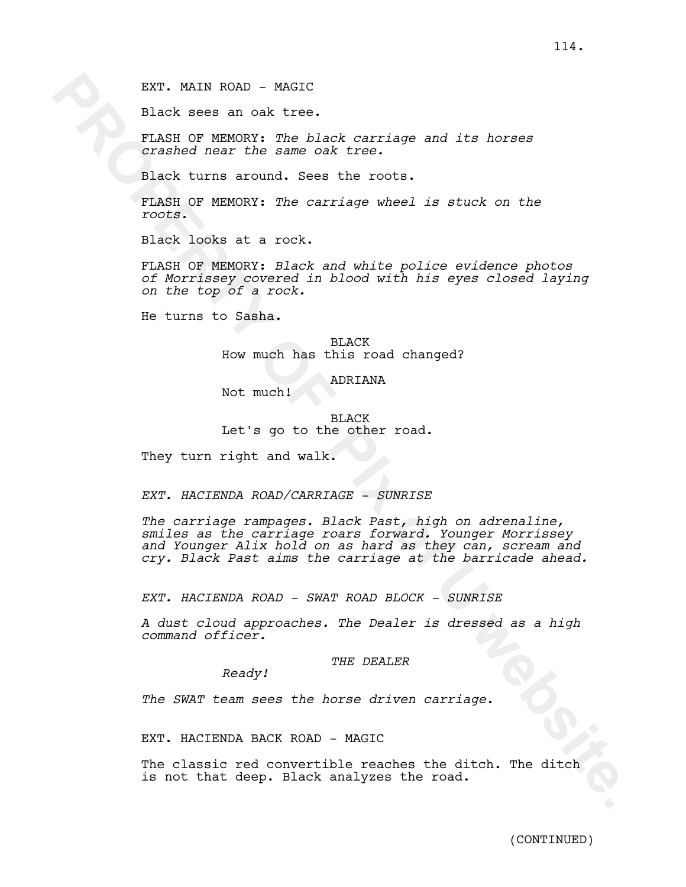EXT. MAIN ROAD - MAGIC

Black sees an oak tree.

FLASH OF MEMORY: *The black carriage and its horses crashed near the same oak tree.*

Black turns around. Sees the roots.

FLASH OF MEMORY: *The carriage wheel is stuck on the roots.*

Black looks at a rock.

FLASH OF MEMORY: *Black and white police evidence photos of Morrissey covered in blood with his eyes closed laying on the top of a rock.*

He turns to Sasha.

BLACK
How much has this road changed?

ADRIANA
Not much!

BLACK
Let's go to the other road.

They turn right and walk.

*EXT. HACIENDA ROAD/CARRIAGE - SUNRISE*

*The carriage rampages. Black Past, high on adrenaline, smiles as the carriage roars forward. Younger Morrissey and Younger Alix hold on as hard as they can, scream and cry. Black Past aims the carriage at the barricade ahead.*

*EXT. HACIENDA ROAD - SWAT ROAD BLOCK - SUNRISE*

*A dust cloud approaches. The Dealer is dressed as a high command officer.*

*THE DEALER*
*Ready!*

*The SWAT team sees the horse driven carriage.*

EXT. HACIENDA BACK ROAD - MAGIC

The classic red convertible reaches the ditch. The ditch is not that deep. Black analyzes the road.

(CONTINUED)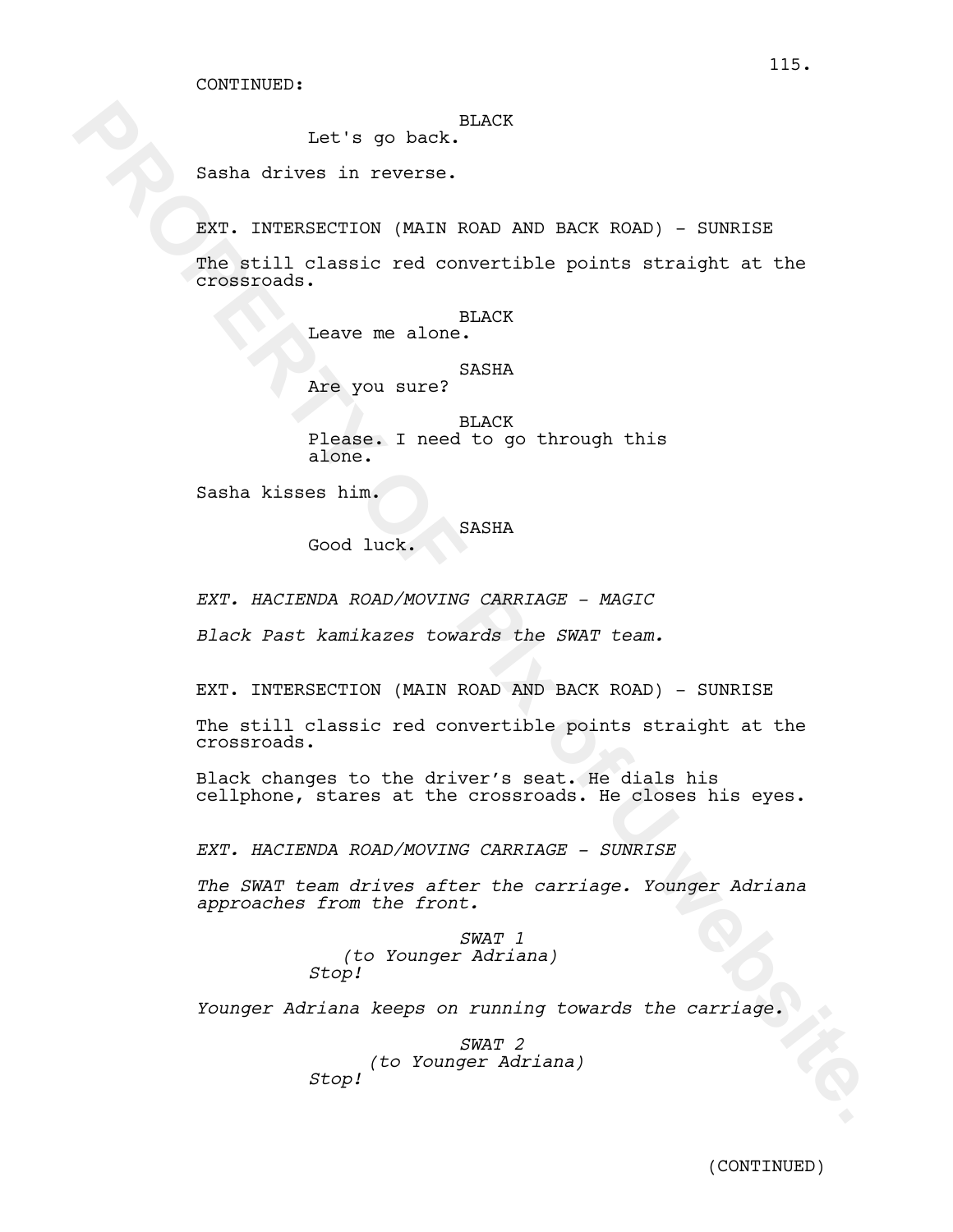CONTINUED:

BLACK
Let's go back.

Sasha drives in reverse.

EXT. INTERSECTION (MAIN ROAD AND BACK ROAD) - SUNRISE

The still classic red convertible points straight at the crossroads.

BLACK
Leave me alone.

SASHA
Are you sure?

BLACK
Please. I need to go through this alone.

Sasha kisses him.

SASHA
Good luck.

*EXT. HACIENDA ROAD/MOVING CARRIAGE - MAGIC*

*Black Past kamikazes towards the SWAT team.*

EXT. INTERSECTION (MAIN ROAD AND BACK ROAD) - SUNRISE

The still classic red convertible points straight at the crossroads.

Black changes to the driver's seat. He dials his cellphone, stares at the crossroads. He closes his eyes.

*EXT. HACIENDA ROAD/MOVING CARRIAGE - SUNRISE*

*The SWAT team drives after the carriage. Younger Adriana approaches from the front.*

*SWAT 1*
*(to Younger Adriana)*
*Stop!*

*Younger Adriana keeps on running towards the carriage.*

*SWAT 2*
*(to Younger Adriana)*
*Stop!*

(CONTINUED)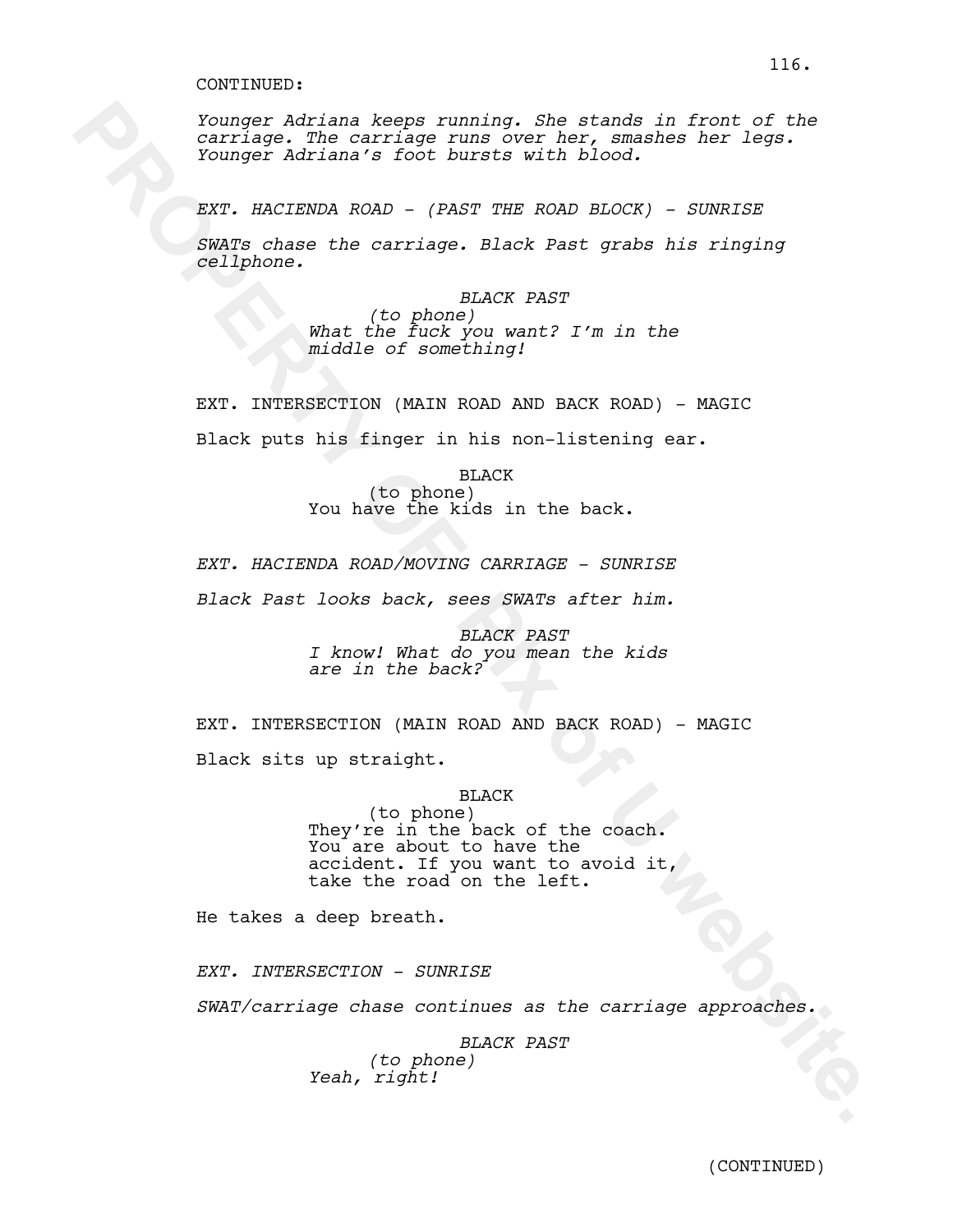CONTINUED:

*Younger Adriana keeps running. She stands in front of the carriage. The carriage runs over her, smashes her legs. Younger Adriana's foot bursts with blood.*

*EXT. HACIENDA ROAD - (PAST THE ROAD BLOCK) - SUNRISE*

*SWATs chase the carriage. Black Past grabs his ringing cellphone.*

*BLACK PAST*
*(to phone)*
*What the fuck you want? I'm in the middle of something!*

EXT. INTERSECTION (MAIN ROAD AND BACK ROAD) - MAGIC

Black puts his finger in his non-listening ear.

BLACK
(to phone)
You have the kids in the back.

*EXT. HACIENDA ROAD/MOVING CARRIAGE - SUNRISE*

*Black Past looks back, sees SWATs after him.*

*BLACK PAST*
*I know! What do you mean the kids are in the back?*

EXT. INTERSECTION (MAIN ROAD AND BACK ROAD) - MAGIC

Black sits up straight.

BLACK
(to phone)
They're in the back of the coach. You are about to have the accident. If you want to avoid it, take the road on the left.

He takes a deep breath.

*EXT. INTERSECTION - SUNRISE*

*SWAT/carriage chase continues as the carriage approaches.*

*BLACK PAST*
*(to phone)*
*Yeah, right!*

(CONTINUED)

PROPERTY OF RRx of U website.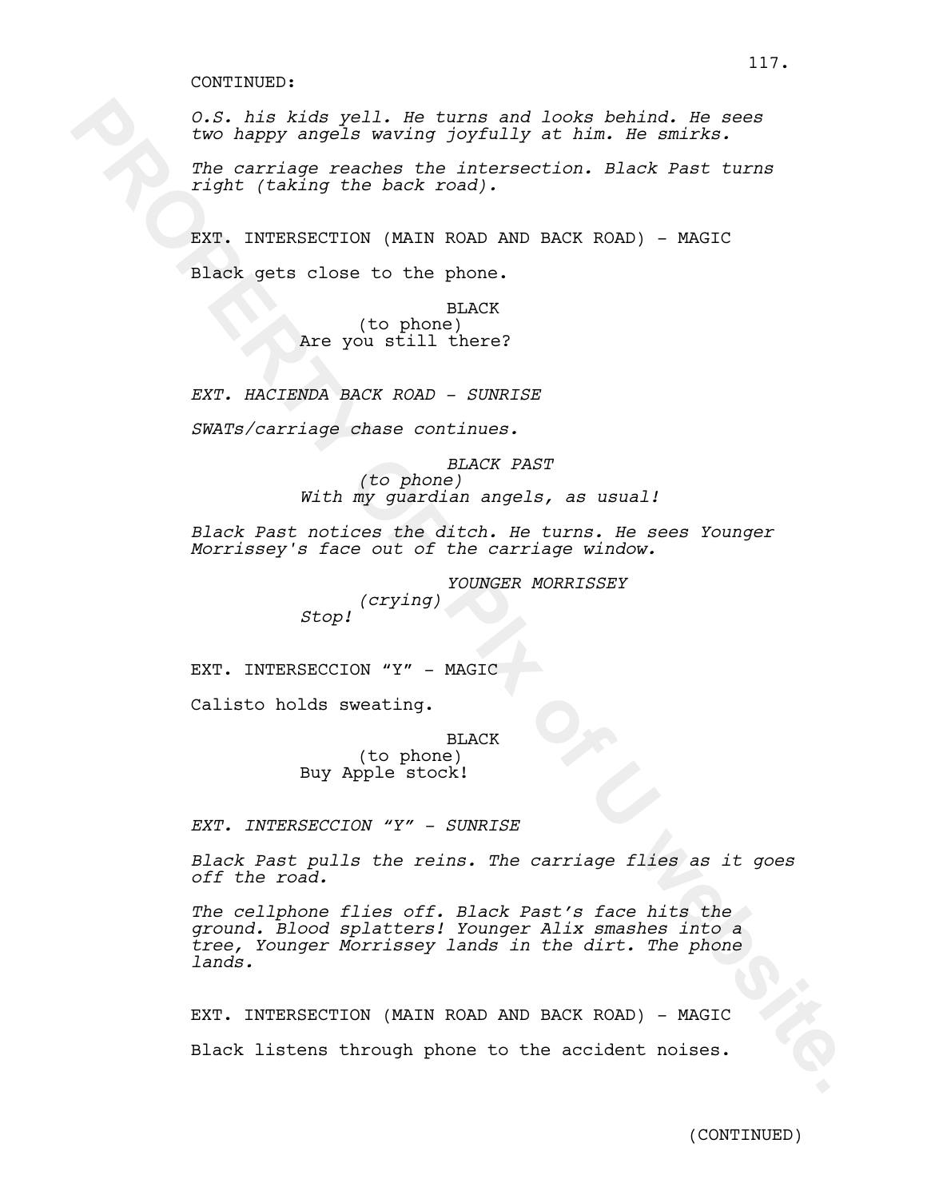CONTINUED:

*O.S. his kids yell. He turns and looks behind. He sees two happy angels waving joyfully at him. He smirks.*

*The carriage reaches the intersection. Black Past turns right (taking the back road).*

EXT. INTERSECTION (MAIN ROAD AND BACK ROAD) - MAGIC

Black gets close to the phone.

BLACK
(to phone)
Are you still there?

*EXT. HACIENDA BACK ROAD - SUNRISE*

*SWATs/carriage chase continues.*

*BLACK PAST*
*(to phone)*
*With my guardian angels, as usual!*

*Black Past notices the ditch. He turns. He sees Younger Morrissey's face out of the carriage window.*

*YOUNGER MORRISSEY*
*(crying)*
*Stop!*

EXT. INTERSECCION “Y” - MAGIC

Calisto holds sweating.

BLACK
(to phone)
Buy Apple stock!

*EXT. INTERSECCION “Y” - SUNRISE*

*Black Past pulls the reins. The carriage flies as it goes off the road.*

*The cellphone flies off. Black Past’s face hits the ground. Blood splatters! Younger Alix smashes into a tree, Younger Morrissey lands in the dirt. The phone lands.*

EXT. INTERSECTION (MAIN ROAD AND BACK ROAD) - MAGIC

Black listens through phone to the accident noises.

(CONTINUED)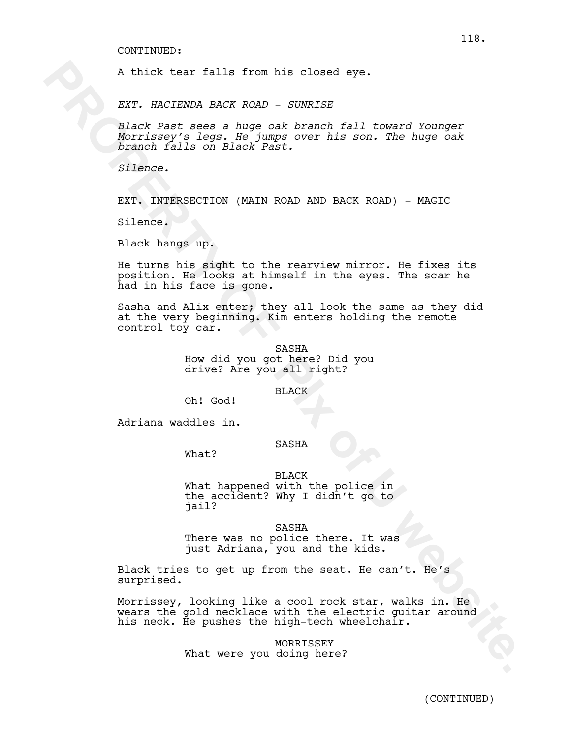CONTINUED:

A thick tear falls from his closed eye.

*EXT. HACIENDA BACK ROAD - SUNRISE*

*Black Past sees a huge oak branch fall toward Younger Morrissey's legs. He jumps over his son. The huge oak branch falls on Black Past.*

*Silence.*

EXT. INTERSECTION (MAIN ROAD AND BACK ROAD) - MAGIC

Silence.

Black hangs up.

He turns his sight to the rearview mirror. He fixes its position. He looks at himself in the eyes. The scar he had in his face is gone.

Sasha and Alix enter; they all look the same as they did at the very beginning. Kim enters holding the remote control toy car.

SASHA
How did you got here? Did you drive? Are you all right?

BLACK
Oh! God!

Adriana waddles in.

SASHA
What?

BLACK
What happened with the police in the accident? Why I didn't go to jail?

SASHA
There was no police there. It was just Adriana, you and the kids.

Black tries to get up from the seat. He can't. He's surprised.

Morrissey, looking like a cool rock star, walks in. He wears the gold necklace with the electric guitar around his neck. He pushes the high-tech wheelchair.

MORRISSEY
What were you doing here?

(CONTINUED)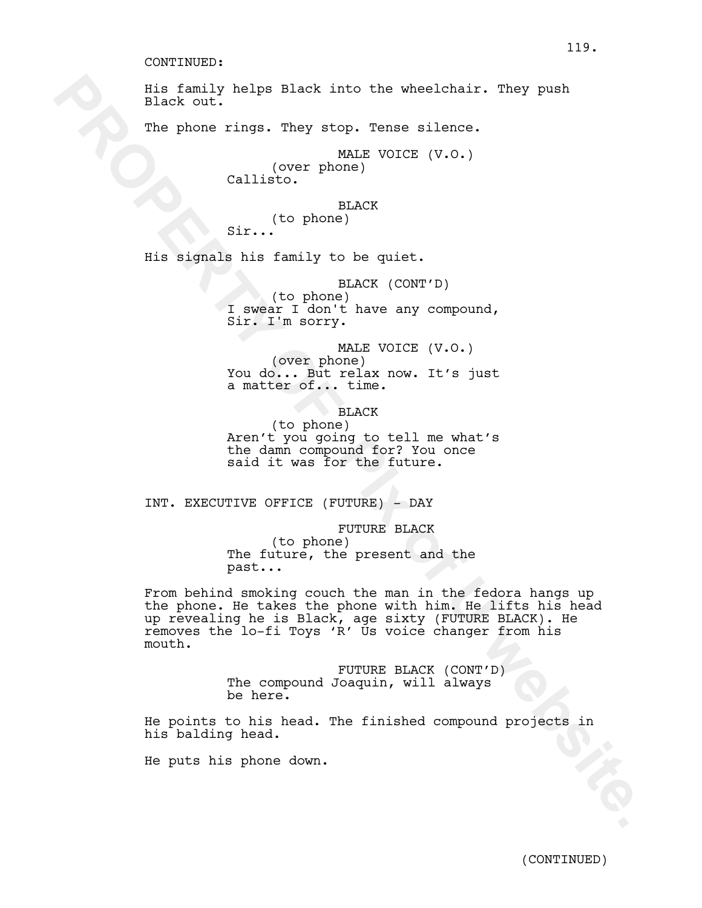CONTINUED:

His family helps Black into the wheelchair. They push Black out.

The phone rings. They stop. Tense silence.

MALE VOICE (V.O.)
(over phone)
Callisto.

BLACK
(to phone)
Sir...

His signals his family to be quiet.

BLACK (CONT'D)
(to phone)
I swear I don't have any compound, Sir. I'm sorry.

MALE VOICE (V.O.)
(over phone)
You do... But relax now. It's just a matter of... time.

BLACK
(to phone)
Aren't you going to tell me what's the damn compound for? You once said it was for the future.

INT. EXECUTIVE OFFICE (FUTURE) - DAY

FUTURE BLACK
(to phone)
The future, the present and the past...

From behind smoking couch the man in the fedora hangs up the phone. He takes the phone with him. He lifts his head up revealing he is Black, age sixty (FUTURE BLACK). He removes the lo-fi Toys 'R' Us voice changer from his mouth.

FUTURE BLACK (CONT'D)
The compound Joaquin, will always be here.

He points to his head. The finished compound projects in his balding head.

He puts his phone down.

(CONTINUED)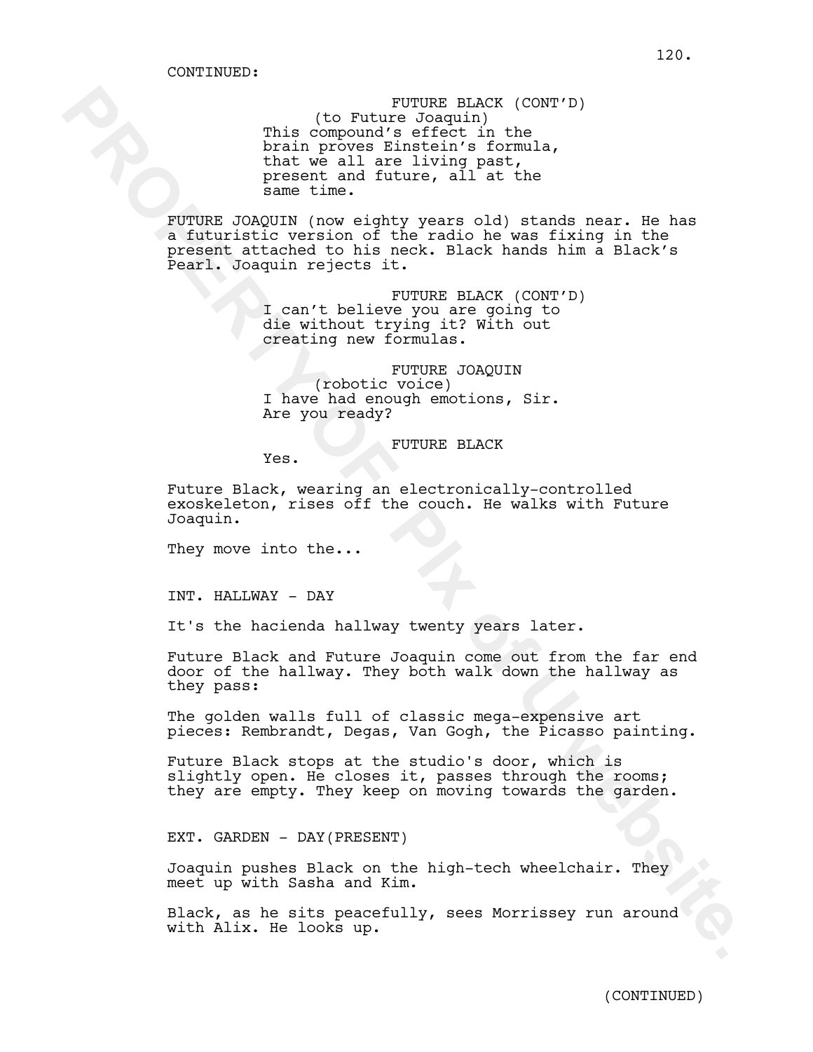CONTINUED:

FUTURE BLACK (CONT'D)
(to Future Joaquin)
This compound's effect in the brain proves Einstein's formula, that we all are living past, present and future, all at the same time.

FUTURE JOAQUIN (now eighty years old) stands near. He has a futuristic version of the radio he was fixing in the present attached to his neck. Black hands him a Black's Pearl. Joaquin rejects it.

FUTURE BLACK (CONT'D)
I can't believe you are going to die without trying it? With out creating new formulas.

FUTURE JOAQUIN
(robotic voice)
I have had enough emotions, Sir. Are you ready?

FUTURE BLACK
Yes.

Future Black, wearing an electronically-controlled exoskeleton, rises off the couch. He walks with Future Joaquin.

They move into the...

INT. HALLWAY - DAY

It's the hacienda hallway twenty years later.

Future Black and Future Joaquin come out from the far end door of the hallway. They both walk down the hallway as they pass:

The golden walls full of classic mega-expensive art pieces: Rembrandt, Degas, Van Gogh, the Picasso painting.

Future Black stops at the studio's door, which is slightly open. He closes it, passes through the rooms; they are empty. They keep on moving towards the garden.

EXT. GARDEN - DAY(PRESENT)

Joaquin pushes Black on the high-tech wheelchair. They meet up with Sasha and Kim.

Black, as he sits peacefully, sees Morrissey run around with Alix. He looks up.

(CONTINUED)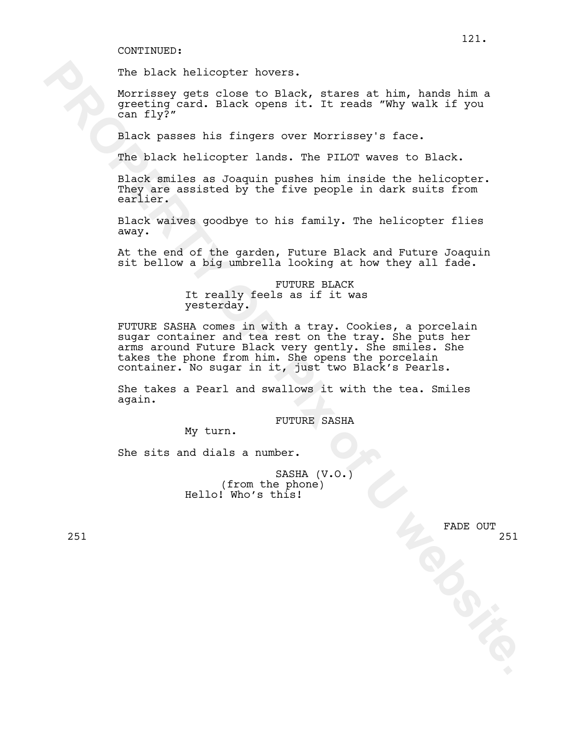CONTINUED:

The black helicopter hovers.

Morrissey gets close to Black, stares at him, hands him a greeting card. Black opens it. It reads ”Why walk if you can fly?”

Black passes his fingers over Morrissey's face.

The black helicopter lands. The PILOT waves to Black.

Black smiles as Joaquin pushes him inside the helicopter. They are assisted by the five people in dark suits from earlier.

Black waives goodbye to his family. The helicopter flies away.

At the end of the garden, Future Black and Future Joaquin sit bellow a big umbrella looking at how they all fade.

FUTURE BLACK
It really feels as if it was yesterday.

FUTURE SASHA comes in with a tray. Cookies, a porcelain sugar container and tea rest on the tray. She puts her arms around Future Black very gently. She smiles. She takes the phone from him. She opens the porcelain container. No sugar in it, just two Black’s Pearls.

She takes a Pearl and swallows it with the tea. Smiles again.

FUTURE SASHA
My turn.

She sits and dials a number.

SASHA (V.O.)
(from the phone)
Hello! Who’s this!

FADE OUT

251 251

PROPERTY of Pix of U website.